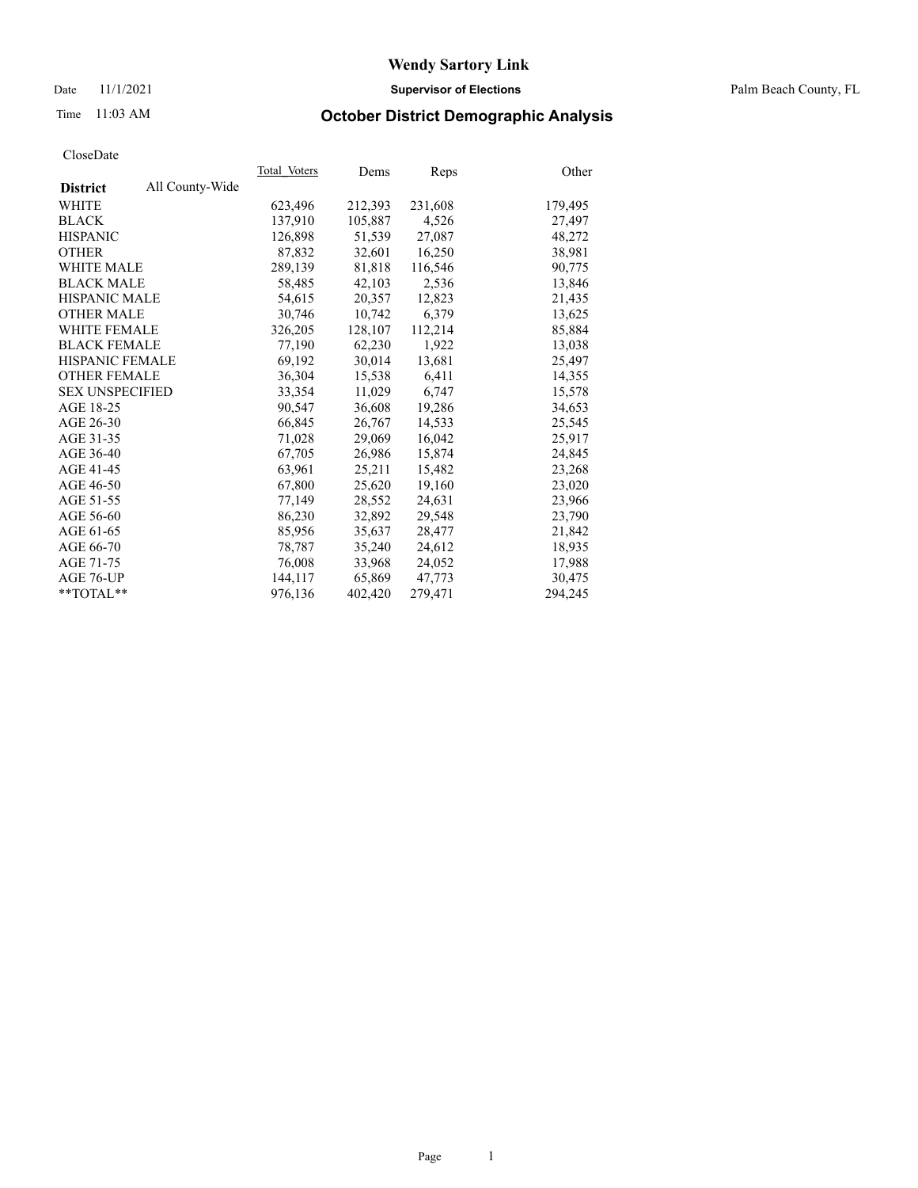# Wendy Sartory Link

Date 11/1/2021 **Supervisor of Elections** Palm Beach County, FL

Time 11:03 AM **October District Demographic Analysis**

CloseDate

| **District** All County-Wide | Total_Voters | Dems | Reps | Other |
|---|---|---|---|---|
| WHITE | 623,496 | 212,393 | 231,608 | 179,495 |
| BLACK | 137,910 | 105,887 | 4,526 | 27,497 |
| HISPANIC | 126,898 | 51,539 | 27,087 | 48,272 |
| OTHER | 87,832 | 32,601 | 16,250 | 38,981 |
| WHITE MALE | 289,139 | 81,818 | 116,546 | 90,775 |
| BLACK MALE | 58,485 | 42,103 | 2,536 | 13,846 |
| HISPANIC MALE | 54,615 | 20,357 | 12,823 | 21,435 |
| OTHER MALE | 30,746 | 10,742 | 6,379 | 13,625 |
| WHITE FEMALE | 326,205 | 128,107 | 112,214 | 85,884 |
| BLACK FEMALE | 77,190 | 62,230 | 1,922 | 13,038 |
| HISPANIC FEMALE | 69,192 | 30,014 | 13,681 | 25,497 |
| OTHER FEMALE | 36,304 | 15,538 | 6,411 | 14,355 |
| SEX UNSPECIFIED | 33,354 | 11,029 | 6,747 | 15,578 |
| AGE 18-25 | 90,547 | 36,608 | 19,286 | 34,653 |
| AGE 26-30 | 66,845 | 26,767 | 14,533 | 25,545 |
| AGE 31-35 | 71,028 | 29,069 | 16,042 | 25,917 |
| AGE 36-40 | 67,705 | 26,986 | 15,874 | 24,845 |
| AGE 41-45 | 63,961 | 25,211 | 15,482 | 23,268 |
| AGE 46-50 | 67,800 | 25,620 | 19,160 | 23,020 |
| AGE 51-55 | 77,149 | 28,552 | 24,631 | 23,966 |
| AGE 56-60 | 86,230 | 32,892 | 29,548 | 23,790 |
| AGE 61-65 | 85,956 | 35,637 | 28,477 | 21,842 |
| AGE 66-70 | 78,787 | 35,240 | 24,612 | 18,935 |
| AGE 71-75 | 76,008 | 33,968 | 24,052 | 17,988 |
| AGE 76-UP | 144,117 | 65,869 | 47,773 | 30,475 |
| **TOTAL** | 976,136 | 402,420 | 279,471 | 294,245 |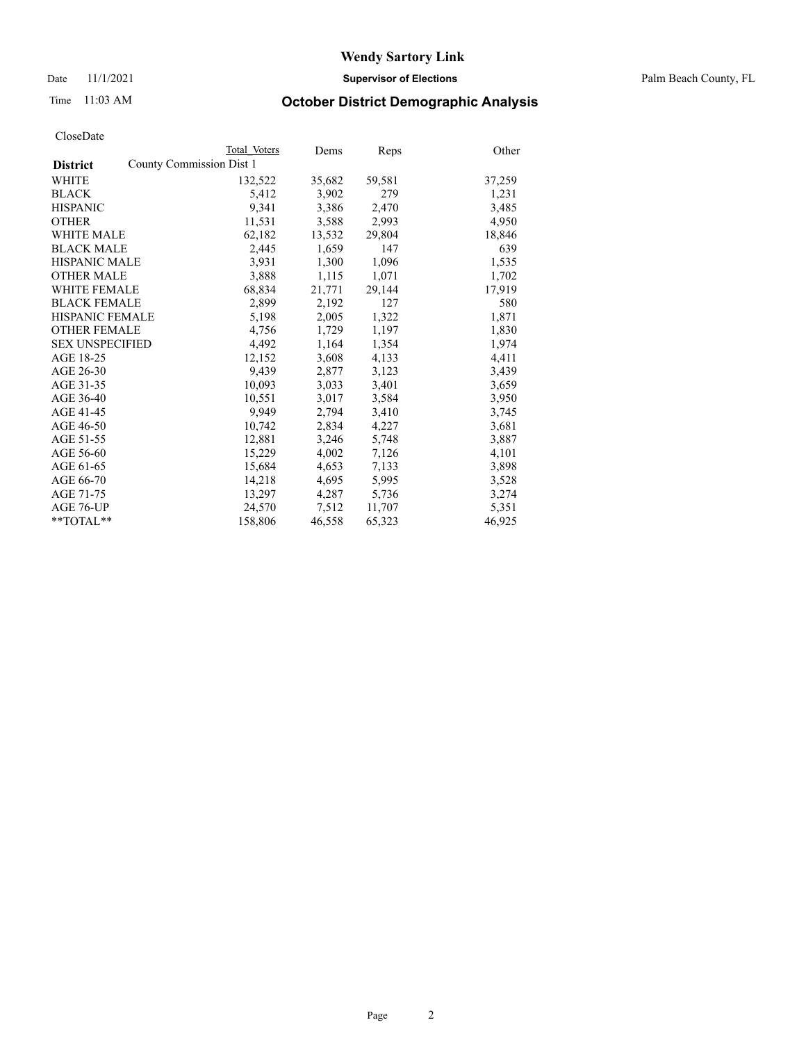CloseDate

| | Total Voters | Dems | Reps | Other |
|---|---|---|---|---|
| **District** County Commission Dist 1 | | | | |
| WHITE | 132,522 | 35,682 | 59,581 | 37,259 |
| BLACK | 5,412 | 3,902 | 279 | 1,231 |
| HISPANIC | 9,341 | 3,386 | 2,470 | 3,485 |
| OTHER | 11,531 | 3,588 | 2,993 | 4,950 |
| WHITE MALE | 62,182 | 13,532 | 29,804 | 18,846 |
| BLACK MALE | 2,445 | 1,659 | 147 | 639 |
| HISPANIC MALE | 3,931 | 1,300 | 1,096 | 1,535 |
| OTHER MALE | 3,888 | 1,115 | 1,071 | 1,702 |
| WHITE FEMALE | 68,834 | 21,771 | 29,144 | 17,919 |
| BLACK FEMALE | 2,899 | 2,192 | 127 | 580 |
| HISPANIC FEMALE | 5,198 | 2,005 | 1,322 | 1,871 |
| OTHER FEMALE | 4,756 | 1,729 | 1,197 | 1,830 |
| SEX UNSPECIFIED | 4,492 | 1,164 | 1,354 | 1,974 |
| AGE 18-25 | 12,152 | 3,608 | 4,133 | 4,411 |
| AGE 26-30 | 9,439 | 2,877 | 3,123 | 3,439 |
| AGE 31-35 | 10,093 | 3,033 | 3,401 | 3,659 |
| AGE 36-40 | 10,551 | 3,017 | 3,584 | 3,950 |
| AGE 41-45 | 9,949 | 2,794 | 3,410 | 3,745 |
| AGE 46-50 | 10,742 | 2,834 | 4,227 | 3,681 |
| AGE 51-55 | 12,881 | 3,246 | 5,748 | 3,887 |
| AGE 56-60 | 15,229 | 4,002 | 7,126 | 4,101 |
| AGE 61-65 | 15,684 | 4,653 | 7,133 | 3,898 |
| AGE 66-70 | 14,218 | 4,695 | 5,995 | 3,528 |
| AGE 71-75 | 13,297 | 4,287 | 5,736 | 3,274 |
| AGE 76-UP | 24,570 | 7,512 | 11,707 | 5,351 |
| **TOTAL** | 158,806 | 46,558 | 65,323 | 46,925 |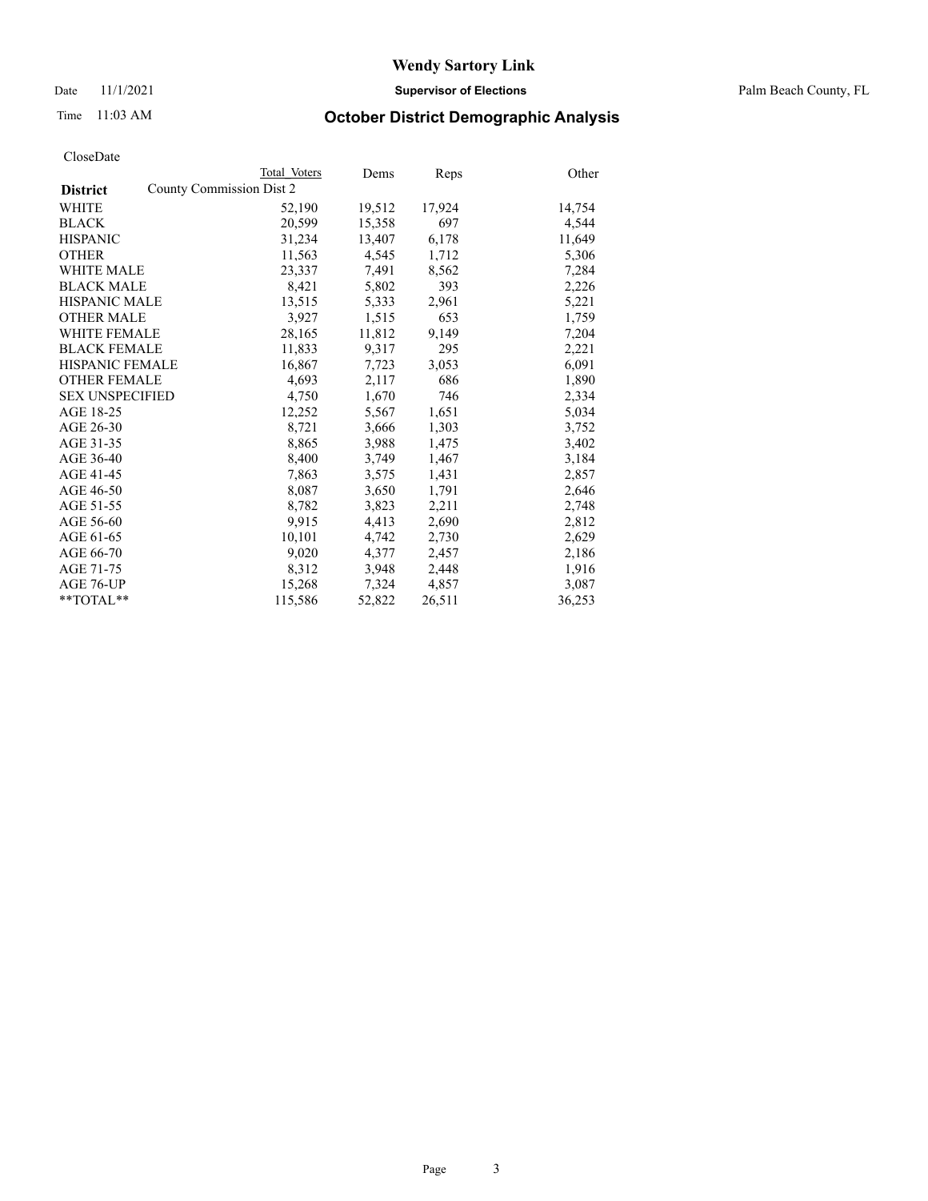# Wendy Sartory Link

Date 11/1/2021 **Supervisor of Elections** Palm Beach County, FL

Time 11:03 AM **October District Demographic Analysis**

CloseDate

| District | Total Voters | Dems | Reps | Other |
|---|---|---|---|---|
| County Commission Dist 2 | | | | |
| WHITE | 52,190 | 19,512 | 17,924 | 14,754 |
| BLACK | 20,599 | 15,358 | 697 | 4,544 |
| HISPANIC | 31,234 | 13,407 | 6,178 | 11,649 |
| OTHER | 11,563 | 4,545 | 1,712 | 5,306 |
| WHITE MALE | 23,337 | 7,491 | 8,562 | 7,284 |
| BLACK MALE | 8,421 | 5,802 | 393 | 2,226 |
| HISPANIC MALE | 13,515 | 5,333 | 2,961 | 5,221 |
| OTHER MALE | 3,927 | 1,515 | 653 | 1,759 |
| WHITE FEMALE | 28,165 | 11,812 | 9,149 | 7,204 |
| BLACK FEMALE | 11,833 | 9,317 | 295 | 2,221 |
| HISPANIC FEMALE | 16,867 | 7,723 | 3,053 | 6,091 |
| OTHER FEMALE | 4,693 | 2,117 | 686 | 1,890 |
| SEX UNSPECIFIED | 4,750 | 1,670 | 746 | 2,334 |
| AGE 18-25 | 12,252 | 5,567 | 1,651 | 5,034 |
| AGE 26-30 | 8,721 | 3,666 | 1,303 | 3,752 |
| AGE 31-35 | 8,865 | 3,988 | 1,475 | 3,402 |
| AGE 36-40 | 8,400 | 3,749 | 1,467 | 3,184 |
| AGE 41-45 | 7,863 | 3,575 | 1,431 | 2,857 |
| AGE 46-50 | 8,087 | 3,650 | 1,791 | 2,646 |
| AGE 51-55 | 8,782 | 3,823 | 2,211 | 2,748 |
| AGE 56-60 | 9,915 | 4,413 | 2,690 | 2,812 |
| AGE 61-65 | 10,101 | 4,742 | 2,730 | 2,629 |
| AGE 66-70 | 9,020 | 4,377 | 2,457 | 2,186 |
| AGE 71-75 | 8,312 | 3,948 | 2,448 | 1,916 |
| AGE 76-UP | 15,268 | 7,324 | 4,857 | 3,087 |
| **TOTAL** | 115,586 | 52,822 | 26,511 | 36,253 |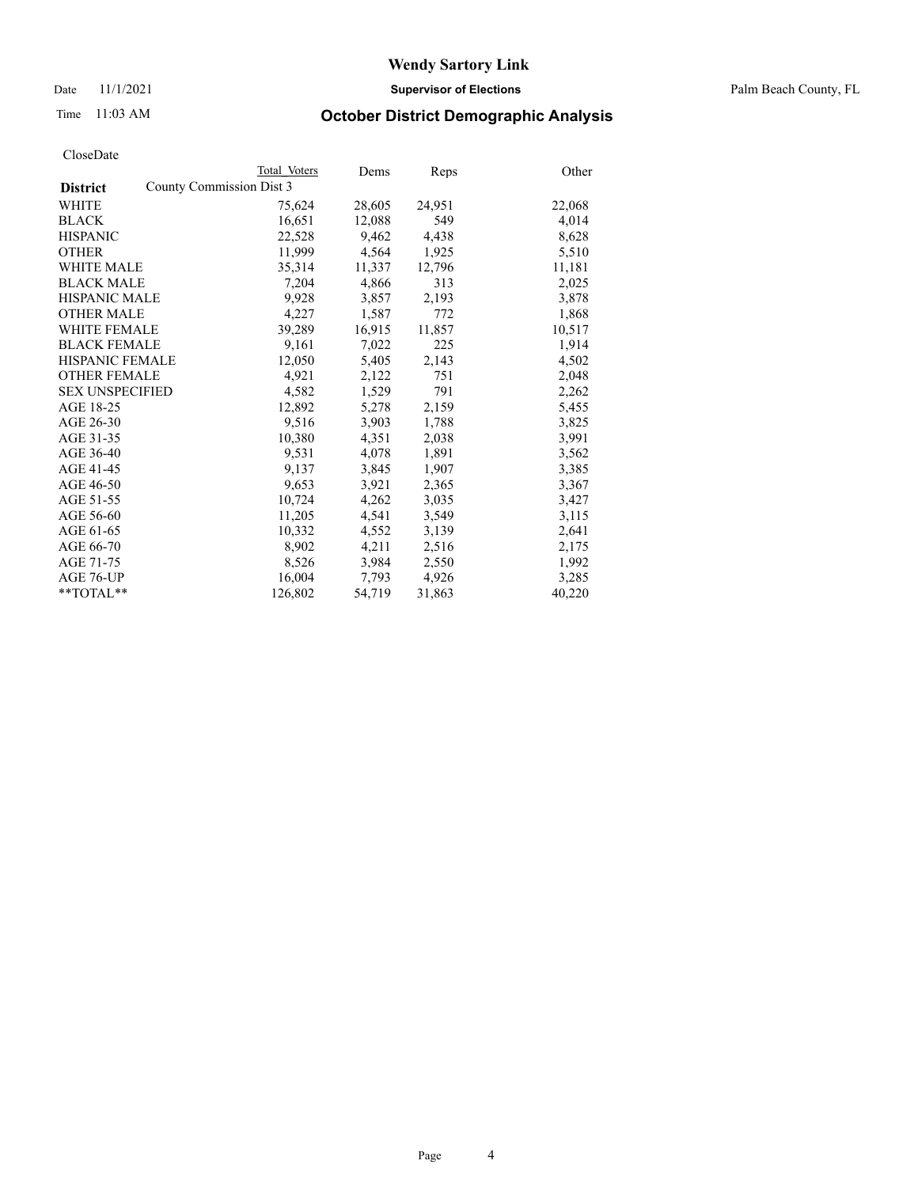Wendy Sartory Link

Date 11/1/2021 **Supervisor of Elections** Palm Beach County, FL

Time 11:03 AM **October District Demographic Analysis**

CloseDate

| **District** | Total Voters | Dems | Reps | Other |
|---|---|---|---|---|
| County Commission Dist 3 | | | | |
| WHITE | 75,624 | 28,605 | 24,951 | 22,068 |
| BLACK | 16,651 | 12,088 | 549 | 4,014 |
| HISPANIC | 22,528 | 9,462 | 4,438 | 8,628 |
| OTHER | 11,999 | 4,564 | 1,925 | 5,510 |
| WHITE MALE | 35,314 | 11,337 | 12,796 | 11,181 |
| BLACK MALE | 7,204 | 4,866 | 313 | 2,025 |
| HISPANIC MALE | 9,928 | 3,857 | 2,193 | 3,878 |
| OTHER MALE | 4,227 | 1,587 | 772 | 1,868 |
| WHITE FEMALE | 39,289 | 16,915 | 11,857 | 10,517 |
| BLACK FEMALE | 9,161 | 7,022 | 225 | 1,914 |
| HISPANIC FEMALE | 12,050 | 5,405 | 2,143 | 4,502 |
| OTHER FEMALE | 4,921 | 2,122 | 751 | 2,048 |
| SEX UNSPECIFIED | 4,582 | 1,529 | 791 | 2,262 |
| AGE 18-25 | 12,892 | 5,278 | 2,159 | 5,455 |
| AGE 26-30 | 9,516 | 3,903 | 1,788 | 3,825 |
| AGE 31-35 | 10,380 | 4,351 | 2,038 | 3,991 |
| AGE 36-40 | 9,531 | 4,078 | 1,891 | 3,562 |
| AGE 41-45 | 9,137 | 3,845 | 1,907 | 3,385 |
| AGE 46-50 | 9,653 | 3,921 | 2,365 | 3,367 |
| AGE 51-55 | 10,724 | 4,262 | 3,035 | 3,427 |
| AGE 56-60 | 11,205 | 4,541 | 3,549 | 3,115 |
| AGE 61-65 | 10,332 | 4,552 | 3,139 | 2,641 |
| AGE 66-70 | 8,902 | 4,211 | 2,516 | 2,175 |
| AGE 71-75 | 8,526 | 3,984 | 2,550 | 1,992 |
| AGE 76-UP | 16,004 | 7,793 | 4,926 | 3,285 |
| **TOTAL** | 126,802 | 54,719 | 31,863 | 40,220 |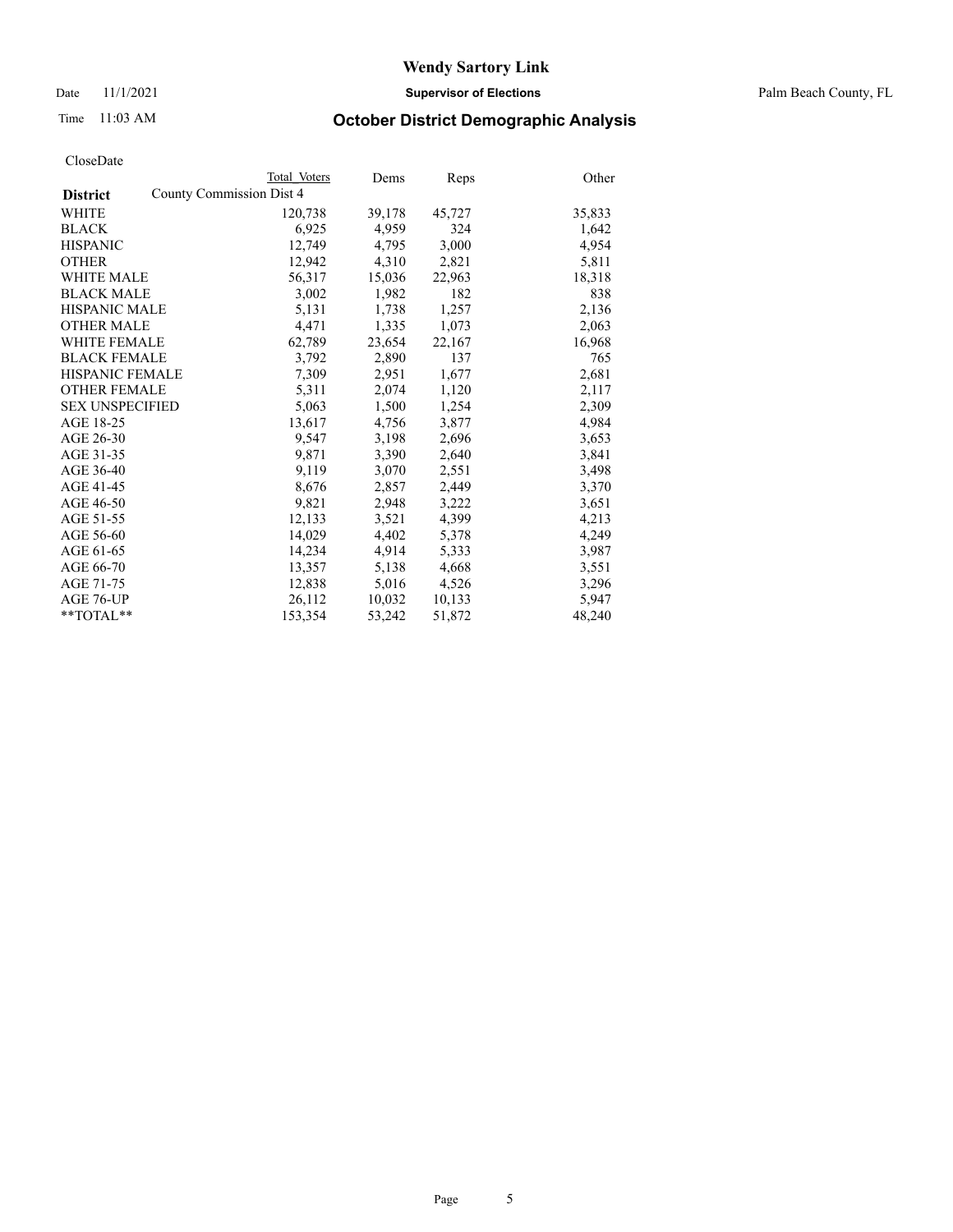# Wendy Sartory Link

Date 11/1/2021 **Supervisor of Elections** Palm Beach County, FL

Time 11:03 AM **October District Demographic Analysis**

CloseDate

| | Total Voters | Dems | Reps | Other |
|---|---|---|---|---|
| **District** County Commission Dist 4 | | | | |
| WHITE | 120,738 | 39,178 | 45,727 | 35,833 |
| BLACK | 6,925 | 4,959 | 324 | 1,642 |
| HISPANIC | 12,749 | 4,795 | 3,000 | 4,954 |
| OTHER | 12,942 | 4,310 | 2,821 | 5,811 |
| WHITE MALE | 56,317 | 15,036 | 22,963 | 18,318 |
| BLACK MALE | 3,002 | 1,982 | 182 | 838 |
| HISPANIC MALE | 5,131 | 1,738 | 1,257 | 2,136 |
| OTHER MALE | 4,471 | 1,335 | 1,073 | 2,063 |
| WHITE FEMALE | 62,789 | 23,654 | 22,167 | 16,968 |
| BLACK FEMALE | 3,792 | 2,890 | 137 | 765 |
| HISPANIC FEMALE | 7,309 | 2,951 | 1,677 | 2,681 |
| OTHER FEMALE | 5,311 | 2,074 | 1,120 | 2,117 |
| SEX UNSPECIFIED | 5,063 | 1,500 | 1,254 | 2,309 |
| AGE 18-25 | 13,617 | 4,756 | 3,877 | 4,984 |
| AGE 26-30 | 9,547 | 3,198 | 2,696 | 3,653 |
| AGE 31-35 | 9,871 | 3,390 | 2,640 | 3,841 |
| AGE 36-40 | 9,119 | 3,070 | 2,551 | 3,498 |
| AGE 41-45 | 8,676 | 2,857 | 2,449 | 3,370 |
| AGE 46-50 | 9,821 | 2,948 | 3,222 | 3,651 |
| AGE 51-55 | 12,133 | 3,521 | 4,399 | 4,213 |
| AGE 56-60 | 14,029 | 4,402 | 5,378 | 4,249 |
| AGE 61-65 | 14,234 | 4,914 | 5,333 | 3,987 |
| AGE 66-70 | 13,357 | 5,138 | 4,668 | 3,551 |
| AGE 71-75 | 12,838 | 5,016 | 4,526 | 3,296 |
| AGE 76-UP | 26,112 | 10,032 | 10,133 | 5,947 |
| **TOTAL** | 153,354 | 53,242 | 51,872 | 48,240 |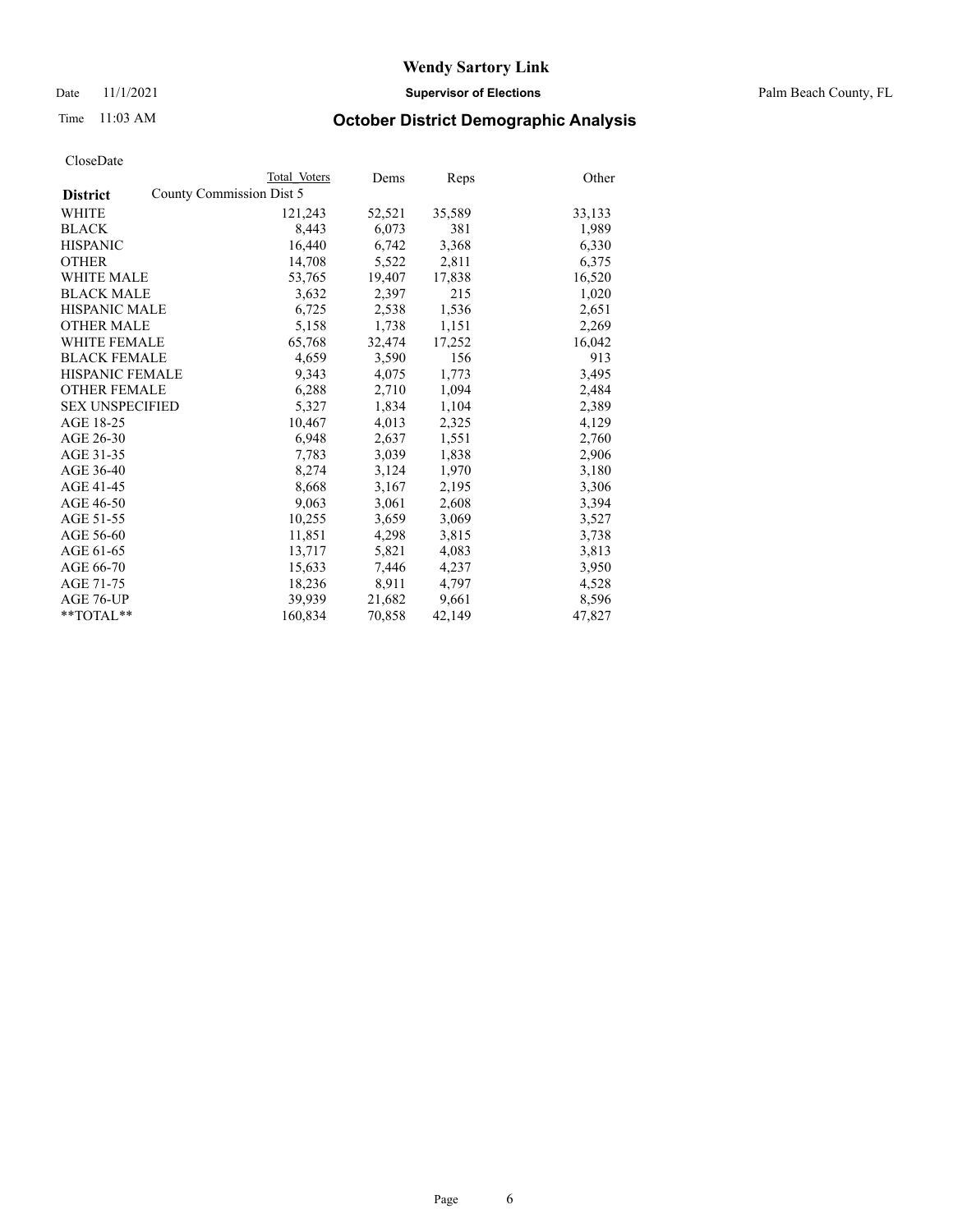# Wendy Sartory Link

Date 11/1/2021 **Supervisor of Elections** Palm Beach County, FL

Time 11:03 AM **October District Demographic Analysis**

CloseDate

| **District** | Total Voters | Dems | Reps | Other |
|---|---|---|---|---|
| County Commission Dist 5 | | | | |
| WHITE | 121,243 | 52,521 | 35,589 | 33,133 |
| BLACK | 8,443 | 6,073 | 381 | 1,989 |
| HISPANIC | 16,440 | 6,742 | 3,368 | 6,330 |
| OTHER | 14,708 | 5,522 | 2,811 | 6,375 |
| WHITE MALE | 53,765 | 19,407 | 17,838 | 16,520 |
| BLACK MALE | 3,632 | 2,397 | 215 | 1,020 |
| HISPANIC MALE | 6,725 | 2,538 | 1,536 | 2,651 |
| OTHER MALE | 5,158 | 1,738 | 1,151 | 2,269 |
| WHITE FEMALE | 65,768 | 32,474 | 17,252 | 16,042 |
| BLACK FEMALE | 4,659 | 3,590 | 156 | 913 |
| HISPANIC FEMALE | 9,343 | 4,075 | 1,773 | 3,495 |
| OTHER FEMALE | 6,288 | 2,710 | 1,094 | 2,484 |
| SEX UNSPECIFIED | 5,327 | 1,834 | 1,104 | 2,389 |
| AGE 18-25 | 10,467 | 4,013 | 2,325 | 4,129 |
| AGE 26-30 | 6,948 | 2,637 | 1,551 | 2,760 |
| AGE 31-35 | 7,783 | 3,039 | 1,838 | 2,906 |
| AGE 36-40 | 8,274 | 3,124 | 1,970 | 3,180 |
| AGE 41-45 | 8,668 | 3,167 | 2,195 | 3,306 |
| AGE 46-50 | 9,063 | 3,061 | 2,608 | 3,394 |
| AGE 51-55 | 10,255 | 3,659 | 3,069 | 3,527 |
| AGE 56-60 | 11,851 | 4,298 | 3,815 | 3,738 |
| AGE 61-65 | 13,717 | 5,821 | 4,083 | 3,813 |
| AGE 66-70 | 15,633 | 7,446 | 4,237 | 3,950 |
| AGE 71-75 | 18,236 | 8,911 | 4,797 | 4,528 |
| AGE 76-UP | 39,939 | 21,682 | 9,661 | 8,596 |
| **TOTAL** | 160,834 | 70,858 | 42,149 | 47,827 |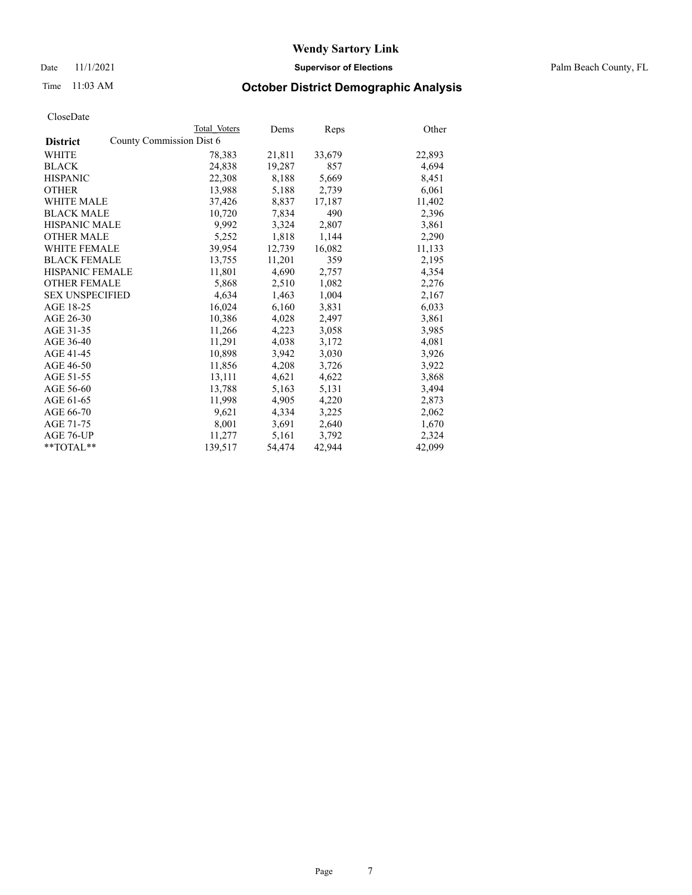# Wendy Sartory Link

Date 11/1/2021 **Supervisor of Elections** Palm Beach County, FL

Time 11:03 AM **October District Demographic Analysis**

CloseDate

| **District** | Total Voters | Dems | Reps | Other |
|---|---|---|---|---|
| County Commission Dist 6 | | | | |
| WHITE | 78,383 | 21,811 | 33,679 | 22,893 |
| BLACK | 24,838 | 19,287 | 857 | 4,694 |
| HISPANIC | 22,308 | 8,188 | 5,669 | 8,451 |
| OTHER | 13,988 | 5,188 | 2,739 | 6,061 |
| WHITE MALE | 37,426 | 8,837 | 17,187 | 11,402 |
| BLACK MALE | 10,720 | 7,834 | 490 | 2,396 |
| HISPANIC MALE | 9,992 | 3,324 | 2,807 | 3,861 |
| OTHER MALE | 5,252 | 1,818 | 1,144 | 2,290 |
| WHITE FEMALE | 39,954 | 12,739 | 16,082 | 11,133 |
| BLACK FEMALE | 13,755 | 11,201 | 359 | 2,195 |
| HISPANIC FEMALE | 11,801 | 4,690 | 2,757 | 4,354 |
| OTHER FEMALE | 5,868 | 2,510 | 1,082 | 2,276 |
| SEX UNSPECIFIED | 4,634 | 1,463 | 1,004 | 2,167 |
| AGE 18-25 | 16,024 | 6,160 | 3,831 | 6,033 |
| AGE 26-30 | 10,386 | 4,028 | 2,497 | 3,861 |
| AGE 31-35 | 11,266 | 4,223 | 3,058 | 3,985 |
| AGE 36-40 | 11,291 | 4,038 | 3,172 | 4,081 |
| AGE 41-45 | 10,898 | 3,942 | 3,030 | 3,926 |
| AGE 46-50 | 11,856 | 4,208 | 3,726 | 3,922 |
| AGE 51-55 | 13,111 | 4,621 | 4,622 | 3,868 |
| AGE 56-60 | 13,788 | 5,163 | 5,131 | 3,494 |
| AGE 61-65 | 11,998 | 4,905 | 4,220 | 2,873 |
| AGE 66-70 | 9,621 | 4,334 | 3,225 | 2,062 |
| AGE 71-75 | 8,001 | 3,691 | 2,640 | 1,670 |
| AGE 76-UP | 11,277 | 5,161 | 3,792 | 2,324 |
| **TOTAL** | 139,517 | 54,474 | 42,944 | 42,099 |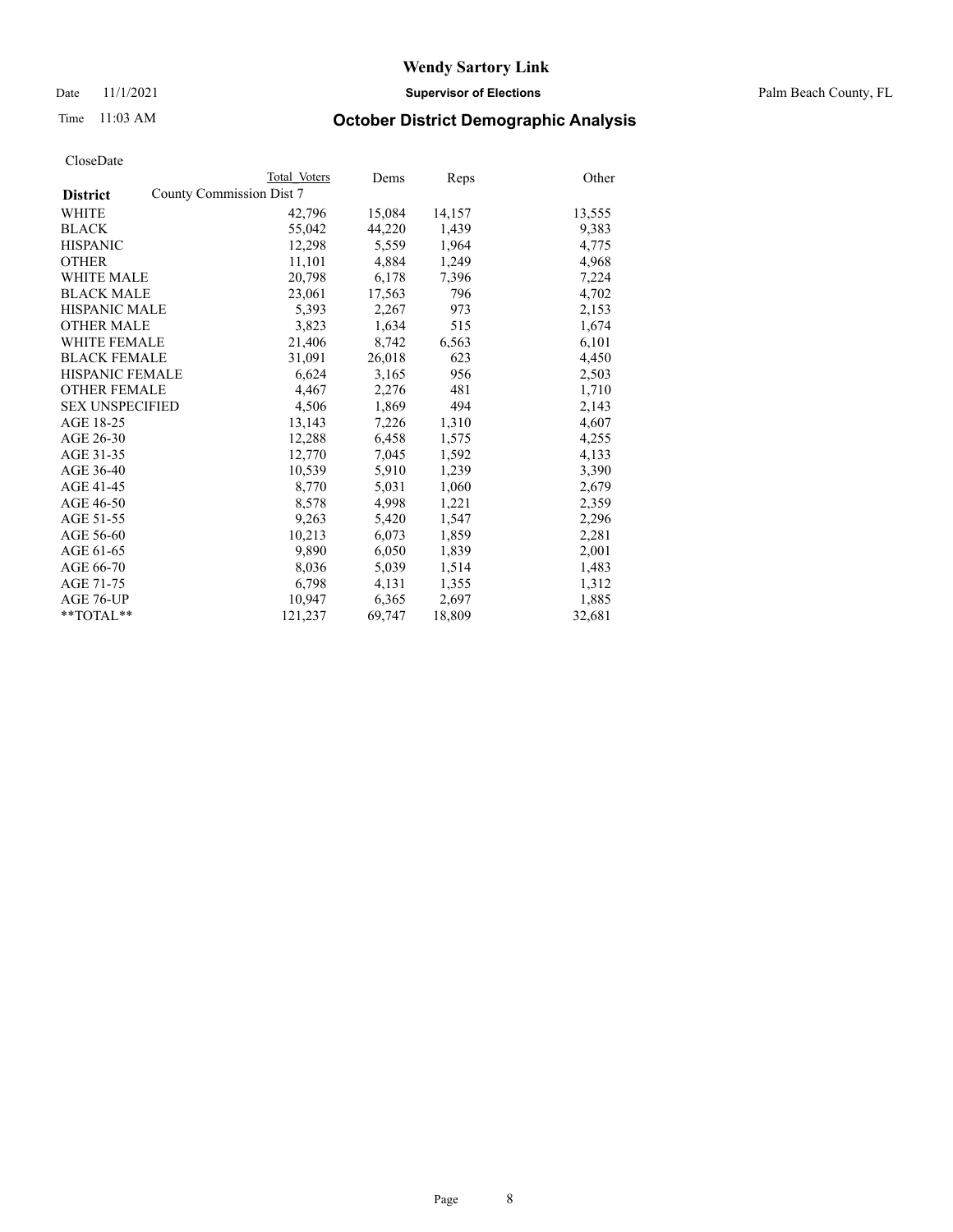# Wendy Sartory Link

Date 11/1/2021 **Supervisor of Elections** Palm Beach County, FL

Time 11:03 AM **October District Demographic Analysis**

CloseDate

| District | Total Voters | Dems | Reps | Other |
|---|---|---|---|---|
| County Commission Dist 7 | | | | |
| WHITE | 42,796 | 15,084 | 14,157 | 13,555 |
| BLACK | 55,042 | 44,220 | 1,439 | 9,383 |
| HISPANIC | 12,298 | 5,559 | 1,964 | 4,775 |
| OTHER | 11,101 | 4,884 | 1,249 | 4,968 |
| WHITE MALE | 20,798 | 6,178 | 7,396 | 7,224 |
| BLACK MALE | 23,061 | 17,563 | 796 | 4,702 |
| HISPANIC MALE | 5,393 | 2,267 | 973 | 2,153 |
| OTHER MALE | 3,823 | 1,634 | 515 | 1,674 |
| WHITE FEMALE | 21,406 | 8,742 | 6,563 | 6,101 |
| BLACK FEMALE | 31,091 | 26,018 | 623 | 4,450 |
| HISPANIC FEMALE | 6,624 | 3,165 | 956 | 2,503 |
| OTHER FEMALE | 4,467 | 2,276 | 481 | 1,710 |
| SEX UNSPECIFIED | 4,506 | 1,869 | 494 | 2,143 |
| AGE 18-25 | 13,143 | 7,226 | 1,310 | 4,607 |
| AGE 26-30 | 12,288 | 6,458 | 1,575 | 4,255 |
| AGE 31-35 | 12,770 | 7,045 | 1,592 | 4,133 |
| AGE 36-40 | 10,539 | 5,910 | 1,239 | 3,390 |
| AGE 41-45 | 8,770 | 5,031 | 1,060 | 2,679 |
| AGE 46-50 | 8,578 | 4,998 | 1,221 | 2,359 |
| AGE 51-55 | 9,263 | 5,420 | 1,547 | 2,296 |
| AGE 56-60 | 10,213 | 6,073 | 1,859 | 2,281 |
| AGE 61-65 | 9,890 | 6,050 | 1,839 | 2,001 |
| AGE 66-70 | 8,036 | 5,039 | 1,514 | 1,483 |
| AGE 71-75 | 6,798 | 4,131 | 1,355 | 1,312 |
| AGE 76-UP | 10,947 | 6,365 | 2,697 | 1,885 |
| **TOTAL** | 121,237 | 69,747 | 18,809 | 32,681 |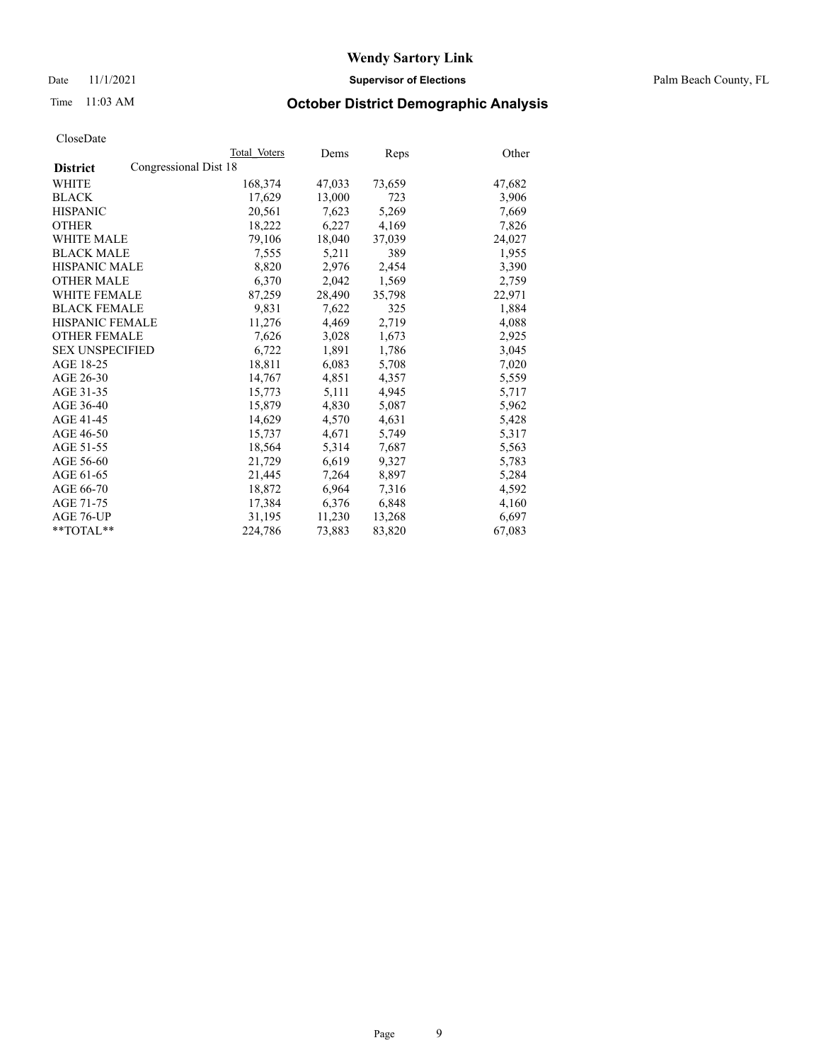CloseDate

| District | Total Voters | Dems | Reps | Other |
|---|---|---|---|---|
| Congressional Dist 18 | | | | |
| WHITE | 168,374 | 47,033 | 73,659 | 47,682 |
| BLACK | 17,629 | 13,000 | 723 | 3,906 |
| HISPANIC | 20,561 | 7,623 | 5,269 | 7,669 |
| OTHER | 18,222 | 6,227 | 4,169 | 7,826 |
| WHITE MALE | 79,106 | 18,040 | 37,039 | 24,027 |
| BLACK MALE | 7,555 | 5,211 | 389 | 1,955 |
| HISPANIC MALE | 8,820 | 2,976 | 2,454 | 3,390 |
| OTHER MALE | 6,370 | 2,042 | 1,569 | 2,759 |
| WHITE FEMALE | 87,259 | 28,490 | 35,798 | 22,971 |
| BLACK FEMALE | 9,831 | 7,622 | 325 | 1,884 |
| HISPANIC FEMALE | 11,276 | 4,469 | 2,719 | 4,088 |
| OTHER FEMALE | 7,626 | 3,028 | 1,673 | 2,925 |
| SEX UNSPECIFIED | 6,722 | 1,891 | 1,786 | 3,045 |
| AGE 18-25 | 18,811 | 6,083 | 5,708 | 7,020 |
| AGE 26-30 | 14,767 | 4,851 | 4,357 | 5,559 |
| AGE 31-35 | 15,773 | 5,111 | 4,945 | 5,717 |
| AGE 36-40 | 15,879 | 4,830 | 5,087 | 5,962 |
| AGE 41-45 | 14,629 | 4,570 | 4,631 | 5,428 |
| AGE 46-50 | 15,737 | 4,671 | 5,749 | 5,317 |
| AGE 51-55 | 18,564 | 5,314 | 7,687 | 5,563 |
| AGE 56-60 | 21,729 | 6,619 | 9,327 | 5,783 |
| AGE 61-65 | 21,445 | 7,264 | 8,897 | 5,284 |
| AGE 66-70 | 18,872 | 6,964 | 7,316 | 4,592 |
| AGE 71-75 | 17,384 | 6,376 | 6,848 | 4,160 |
| AGE 76-UP | 31,195 | 11,230 | 13,268 | 6,697 |
| **TOTAL** | 224,786 | 73,883 | 83,820 | 67,083 |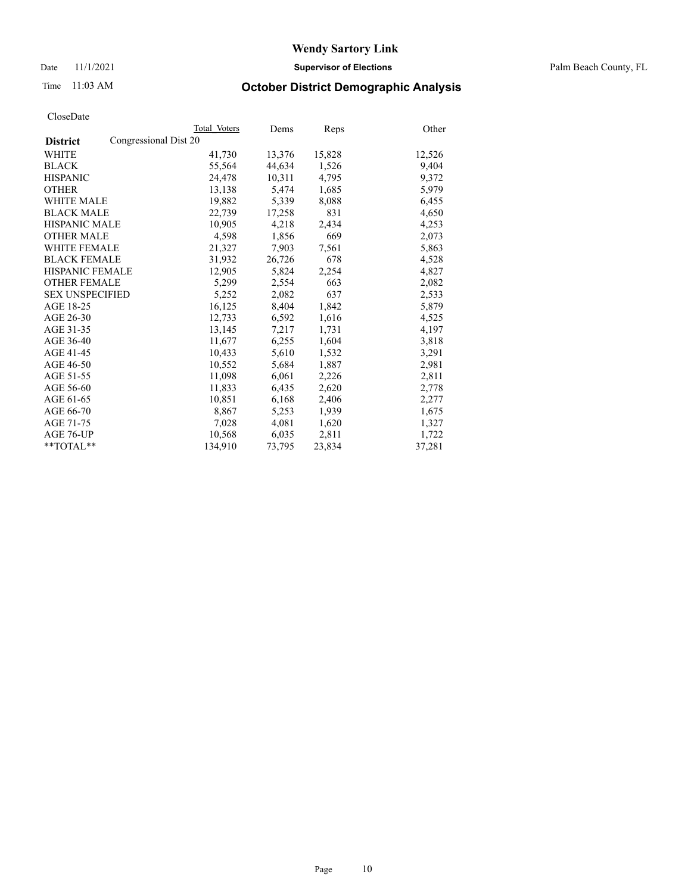Wendy Sartory Link

Date 11/1/2021 **Supervisor of Elections** Palm Beach County, FL

Time 11:03 AM **October District Demographic Analysis**

CloseDate

| **District** Congressional Dist 20 | Total Voters | Dems | Reps | Other |
|---|---|---|---|---|
| WHITE | 41,730 | 13,376 | 15,828 | 12,526 |
| BLACK | 55,564 | 44,634 | 1,526 | 9,404 |
| HISPANIC | 24,478 | 10,311 | 4,795 | 9,372 |
| OTHER | 13,138 | 5,474 | 1,685 | 5,979 |
| WHITE MALE | 19,882 | 5,339 | 8,088 | 6,455 |
| BLACK MALE | 22,739 | 17,258 | 831 | 4,650 |
| HISPANIC MALE | 10,905 | 4,218 | 2,434 | 4,253 |
| OTHER MALE | 4,598 | 1,856 | 669 | 2,073 |
| WHITE FEMALE | 21,327 | 7,903 | 7,561 | 5,863 |
| BLACK FEMALE | 31,932 | 26,726 | 678 | 4,528 |
| HISPANIC FEMALE | 12,905 | 5,824 | 2,254 | 4,827 |
| OTHER FEMALE | 5,299 | 2,554 | 663 | 2,082 |
| SEX UNSPECIFIED | 5,252 | 2,082 | 637 | 2,533 |
| AGE 18-25 | 16,125 | 8,404 | 1,842 | 5,879 |
| AGE 26-30 | 12,733 | 6,592 | 1,616 | 4,525 |
| AGE 31-35 | 13,145 | 7,217 | 1,731 | 4,197 |
| AGE 36-40 | 11,677 | 6,255 | 1,604 | 3,818 |
| AGE 41-45 | 10,433 | 5,610 | 1,532 | 3,291 |
| AGE 46-50 | 10,552 | 5,684 | 1,887 | 2,981 |
| AGE 51-55 | 11,098 | 6,061 | 2,226 | 2,811 |
| AGE 56-60 | 11,833 | 6,435 | 2,620 | 2,778 |
| AGE 61-65 | 10,851 | 6,168 | 2,406 | 2,277 |
| AGE 66-70 | 8,867 | 5,253 | 1,939 | 1,675 |
| AGE 71-75 | 7,028 | 4,081 | 1,620 | 1,327 |
| AGE 76-UP | 10,568 | 6,035 | 2,811 | 1,722 |
| **TOTAL** | 134,910 | 73,795 | 23,834 | 37,281 |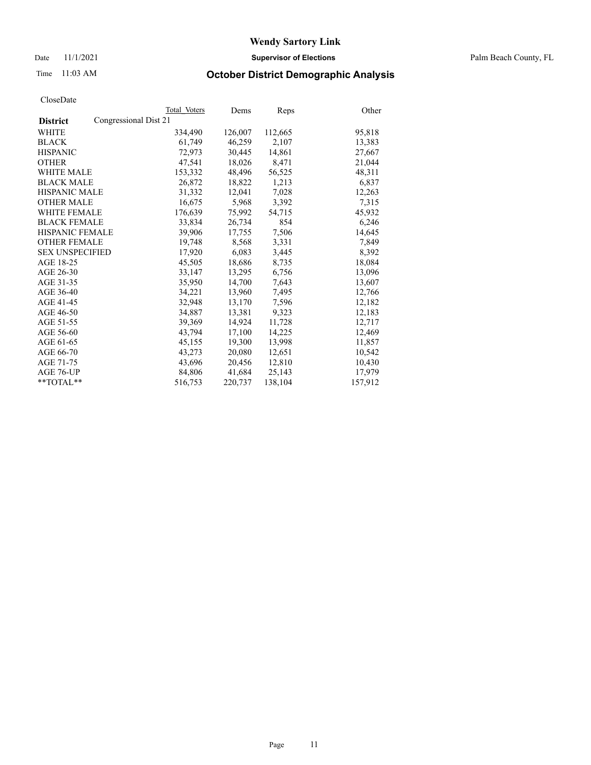# Wendy Sartory Link

Date 11/1/2021 **Supervisor of Elections** Palm Beach County, FL

Time 11:03 AM **October District Demographic Analysis**

CloseDate

| **District** Congressional Dist 21 | Total Voters | Dems | Reps | Other |
|---|---|---|---|---|
| WHITE | 334,490 | 126,007 | 112,665 | 95,818 |
| BLACK | 61,749 | 46,259 | 2,107 | 13,383 |
| HISPANIC | 72,973 | 30,445 | 14,861 | 27,667 |
| OTHER | 47,541 | 18,026 | 8,471 | 21,044 |
| WHITE MALE | 153,332 | 48,496 | 56,525 | 48,311 |
| BLACK MALE | 26,872 | 18,822 | 1,213 | 6,837 |
| HISPANIC MALE | 31,332 | 12,041 | 7,028 | 12,263 |
| OTHER MALE | 16,675 | 5,968 | 3,392 | 7,315 |
| WHITE FEMALE | 176,639 | 75,992 | 54,715 | 45,932 |
| BLACK FEMALE | 33,834 | 26,734 | 854 | 6,246 |
| HISPANIC FEMALE | 39,906 | 17,755 | 7,506 | 14,645 |
| OTHER FEMALE | 19,748 | 8,568 | 3,331 | 7,849 |
| SEX UNSPECIFIED | 17,920 | 6,083 | 3,445 | 8,392 |
| AGE 18-25 | 45,505 | 18,686 | 8,735 | 18,084 |
| AGE 26-30 | 33,147 | 13,295 | 6,756 | 13,096 |
| AGE 31-35 | 35,950 | 14,700 | 7,643 | 13,607 |
| AGE 36-40 | 34,221 | 13,960 | 7,495 | 12,766 |
| AGE 41-45 | 32,948 | 13,170 | 7,596 | 12,182 |
| AGE 46-50 | 34,887 | 13,381 | 9,323 | 12,183 |
| AGE 51-55 | 39,369 | 14,924 | 11,728 | 12,717 |
| AGE 56-60 | 43,794 | 17,100 | 14,225 | 12,469 |
| AGE 61-65 | 45,155 | 19,300 | 13,998 | 11,857 |
| AGE 66-70 | 43,273 | 20,080 | 12,651 | 10,542 |
| AGE 71-75 | 43,696 | 20,456 | 12,810 | 10,430 |
| AGE 76-UP | 84,806 | 41,684 | 25,143 | 17,979 |
| **TOTAL** | 516,753 | 220,737 | 138,104 | 157,912 |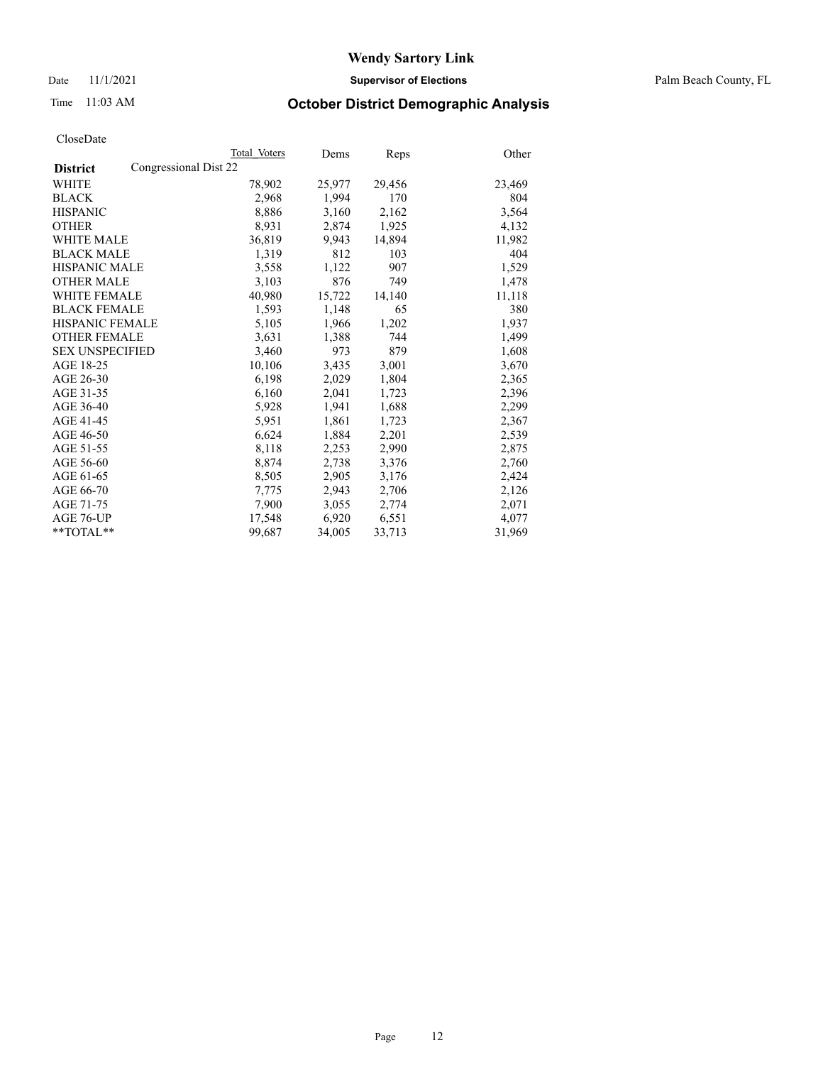# Wendy Sartory Link

Date 11/1/2021 **Supervisor of Elections** Palm Beach County, FL

Time 11:03 AM **October District Demographic Analysis**

CloseDate

| **District** | Congressional Dist 22 | Total Voters | Dems | Reps | Other |
|---|---|---|---|---|---|
| WHITE | | 78,902 | 25,977 | 29,456 | 23,469 |
| BLACK | | 2,968 | 1,994 | 170 | 804 |
| HISPANIC | | 8,886 | 3,160 | 2,162 | 3,564 |
| OTHER | | 8,931 | 2,874 | 1,925 | 4,132 |
| WHITE MALE | | 36,819 | 9,943 | 14,894 | 11,982 |
| BLACK MALE | | 1,319 | 812 | 103 | 404 |
| HISPANIC MALE | | 3,558 | 1,122 | 907 | 1,529 |
| OTHER MALE | | 3,103 | 876 | 749 | 1,478 |
| WHITE FEMALE | | 40,980 | 15,722 | 14,140 | 11,118 |
| BLACK FEMALE | | 1,593 | 1,148 | 65 | 380 |
| HISPANIC FEMALE | | 5,105 | 1,966 | 1,202 | 1,937 |
| OTHER FEMALE | | 3,631 | 1,388 | 744 | 1,499 |
| SEX UNSPECIFIED | | 3,460 | 973 | 879 | 1,608 |
| AGE 18-25 | | 10,106 | 3,435 | 3,001 | 3,670 |
| AGE 26-30 | | 6,198 | 2,029 | 1,804 | 2,365 |
| AGE 31-35 | | 6,160 | 2,041 | 1,723 | 2,396 |
| AGE 36-40 | | 5,928 | 1,941 | 1,688 | 2,299 |
| AGE 41-45 | | 5,951 | 1,861 | 1,723 | 2,367 |
| AGE 46-50 | | 6,624 | 1,884 | 2,201 | 2,539 |
| AGE 51-55 | | 8,118 | 2,253 | 2,990 | 2,875 |
| AGE 56-60 | | 8,874 | 2,738 | 3,376 | 2,760 |
| AGE 61-65 | | 8,505 | 2,905 | 3,176 | 2,424 |
| AGE 66-70 | | 7,775 | 2,943 | 2,706 | 2,126 |
| AGE 71-75 | | 7,900 | 3,055 | 2,774 | 2,071 |
| AGE 76-UP | | 17,548 | 6,920 | 6,551 | 4,077 |
| **TOTAL** | | 99,687 | 34,005 | 33,713 | 31,969 |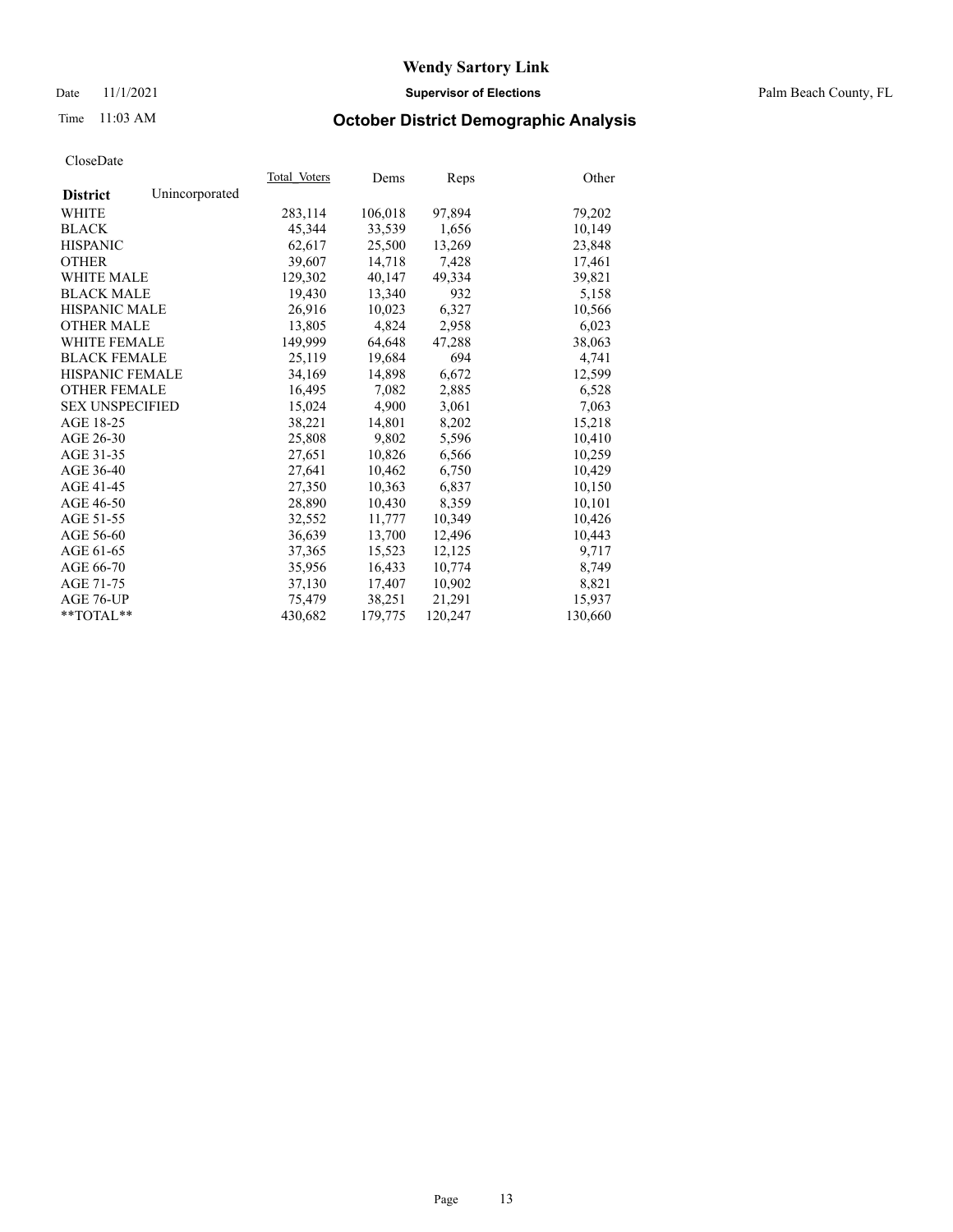# Wendy Sartory Link

Date 11/1/2021 **Supervisor of Elections** Palm Beach County, FL

Time 11:03 AM **October District Demographic Analysis**

CloseDate

| **District** Unincorporated | Total Voters | Dems | Reps | Other |
|---|---|---|---|---|
| WHITE | 283,114 | 106,018 | 97,894 | 79,202 |
| BLACK | 45,344 | 33,539 | 1,656 | 10,149 |
| HISPANIC | 62,617 | 25,500 | 13,269 | 23,848 |
| OTHER | 39,607 | 14,718 | 7,428 | 17,461 |
| WHITE MALE | 129,302 | 40,147 | 49,334 | 39,821 |
| BLACK MALE | 19,430 | 13,340 | 932 | 5,158 |
| HISPANIC MALE | 26,916 | 10,023 | 6,327 | 10,566 |
| OTHER MALE | 13,805 | 4,824 | 2,958 | 6,023 |
| WHITE FEMALE | 149,999 | 64,648 | 47,288 | 38,063 |
| BLACK FEMALE | 25,119 | 19,684 | 694 | 4,741 |
| HISPANIC FEMALE | 34,169 | 14,898 | 6,672 | 12,599 |
| OTHER FEMALE | 16,495 | 7,082 | 2,885 | 6,528 |
| SEX UNSPECIFIED | 15,024 | 4,900 | 3,061 | 7,063 |
| AGE 18-25 | 38,221 | 14,801 | 8,202 | 15,218 |
| AGE 26-30 | 25,808 | 9,802 | 5,596 | 10,410 |
| AGE 31-35 | 27,651 | 10,826 | 6,566 | 10,259 |
| AGE 36-40 | 27,641 | 10,462 | 6,750 | 10,429 |
| AGE 41-45 | 27,350 | 10,363 | 6,837 | 10,150 |
| AGE 46-50 | 28,890 | 10,430 | 8,359 | 10,101 |
| AGE 51-55 | 32,552 | 11,777 | 10,349 | 10,426 |
| AGE 56-60 | 36,639 | 13,700 | 12,496 | 10,443 |
| AGE 61-65 | 37,365 | 15,523 | 12,125 | 9,717 |
| AGE 66-70 | 35,956 | 16,433 | 10,774 | 8,749 |
| AGE 71-75 | 37,130 | 17,407 | 10,902 | 8,821 |
| AGE 76-UP | 75,479 | 38,251 | 21,291 | 15,937 |
| **TOTAL** | 430,682 | 179,775 | 120,247 | 130,660 |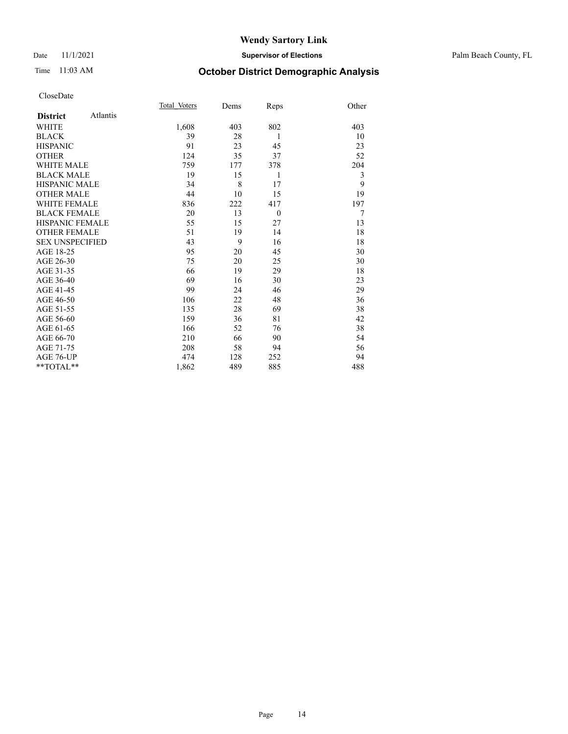# Wendy Sartory Link

Date 11/1/2021 **Supervisor of Elections** Palm Beach County, FL

Time 11:03 AM **October District Demographic Analysis**

CloseDate

| **District** Atlantis | Total Voters | Dems | Reps | Other |
|---|---|---|---|---|
| WHITE | 1,608 | 403 | 802 | 403 |
| BLACK | 39 | 28 | 1 | 10 |
| HISPANIC | 91 | 23 | 45 | 23 |
| OTHER | 124 | 35 | 37 | 52 |
| WHITE MALE | 759 | 177 | 378 | 204 |
| BLACK MALE | 19 | 15 | 1 | 3 |
| HISPANIC MALE | 34 | 8 | 17 | 9 |
| OTHER MALE | 44 | 10 | 15 | 19 |
| WHITE FEMALE | 836 | 222 | 417 | 197 |
| BLACK FEMALE | 20 | 13 | 0 | 7 |
| HISPANIC FEMALE | 55 | 15 | 27 | 13 |
| OTHER FEMALE | 51 | 19 | 14 | 18 |
| SEX UNSPECIFIED | 43 | 9 | 16 | 18 |
| AGE 18-25 | 95 | 20 | 45 | 30 |
| AGE 26-30 | 75 | 20 | 25 | 30 |
| AGE 31-35 | 66 | 19 | 29 | 18 |
| AGE 36-40 | 69 | 16 | 30 | 23 |
| AGE 41-45 | 99 | 24 | 46 | 29 |
| AGE 46-50 | 106 | 22 | 48 | 36 |
| AGE 51-55 | 135 | 28 | 69 | 38 |
| AGE 56-60 | 159 | 36 | 81 | 42 |
| AGE 61-65 | 166 | 52 | 76 | 38 |
| AGE 66-70 | 210 | 66 | 90 | 54 |
| AGE 71-75 | 208 | 58 | 94 | 56 |
| AGE 76-UP | 474 | 128 | 252 | 94 |
| **TOTAL** | 1,862 | 489 | 885 | 488 |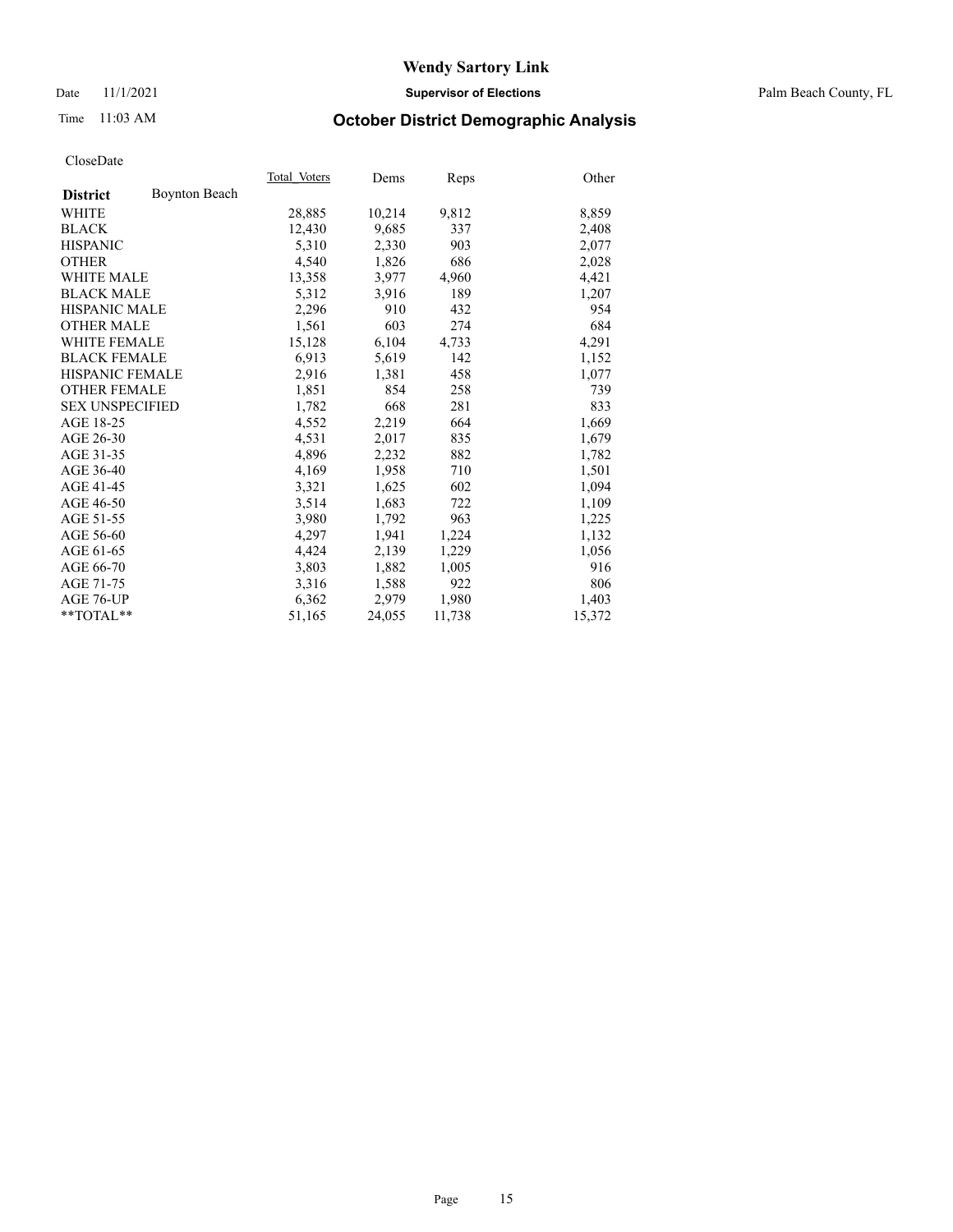# Wendy Sartory Link

Date 11/1/2021 **Supervisor of Elections** Palm Beach County, FL

Time 11:03 AM **October District Demographic Analysis**

CloseDate

| **District** Boynton Beach | Total Voters | Dems | Reps | Other |
|---|---|---|---|---|
| WHITE | 28,885 | 10,214 | 9,812 | 8,859 |
| BLACK | 12,430 | 9,685 | 337 | 2,408 |
| HISPANIC | 5,310 | 2,330 | 903 | 2,077 |
| OTHER | 4,540 | 1,826 | 686 | 2,028 |
| WHITE MALE | 13,358 | 3,977 | 4,960 | 4,421 |
| BLACK MALE | 5,312 | 3,916 | 189 | 1,207 |
| HISPANIC MALE | 2,296 | 910 | 432 | 954 |
| OTHER MALE | 1,561 | 603 | 274 | 684 |
| WHITE FEMALE | 15,128 | 6,104 | 4,733 | 4,291 |
| BLACK FEMALE | 6,913 | 5,619 | 142 | 1,152 |
| HISPANIC FEMALE | 2,916 | 1,381 | 458 | 1,077 |
| OTHER FEMALE | 1,851 | 854 | 258 | 739 |
| SEX UNSPECIFIED | 1,782 | 668 | 281 | 833 |
| AGE 18-25 | 4,552 | 2,219 | 664 | 1,669 |
| AGE 26-30 | 4,531 | 2,017 | 835 | 1,679 |
| AGE 31-35 | 4,896 | 2,232 | 882 | 1,782 |
| AGE 36-40 | 4,169 | 1,958 | 710 | 1,501 |
| AGE 41-45 | 3,321 | 1,625 | 602 | 1,094 |
| AGE 46-50 | 3,514 | 1,683 | 722 | 1,109 |
| AGE 51-55 | 3,980 | 1,792 | 963 | 1,225 |
| AGE 56-60 | 4,297 | 1,941 | 1,224 | 1,132 |
| AGE 61-65 | 4,424 | 2,139 | 1,229 | 1,056 |
| AGE 66-70 | 3,803 | 1,882 | 1,005 | 916 |
| AGE 71-75 | 3,316 | 1,588 | 922 | 806 |
| AGE 76-UP | 6,362 | 2,979 | 1,980 | 1,403 |
| **TOTAL** | 51,165 | 24,055 | 11,738 | 15,372 |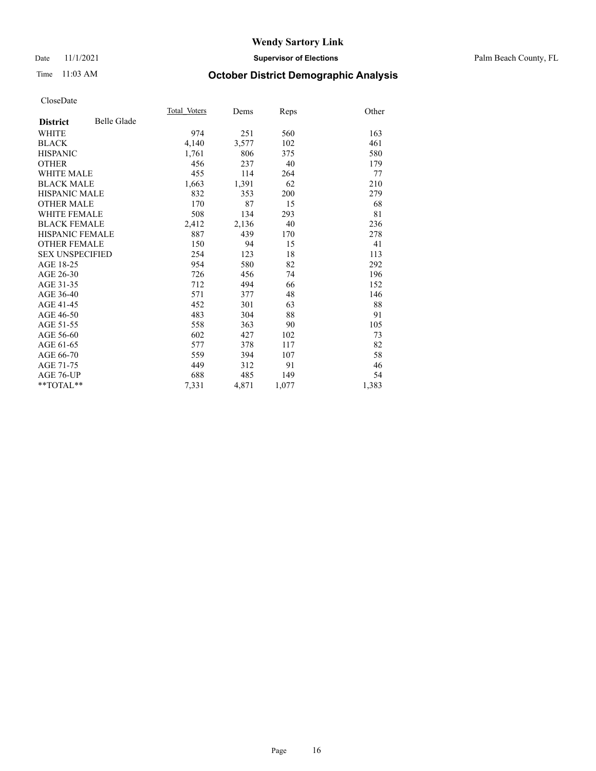# Wendy Sartory Link

Date 11/1/2021 **Supervisor of Elections** Palm Beach County, FL

Time 11:03 AM **October District Demographic Analysis**

CloseDate

| **District** Belle Glade | Total_Voters | Dems | Reps | Other |
|---|---|---|---|---|
| WHITE | 974 | 251 | 560 | 163 |
| BLACK | 4,140 | 3,577 | 102 | 461 |
| HISPANIC | 1,761 | 806 | 375 | 580 |
| OTHER | 456 | 237 | 40 | 179 |
| WHITE MALE | 455 | 114 | 264 | 77 |
| BLACK MALE | 1,663 | 1,391 | 62 | 210 |
| HISPANIC MALE | 832 | 353 | 200 | 279 |
| OTHER MALE | 170 | 87 | 15 | 68 |
| WHITE FEMALE | 508 | 134 | 293 | 81 |
| BLACK FEMALE | 2,412 | 2,136 | 40 | 236 |
| HISPANIC FEMALE | 887 | 439 | 170 | 278 |
| OTHER FEMALE | 150 | 94 | 15 | 41 |
| SEX UNSPECIFIED | 254 | 123 | 18 | 113 |
| AGE 18-25 | 954 | 580 | 82 | 292 |
| AGE 26-30 | 726 | 456 | 74 | 196 |
| AGE 31-35 | 712 | 494 | 66 | 152 |
| AGE 36-40 | 571 | 377 | 48 | 146 |
| AGE 41-45 | 452 | 301 | 63 | 88 |
| AGE 46-50 | 483 | 304 | 88 | 91 |
| AGE 51-55 | 558 | 363 | 90 | 105 |
| AGE 56-60 | 602 | 427 | 102 | 73 |
| AGE 61-65 | 577 | 378 | 117 | 82 |
| AGE 66-70 | 559 | 394 | 107 | 58 |
| AGE 71-75 | 449 | 312 | 91 | 46 |
| AGE 76-UP | 688 | 485 | 149 | 54 |
| **TOTAL** | 7,331 | 4,871 | 1,077 | 1,383 |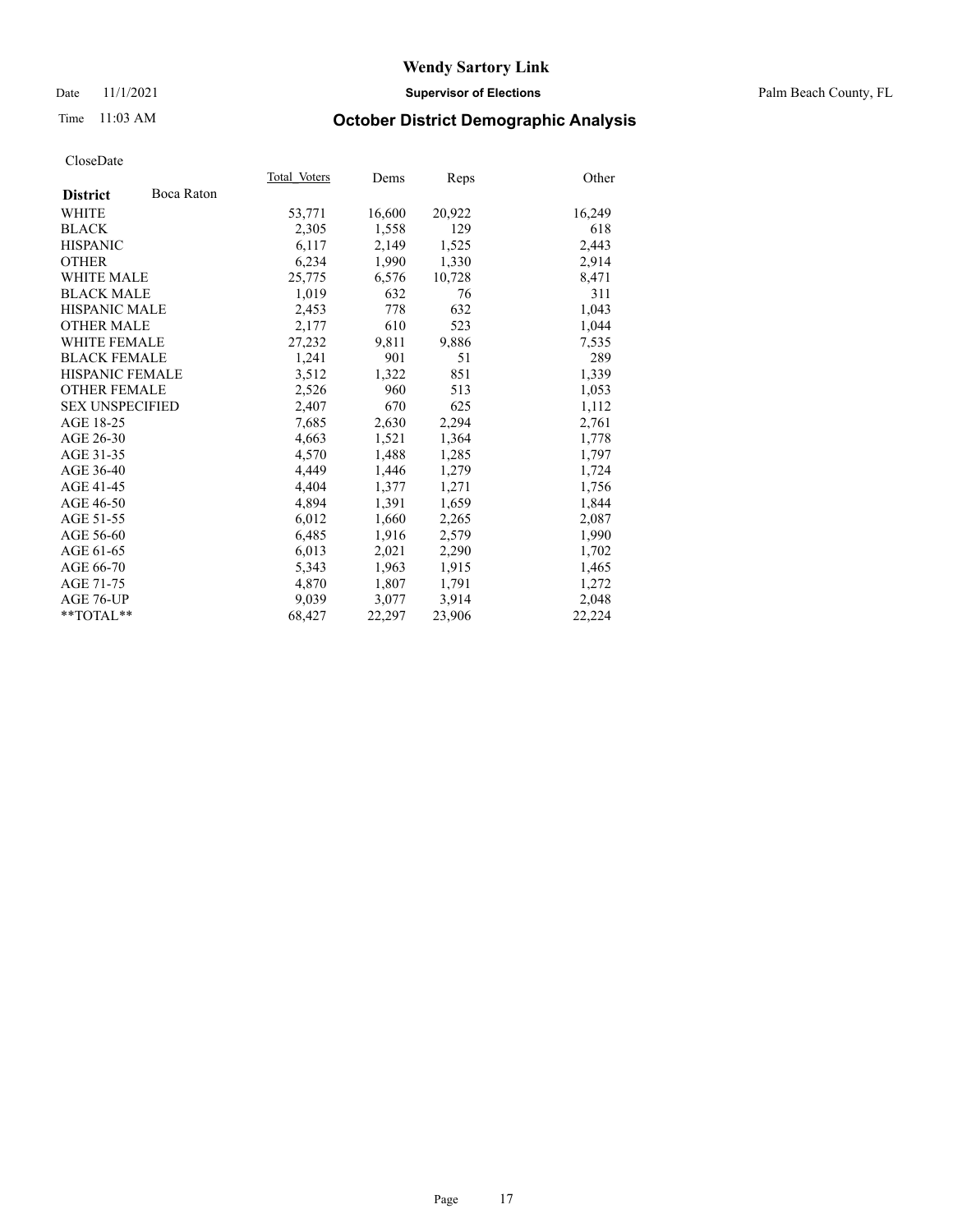# Wendy Sartory Link

Date 11/1/2021 **Supervisor of Elections** Palm Beach County, FL

Time 11:03 AM **October District Demographic Analysis**

CloseDate

| **District** Boca Raton | Total Voters | Dems | Reps | Other |
|---|---|---|---|---|
| WHITE | 53,771 | 16,600 | 20,922 | 16,249 |
| BLACK | 2,305 | 1,558 | 129 | 618 |
| HISPANIC | 6,117 | 2,149 | 1,525 | 2,443 |
| OTHER | 6,234 | 1,990 | 1,330 | 2,914 |
| WHITE MALE | 25,775 | 6,576 | 10,728 | 8,471 |
| BLACK MALE | 1,019 | 632 | 76 | 311 |
| HISPANIC MALE | 2,453 | 778 | 632 | 1,043 |
| OTHER MALE | 2,177 | 610 | 523 | 1,044 |
| WHITE FEMALE | 27,232 | 9,811 | 9,886 | 7,535 |
| BLACK FEMALE | 1,241 | 901 | 51 | 289 |
| HISPANIC FEMALE | 3,512 | 1,322 | 851 | 1,339 |
| OTHER FEMALE | 2,526 | 960 | 513 | 1,053 |
| SEX UNSPECIFIED | 2,407 | 670 | 625 | 1,112 |
| AGE 18-25 | 7,685 | 2,630 | 2,294 | 2,761 |
| AGE 26-30 | 4,663 | 1,521 | 1,364 | 1,778 |
| AGE 31-35 | 4,570 | 1,488 | 1,285 | 1,797 |
| AGE 36-40 | 4,449 | 1,446 | 1,279 | 1,724 |
| AGE 41-45 | 4,404 | 1,377 | 1,271 | 1,756 |
| AGE 46-50 | 4,894 | 1,391 | 1,659 | 1,844 |
| AGE 51-55 | 6,012 | 1,660 | 2,265 | 2,087 |
| AGE 56-60 | 6,485 | 1,916 | 2,579 | 1,990 |
| AGE 61-65 | 6,013 | 2,021 | 2,290 | 1,702 |
| AGE 66-70 | 5,343 | 1,963 | 1,915 | 1,465 |
| AGE 71-75 | 4,870 | 1,807 | 1,791 | 1,272 |
| AGE 76-UP | 9,039 | 3,077 | 3,914 | 2,048 |
| **TOTAL** | 68,427 | 22,297 | 23,906 | 22,224 |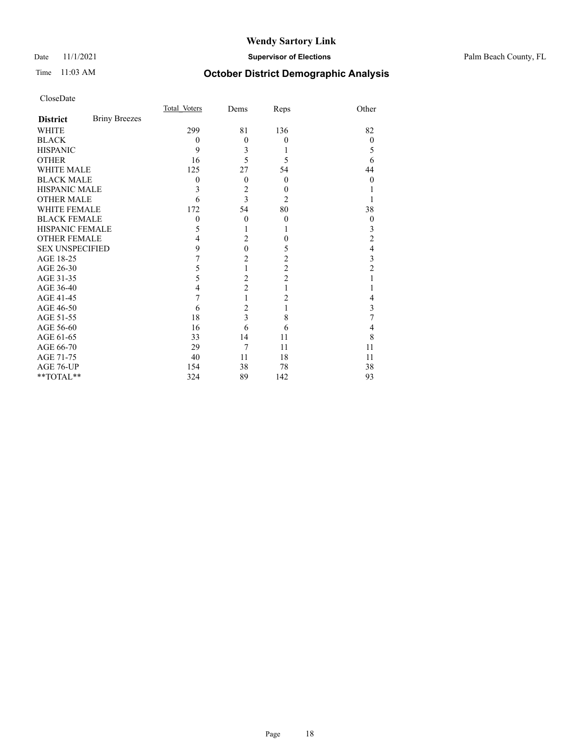# Wendy Sartory Link

Date 11/1/2021 **Supervisor of Elections** Palm Beach County, FL

Time 11:03 AM **October District Demographic Analysis**

CloseDate

| **District** Briny Breezes | Total Voters | Dems | Reps | Other |
|---|---|---|---|---|
| WHITE | 299 | 81 | 136 | 82 |
| BLACK | 0 | 0 | 0 | 0 |
| HISPANIC | 9 | 3 | 1 | 5 |
| OTHER | 16 | 5 | 5 | 6 |
| WHITE MALE | 125 | 27 | 54 | 44 |
| BLACK MALE | 0 | 0 | 0 | 0 |
| HISPANIC MALE | 3 | 2 | 0 | 1 |
| OTHER MALE | 6 | 3 | 2 | 1 |
| WHITE FEMALE | 172 | 54 | 80 | 38 |
| BLACK FEMALE | 0 | 0 | 0 | 0 |
| HISPANIC FEMALE | 5 | 1 | 1 | 3 |
| OTHER FEMALE | 4 | 2 | 0 | 2 |
| SEX UNSPECIFIED | 9 | 0 | 5 | 4 |
| AGE 18-25 | 7 | 2 | 2 | 3 |
| AGE 26-30 | 5 | 1 | 2 | 2 |
| AGE 31-35 | 5 | 2 | 2 | 1 |
| AGE 36-40 | 4 | 2 | 1 | 1 |
| AGE 41-45 | 7 | 1 | 2 | 4 |
| AGE 46-50 | 6 | 2 | 1 | 3 |
| AGE 51-55 | 18 | 3 | 8 | 7 |
| AGE 56-60 | 16 | 6 | 6 | 4 |
| AGE 61-65 | 33 | 14 | 11 | 8 |
| AGE 66-70 | 29 | 7 | 11 | 11 |
| AGE 71-75 | 40 | 11 | 18 | 11 |
| AGE 76-UP | 154 | 38 | 78 | 38 |
| **TOTAL** | 324 | 89 | 142 | 93 |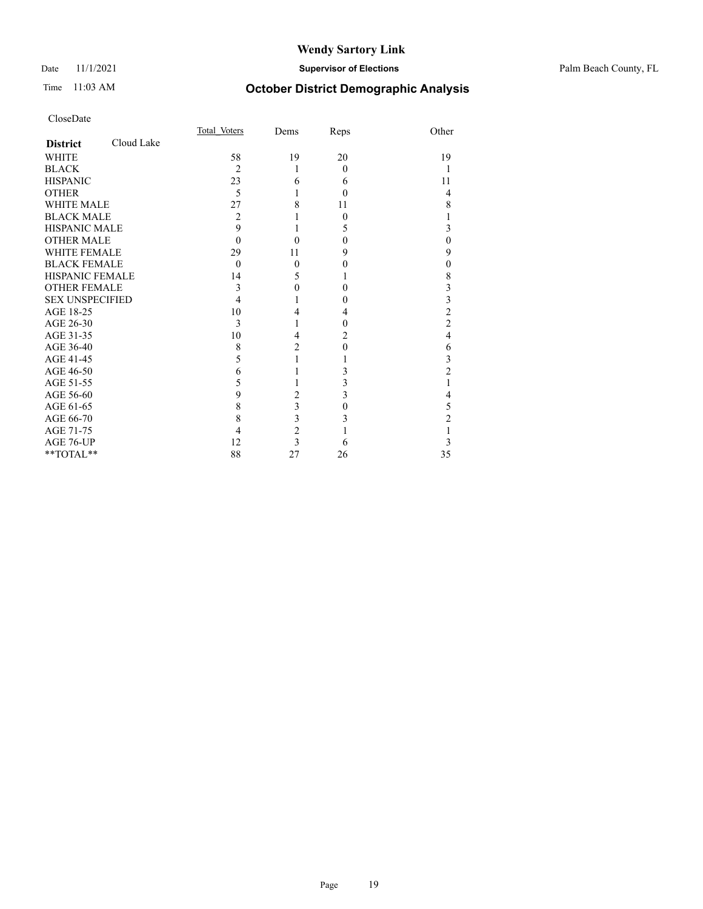# Wendy Sartory Link

Date 11/1/2021 **Supervisor of Elections** Palm Beach County, FL

Time 11:03 AM **October District Demographic Analysis**

CloseDate

| **District** Cloud Lake | Total Voters | Dems | Reps | Other |
|---|---|---|---|---|
| WHITE | 58 | 19 | 20 | 19 |
| BLACK | 2 | 1 | 0 | 1 |
| HISPANIC | 23 | 6 | 6 | 11 |
| OTHER | 5 | 1 | 0 | 4 |
| WHITE MALE | 27 | 8 | 11 | 8 |
| BLACK MALE | 2 | 1 | 0 | 1 |
| HISPANIC MALE | 9 | 1 | 5 | 3 |
| OTHER MALE | 0 | 0 | 0 | 0 |
| WHITE FEMALE | 29 | 11 | 9 | 9 |
| BLACK FEMALE | 0 | 0 | 0 | 0 |
| HISPANIC FEMALE | 14 | 5 | 1 | 8 |
| OTHER FEMALE | 3 | 0 | 0 | 3 |
| SEX UNSPECIFIED | 4 | 1 | 0 | 3 |
| AGE 18-25 | 10 | 4 | 4 | 2 |
| AGE 26-30 | 3 | 1 | 0 | 2 |
| AGE 31-35 | 10 | 4 | 2 | 4 |
| AGE 36-40 | 8 | 2 | 0 | 6 |
| AGE 41-45 | 5 | 1 | 1 | 3 |
| AGE 46-50 | 6 | 1 | 3 | 2 |
| AGE 51-55 | 5 | 1 | 3 | 1 |
| AGE 56-60 | 9 | 2 | 3 | 4 |
| AGE 61-65 | 8 | 3 | 0 | 5 |
| AGE 66-70 | 8 | 3 | 3 | 2 |
| AGE 71-75 | 4 | 2 | 1 | 1 |
| AGE 76-UP | 12 | 3 | 6 | 3 |
| **TOTAL** | 88 | 27 | 26 | 35 |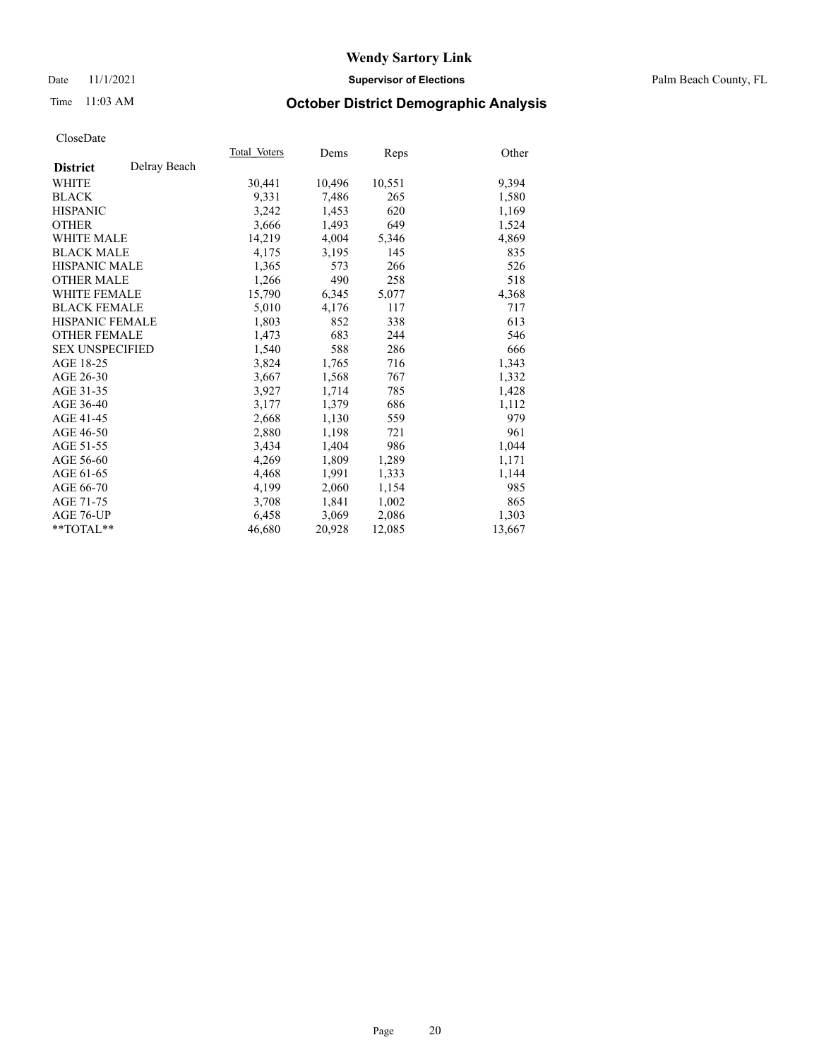# Wendy Sartory Link

Date 11/1/2021 **Supervisor of Elections** Palm Beach County, FL

Time 11:03 AM **October District Demographic Analysis**

CloseDate

| **District** Delray Beach | Total Voters | Dems | Reps | Other |
|---|---|---|---|---|
| WHITE | 30,441 | 10,496 | 10,551 | 9,394 |
| BLACK | 9,331 | 7,486 | 265 | 1,580 |
| HISPANIC | 3,242 | 1,453 | 620 | 1,169 |
| OTHER | 3,666 | 1,493 | 649 | 1,524 |
| WHITE MALE | 14,219 | 4,004 | 5,346 | 4,869 |
| BLACK MALE | 4,175 | 3,195 | 145 | 835 |
| HISPANIC MALE | 1,365 | 573 | 266 | 526 |
| OTHER MALE | 1,266 | 490 | 258 | 518 |
| WHITE FEMALE | 15,790 | 6,345 | 5,077 | 4,368 |
| BLACK FEMALE | 5,010 | 4,176 | 117 | 717 |
| HISPANIC FEMALE | 1,803 | 852 | 338 | 613 |
| OTHER FEMALE | 1,473 | 683 | 244 | 546 |
| SEX UNSPECIFIED | 1,540 | 588 | 286 | 666 |
| AGE 18-25 | 3,824 | 1,765 | 716 | 1,343 |
| AGE 26-30 | 3,667 | 1,568 | 767 | 1,332 |
| AGE 31-35 | 3,927 | 1,714 | 785 | 1,428 |
| AGE 36-40 | 3,177 | 1,379 | 686 | 1,112 |
| AGE 41-45 | 2,668 | 1,130 | 559 | 979 |
| AGE 46-50 | 2,880 | 1,198 | 721 | 961 |
| AGE 51-55 | 3,434 | 1,404 | 986 | 1,044 |
| AGE 56-60 | 4,269 | 1,809 | 1,289 | 1,171 |
| AGE 61-65 | 4,468 | 1,991 | 1,333 | 1,144 |
| AGE 66-70 | 4,199 | 2,060 | 1,154 | 985 |
| AGE 71-75 | 3,708 | 1,841 | 1,002 | 865 |
| AGE 76-UP | 6,458 | 3,069 | 2,086 | 1,303 |
| **TOTAL** | 46,680 | 20,928 | 12,085 | 13,667 |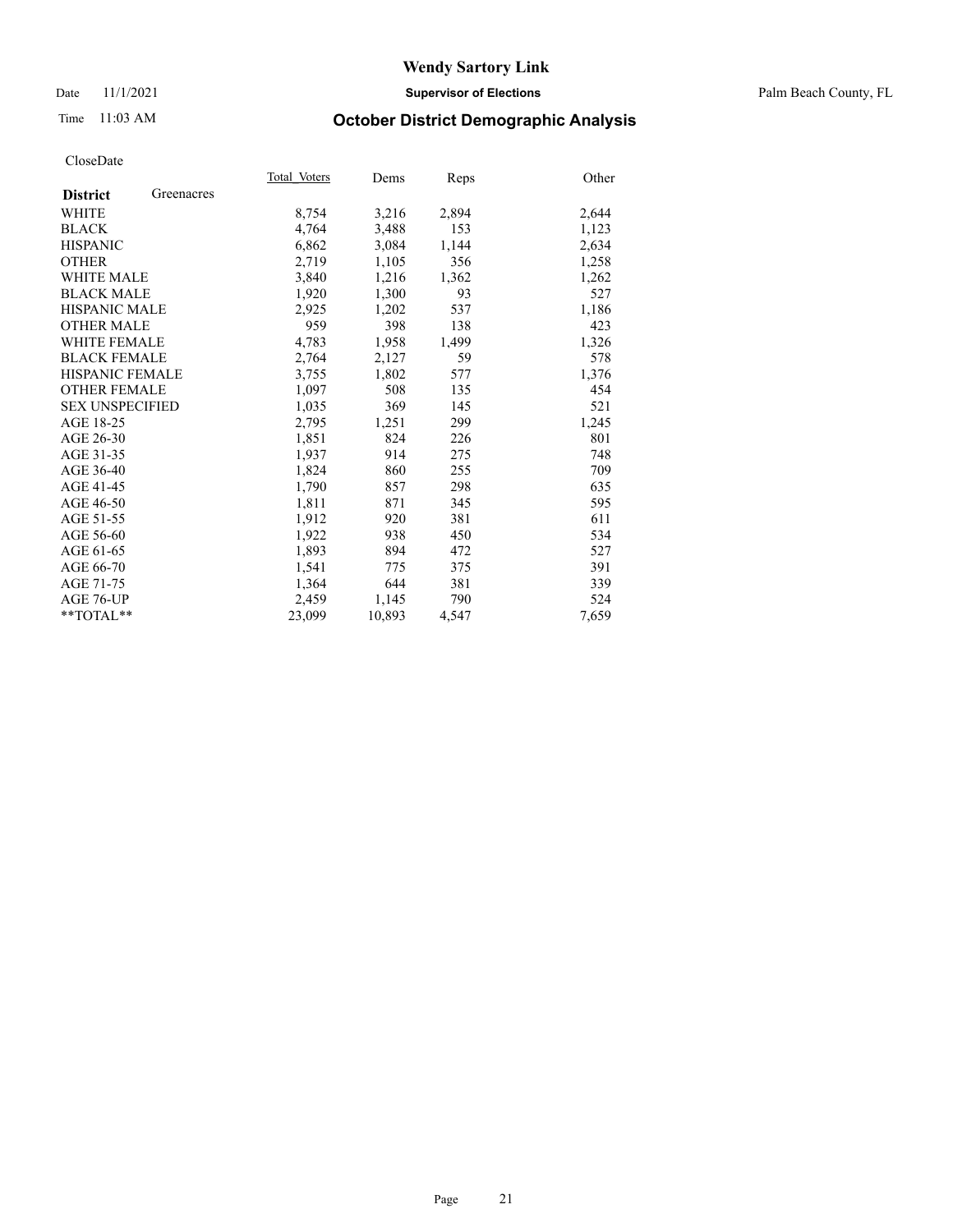# Wendy Sartory Link

Date 11/1/2021

**Supervisor of Elections**

Palm Beach County, FL

Time 11:03 AM

## October District Demographic Analysis

CloseDate

| **District** Greenacres | Total Voters | Dems | Reps | Other |
|---|---|---|---|---|
| WHITE | 8,754 | 3,216 | 2,894 | 2,644 |
| BLACK | 4,764 | 3,488 | 153 | 1,123 |
| HISPANIC | 6,862 | 3,084 | 1,144 | 2,634 |
| OTHER | 2,719 | 1,105 | 356 | 1,258 |
| WHITE MALE | 3,840 | 1,216 | 1,362 | 1,262 |
| BLACK MALE | 1,920 | 1,300 | 93 | 527 |
| HISPANIC MALE | 2,925 | 1,202 | 537 | 1,186 |
| OTHER MALE | 959 | 398 | 138 | 423 |
| WHITE FEMALE | 4,783 | 1,958 | 1,499 | 1,326 |
| BLACK FEMALE | 2,764 | 2,127 | 59 | 578 |
| HISPANIC FEMALE | 3,755 | 1,802 | 577 | 1,376 |
| OTHER FEMALE | 1,097 | 508 | 135 | 454 |
| SEX UNSPECIFIED | 1,035 | 369 | 145 | 521 |
| AGE 18-25 | 2,795 | 1,251 | 299 | 1,245 |
| AGE 26-30 | 1,851 | 824 | 226 | 801 |
| AGE 31-35 | 1,937 | 914 | 275 | 748 |
| AGE 36-40 | 1,824 | 860 | 255 | 709 |
| AGE 41-45 | 1,790 | 857 | 298 | 635 |
| AGE 46-50 | 1,811 | 871 | 345 | 595 |
| AGE 51-55 | 1,912 | 920 | 381 | 611 |
| AGE 56-60 | 1,922 | 938 | 450 | 534 |
| AGE 61-65 | 1,893 | 894 | 472 | 527 |
| AGE 66-70 | 1,541 | 775 | 375 | 391 |
| AGE 71-75 | 1,364 | 644 | 381 | 339 |
| AGE 76-UP | 2,459 | 1,145 | 790 | 524 |
| **TOTAL** | 23,099 | 10,893 | 4,547 | 7,659 |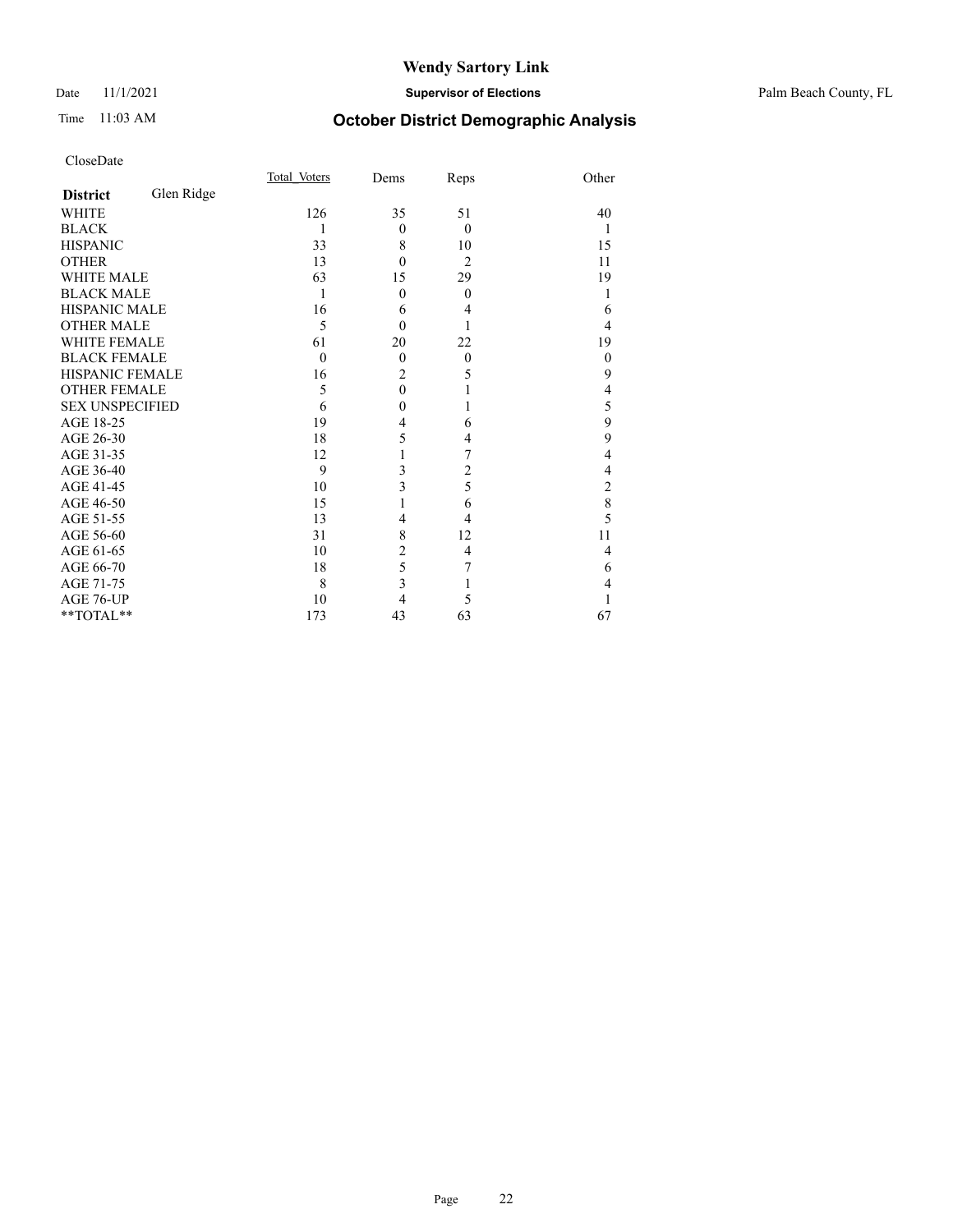CloseDate

| District | Glen Ridge | Total_Voters | Dems | Reps | Other |
|---|---|---|---|---|---|
| WHITE | | 126 | 35 | 51 | 40 |
| BLACK | | 1 | 0 | 0 | 1 |
| HISPANIC | | 33 | 8 | 10 | 15 |
| OTHER | | 13 | 0 | 2 | 11 |
| WHITE MALE | | 63 | 15 | 29 | 19 |
| BLACK MALE | | 1 | 0 | 0 | 1 |
| HISPANIC MALE | | 16 | 6 | 4 | 6 |
| OTHER MALE | | 5 | 0 | 1 | 4 |
| WHITE FEMALE | | 61 | 20 | 22 | 19 |
| BLACK FEMALE | | 0 | 0 | 0 | 0 |
| HISPANIC FEMALE | | 16 | 2 | 5 | 9 |
| OTHER FEMALE | | 5 | 0 | 1 | 4 |
| SEX UNSPECIFIED | | 6 | 0 | 1 | 5 |
| AGE 18-25 | | 19 | 4 | 6 | 9 |
| AGE 26-30 | | 18 | 5 | 4 | 9 |
| AGE 31-35 | | 12 | 1 | 7 | 4 |
| AGE 36-40 | | 9 | 3 | 2 | 4 |
| AGE 41-45 | | 10 | 3 | 5 | 2 |
| AGE 46-50 | | 15 | 1 | 6 | 8 |
| AGE 51-55 | | 13 | 4 | 4 | 5 |
| AGE 56-60 | | 31 | 8 | 12 | 11 |
| AGE 61-65 | | 10 | 2 | 4 | 4 |
| AGE 66-70 | | 18 | 5 | 7 | 6 |
| AGE 71-75 | | 8 | 3 | 1 | 4 |
| AGE 76-UP | | 10 | 4 | 5 | 1 |
| **TOTAL** | | 173 | 43 | 63 | 67 |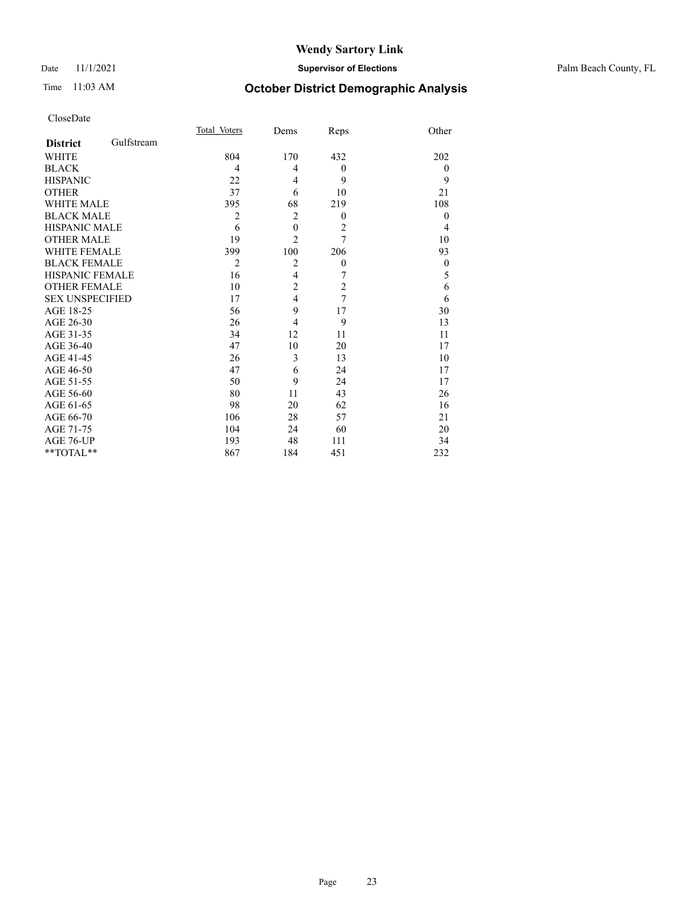CloseDate

| District | Gulfstream | Total_Voters | Dems | Reps | Other |
|---|---|---|---|---|---|
| WHITE | | 804 | 170 | 432 | 202 |
| BLACK | | 4 | 4 | 0 | 0 |
| HISPANIC | | 22 | 4 | 9 | 9 |
| OTHER | | 37 | 6 | 10 | 21 |
| WHITE MALE | | 395 | 68 | 219 | 108 |
| BLACK MALE | | 2 | 2 | 0 | 0 |
| HISPANIC MALE | | 6 | 0 | 2 | 4 |
| OTHER MALE | | 19 | 2 | 7 | 10 |
| WHITE FEMALE | | 399 | 100 | 206 | 93 |
| BLACK FEMALE | | 2 | 2 | 0 | 0 |
| HISPANIC FEMALE | | 16 | 4 | 7 | 5 |
| OTHER FEMALE | | 10 | 2 | 2 | 6 |
| SEX UNSPECIFIED | | 17 | 4 | 7 | 6 |
| AGE 18-25 | | 56 | 9 | 17 | 30 |
| AGE 26-30 | | 26 | 4 | 9 | 13 |
| AGE 31-35 | | 34 | 12 | 11 | 11 |
| AGE 36-40 | | 47 | 10 | 20 | 17 |
| AGE 41-45 | | 26 | 3 | 13 | 10 |
| AGE 46-50 | | 47 | 6 | 24 | 17 |
| AGE 51-55 | | 50 | 9 | 24 | 17 |
| AGE 56-60 | | 80 | 11 | 43 | 26 |
| AGE 61-65 | | 98 | 20 | 62 | 16 |
| AGE 66-70 | | 106 | 28 | 57 | 21 |
| AGE 71-75 | | 104 | 24 | 60 | 20 |
| AGE 76-UP | | 193 | 48 | 111 | 34 |
| **TOTAL** | | 867 | 184 | 451 | 232 |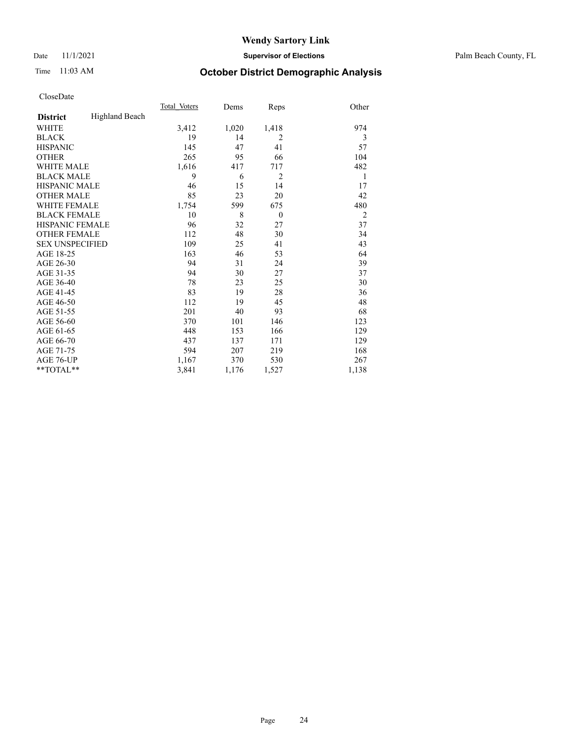Wendy Sartory Link

Date 11/1/2021 **Supervisor of Elections** Palm Beach County, FL

Time 11:03 AM **October District Demographic Analysis**

CloseDate

| **District** Highland Beach | Total_Voters | Dems | Reps | Other |
|---|---|---|---|---|
| WHITE | 3,412 | 1,020 | 1,418 | 974 |
| BLACK | 19 | 14 | 2 | 3 |
| HISPANIC | 145 | 47 | 41 | 57 |
| OTHER | 265 | 95 | 66 | 104 |
| WHITE MALE | 1,616 | 417 | 717 | 482 |
| BLACK MALE | 9 | 6 | 2 | 1 |
| HISPANIC MALE | 46 | 15 | 14 | 17 |
| OTHER MALE | 85 | 23 | 20 | 42 |
| WHITE FEMALE | 1,754 | 599 | 675 | 480 |
| BLACK FEMALE | 10 | 8 | 0 | 2 |
| HISPANIC FEMALE | 96 | 32 | 27 | 37 |
| OTHER FEMALE | 112 | 48 | 30 | 34 |
| SEX UNSPECIFIED | 109 | 25 | 41 | 43 |
| AGE 18-25 | 163 | 46 | 53 | 64 |
| AGE 26-30 | 94 | 31 | 24 | 39 |
| AGE 31-35 | 94 | 30 | 27 | 37 |
| AGE 36-40 | 78 | 23 | 25 | 30 |
| AGE 41-45 | 83 | 19 | 28 | 36 |
| AGE 46-50 | 112 | 19 | 45 | 48 |
| AGE 51-55 | 201 | 40 | 93 | 68 |
| AGE 56-60 | 370 | 101 | 146 | 123 |
| AGE 61-65 | 448 | 153 | 166 | 129 |
| AGE 66-70 | 437 | 137 | 171 | 129 |
| AGE 71-75 | 594 | 207 | 219 | 168 |
| AGE 76-UP | 1,167 | 370 | 530 | 267 |
| **TOTAL** | 3,841 | 1,176 | 1,527 | 1,138 |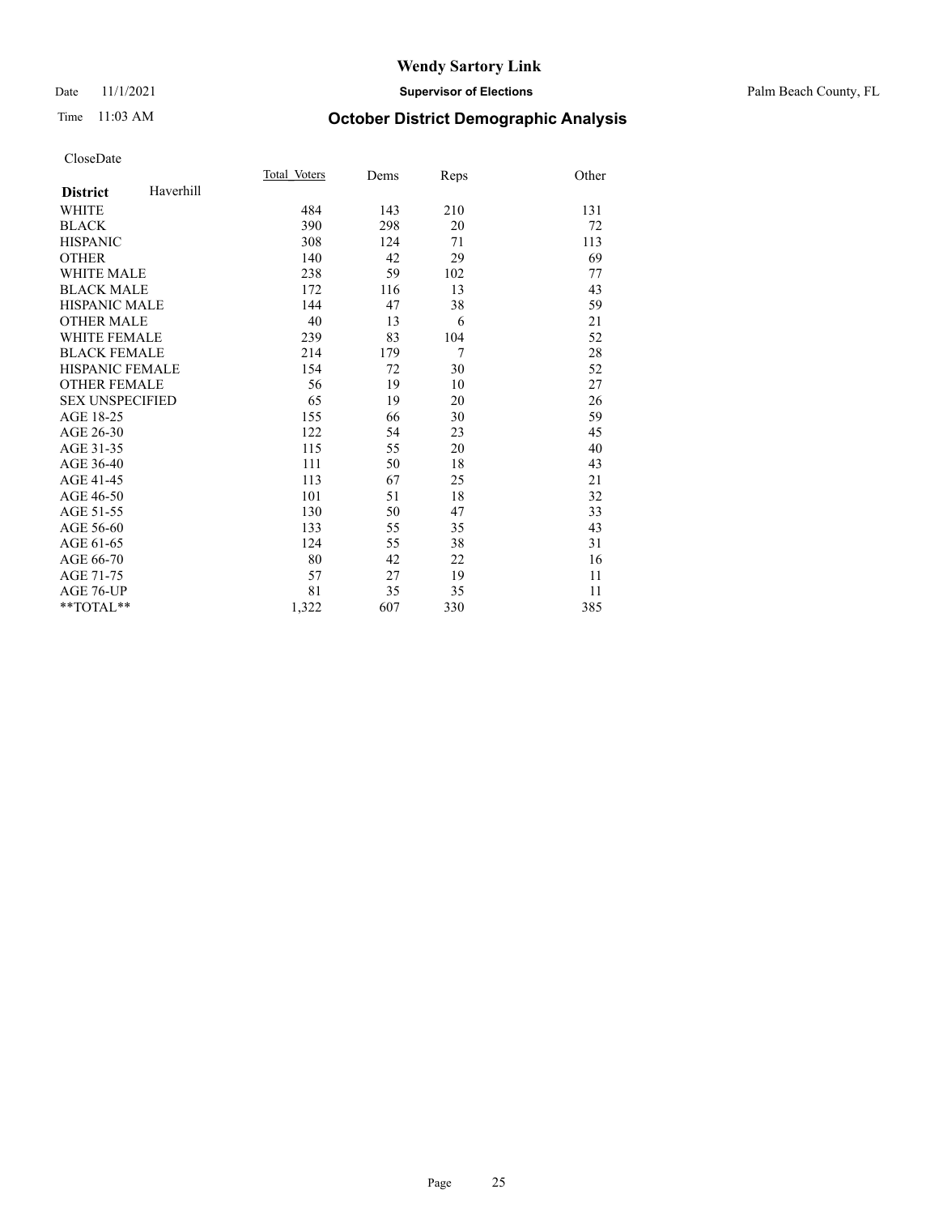# Wendy Sartory Link

Date 11/1/2021 **Supervisor of Elections** Palm Beach County, FL

Time 11:03 AM **October District Demographic Analysis**

CloseDate

| | Total_Voters | Dems | Reps | Other |
|---|---|---|---|---|
| **District** Haverhill | | | | |
| WHITE | 484 | 143 | 210 | 131 |
| BLACK | 390 | 298 | 20 | 72 |
| HISPANIC | 308 | 124 | 71 | 113 |
| OTHER | 140 | 42 | 29 | 69 |
| WHITE MALE | 238 | 59 | 102 | 77 |
| BLACK MALE | 172 | 116 | 13 | 43 |
| HISPANIC MALE | 144 | 47 | 38 | 59 |
| OTHER MALE | 40 | 13 | 6 | 21 |
| WHITE FEMALE | 239 | 83 | 104 | 52 |
| BLACK FEMALE | 214 | 179 | 7 | 28 |
| HISPANIC FEMALE | 154 | 72 | 30 | 52 |
| OTHER FEMALE | 56 | 19 | 10 | 27 |
| SEX UNSPECIFIED | 65 | 19 | 20 | 26 |
| AGE 18-25 | 155 | 66 | 30 | 59 |
| AGE 26-30 | 122 | 54 | 23 | 45 |
| AGE 31-35 | 115 | 55 | 20 | 40 |
| AGE 36-40 | 111 | 50 | 18 | 43 |
| AGE 41-45 | 113 | 67 | 25 | 21 |
| AGE 46-50 | 101 | 51 | 18 | 32 |
| AGE 51-55 | 130 | 50 | 47 | 33 |
| AGE 56-60 | 133 | 55 | 35 | 43 |
| AGE 61-65 | 124 | 55 | 38 | 31 |
| AGE 66-70 | 80 | 42 | 22 | 16 |
| AGE 71-75 | 57 | 27 | 19 | 11 |
| AGE 76-UP | 81 | 35 | 35 | 11 |
| **TOTAL** | 1,322 | 607 | 330 | 385 |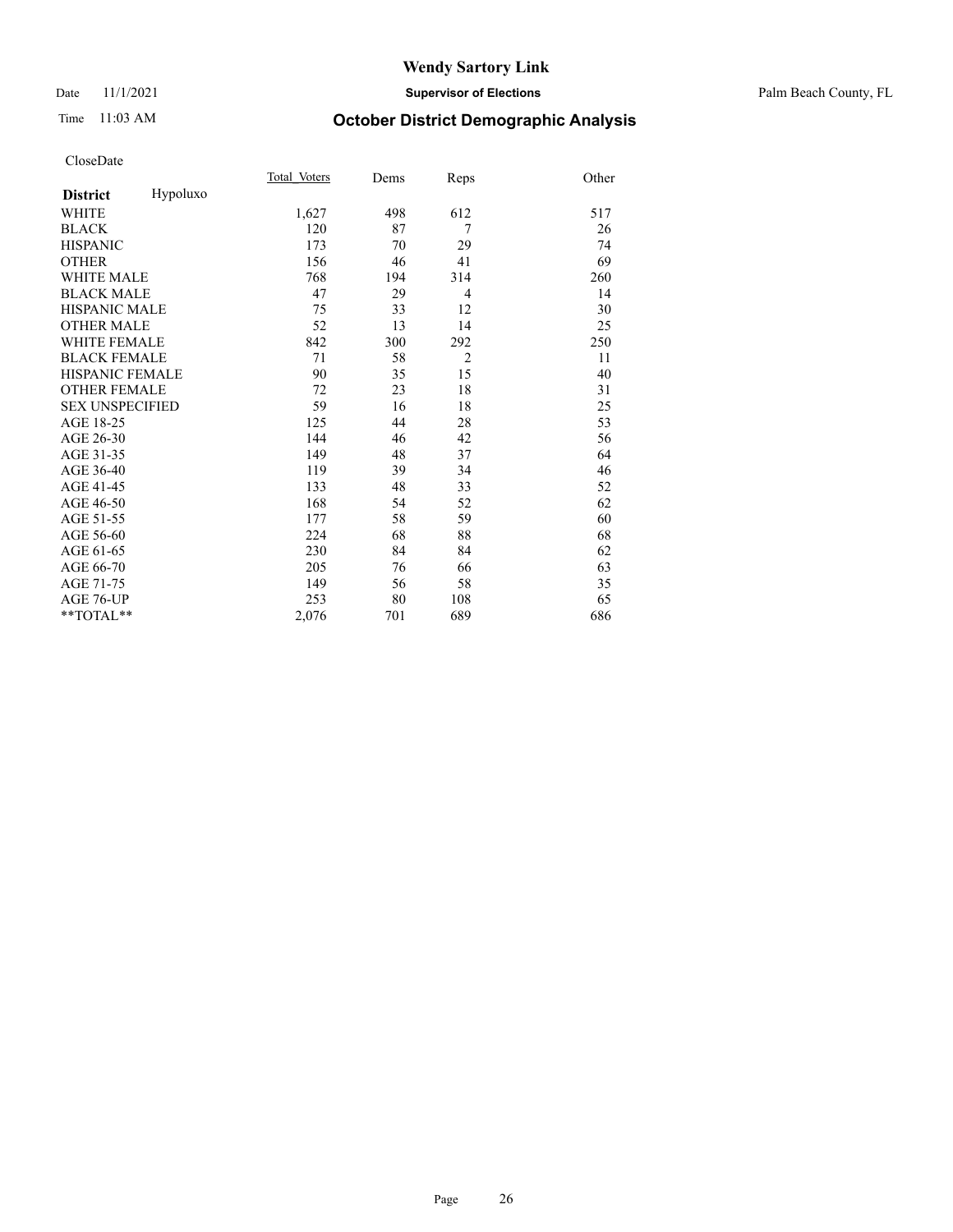CloseDate

| District: Hypoluxo | Total_Voters | Dems | Reps | Other |
|---|---|---|---|---|
| WHITE | 1,627 | 498 | 612 | 517 |
| BLACK | 120 | 87 | 7 | 26 |
| HISPANIC | 173 | 70 | 29 | 74 |
| OTHER | 156 | 46 | 41 | 69 |
| WHITE MALE | 768 | 194 | 314 | 260 |
| BLACK MALE | 47 | 29 | 4 | 14 |
| HISPANIC MALE | 75 | 33 | 12 | 30 |
| OTHER MALE | 52 | 13 | 14 | 25 |
| WHITE FEMALE | 842 | 300 | 292 | 250 |
| BLACK FEMALE | 71 | 58 | 2 | 11 |
| HISPANIC FEMALE | 90 | 35 | 15 | 40 |
| OTHER FEMALE | 72 | 23 | 18 | 31 |
| SEX UNSPECIFIED | 59 | 16 | 18 | 25 |
| AGE 18-25 | 125 | 44 | 28 | 53 |
| AGE 26-30 | 144 | 46 | 42 | 56 |
| AGE 31-35 | 149 | 48 | 37 | 64 |
| AGE 36-40 | 119 | 39 | 34 | 46 |
| AGE 41-45 | 133 | 48 | 33 | 52 |
| AGE 46-50 | 168 | 54 | 52 | 62 |
| AGE 51-55 | 177 | 58 | 59 | 60 |
| AGE 56-60 | 224 | 68 | 88 | 68 |
| AGE 61-65 | 230 | 84 | 84 | 62 |
| AGE 66-70 | 205 | 76 | 66 | 63 |
| AGE 71-75 | 149 | 56 | 58 | 35 |
| AGE 76-UP | 253 | 80 | 108 | 65 |
| **TOTAL** | 2,076 | 701 | 689 | 686 |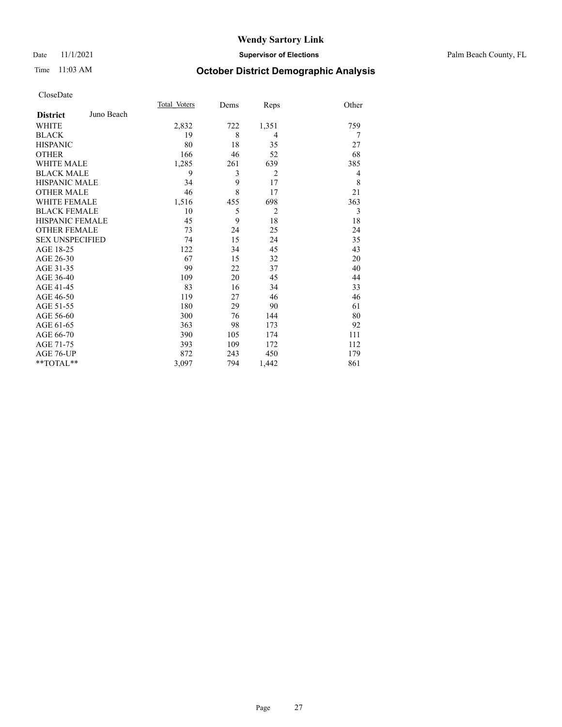# Wendy Sartory Link

Date 11/1/2021 **Supervisor of Elections** Palm Beach County, FL

Time 11:03 AM **October District Demographic Analysis**

CloseDate

| **District** Juno Beach | Total_Voters | Dems | Reps | Other |
|---|---|---|---|---|
| WHITE | 2,832 | 722 | 1,351 | 759 |
| BLACK | 19 | 8 | 4 | 7 |
| HISPANIC | 80 | 18 | 35 | 27 |
| OTHER | 166 | 46 | 52 | 68 |
| WHITE MALE | 1,285 | 261 | 639 | 385 |
| BLACK MALE | 9 | 3 | 2 | 4 |
| HISPANIC MALE | 34 | 9 | 17 | 8 |
| OTHER MALE | 46 | 8 | 17 | 21 |
| WHITE FEMALE | 1,516 | 455 | 698 | 363 |
| BLACK FEMALE | 10 | 5 | 2 | 3 |
| HISPANIC FEMALE | 45 | 9 | 18 | 18 |
| OTHER FEMALE | 73 | 24 | 25 | 24 |
| SEX UNSPECIFIED | 74 | 15 | 24 | 35 |
| AGE 18-25 | 122 | 34 | 45 | 43 |
| AGE 26-30 | 67 | 15 | 32 | 20 |
| AGE 31-35 | 99 | 22 | 37 | 40 |
| AGE 36-40 | 109 | 20 | 45 | 44 |
| AGE 41-45 | 83 | 16 | 34 | 33 |
| AGE 46-50 | 119 | 27 | 46 | 46 |
| AGE 51-55 | 180 | 29 | 90 | 61 |
| AGE 56-60 | 300 | 76 | 144 | 80 |
| AGE 61-65 | 363 | 98 | 173 | 92 |
| AGE 66-70 | 390 | 105 | 174 | 111 |
| AGE 71-75 | 393 | 109 | 172 | 112 |
| AGE 76-UP | 872 | 243 | 450 | 179 |
| **TOTAL** | 3,097 | 794 | 1,442 | 861 |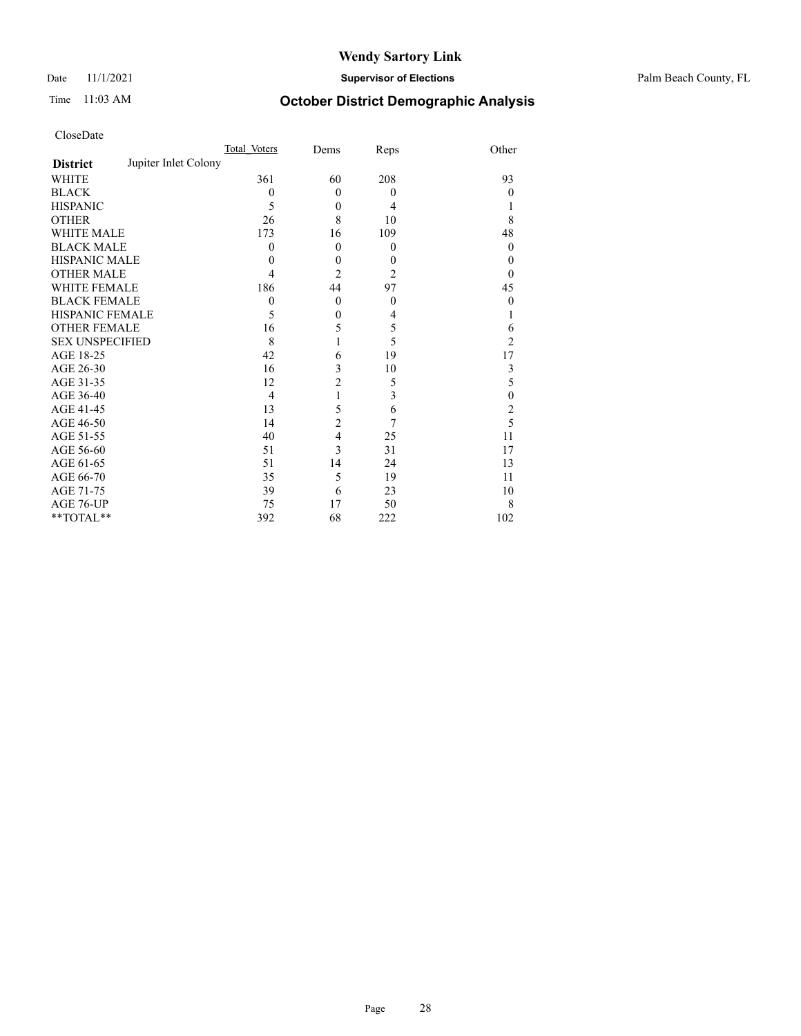# Wendy Sartory Link

Date 11/1/2021 **Supervisor of Elections** Palm Beach County, FL

Time 11:03 AM **October District Demographic Analysis**

CloseDate

| | Total Voters | Dems | Reps | Other |
|---|---|---|---|---|
| **District** Jupiter Inlet Colony | | | | |
| WHITE | 361 | 60 | 208 | 93 |
| BLACK | 0 | 0 | 0 | 0 |
| HISPANIC | 5 | 0 | 4 | 1 |
| OTHER | 26 | 8 | 10 | 8 |
| WHITE MALE | 173 | 16 | 109 | 48 |
| BLACK MALE | 0 | 0 | 0 | 0 |
| HISPANIC MALE | 0 | 0 | 0 | 0 |
| OTHER MALE | 4 | 2 | 2 | 0 |
| WHITE FEMALE | 186 | 44 | 97 | 45 |
| BLACK FEMALE | 0 | 0 | 0 | 0 |
| HISPANIC FEMALE | 5 | 0 | 4 | 1 |
| OTHER FEMALE | 16 | 5 | 5 | 6 |
| SEX UNSPECIFIED | 8 | 1 | 5 | 2 |
| AGE 18-25 | 42 | 6 | 19 | 17 |
| AGE 26-30 | 16 | 3 | 10 | 3 |
| AGE 31-35 | 12 | 2 | 5 | 5 |
| AGE 36-40 | 4 | 1 | 3 | 0 |
| AGE 41-45 | 13 | 5 | 6 | 2 |
| AGE 46-50 | 14 | 2 | 7 | 5 |
| AGE 51-55 | 40 | 4 | 25 | 11 |
| AGE 56-60 | 51 | 3 | 31 | 17 |
| AGE 61-65 | 51 | 14 | 24 | 13 |
| AGE 66-70 | 35 | 5 | 19 | 11 |
| AGE 71-75 | 39 | 6 | 23 | 10 |
| AGE 76-UP | 75 | 17 | 50 | 8 |
| **TOTAL** | 392 | 68 | 222 | 102 |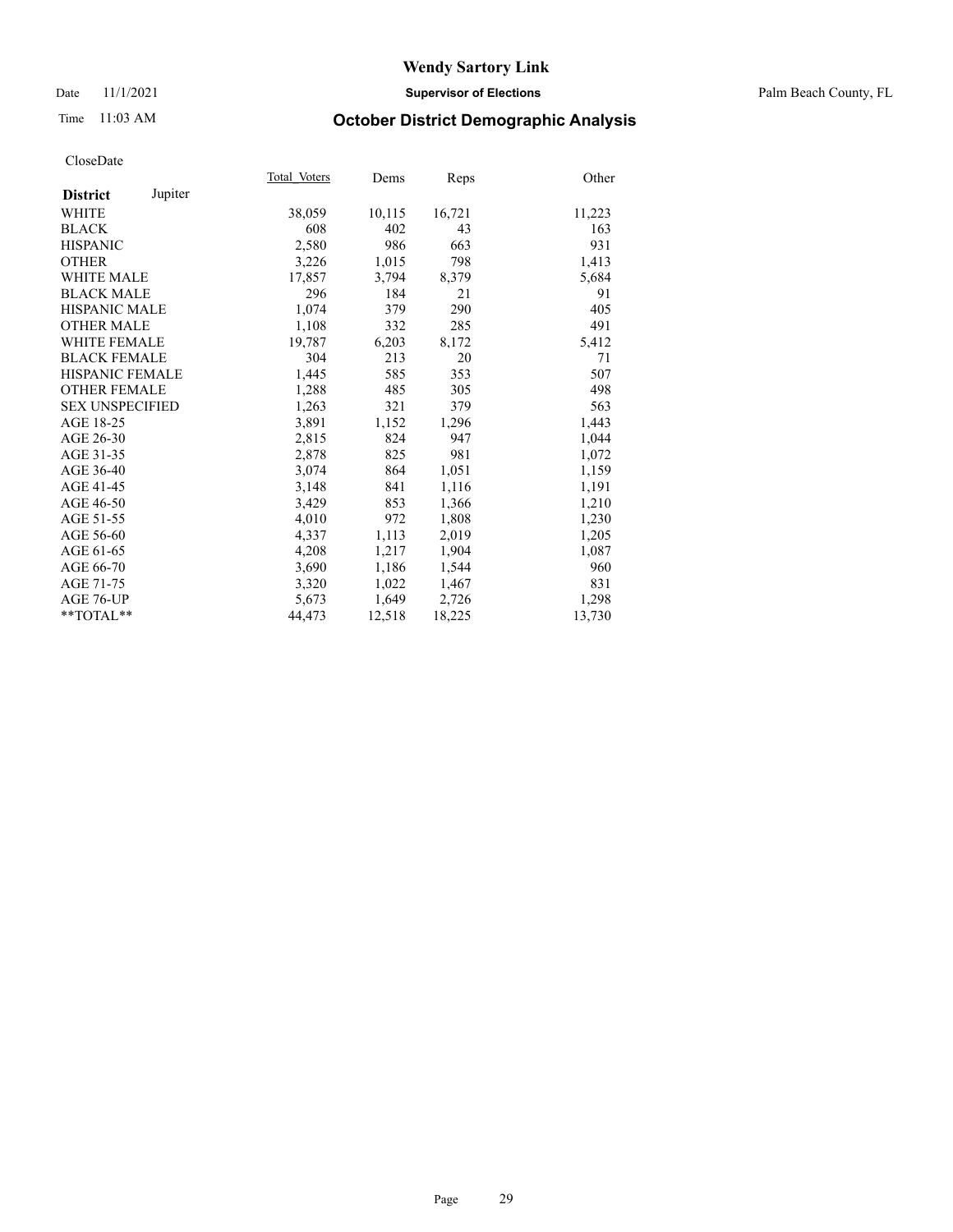# Wendy Sartory Link

Date 11/1/2021 **Supervisor of Elections** Palm Beach County, FL

Time 11:03 AM **October District Demographic Analysis**

CloseDate

| **District** Jupiter | Total Voters | Dems | Reps | Other |
|---|---|---|---|---|
| WHITE | 38,059 | 10,115 | 16,721 | 11,223 |
| BLACK | 608 | 402 | 43 | 163 |
| HISPANIC | 2,580 | 986 | 663 | 931 |
| OTHER | 3,226 | 1,015 | 798 | 1,413 |
| WHITE MALE | 17,857 | 3,794 | 8,379 | 5,684 |
| BLACK MALE | 296 | 184 | 21 | 91 |
| HISPANIC MALE | 1,074 | 379 | 290 | 405 |
| OTHER MALE | 1,108 | 332 | 285 | 491 |
| WHITE FEMALE | 19,787 | 6,203 | 8,172 | 5,412 |
| BLACK FEMALE | 304 | 213 | 20 | 71 |
| HISPANIC FEMALE | 1,445 | 585 | 353 | 507 |
| OTHER FEMALE | 1,288 | 485 | 305 | 498 |
| SEX UNSPECIFIED | 1,263 | 321 | 379 | 563 |
| AGE 18-25 | 3,891 | 1,152 | 1,296 | 1,443 |
| AGE 26-30 | 2,815 | 824 | 947 | 1,044 |
| AGE 31-35 | 2,878 | 825 | 981 | 1,072 |
| AGE 36-40 | 3,074 | 864 | 1,051 | 1,159 |
| AGE 41-45 | 3,148 | 841 | 1,116 | 1,191 |
| AGE 46-50 | 3,429 | 853 | 1,366 | 1,210 |
| AGE 51-55 | 4,010 | 972 | 1,808 | 1,230 |
| AGE 56-60 | 4,337 | 1,113 | 2,019 | 1,205 |
| AGE 61-65 | 4,208 | 1,217 | 1,904 | 1,087 |
| AGE 66-70 | 3,690 | 1,186 | 1,544 | 960 |
| AGE 71-75 | 3,320 | 1,022 | 1,467 | 831 |
| AGE 76-UP | 5,673 | 1,649 | 2,726 | 1,298 |
| **TOTAL** | 44,473 | 12,518 | 18,225 | 13,730 |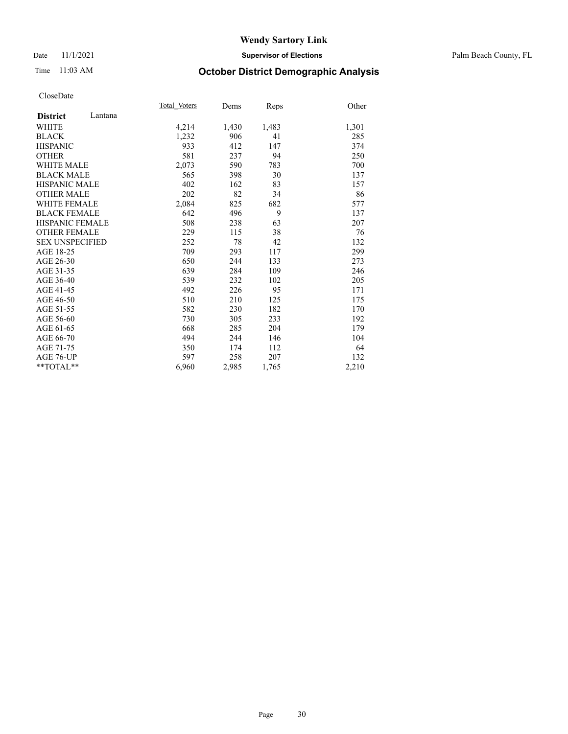# Wendy Sartory Link

Date 11/1/2021 **Supervisor of Elections** Palm Beach County, FL

Time 11:03 AM **October District Demographic Analysis**

CloseDate

| **District** Lantana | Total_Voters | Dems | Reps | Other |
|---|---|---|---|---|
| WHITE | 4,214 | 1,430 | 1,483 | 1,301 |
| BLACK | 1,232 | 906 | 41 | 285 |
| HISPANIC | 933 | 412 | 147 | 374 |
| OTHER | 581 | 237 | 94 | 250 |
| WHITE MALE | 2,073 | 590 | 783 | 700 |
| BLACK MALE | 565 | 398 | 30 | 137 |
| HISPANIC MALE | 402 | 162 | 83 | 157 |
| OTHER MALE | 202 | 82 | 34 | 86 |
| WHITE FEMALE | 2,084 | 825 | 682 | 577 |
| BLACK FEMALE | 642 | 496 | 9 | 137 |
| HISPANIC FEMALE | 508 | 238 | 63 | 207 |
| OTHER FEMALE | 229 | 115 | 38 | 76 |
| SEX UNSPECIFIED | 252 | 78 | 42 | 132 |
| AGE 18-25 | 709 | 293 | 117 | 299 |
| AGE 26-30 | 650 | 244 | 133 | 273 |
| AGE 31-35 | 639 | 284 | 109 | 246 |
| AGE 36-40 | 539 | 232 | 102 | 205 |
| AGE 41-45 | 492 | 226 | 95 | 171 |
| AGE 46-50 | 510 | 210 | 125 | 175 |
| AGE 51-55 | 582 | 230 | 182 | 170 |
| AGE 56-60 | 730 | 305 | 233 | 192 |
| AGE 61-65 | 668 | 285 | 204 | 179 |
| AGE 66-70 | 494 | 244 | 146 | 104 |
| AGE 71-75 | 350 | 174 | 112 | 64 |
| AGE 76-UP | 597 | 258 | 207 | 132 |
| **TOTAL** | 6,960 | 2,985 | 1,765 | 2,210 |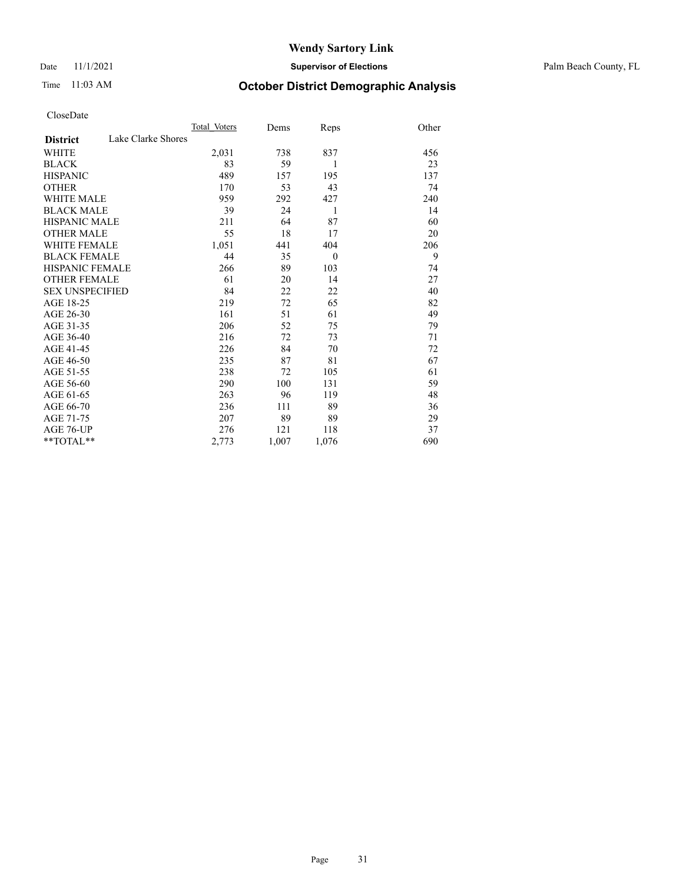# Wendy Sartory Link

Date 11/1/2021 **Supervisor of Elections** Palm Beach County, FL

Time 11:03 AM **October District Demographic Analysis**

CloseDate

| | Total Voters | Dems | Reps | Other |
|---|---|---|---|---|
| **District** Lake Clarke Shores | | | | |
| WHITE | 2,031 | 738 | 837 | 456 |
| BLACK | 83 | 59 | 1 | 23 |
| HISPANIC | 489 | 157 | 195 | 137 |
| OTHER | 170 | 53 | 43 | 74 |
| WHITE MALE | 959 | 292 | 427 | 240 |
| BLACK MALE | 39 | 24 | 1 | 14 |
| HISPANIC MALE | 211 | 64 | 87 | 60 |
| OTHER MALE | 55 | 18 | 17 | 20 |
| WHITE FEMALE | 1,051 | 441 | 404 | 206 |
| BLACK FEMALE | 44 | 35 | 0 | 9 |
| HISPANIC FEMALE | 266 | 89 | 103 | 74 |
| OTHER FEMALE | 61 | 20 | 14 | 27 |
| SEX UNSPECIFIED | 84 | 22 | 22 | 40 |
| AGE 18-25 | 219 | 72 | 65 | 82 |
| AGE 26-30 | 161 | 51 | 61 | 49 |
| AGE 31-35 | 206 | 52 | 75 | 79 |
| AGE 36-40 | 216 | 72 | 73 | 71 |
| AGE 41-45 | 226 | 84 | 70 | 72 |
| AGE 46-50 | 235 | 87 | 81 | 67 |
| AGE 51-55 | 238 | 72 | 105 | 61 |
| AGE 56-60 | 290 | 100 | 131 | 59 |
| AGE 61-65 | 263 | 96 | 119 | 48 |
| AGE 66-70 | 236 | 111 | 89 | 36 |
| AGE 71-75 | 207 | 89 | 89 | 29 |
| AGE 76-UP | 276 | 121 | 118 | 37 |
| **TOTAL** | 2,773 | 1,007 | 1,076 | 690 |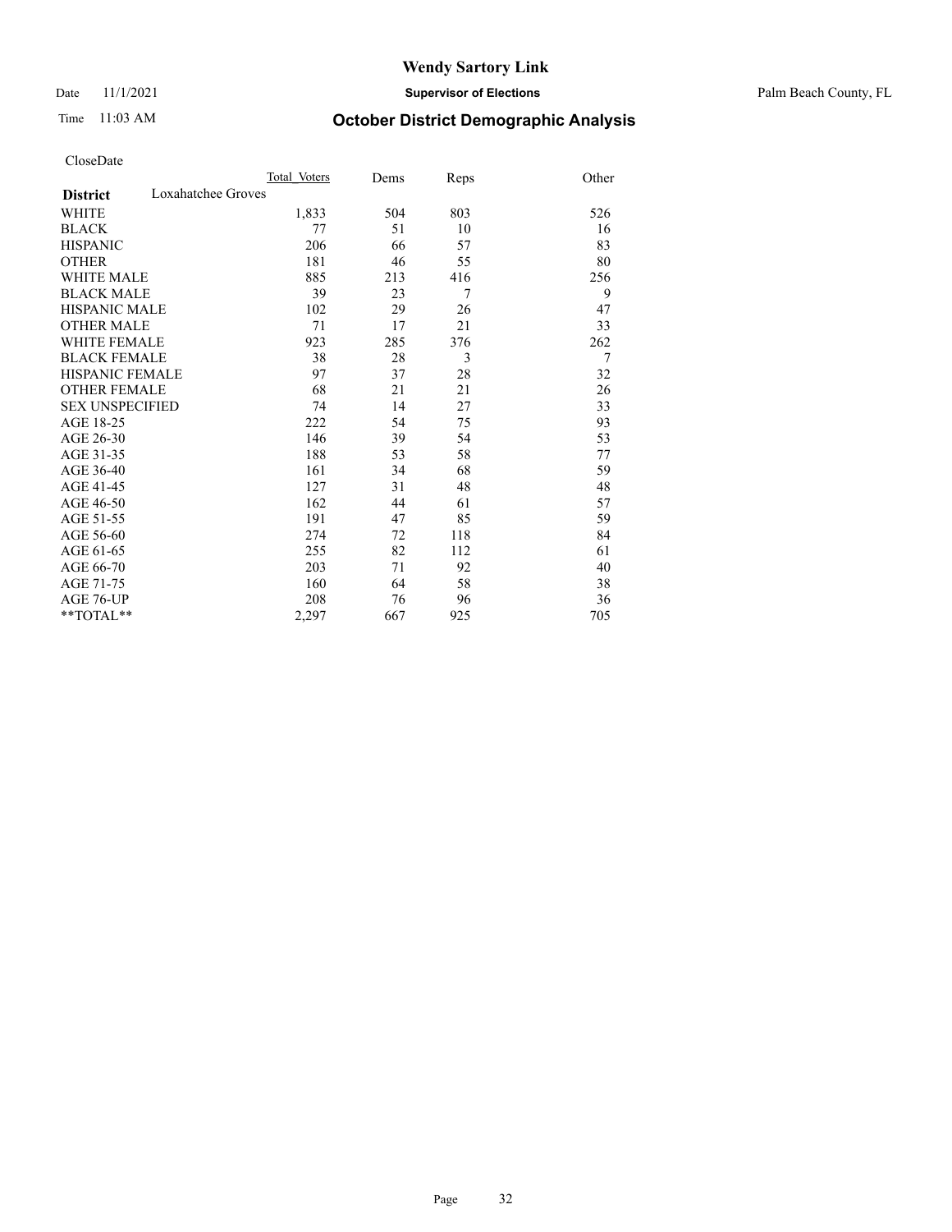# Wendy Sartory Link

Date 11/1/2021 **Supervisor of Elections** Palm Beach County, FL

Time 11:03 AM **October District Demographic Analysis**

CloseDate

| | Total Voters | Dems | Reps | Other |
|---|---|---|---|---|
| **District** Loxahatchee Groves | | | | |
| WHITE | 1,833 | 504 | 803 | 526 |
| BLACK | 77 | 51 | 10 | 16 |
| HISPANIC | 206 | 66 | 57 | 83 |
| OTHER | 181 | 46 | 55 | 80 |
| WHITE MALE | 885 | 213 | 416 | 256 |
| BLACK MALE | 39 | 23 | 7 | 9 |
| HISPANIC MALE | 102 | 29 | 26 | 47 |
| OTHER MALE | 71 | 17 | 21 | 33 |
| WHITE FEMALE | 923 | 285 | 376 | 262 |
| BLACK FEMALE | 38 | 28 | 3 | 7 |
| HISPANIC FEMALE | 97 | 37 | 28 | 32 |
| OTHER FEMALE | 68 | 21 | 21 | 26 |
| SEX UNSPECIFIED | 74 | 14 | 27 | 33 |
| AGE 18-25 | 222 | 54 | 75 | 93 |
| AGE 26-30 | 146 | 39 | 54 | 53 |
| AGE 31-35 | 188 | 53 | 58 | 77 |
| AGE 36-40 | 161 | 34 | 68 | 59 |
| AGE 41-45 | 127 | 31 | 48 | 48 |
| AGE 46-50 | 162 | 44 | 61 | 57 |
| AGE 51-55 | 191 | 47 | 85 | 59 |
| AGE 56-60 | 274 | 72 | 118 | 84 |
| AGE 61-65 | 255 | 82 | 112 | 61 |
| AGE 66-70 | 203 | 71 | 92 | 40 |
| AGE 71-75 | 160 | 64 | 58 | 38 |
| AGE 76-UP | 208 | 76 | 96 | 36 |
| **TOTAL** | 2,297 | 667 | 925 | 705 |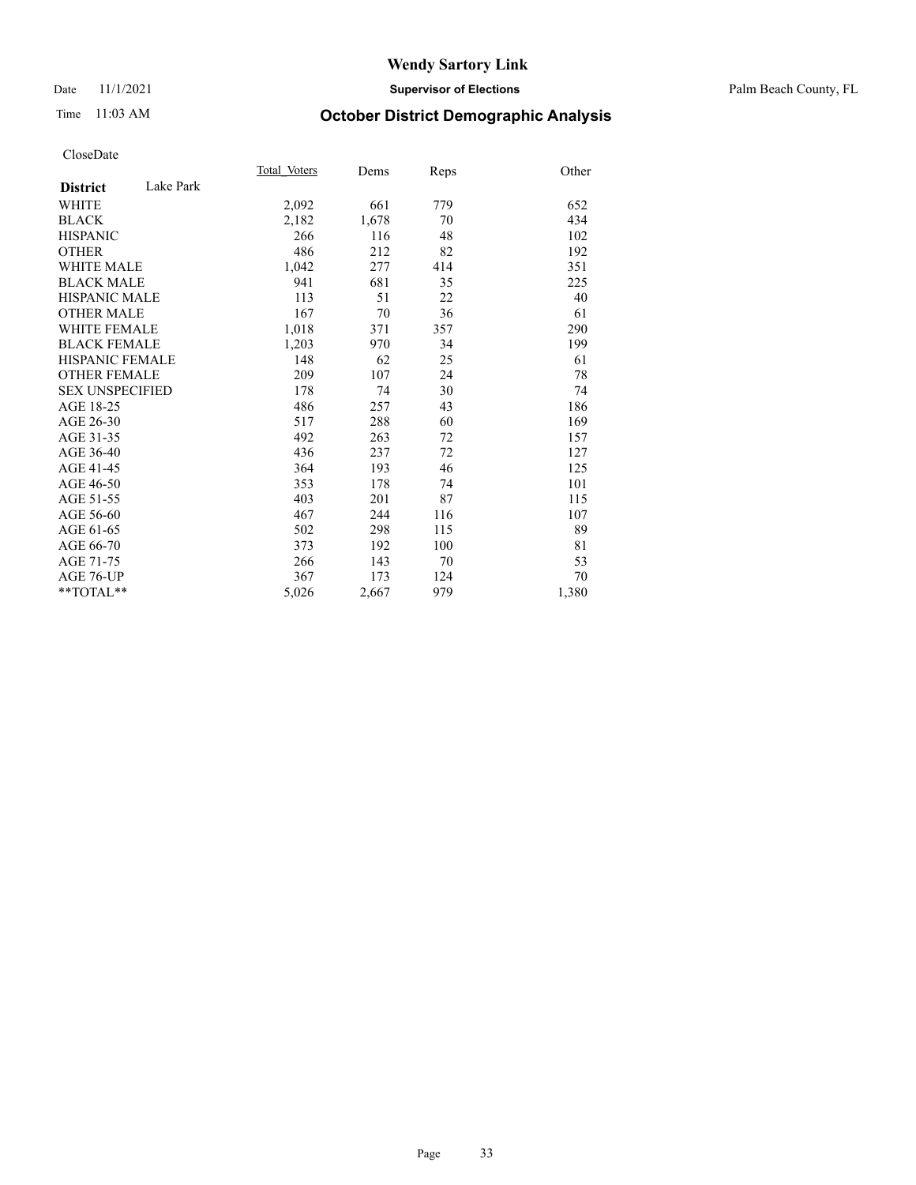CloseDate

| District | Lake Park | Total_Voters | Dems | Reps | Other |
|---|---|---|---|---|---|
| WHITE | | 2,092 | 661 | 779 | 652 |
| BLACK | | 2,182 | 1,678 | 70 | 434 |
| HISPANIC | | 266 | 116 | 48 | 102 |
| OTHER | | 486 | 212 | 82 | 192 |
| WHITE MALE | | 1,042 | 277 | 414 | 351 |
| BLACK MALE | | 941 | 681 | 35 | 225 |
| HISPANIC MALE | | 113 | 51 | 22 | 40 |
| OTHER MALE | | 167 | 70 | 36 | 61 |
| WHITE FEMALE | | 1,018 | 371 | 357 | 290 |
| BLACK FEMALE | | 1,203 | 970 | 34 | 199 |
| HISPANIC FEMALE | | 148 | 62 | 25 | 61 |
| OTHER FEMALE | | 209 | 107 | 24 | 78 |
| SEX UNSPECIFIED | | 178 | 74 | 30 | 74 |
| AGE 18-25 | | 486 | 257 | 43 | 186 |
| AGE 26-30 | | 517 | 288 | 60 | 169 |
| AGE 31-35 | | 492 | 263 | 72 | 157 |
| AGE 36-40 | | 436 | 237 | 72 | 127 |
| AGE 41-45 | | 364 | 193 | 46 | 125 |
| AGE 46-50 | | 353 | 178 | 74 | 101 |
| AGE 51-55 | | 403 | 201 | 87 | 115 |
| AGE 56-60 | | 467 | 244 | 116 | 107 |
| AGE 61-65 | | 502 | 298 | 115 | 89 |
| AGE 66-70 | | 373 | 192 | 100 | 81 |
| AGE 71-75 | | 266 | 143 | 70 | 53 |
| AGE 76-UP | | 367 | 173 | 124 | 70 |
| **TOTAL** | | 5,026 | 2,667 | 979 | 1,380 |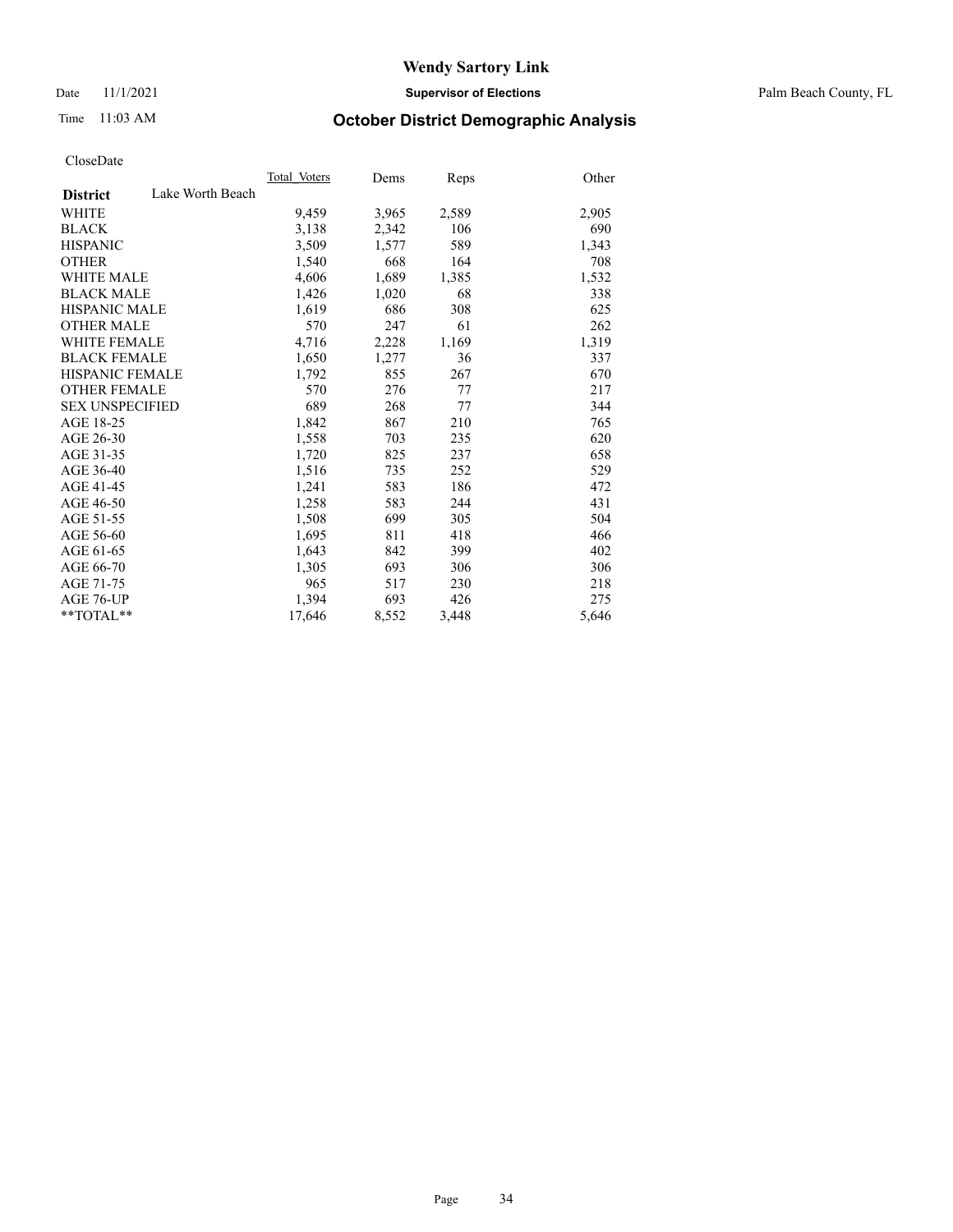# Wendy Sartory Link

Date 11/1/2021 **Supervisor of Elections** Palm Beach County, FL

Time 11:03 AM **October District Demographic Analysis**

CloseDate

| **District** Lake Worth Beach | Total Voters | Dems | Reps | Other |
|---|---|---|---|---|
| WHITE | 9,459 | 3,965 | 2,589 | 2,905 |
| BLACK | 3,138 | 2,342 | 106 | 690 |
| HISPANIC | 3,509 | 1,577 | 589 | 1,343 |
| OTHER | 1,540 | 668 | 164 | 708 |
| WHITE MALE | 4,606 | 1,689 | 1,385 | 1,532 |
| BLACK MALE | 1,426 | 1,020 | 68 | 338 |
| HISPANIC MALE | 1,619 | 686 | 308 | 625 |
| OTHER MALE | 570 | 247 | 61 | 262 |
| WHITE FEMALE | 4,716 | 2,228 | 1,169 | 1,319 |
| BLACK FEMALE | 1,650 | 1,277 | 36 | 337 |
| HISPANIC FEMALE | 1,792 | 855 | 267 | 670 |
| OTHER FEMALE | 570 | 276 | 77 | 217 |
| SEX UNSPECIFIED | 689 | 268 | 77 | 344 |
| AGE 18-25 | 1,842 | 867 | 210 | 765 |
| AGE 26-30 | 1,558 | 703 | 235 | 620 |
| AGE 31-35 | 1,720 | 825 | 237 | 658 |
| AGE 36-40 | 1,516 | 735 | 252 | 529 |
| AGE 41-45 | 1,241 | 583 | 186 | 472 |
| AGE 46-50 | 1,258 | 583 | 244 | 431 |
| AGE 51-55 | 1,508 | 699 | 305 | 504 |
| AGE 56-60 | 1,695 | 811 | 418 | 466 |
| AGE 61-65 | 1,643 | 842 | 399 | 402 |
| AGE 66-70 | 1,305 | 693 | 306 | 306 |
| AGE 71-75 | 965 | 517 | 230 | 218 |
| AGE 76-UP | 1,394 | 693 | 426 | 275 |
| **TOTAL** | 17,646 | 8,552 | 3,448 | 5,646 |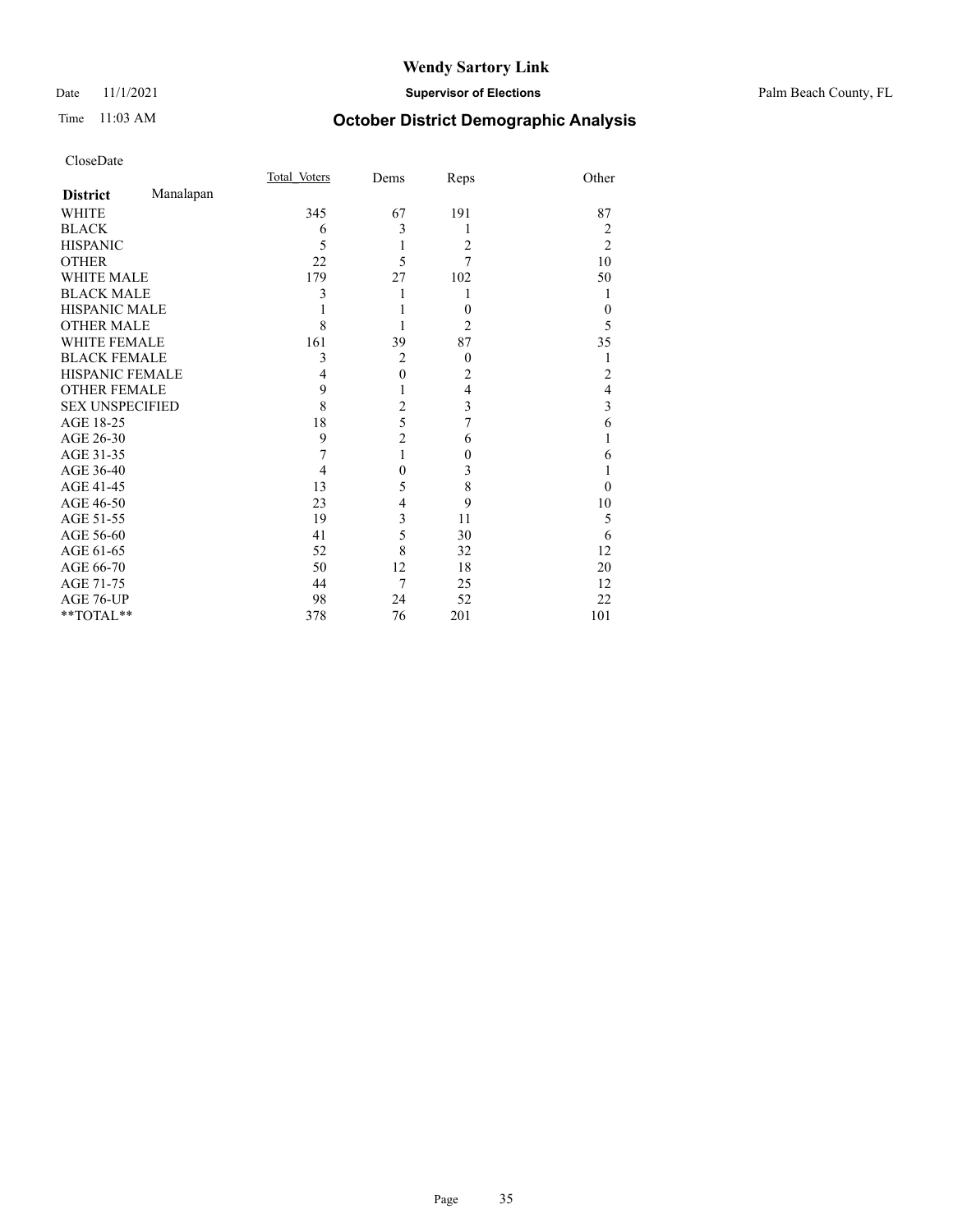# Wendy Sartory Link

Date 11/1/2021 **Supervisor of Elections** Palm Beach County, FL

Time 11:03 AM **October District Demographic Analysis**

CloseDate

| **District** Manalapan | Total Voters | Dems | Reps | Other |
|---|---|---|---|---|
| WHITE | 345 | 67 | 191 | 87 |
| BLACK | 6 | 3 | 1 | 2 |
| HISPANIC | 5 | 1 | 2 | 2 |
| OTHER | 22 | 5 | 7 | 10 |
| WHITE MALE | 179 | 27 | 102 | 50 |
| BLACK MALE | 3 | 1 | 1 | 1 |
| HISPANIC MALE | 1 | 1 | 0 | 0 |
| OTHER MALE | 8 | 1 | 2 | 5 |
| WHITE FEMALE | 161 | 39 | 87 | 35 |
| BLACK FEMALE | 3 | 2 | 0 | 1 |
| HISPANIC FEMALE | 4 | 0 | 2 | 2 |
| OTHER FEMALE | 9 | 1 | 4 | 4 |
| SEX UNSPECIFIED | 8 | 2 | 3 | 3 |
| AGE 18-25 | 18 | 5 | 7 | 6 |
| AGE 26-30 | 9 | 2 | 6 | 1 |
| AGE 31-35 | 7 | 1 | 0 | 6 |
| AGE 36-40 | 4 | 0 | 3 | 1 |
| AGE 41-45 | 13 | 5 | 8 | 0 |
| AGE 46-50 | 23 | 4 | 9 | 10 |
| AGE 51-55 | 19 | 3 | 11 | 5 |
| AGE 56-60 | 41 | 5 | 30 | 6 |
| AGE 61-65 | 52 | 8 | 32 | 12 |
| AGE 66-70 | 50 | 12 | 18 | 20 |
| AGE 71-75 | 44 | 7 | 25 | 12 |
| AGE 76-UP | 98 | 24 | 52 | 22 |
| **TOTAL** | 378 | 76 | 201 | 101 |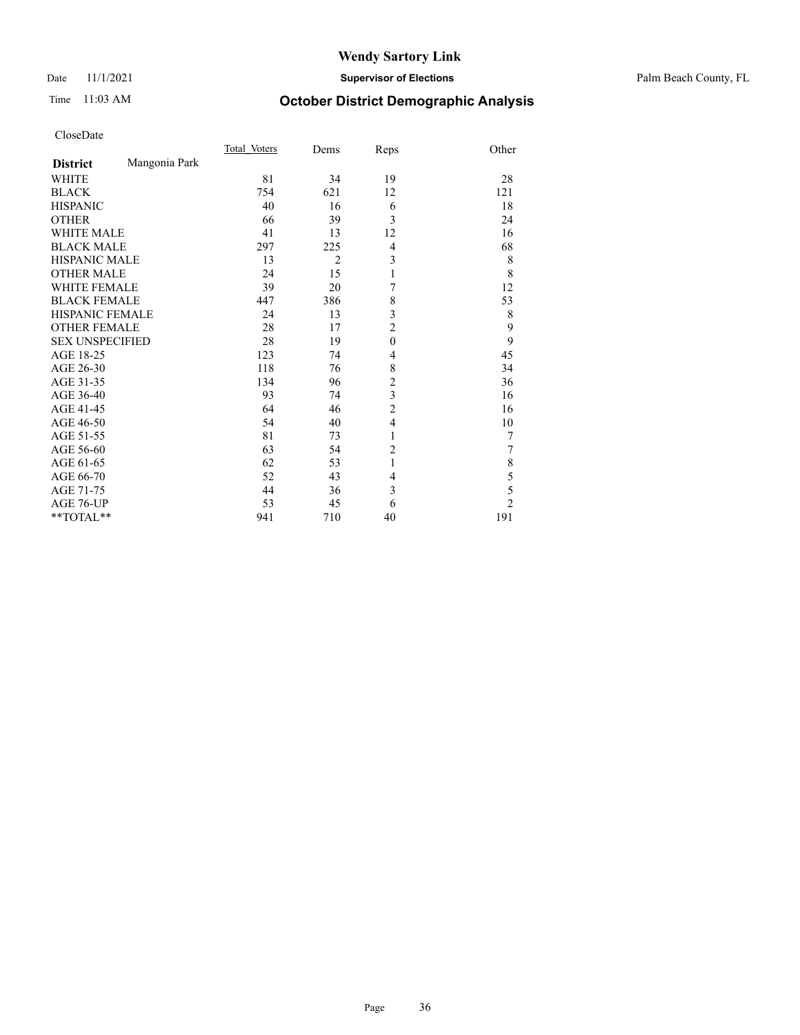# Wendy Sartory Link

Date 11/1/2021 **Supervisor of Elections** Palm Beach County, FL

Time 11:03 AM **October District Demographic Analysis**

CloseDate

| | Total_Voters | Dems | Reps | Other |
|---|---|---|---|---|
| **District** Mangonia Park | | | | |
| WHITE | 81 | 34 | 19 | 28 |
| BLACK | 754 | 621 | 12 | 121 |
| HISPANIC | 40 | 16 | 6 | 18 |
| OTHER | 66 | 39 | 3 | 24 |
| WHITE MALE | 41 | 13 | 12 | 16 |
| BLACK MALE | 297 | 225 | 4 | 68 |
| HISPANIC MALE | 13 | 2 | 3 | 8 |
| OTHER MALE | 24 | 15 | 1 | 8 |
| WHITE FEMALE | 39 | 20 | 7 | 12 |
| BLACK FEMALE | 447 | 386 | 8 | 53 |
| HISPANIC FEMALE | 24 | 13 | 3 | 8 |
| OTHER FEMALE | 28 | 17 | 2 | 9 |
| SEX UNSPECIFIED | 28 | 19 | 0 | 9 |
| AGE 18-25 | 123 | 74 | 4 | 45 |
| AGE 26-30 | 118 | 76 | 8 | 34 |
| AGE 31-35 | 134 | 96 | 2 | 36 |
| AGE 36-40 | 93 | 74 | 3 | 16 |
| AGE 41-45 | 64 | 46 | 2 | 16 |
| AGE 46-50 | 54 | 40 | 4 | 10 |
| AGE 51-55 | 81 | 73 | 1 | 7 |
| AGE 56-60 | 63 | 54 | 2 | 7 |
| AGE 61-65 | 62 | 53 | 1 | 8 |
| AGE 66-70 | 52 | 43 | 4 | 5 |
| AGE 71-75 | 44 | 36 | 3 | 5 |
| AGE 76-UP | 53 | 45 | 6 | 2 |
| **TOTAL** | 941 | 710 | 40 | 191 |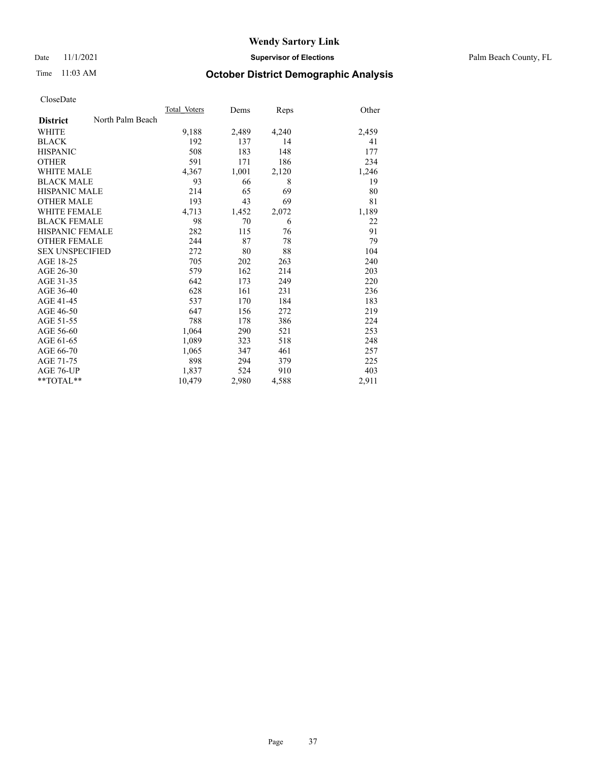# Wendy Sartory Link

Date 11/1/2021 **Supervisor of Elections** Palm Beach County, FL

Time 11:03 AM **October District Demographic Analysis**

CloseDate

| | Total_Voters | Dems | Reps | Other |
|---|---|---|---|---|
| **District** North Palm Beach | | | | |
| WHITE | 9,188 | 2,489 | 4,240 | 2,459 |
| BLACK | 192 | 137 | 14 | 41 |
| HISPANIC | 508 | 183 | 148 | 177 |
| OTHER | 591 | 171 | 186 | 234 |
| WHITE MALE | 4,367 | 1,001 | 2,120 | 1,246 |
| BLACK MALE | 93 | 66 | 8 | 19 |
| HISPANIC MALE | 214 | 65 | 69 | 80 |
| OTHER MALE | 193 | 43 | 69 | 81 |
| WHITE FEMALE | 4,713 | 1,452 | 2,072 | 1,189 |
| BLACK FEMALE | 98 | 70 | 6 | 22 |
| HISPANIC FEMALE | 282 | 115 | 76 | 91 |
| OTHER FEMALE | 244 | 87 | 78 | 79 |
| SEX UNSPECIFIED | 272 | 80 | 88 | 104 |
| AGE 18-25 | 705 | 202 | 263 | 240 |
| AGE 26-30 | 579 | 162 | 214 | 203 |
| AGE 31-35 | 642 | 173 | 249 | 220 |
| AGE 36-40 | 628 | 161 | 231 | 236 |
| AGE 41-45 | 537 | 170 | 184 | 183 |
| AGE 46-50 | 647 | 156 | 272 | 219 |
| AGE 51-55 | 788 | 178 | 386 | 224 |
| AGE 56-60 | 1,064 | 290 | 521 | 253 |
| AGE 61-65 | 1,089 | 323 | 518 | 248 |
| AGE 66-70 | 1,065 | 347 | 461 | 257 |
| AGE 71-75 | 898 | 294 | 379 | 225 |
| AGE 76-UP | 1,837 | 524 | 910 | 403 |
| **TOTAL** | 10,479 | 2,980 | 4,588 | 2,911 |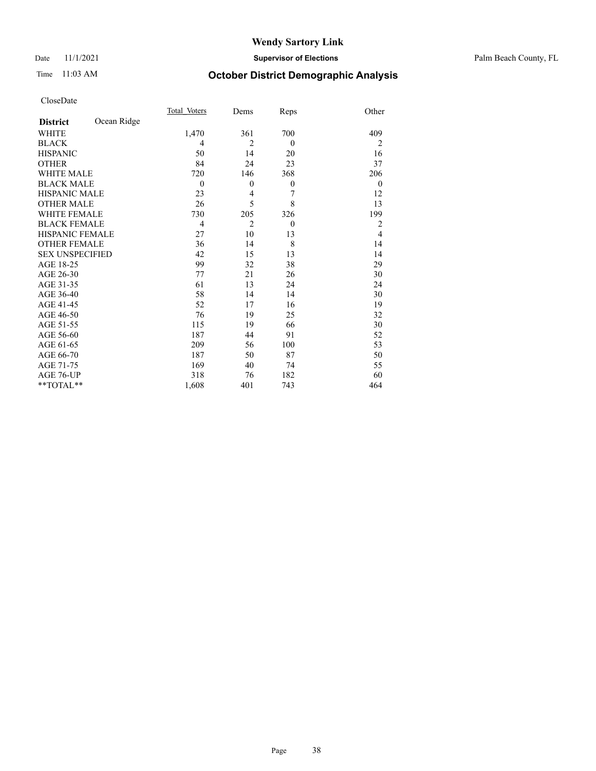# Wendy Sartory Link

Date 11/1/2021 **Supervisor of Elections** Palm Beach County, FL

Time 11:03 AM **October District Demographic Analysis**

CloseDate

| | Total_Voters | Dems | Reps | Other |
|---|---|---|---|---|
| **District** Ocean Ridge | | | | |
| WHITE | 1,470 | 361 | 700 | 409 |
| BLACK | 4 | 2 | 0 | 2 |
| HISPANIC | 50 | 14 | 20 | 16 |
| OTHER | 84 | 24 | 23 | 37 |
| WHITE MALE | 720 | 146 | 368 | 206 |
| BLACK MALE | 0 | 0 | 0 | 0 |
| HISPANIC MALE | 23 | 4 | 7 | 12 |
| OTHER MALE | 26 | 5 | 8 | 13 |
| WHITE FEMALE | 730 | 205 | 326 | 199 |
| BLACK FEMALE | 4 | 2 | 0 | 2 |
| HISPANIC FEMALE | 27 | 10 | 13 | 4 |
| OTHER FEMALE | 36 | 14 | 8 | 14 |
| SEX UNSPECIFIED | 42 | 15 | 13 | 14 |
| AGE 18-25 | 99 | 32 | 38 | 29 |
| AGE 26-30 | 77 | 21 | 26 | 30 |
| AGE 31-35 | 61 | 13 | 24 | 24 |
| AGE 36-40 | 58 | 14 | 14 | 30 |
| AGE 41-45 | 52 | 17 | 16 | 19 |
| AGE 46-50 | 76 | 19 | 25 | 32 |
| AGE 51-55 | 115 | 19 | 66 | 30 |
| AGE 56-60 | 187 | 44 | 91 | 52 |
| AGE 61-65 | 209 | 56 | 100 | 53 |
| AGE 66-70 | 187 | 50 | 87 | 50 |
| AGE 71-75 | 169 | 40 | 74 | 55 |
| AGE 76-UP | 318 | 76 | 182 | 60 |
| **TOTAL** | 1,608 | 401 | 743 | 464 |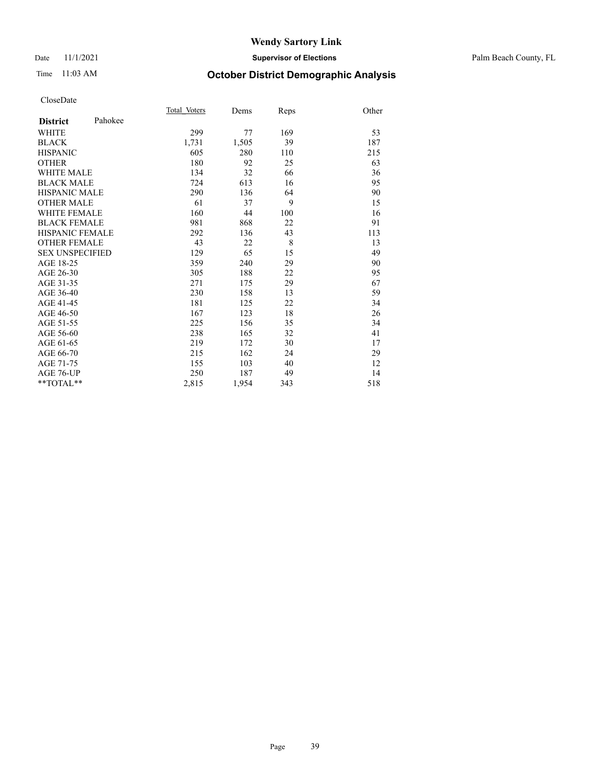# Wendy Sartory Link

Date 11/1/2021 **Supervisor of Elections** Palm Beach County, FL

Time 11:03 AM **October District Demographic Analysis**

CloseDate

| **District** Pahokee | Total_Voters | Dems | Reps | Other |
|---|---|---|---|---|
| WHITE | 299 | 77 | 169 | 53 |
| BLACK | 1,731 | 1,505 | 39 | 187 |
| HISPANIC | 605 | 280 | 110 | 215 |
| OTHER | 180 | 92 | 25 | 63 |
| WHITE MALE | 134 | 32 | 66 | 36 |
| BLACK MALE | 724 | 613 | 16 | 95 |
| HISPANIC MALE | 290 | 136 | 64 | 90 |
| OTHER MALE | 61 | 37 | 9 | 15 |
| WHITE FEMALE | 160 | 44 | 100 | 16 |
| BLACK FEMALE | 981 | 868 | 22 | 91 |
| HISPANIC FEMALE | 292 | 136 | 43 | 113 |
| OTHER FEMALE | 43 | 22 | 8 | 13 |
| SEX UNSPECIFIED | 129 | 65 | 15 | 49 |
| AGE 18-25 | 359 | 240 | 29 | 90 |
| AGE 26-30 | 305 | 188 | 22 | 95 |
| AGE 31-35 | 271 | 175 | 29 | 67 |
| AGE 36-40 | 230 | 158 | 13 | 59 |
| AGE 41-45 | 181 | 125 | 22 | 34 |
| AGE 46-50 | 167 | 123 | 18 | 26 |
| AGE 51-55 | 225 | 156 | 35 | 34 |
| AGE 56-60 | 238 | 165 | 32 | 41 |
| AGE 61-65 | 219 | 172 | 30 | 17 |
| AGE 66-70 | 215 | 162 | 24 | 29 |
| AGE 71-75 | 155 | 103 | 40 | 12 |
| AGE 76-UP | 250 | 187 | 49 | 14 |
| **TOTAL** | 2,815 | 1,954 | 343 | 518 |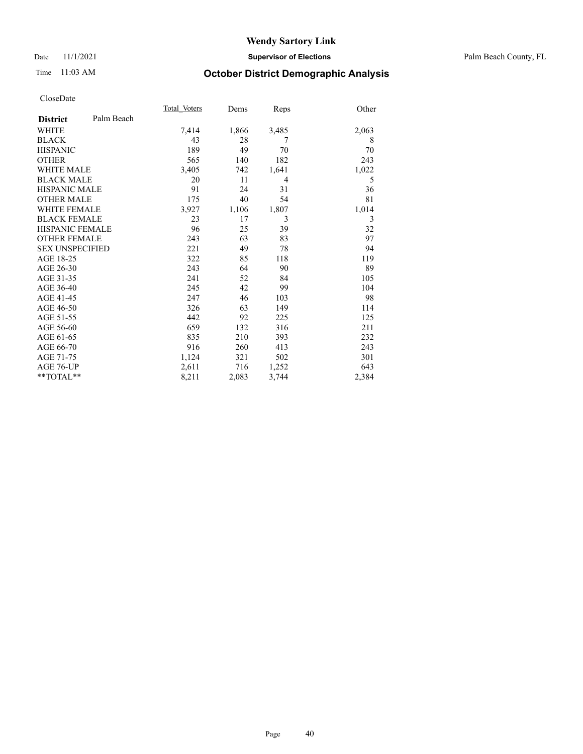# Wendy Sartory Link

Date 11/1/2021 **Supervisor of Elections** Palm Beach County, FL

Time 11:03 AM **October District Demographic Analysis**

CloseDate

| **District** Palm Beach | Total Voters | Dems | Reps | Other |
|---|---|---|---|---|
| WHITE | 7,414 | 1,866 | 3,485 | 2,063 |
| BLACK | 43 | 28 | 7 | 8 |
| HISPANIC | 189 | 49 | 70 | 70 |
| OTHER | 565 | 140 | 182 | 243 |
| WHITE MALE | 3,405 | 742 | 1,641 | 1,022 |
| BLACK MALE | 20 | 11 | 4 | 5 |
| HISPANIC MALE | 91 | 24 | 31 | 36 |
| OTHER MALE | 175 | 40 | 54 | 81 |
| WHITE FEMALE | 3,927 | 1,106 | 1,807 | 1,014 |
| BLACK FEMALE | 23 | 17 | 3 | 3 |
| HISPANIC FEMALE | 96 | 25 | 39 | 32 |
| OTHER FEMALE | 243 | 63 | 83 | 97 |
| SEX UNSPECIFIED | 221 | 49 | 78 | 94 |
| AGE 18-25 | 322 | 85 | 118 | 119 |
| AGE 26-30 | 243 | 64 | 90 | 89 |
| AGE 31-35 | 241 | 52 | 84 | 105 |
| AGE 36-40 | 245 | 42 | 99 | 104 |
| AGE 41-45 | 247 | 46 | 103 | 98 |
| AGE 46-50 | 326 | 63 | 149 | 114 |
| AGE 51-55 | 442 | 92 | 225 | 125 |
| AGE 56-60 | 659 | 132 | 316 | 211 |
| AGE 61-65 | 835 | 210 | 393 | 232 |
| AGE 66-70 | 916 | 260 | 413 | 243 |
| AGE 71-75 | 1,124 | 321 | 502 | 301 |
| AGE 76-UP | 2,611 | 716 | 1,252 | 643 |
| **TOTAL** | 8,211 | 2,083 | 3,744 | 2,384 |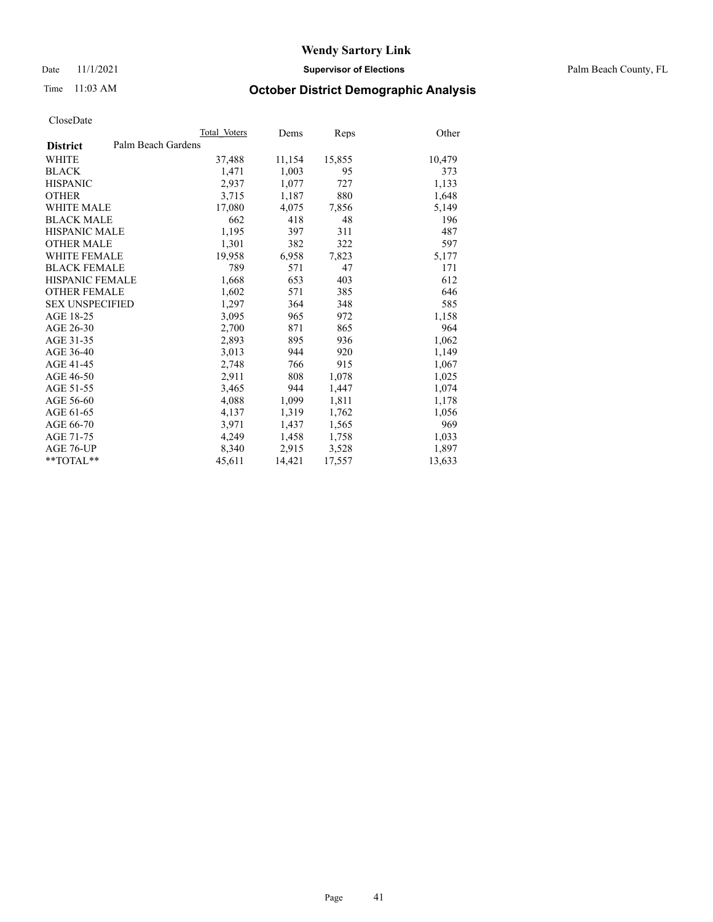# Wendy Sartory Link

Date 11/1/2021 **Supervisor of Elections** Palm Beach County, FL

Time 11:03 AM **October District Demographic Analysis**

CloseDate

| **District** Palm Beach Gardens | Total Voters | Dems | Reps | Other |
|---|---|---|---|---|
| WHITE | 37,488 | 11,154 | 15,855 | 10,479 |
| BLACK | 1,471 | 1,003 | 95 | 373 |
| HISPANIC | 2,937 | 1,077 | 727 | 1,133 |
| OTHER | 3,715 | 1,187 | 880 | 1,648 |
| WHITE MALE | 17,080 | 4,075 | 7,856 | 5,149 |
| BLACK MALE | 662 | 418 | 48 | 196 |
| HISPANIC MALE | 1,195 | 397 | 311 | 487 |
| OTHER MALE | 1,301 | 382 | 322 | 597 |
| WHITE FEMALE | 19,958 | 6,958 | 7,823 | 5,177 |
| BLACK FEMALE | 789 | 571 | 47 | 171 |
| HISPANIC FEMALE | 1,668 | 653 | 403 | 612 |
| OTHER FEMALE | 1,602 | 571 | 385 | 646 |
| SEX UNSPECIFIED | 1,297 | 364 | 348 | 585 |
| AGE 18-25 | 3,095 | 965 | 972 | 1,158 |
| AGE 26-30 | 2,700 | 871 | 865 | 964 |
| AGE 31-35 | 2,893 | 895 | 936 | 1,062 |
| AGE 36-40 | 3,013 | 944 | 920 | 1,149 |
| AGE 41-45 | 2,748 | 766 | 915 | 1,067 |
| AGE 46-50 | 2,911 | 808 | 1,078 | 1,025 |
| AGE 51-55 | 3,465 | 944 | 1,447 | 1,074 |
| AGE 56-60 | 4,088 | 1,099 | 1,811 | 1,178 |
| AGE 61-65 | 4,137 | 1,319 | 1,762 | 1,056 |
| AGE 66-70 | 3,971 | 1,437 | 1,565 | 969 |
| AGE 71-75 | 4,249 | 1,458 | 1,758 | 1,033 |
| AGE 76-UP | 8,340 | 2,915 | 3,528 | 1,897 |
| **TOTAL** | 45,611 | 14,421 | 17,557 | 13,633 |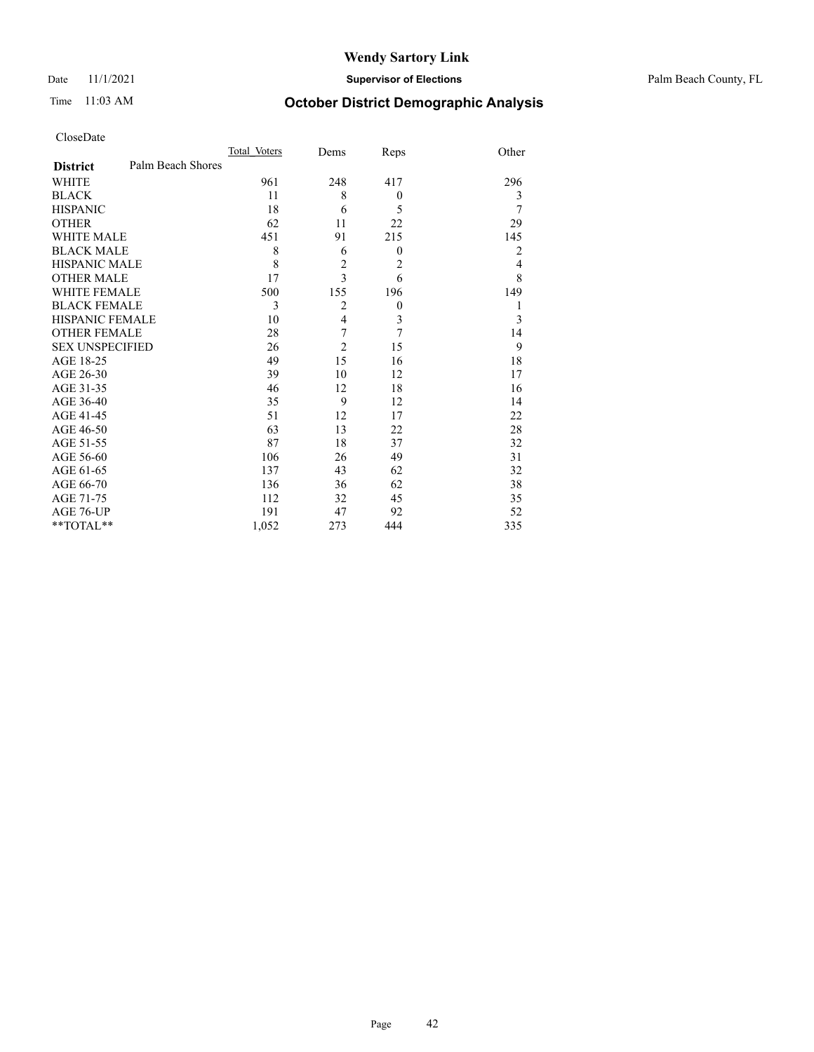CloseDate

| District | Palm Beach Shores | Total_Voters | Dems | Reps | Other |
|---|---|---|---|---|---|
| WHITE | | 961 | 248 | 417 | 296 |
| BLACK | | 11 | 8 | 0 | 3 |
| HISPANIC | | 18 | 6 | 5 | 7 |
| OTHER | | 62 | 11 | 22 | 29 |
| WHITE MALE | | 451 | 91 | 215 | 145 |
| BLACK MALE | | 8 | 6 | 0 | 2 |
| HISPANIC MALE | | 8 | 2 | 2 | 4 |
| OTHER MALE | | 17 | 3 | 6 | 8 |
| WHITE FEMALE | | 500 | 155 | 196 | 149 |
| BLACK FEMALE | | 3 | 2 | 0 | 1 |
| HISPANIC FEMALE | | 10 | 4 | 3 | 3 |
| OTHER FEMALE | | 28 | 7 | 7 | 14 |
| SEX UNSPECIFIED | | 26 | 2 | 15 | 9 |
| AGE 18-25 | | 49 | 15 | 16 | 18 |
| AGE 26-30 | | 39 | 10 | 12 | 17 |
| AGE 31-35 | | 46 | 12 | 18 | 16 |
| AGE 36-40 | | 35 | 9 | 12 | 14 |
| AGE 41-45 | | 51 | 12 | 17 | 22 |
| AGE 46-50 | | 63 | 13 | 22 | 28 |
| AGE 51-55 | | 87 | 18 | 37 | 32 |
| AGE 56-60 | | 106 | 26 | 49 | 31 |
| AGE 61-65 | | 137 | 43 | 62 | 32 |
| AGE 66-70 | | 136 | 36 | 62 | 38 |
| AGE 71-75 | | 112 | 32 | 45 | 35 |
| AGE 76-UP | | 191 | 47 | 92 | 52 |
| **TOTAL** | | 1,052 | 273 | 444 | 335 |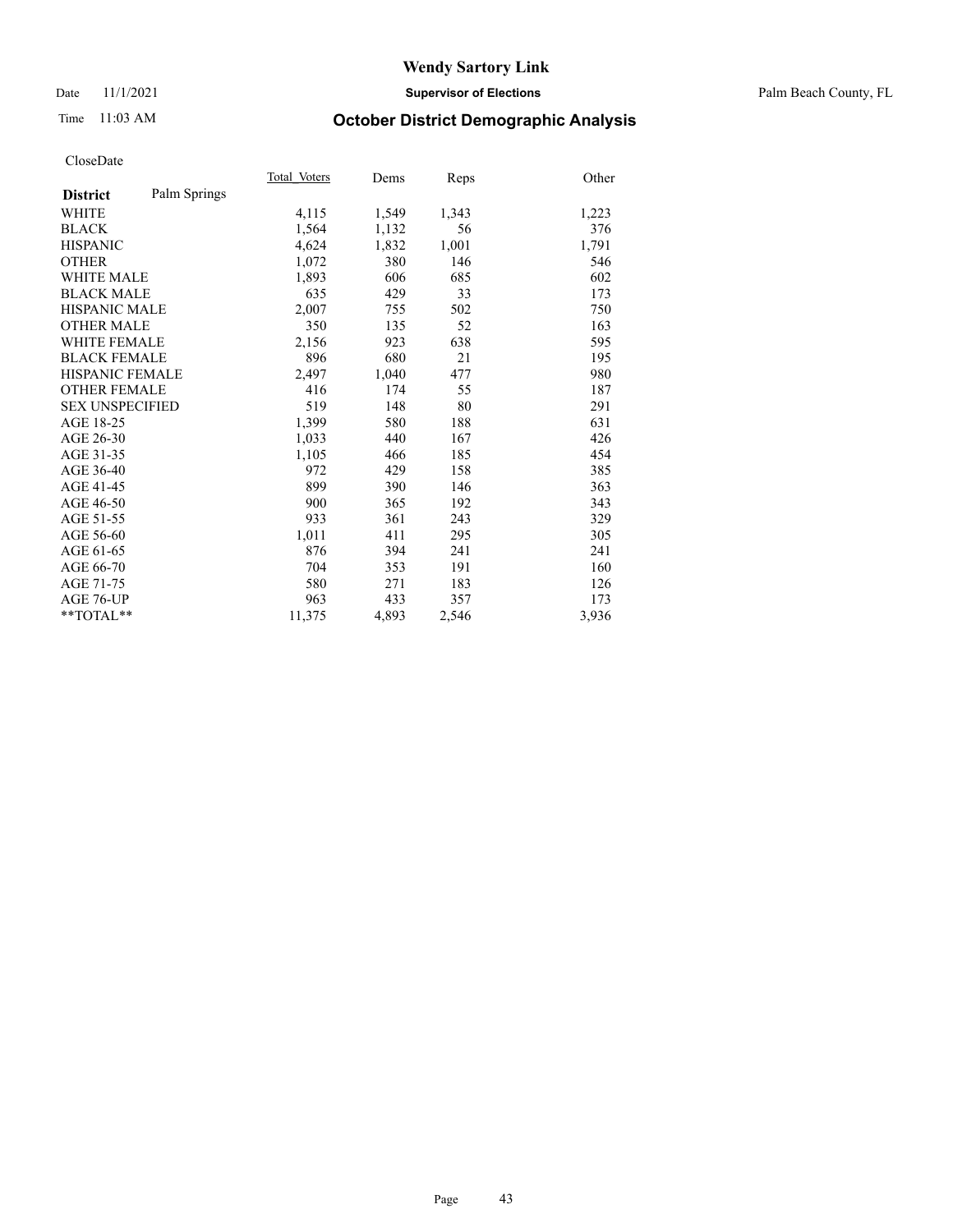# Wendy Sartory Link

Date 11/1/2021 **Supervisor of Elections** Palm Beach County, FL

Time 11:03 AM **October District Demographic Analysis**

CloseDate

| **District** Palm Springs | Total Voters | Dems | Reps | Other |
|---|---|---|---|---|
| WHITE | 4,115 | 1,549 | 1,343 | 1,223 |
| BLACK | 1,564 | 1,132 | 56 | 376 |
| HISPANIC | 4,624 | 1,832 | 1,001 | 1,791 |
| OTHER | 1,072 | 380 | 146 | 546 |
| WHITE MALE | 1,893 | 606 | 685 | 602 |
| BLACK MALE | 635 | 429 | 33 | 173 |
| HISPANIC MALE | 2,007 | 755 | 502 | 750 |
| OTHER MALE | 350 | 135 | 52 | 163 |
| WHITE FEMALE | 2,156 | 923 | 638 | 595 |
| BLACK FEMALE | 896 | 680 | 21 | 195 |
| HISPANIC FEMALE | 2,497 | 1,040 | 477 | 980 |
| OTHER FEMALE | 416 | 174 | 55 | 187 |
| SEX UNSPECIFIED | 519 | 148 | 80 | 291 |
| AGE 18-25 | 1,399 | 580 | 188 | 631 |
| AGE 26-30 | 1,033 | 440 | 167 | 426 |
| AGE 31-35 | 1,105 | 466 | 185 | 454 |
| AGE 36-40 | 972 | 429 | 158 | 385 |
| AGE 41-45 | 899 | 390 | 146 | 363 |
| AGE 46-50 | 900 | 365 | 192 | 343 |
| AGE 51-55 | 933 | 361 | 243 | 329 |
| AGE 56-60 | 1,011 | 411 | 295 | 305 |
| AGE 61-65 | 876 | 394 | 241 | 241 |
| AGE 66-70 | 704 | 353 | 191 | 160 |
| AGE 71-75 | 580 | 271 | 183 | 126 |
| AGE 76-UP | 963 | 433 | 357 | 173 |
| **TOTAL** | 11,375 | 4,893 | 2,546 | 3,936 |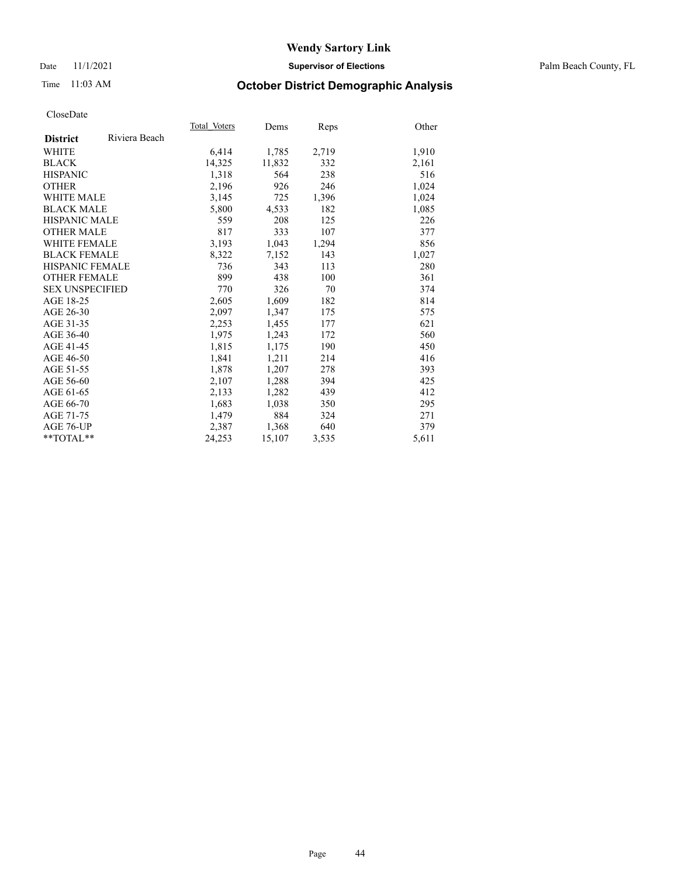Date 11/1/2021

Time 11:03 AM

# Wendy Sartory Link

**Supervisor of Elections**

Palm Beach County, FL

## October District Demographic Analysis

CloseDate

| **District** Riviera Beach | Total Voters | Dems | Reps | Other |
|---|---|---|---|---|
| WHITE | 6,414 | 1,785 | 2,719 | 1,910 |
| BLACK | 14,325 | 11,832 | 332 | 2,161 |
| HISPANIC | 1,318 | 564 | 238 | 516 |
| OTHER | 2,196 | 926 | 246 | 1,024 |
| WHITE MALE | 3,145 | 725 | 1,396 | 1,024 |
| BLACK MALE | 5,800 | 4,533 | 182 | 1,085 |
| HISPANIC MALE | 559 | 208 | 125 | 226 |
| OTHER MALE | 817 | 333 | 107 | 377 |
| WHITE FEMALE | 3,193 | 1,043 | 1,294 | 856 |
| BLACK FEMALE | 8,322 | 7,152 | 143 | 1,027 |
| HISPANIC FEMALE | 736 | 343 | 113 | 280 |
| OTHER FEMALE | 899 | 438 | 100 | 361 |
| SEX UNSPECIFIED | 770 | 326 | 70 | 374 |
| AGE 18-25 | 2,605 | 1,609 | 182 | 814 |
| AGE 26-30 | 2,097 | 1,347 | 175 | 575 |
| AGE 31-35 | 2,253 | 1,455 | 177 | 621 |
| AGE 36-40 | 1,975 | 1,243 | 172 | 560 |
| AGE 41-45 | 1,815 | 1,175 | 190 | 450 |
| AGE 46-50 | 1,841 | 1,211 | 214 | 416 |
| AGE 51-55 | 1,878 | 1,207 | 278 | 393 |
| AGE 56-60 | 2,107 | 1,288 | 394 | 425 |
| AGE 61-65 | 2,133 | 1,282 | 439 | 412 |
| AGE 66-70 | 1,683 | 1,038 | 350 | 295 |
| AGE 71-75 | 1,479 | 884 | 324 | 271 |
| AGE 76-UP | 2,387 | 1,368 | 640 | 379 |
| **TOTAL** | 24,253 | 15,107 | 3,535 | 5,611 |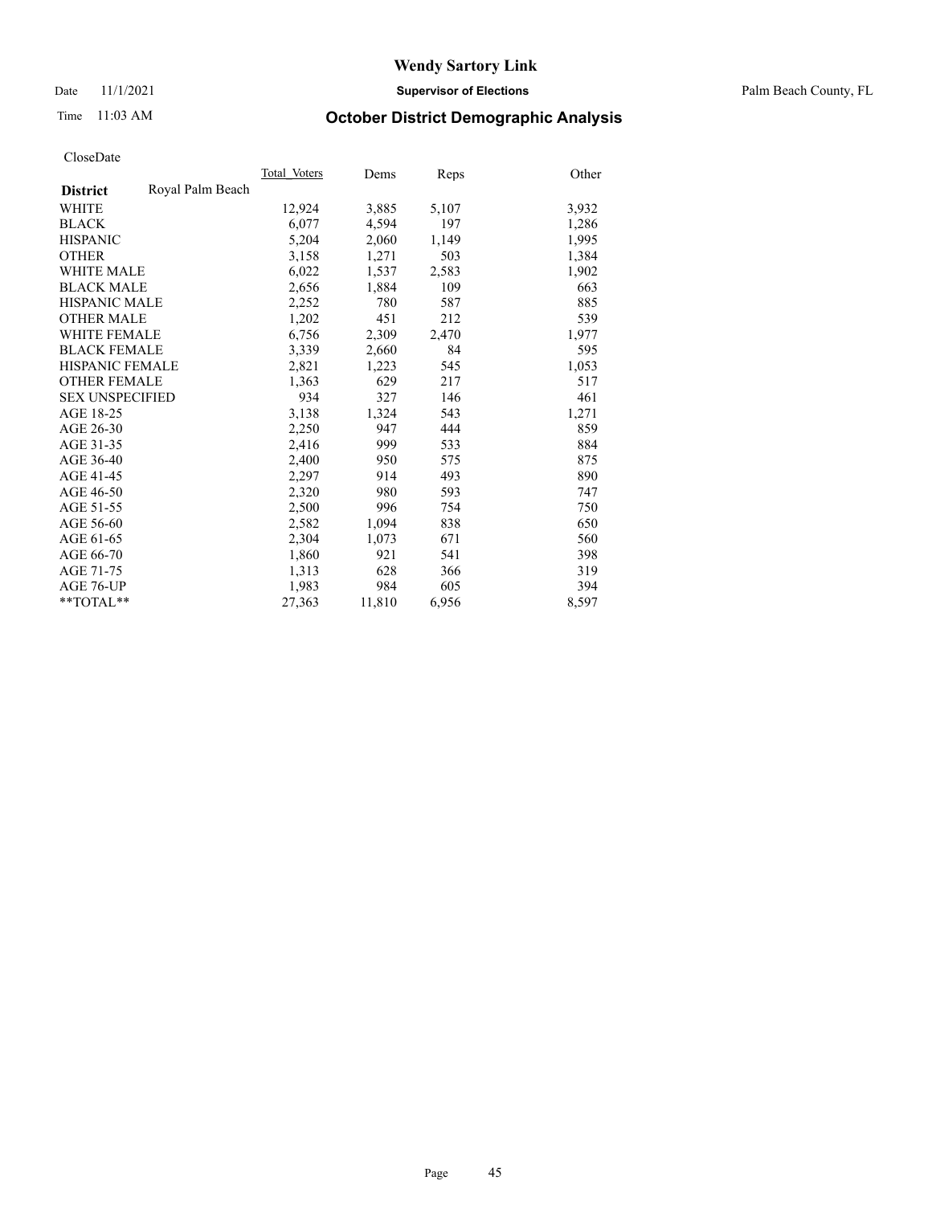# Wendy Sartory Link

Date 11/1/2021 **Supervisor of Elections** Palm Beach County, FL

Time 11:03 AM **October District Demographic Analysis**

CloseDate

| | Total_Voters | Dems | Reps | Other |
|---|---|---|---|---|
| **District** Royal Palm Beach | | | | |
| WHITE | 12,924 | 3,885 | 5,107 | 3,932 |
| BLACK | 6,077 | 4,594 | 197 | 1,286 |
| HISPANIC | 5,204 | 2,060 | 1,149 | 1,995 |
| OTHER | 3,158 | 1,271 | 503 | 1,384 |
| WHITE MALE | 6,022 | 1,537 | 2,583 | 1,902 |
| BLACK MALE | 2,656 | 1,884 | 109 | 663 |
| HISPANIC MALE | 2,252 | 780 | 587 | 885 |
| OTHER MALE | 1,202 | 451 | 212 | 539 |
| WHITE FEMALE | 6,756 | 2,309 | 2,470 | 1,977 |
| BLACK FEMALE | 3,339 | 2,660 | 84 | 595 |
| HISPANIC FEMALE | 2,821 | 1,223 | 545 | 1,053 |
| OTHER FEMALE | 1,363 | 629 | 217 | 517 |
| SEX UNSPECIFIED | 934 | 327 | 146 | 461 |
| AGE 18-25 | 3,138 | 1,324 | 543 | 1,271 |
| AGE 26-30 | 2,250 | 947 | 444 | 859 |
| AGE 31-35 | 2,416 | 999 | 533 | 884 |
| AGE 36-40 | 2,400 | 950 | 575 | 875 |
| AGE 41-45 | 2,297 | 914 | 493 | 890 |
| AGE 46-50 | 2,320 | 980 | 593 | 747 |
| AGE 51-55 | 2,500 | 996 | 754 | 750 |
| AGE 56-60 | 2,582 | 1,094 | 838 | 650 |
| AGE 61-65 | 2,304 | 1,073 | 671 | 560 |
| AGE 66-70 | 1,860 | 921 | 541 | 398 |
| AGE 71-75 | 1,313 | 628 | 366 | 319 |
| AGE 76-UP | 1,983 | 984 | 605 | 394 |
| **TOTAL** | 27,363 | 11,810 | 6,956 | 8,597 |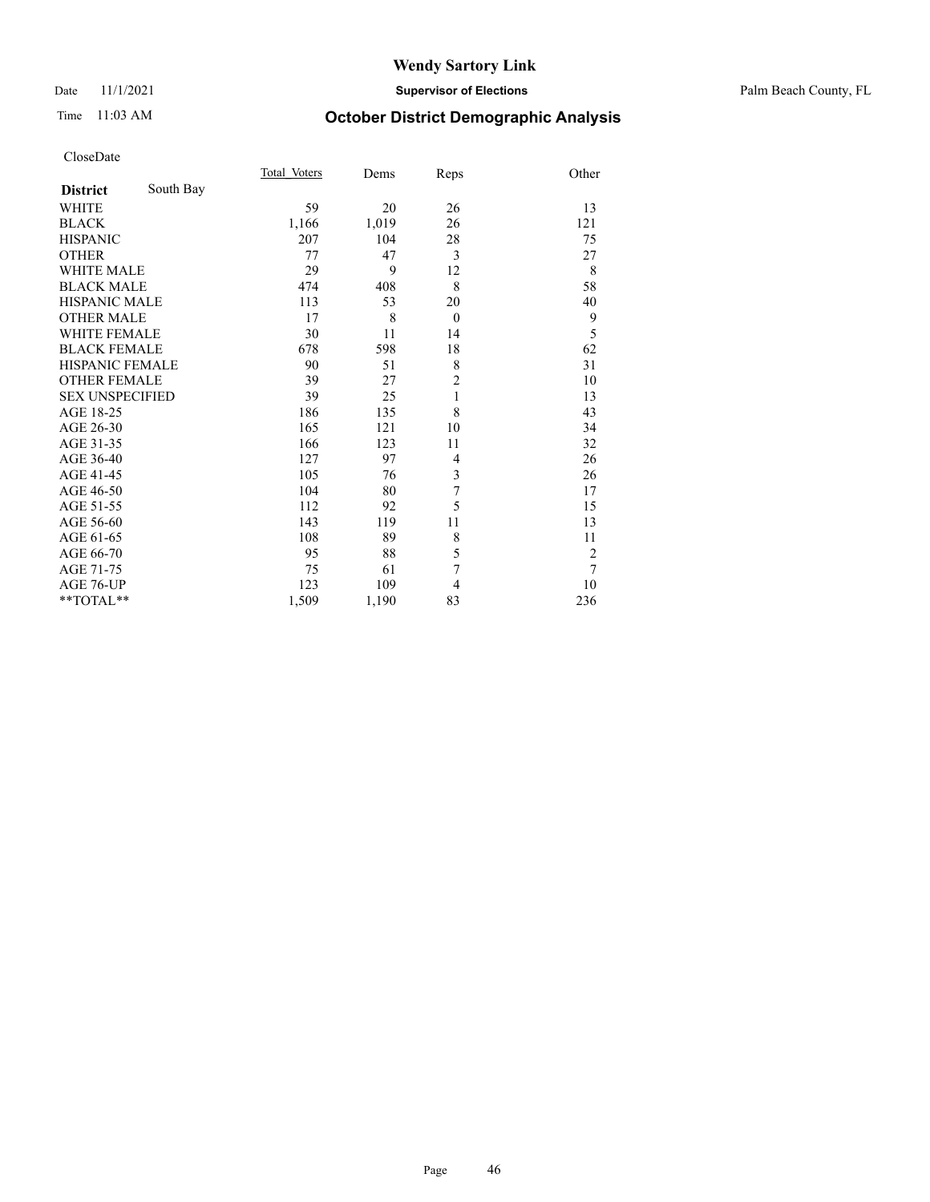# Wendy Sartory Link

Date 11/1/2021 **Supervisor of Elections** Palm Beach County, FL

Time 11:03 AM **October District Demographic Analysis**

CloseDate

| **District** South Bay | Total_Voters | Dems | Reps | Other |
|---|---|---|---|---|
| WHITE | 59 | 20 | 26 | 13 |
| BLACK | 1,166 | 1,019 | 26 | 121 |
| HISPANIC | 207 | 104 | 28 | 75 |
| OTHER | 77 | 47 | 3 | 27 |
| WHITE MALE | 29 | 9 | 12 | 8 |
| BLACK MALE | 474 | 408 | 8 | 58 |
| HISPANIC MALE | 113 | 53 | 20 | 40 |
| OTHER MALE | 17 | 8 | 0 | 9 |
| WHITE FEMALE | 30 | 11 | 14 | 5 |
| BLACK FEMALE | 678 | 598 | 18 | 62 |
| HISPANIC FEMALE | 90 | 51 | 8 | 31 |
| OTHER FEMALE | 39 | 27 | 2 | 10 |
| SEX UNSPECIFIED | 39 | 25 | 1 | 13 |
| AGE 18-25 | 186 | 135 | 8 | 43 |
| AGE 26-30 | 165 | 121 | 10 | 34 |
| AGE 31-35 | 166 | 123 | 11 | 32 |
| AGE 36-40 | 127 | 97 | 4 | 26 |
| AGE 41-45 | 105 | 76 | 3 | 26 |
| AGE 46-50 | 104 | 80 | 7 | 17 |
| AGE 51-55 | 112 | 92 | 5 | 15 |
| AGE 56-60 | 143 | 119 | 11 | 13 |
| AGE 61-65 | 108 | 89 | 8 | 11 |
| AGE 66-70 | 95 | 88 | 5 | 2 |
| AGE 71-75 | 75 | 61 | 7 | 7 |
| AGE 76-UP | 123 | 109 | 4 | 10 |
| **TOTAL** | 1,509 | 1,190 | 83 | 236 |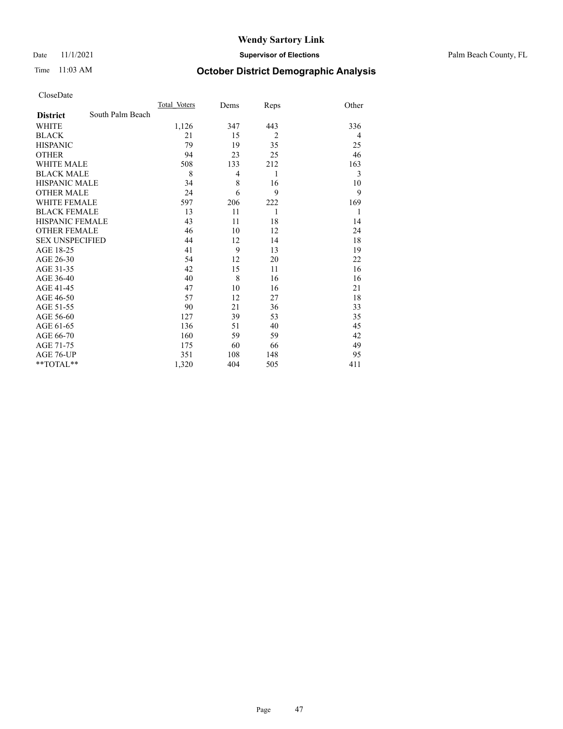# Wendy Sartory Link

Date 11/1/2021 **Supervisor of Elections** Palm Beach County, FL

Time 11:03 AM **October District Demographic Analysis**

CloseDate

| **District** South Palm Beach | Total_Voters | Dems | Reps | Other |
|---|---|---|---|---|
| WHITE | 1,126 | 347 | 443 | 336 |
| BLACK | 21 | 15 | 2 | 4 |
| HISPANIC | 79 | 19 | 35 | 25 |
| OTHER | 94 | 23 | 25 | 46 |
| WHITE MALE | 508 | 133 | 212 | 163 |
| BLACK MALE | 8 | 4 | 1 | 3 |
| HISPANIC MALE | 34 | 8 | 16 | 10 |
| OTHER MALE | 24 | 6 | 9 | 9 |
| WHITE FEMALE | 597 | 206 | 222 | 169 |
| BLACK FEMALE | 13 | 11 | 1 | 1 |
| HISPANIC FEMALE | 43 | 11 | 18 | 14 |
| OTHER FEMALE | 46 | 10 | 12 | 24 |
| SEX UNSPECIFIED | 44 | 12 | 14 | 18 |
| AGE 18-25 | 41 | 9 | 13 | 19 |
| AGE 26-30 | 54 | 12 | 20 | 22 |
| AGE 31-35 | 42 | 15 | 11 | 16 |
| AGE 36-40 | 40 | 8 | 16 | 16 |
| AGE 41-45 | 47 | 10 | 16 | 21 |
| AGE 46-50 | 57 | 12 | 27 | 18 |
| AGE 51-55 | 90 | 21 | 36 | 33 |
| AGE 56-60 | 127 | 39 | 53 | 35 |
| AGE 61-65 | 136 | 51 | 40 | 45 |
| AGE 66-70 | 160 | 59 | 59 | 42 |
| AGE 71-75 | 175 | 60 | 66 | 49 |
| AGE 76-UP | 351 | 108 | 148 | 95 |
| **TOTAL** | 1,320 | 404 | 505 | 411 |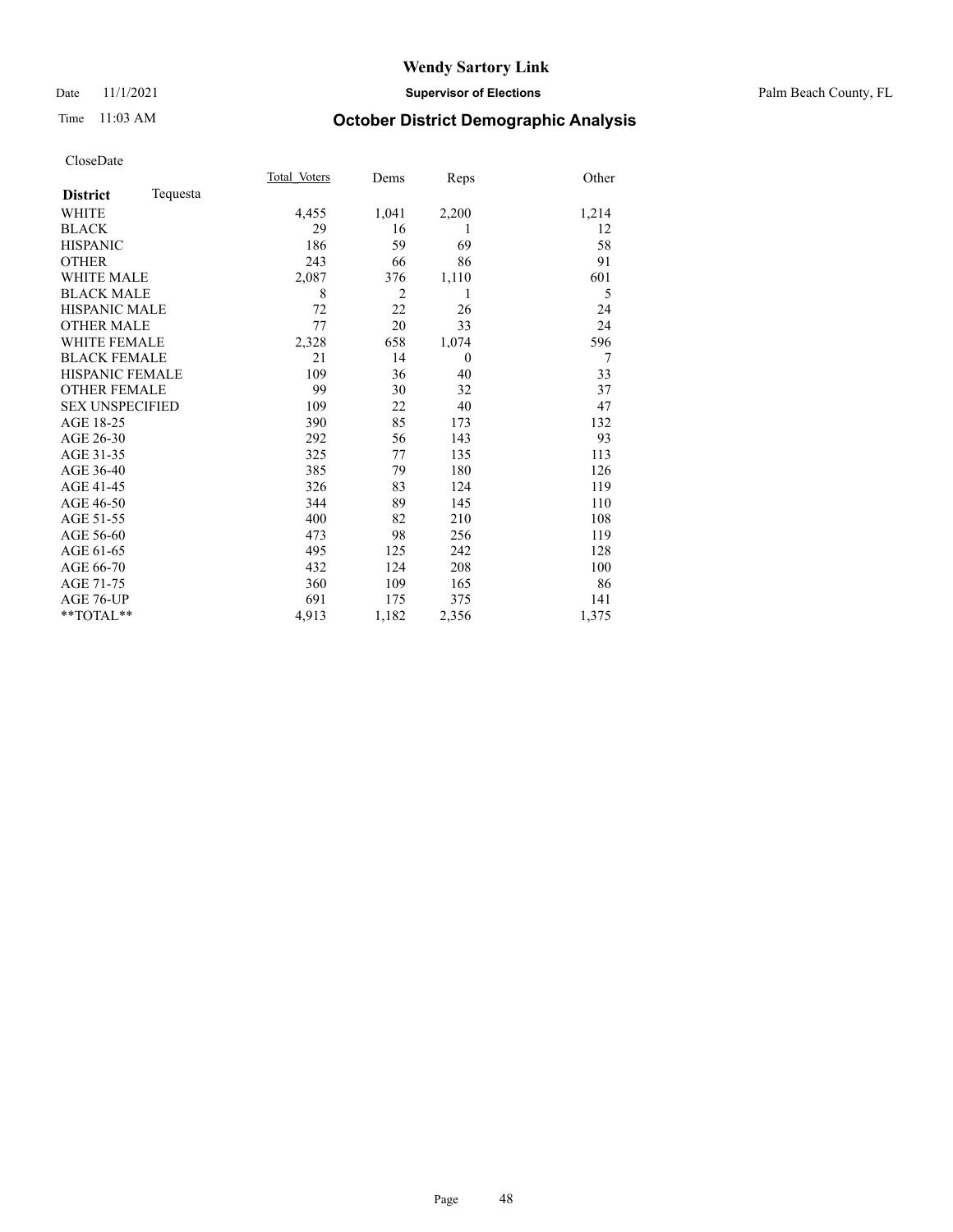# Wendy Sartory Link

Date 11/1/2021 **Supervisor of Elections** Palm Beach County, FL

Time 11:03 AM **October District Demographic Analysis**

CloseDate

| **District** Tequesta | Total Voters | Dems | Reps | Other |
|---|---|---|---|---|
| WHITE | 4,455 | 1,041 | 2,200 | 1,214 |
| BLACK | 29 | 16 | 1 | 12 |
| HISPANIC | 186 | 59 | 69 | 58 |
| OTHER | 243 | 66 | 86 | 91 |
| WHITE MALE | 2,087 | 376 | 1,110 | 601 |
| BLACK MALE | 8 | 2 | 1 | 5 |
| HISPANIC MALE | 72 | 22 | 26 | 24 |
| OTHER MALE | 77 | 20 | 33 | 24 |
| WHITE FEMALE | 2,328 | 658 | 1,074 | 596 |
| BLACK FEMALE | 21 | 14 | 0 | 7 |
| HISPANIC FEMALE | 109 | 36 | 40 | 33 |
| OTHER FEMALE | 99 | 30 | 32 | 37 |
| SEX UNSPECIFIED | 109 | 22 | 40 | 47 |
| AGE 18-25 | 390 | 85 | 173 | 132 |
| AGE 26-30 | 292 | 56 | 143 | 93 |
| AGE 31-35 | 325 | 77 | 135 | 113 |
| AGE 36-40 | 385 | 79 | 180 | 126 |
| AGE 41-45 | 326 | 83 | 124 | 119 |
| AGE 46-50 | 344 | 89 | 145 | 110 |
| AGE 51-55 | 400 | 82 | 210 | 108 |
| AGE 56-60 | 473 | 98 | 256 | 119 |
| AGE 61-65 | 495 | 125 | 242 | 128 |
| AGE 66-70 | 432 | 124 | 208 | 100 |
| AGE 71-75 | 360 | 109 | 165 | 86 |
| AGE 76-UP | 691 | 175 | 375 | 141 |
| **TOTAL** | 4,913 | 1,182 | 2,356 | 1,375 |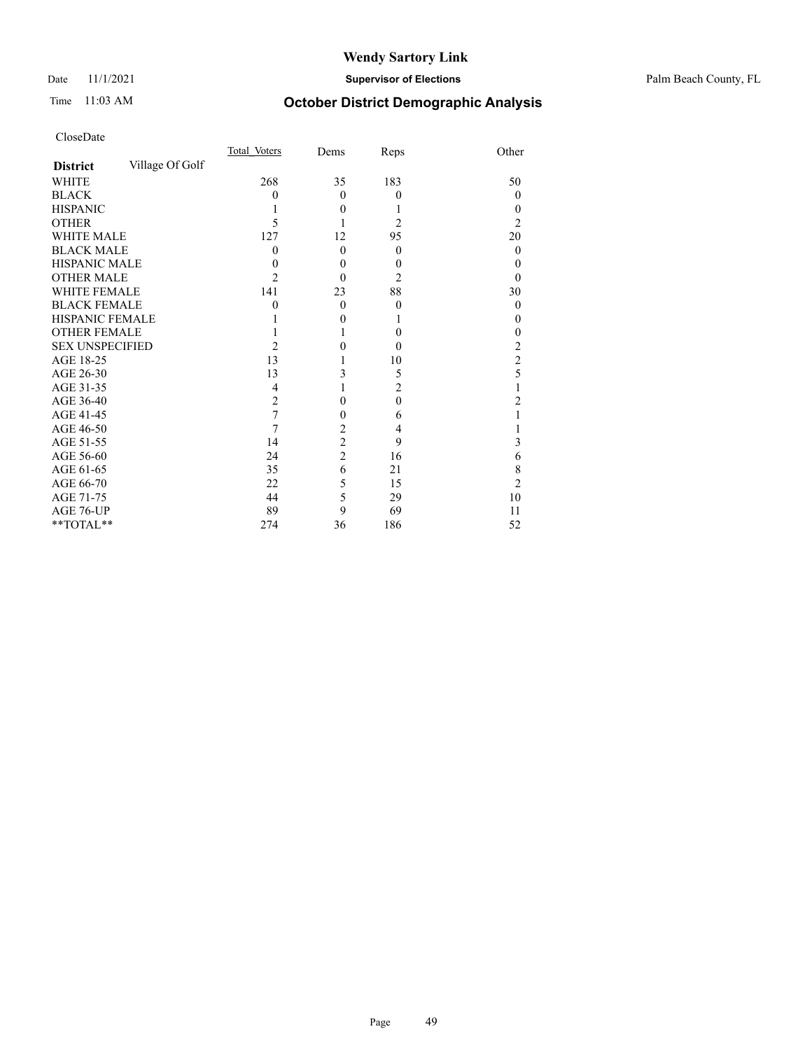# Wendy Sartory Link

Date 11/1/2021 **Supervisor of Elections** Palm Beach County, FL

Time 11:03 AM **October District Demographic Analysis**

CloseDate

| **District** Village Of Golf | Total_Voters | Dems | Reps | Other |
|---|---|---|---|---|
| WHITE | 268 | 35 | 183 | 50 |
| BLACK | 0 | 0 | 0 | 0 |
| HISPANIC | 1 | 0 | 1 | 0 |
| OTHER | 5 | 1 | 2 | 2 |
| WHITE MALE | 127 | 12 | 95 | 20 |
| BLACK MALE | 0 | 0 | 0 | 0 |
| HISPANIC MALE | 0 | 0 | 0 | 0 |
| OTHER MALE | 2 | 0 | 2 | 0 |
| WHITE FEMALE | 141 | 23 | 88 | 30 |
| BLACK FEMALE | 0 | 0 | 0 | 0 |
| HISPANIC FEMALE | 1 | 0 | 1 | 0 |
| OTHER FEMALE | 1 | 1 | 0 | 0 |
| SEX UNSPECIFIED | 2 | 0 | 0 | 2 |
| AGE 18-25 | 13 | 1 | 10 | 2 |
| AGE 26-30 | 13 | 3 | 5 | 5 |
| AGE 31-35 | 4 | 1 | 2 | 1 |
| AGE 36-40 | 2 | 0 | 0 | 2 |
| AGE 41-45 | 7 | 0 | 6 | 1 |
| AGE 46-50 | 7 | 2 | 4 | 1 |
| AGE 51-55 | 14 | 2 | 9 | 3 |
| AGE 56-60 | 24 | 2 | 16 | 6 |
| AGE 61-65 | 35 | 6 | 21 | 8 |
| AGE 66-70 | 22 | 5 | 15 | 2 |
| AGE 71-75 | 44 | 5 | 29 | 10 |
| AGE 76-UP | 89 | 9 | 69 | 11 |
| **TOTAL** | 274 | 36 | 186 | 52 |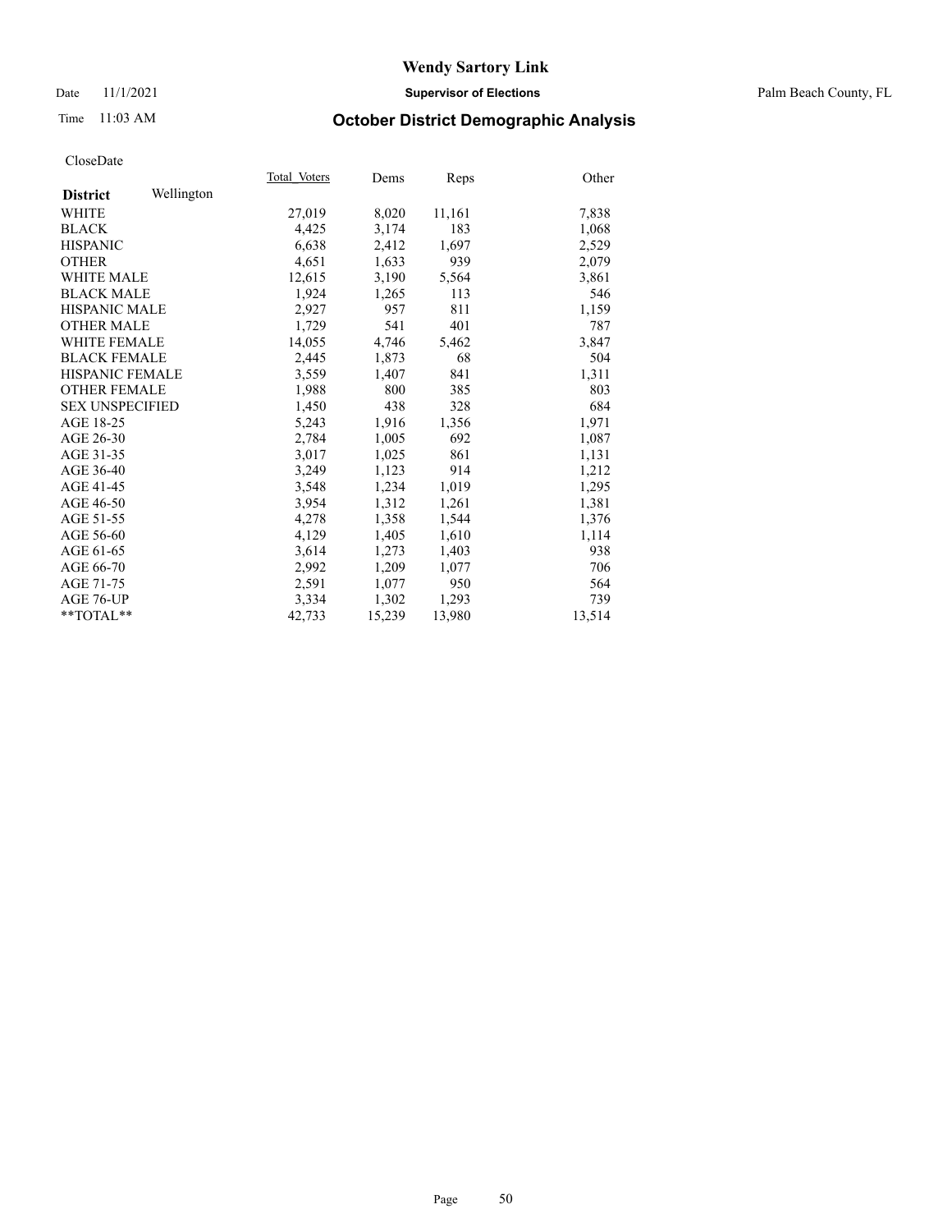Wendy Sartory Link

Date 11/1/2021 **Supervisor of Elections** Palm Beach County, FL

Time 11:03 AM **October District Demographic Analysis**

CloseDate

| **District** Wellington | Total Voters | Dems | Reps | Other |
|---|---|---|---|---|
| WHITE | 27,019 | 8,020 | 11,161 | 7,838 |
| BLACK | 4,425 | 3,174 | 183 | 1,068 |
| HISPANIC | 6,638 | 2,412 | 1,697 | 2,529 |
| OTHER | 4,651 | 1,633 | 939 | 2,079 |
| WHITE MALE | 12,615 | 3,190 | 5,564 | 3,861 |
| BLACK MALE | 1,924 | 1,265 | 113 | 546 |
| HISPANIC MALE | 2,927 | 957 | 811 | 1,159 |
| OTHER MALE | 1,729 | 541 | 401 | 787 |
| WHITE FEMALE | 14,055 | 4,746 | 5,462 | 3,847 |
| BLACK FEMALE | 2,445 | 1,873 | 68 | 504 |
| HISPANIC FEMALE | 3,559 | 1,407 | 841 | 1,311 |
| OTHER FEMALE | 1,988 | 800 | 385 | 803 |
| SEX UNSPECIFIED | 1,450 | 438 | 328 | 684 |
| AGE 18-25 | 5,243 | 1,916 | 1,356 | 1,971 |
| AGE 26-30 | 2,784 | 1,005 | 692 | 1,087 |
| AGE 31-35 | 3,017 | 1,025 | 861 | 1,131 |
| AGE 36-40 | 3,249 | 1,123 | 914 | 1,212 |
| AGE 41-45 | 3,548 | 1,234 | 1,019 | 1,295 |
| AGE 46-50 | 3,954 | 1,312 | 1,261 | 1,381 |
| AGE 51-55 | 4,278 | 1,358 | 1,544 | 1,376 |
| AGE 56-60 | 4,129 | 1,405 | 1,610 | 1,114 |
| AGE 61-65 | 3,614 | 1,273 | 1,403 | 938 |
| AGE 66-70 | 2,992 | 1,209 | 1,077 | 706 |
| AGE 71-75 | 2,591 | 1,077 | 950 | 564 |
| AGE 76-UP | 3,334 | 1,302 | 1,293 | 739 |
| **TOTAL** | 42,733 | 15,239 | 13,980 | 13,514 |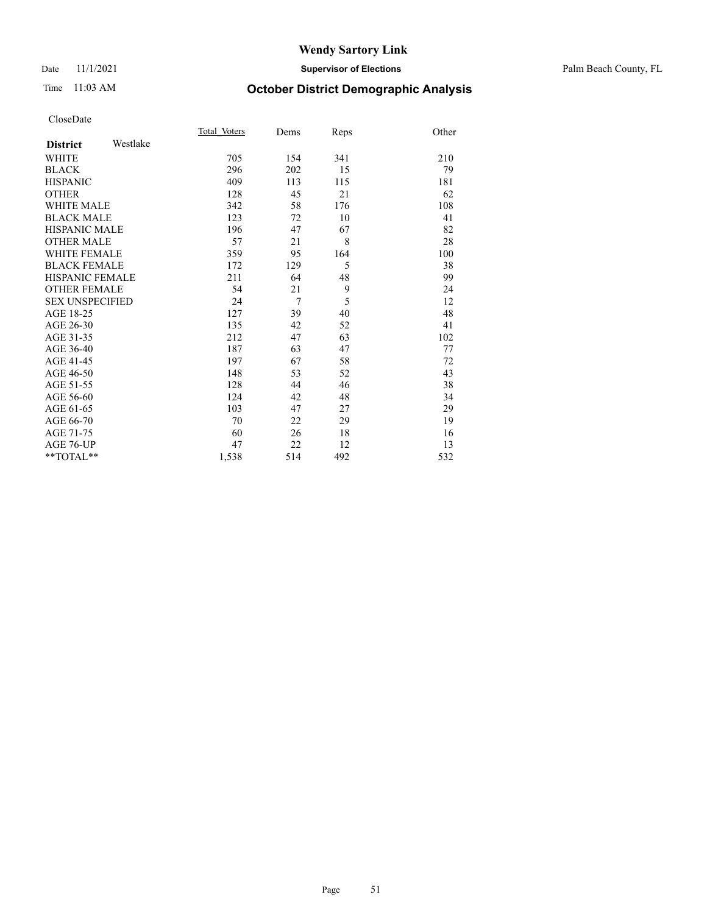CloseDate

| District | Westlake | Total_Voters | Dems | Reps | Other |
|---|---|---|---|---|---|
| WHITE | | 705 | 154 | 341 | 210 |
| BLACK | | 296 | 202 | 15 | 79 |
| HISPANIC | | 409 | 113 | 115 | 181 |
| OTHER | | 128 | 45 | 21 | 62 |
| WHITE MALE | | 342 | 58 | 176 | 108 |
| BLACK MALE | | 123 | 72 | 10 | 41 |
| HISPANIC MALE | | 196 | 47 | 67 | 82 |
| OTHER MALE | | 57 | 21 | 8 | 28 |
| WHITE FEMALE | | 359 | 95 | 164 | 100 |
| BLACK FEMALE | | 172 | 129 | 5 | 38 |
| HISPANIC FEMALE | | 211 | 64 | 48 | 99 |
| OTHER FEMALE | | 54 | 21 | 9 | 24 |
| SEX UNSPECIFIED | | 24 | 7 | 5 | 12 |
| AGE 18-25 | | 127 | 39 | 40 | 48 |
| AGE 26-30 | | 135 | 42 | 52 | 41 |
| AGE 31-35 | | 212 | 47 | 63 | 102 |
| AGE 36-40 | | 187 | 63 | 47 | 77 |
| AGE 41-45 | | 197 | 67 | 58 | 72 |
| AGE 46-50 | | 148 | 53 | 52 | 43 |
| AGE 51-55 | | 128 | 44 | 46 | 38 |
| AGE 56-60 | | 124 | 42 | 48 | 34 |
| AGE 61-65 | | 103 | 47 | 27 | 29 |
| AGE 66-70 | | 70 | 22 | 29 | 19 |
| AGE 71-75 | | 60 | 26 | 18 | 16 |
| AGE 76-UP | | 47 | 22 | 12 | 13 |
| **TOTAL** | | 1,538 | 514 | 492 | 532 |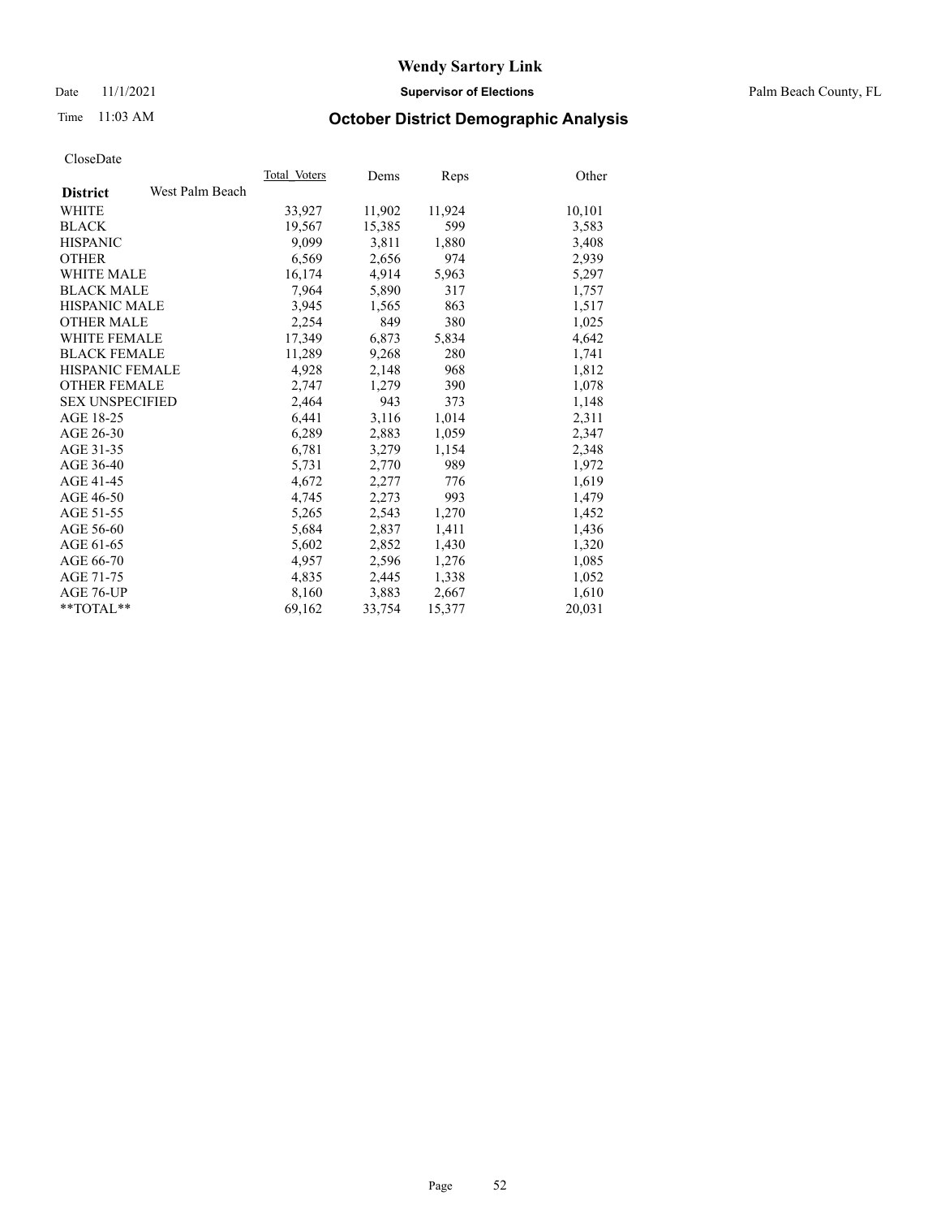# Wendy Sartory Link

Date 11/1/2021 **Supervisor of Elections** Palm Beach County, FL

Time 11:03 AM **October District Demographic Analysis**

CloseDate

| **District** West Palm Beach | Total_Voters | Dems | Reps | Other |
|---|---|---|---|---|
| WHITE | 33,927 | 11,902 | 11,924 | 10,101 |
| BLACK | 19,567 | 15,385 | 599 | 3,583 |
| HISPANIC | 9,099 | 3,811 | 1,880 | 3,408 |
| OTHER | 6,569 | 2,656 | 974 | 2,939 |
| WHITE MALE | 16,174 | 4,914 | 5,963 | 5,297 |
| BLACK MALE | 7,964 | 5,890 | 317 | 1,757 |
| HISPANIC MALE | 3,945 | 1,565 | 863 | 1,517 |
| OTHER MALE | 2,254 | 849 | 380 | 1,025 |
| WHITE FEMALE | 17,349 | 6,873 | 5,834 | 4,642 |
| BLACK FEMALE | 11,289 | 9,268 | 280 | 1,741 |
| HISPANIC FEMALE | 4,928 | 2,148 | 968 | 1,812 |
| OTHER FEMALE | 2,747 | 1,279 | 390 | 1,078 |
| SEX UNSPECIFIED | 2,464 | 943 | 373 | 1,148 |
| AGE 18-25 | 6,441 | 3,116 | 1,014 | 2,311 |
| AGE 26-30 | 6,289 | 2,883 | 1,059 | 2,347 |
| AGE 31-35 | 6,781 | 3,279 | 1,154 | 2,348 |
| AGE 36-40 | 5,731 | 2,770 | 989 | 1,972 |
| AGE 41-45 | 4,672 | 2,277 | 776 | 1,619 |
| AGE 46-50 | 4,745 | 2,273 | 993 | 1,479 |
| AGE 51-55 | 5,265 | 2,543 | 1,270 | 1,452 |
| AGE 56-60 | 5,684 | 2,837 | 1,411 | 1,436 |
| AGE 61-65 | 5,602 | 2,852 | 1,430 | 1,320 |
| AGE 66-70 | 4,957 | 2,596 | 1,276 | 1,085 |
| AGE 71-75 | 4,835 | 2,445 | 1,338 | 1,052 |
| AGE 76-UP | 8,160 | 3,883 | 2,667 | 1,610 |
| **TOTAL** | 69,162 | 33,754 | 15,377 | 20,031 |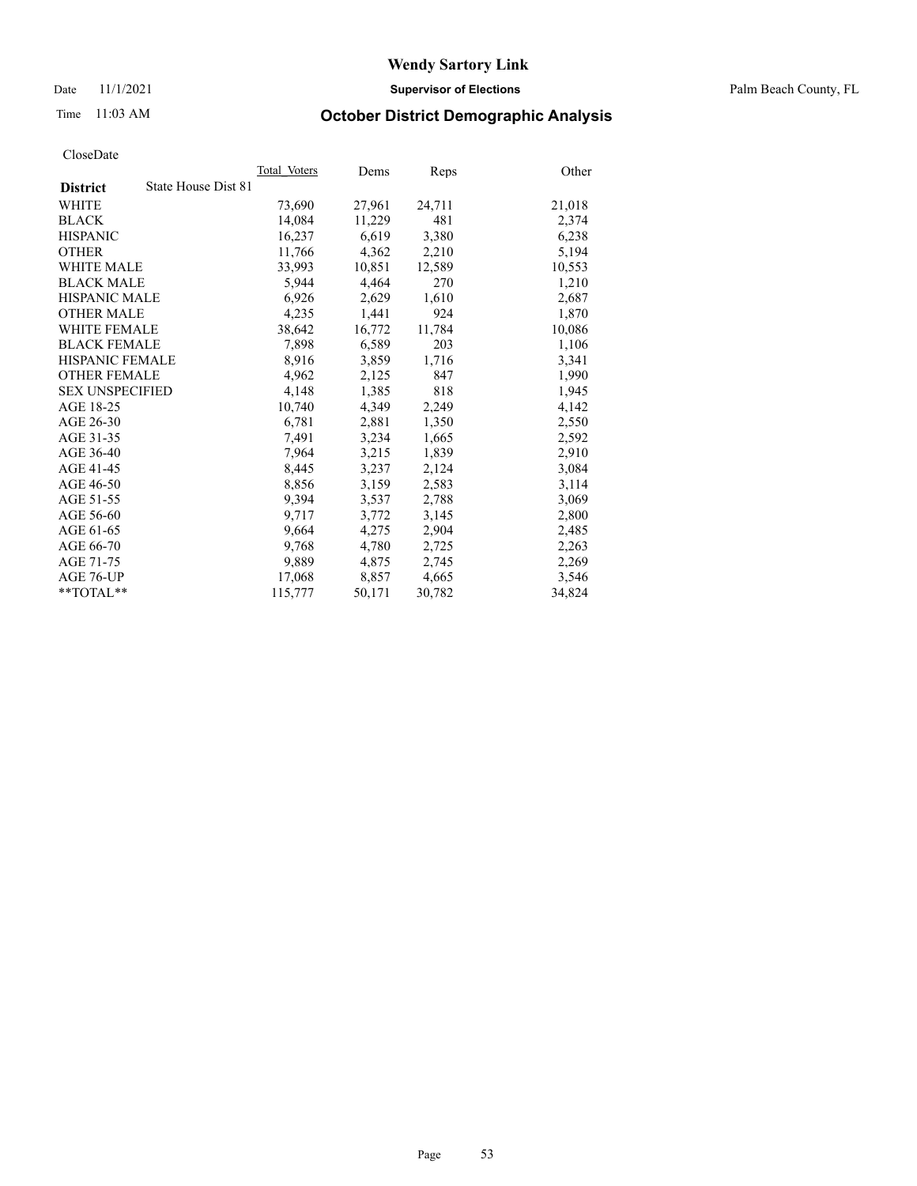# Wendy Sartory Link

Date 11/1/2021 **Supervisor of Elections** Palm Beach County, FL

Time 11:03 AM **October District Demographic Analysis**

CloseDate

| **District** State House Dist 81 | Total Voters | Dems | Reps | Other |
|---|---|---|---|---|
| WHITE | 73,690 | 27,961 | 24,711 | 21,018 |
| BLACK | 14,084 | 11,229 | 481 | 2,374 |
| HISPANIC | 16,237 | 6,619 | 3,380 | 6,238 |
| OTHER | 11,766 | 4,362 | 2,210 | 5,194 |
| WHITE MALE | 33,993 | 10,851 | 12,589 | 10,553 |
| BLACK MALE | 5,944 | 4,464 | 270 | 1,210 |
| HISPANIC MALE | 6,926 | 2,629 | 1,610 | 2,687 |
| OTHER MALE | 4,235 | 1,441 | 924 | 1,870 |
| WHITE FEMALE | 38,642 | 16,772 | 11,784 | 10,086 |
| BLACK FEMALE | 7,898 | 6,589 | 203 | 1,106 |
| HISPANIC FEMALE | 8,916 | 3,859 | 1,716 | 3,341 |
| OTHER FEMALE | 4,962 | 2,125 | 847 | 1,990 |
| SEX UNSPECIFIED | 4,148 | 1,385 | 818 | 1,945 |
| AGE 18-25 | 10,740 | 4,349 | 2,249 | 4,142 |
| AGE 26-30 | 6,781 | 2,881 | 1,350 | 2,550 |
| AGE 31-35 | 7,491 | 3,234 | 1,665 | 2,592 |
| AGE 36-40 | 7,964 | 3,215 | 1,839 | 2,910 |
| AGE 41-45 | 8,445 | 3,237 | 2,124 | 3,084 |
| AGE 46-50 | 8,856 | 3,159 | 2,583 | 3,114 |
| AGE 51-55 | 9,394 | 3,537 | 2,788 | 3,069 |
| AGE 56-60 | 9,717 | 3,772 | 3,145 | 2,800 |
| AGE 61-65 | 9,664 | 4,275 | 2,904 | 2,485 |
| AGE 66-70 | 9,768 | 4,780 | 2,725 | 2,263 |
| AGE 71-75 | 9,889 | 4,875 | 2,745 | 2,269 |
| AGE 76-UP | 17,068 | 8,857 | 4,665 | 3,546 |
| **TOTAL** | 115,777 | 50,171 | 30,782 | 34,824 |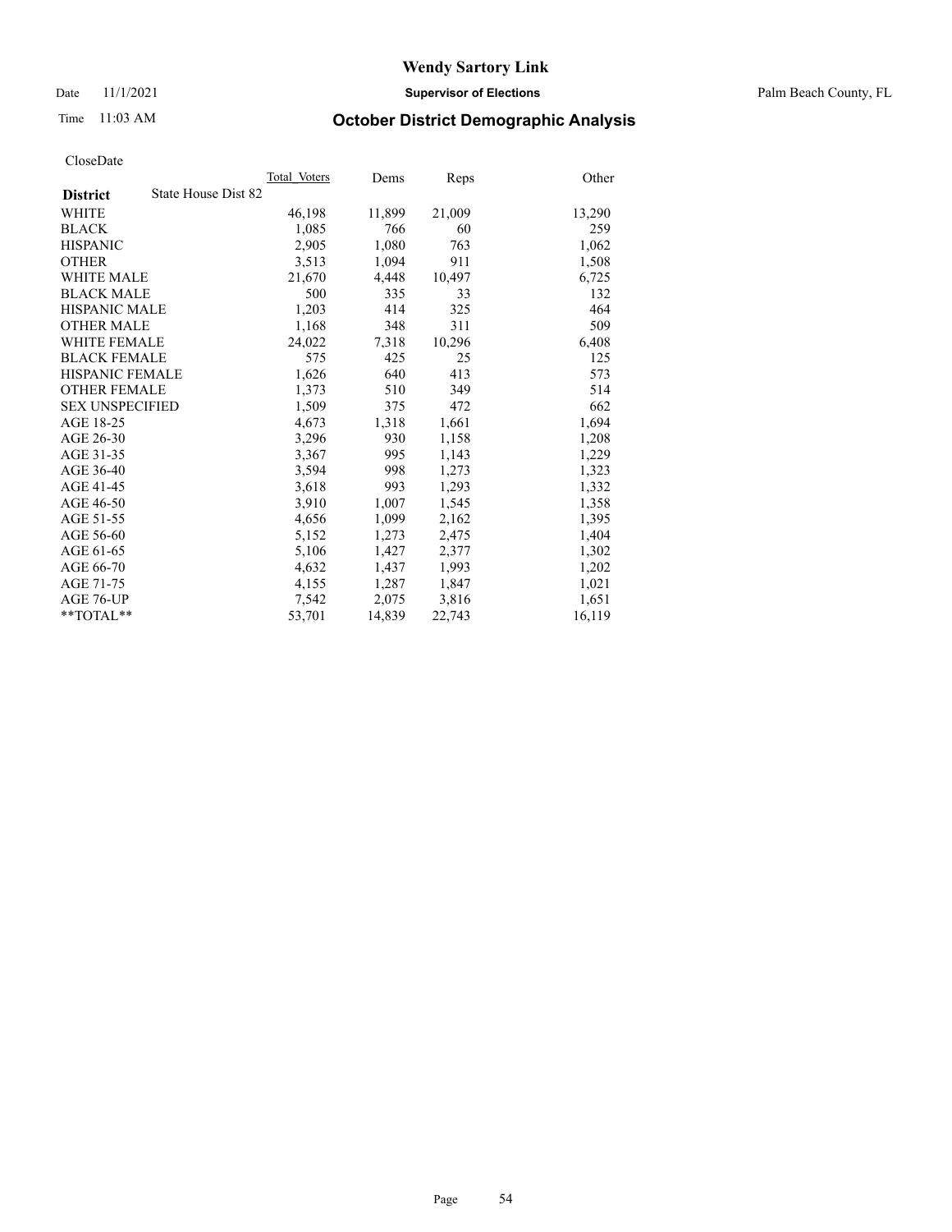# Wendy Sartory Link

Date 11/1/2021 **Supervisor of Elections** Palm Beach County, FL

Time 11:03 AM **October District Demographic Analysis**

CloseDate

| **District** State House Dist 82 | Total_Voters | Dems | Reps | Other |
|---|---|---|---|---|
| WHITE | 46,198 | 11,899 | 21,009 | 13,290 |
| BLACK | 1,085 | 766 | 60 | 259 |
| HISPANIC | 2,905 | 1,080 | 763 | 1,062 |
| OTHER | 3,513 | 1,094 | 911 | 1,508 |
| WHITE MALE | 21,670 | 4,448 | 10,497 | 6,725 |
| BLACK MALE | 500 | 335 | 33 | 132 |
| HISPANIC MALE | 1,203 | 414 | 325 | 464 |
| OTHER MALE | 1,168 | 348 | 311 | 509 |
| WHITE FEMALE | 24,022 | 7,318 | 10,296 | 6,408 |
| BLACK FEMALE | 575 | 425 | 25 | 125 |
| HISPANIC FEMALE | 1,626 | 640 | 413 | 573 |
| OTHER FEMALE | 1,373 | 510 | 349 | 514 |
| SEX UNSPECIFIED | 1,509 | 375 | 472 | 662 |
| AGE 18-25 | 4,673 | 1,318 | 1,661 | 1,694 |
| AGE 26-30 | 3,296 | 930 | 1,158 | 1,208 |
| AGE 31-35 | 3,367 | 995 | 1,143 | 1,229 |
| AGE 36-40 | 3,594 | 998 | 1,273 | 1,323 |
| AGE 41-45 | 3,618 | 993 | 1,293 | 1,332 |
| AGE 46-50 | 3,910 | 1,007 | 1,545 | 1,358 |
| AGE 51-55 | 4,656 | 1,099 | 2,162 | 1,395 |
| AGE 56-60 | 5,152 | 1,273 | 2,475 | 1,404 |
| AGE 61-65 | 5,106 | 1,427 | 2,377 | 1,302 |
| AGE 66-70 | 4,632 | 1,437 | 1,993 | 1,202 |
| AGE 71-75 | 4,155 | 1,287 | 1,847 | 1,021 |
| AGE 76-UP | 7,542 | 2,075 | 3,816 | 1,651 |
| **TOTAL** | 53,701 | 14,839 | 22,743 | 16,119 |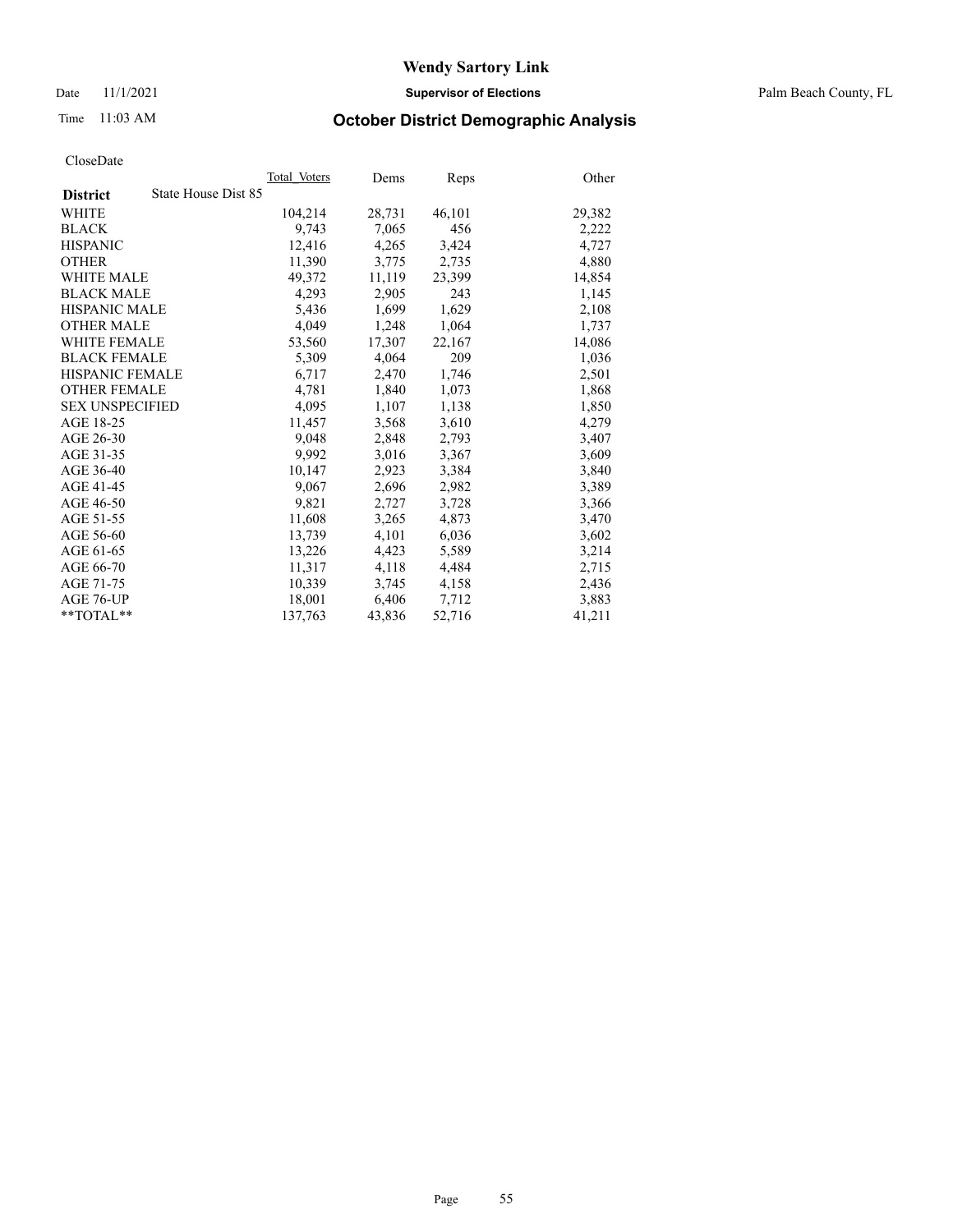# Wendy Sartory Link

Date 11/1/2021 **Supervisor of Elections** Palm Beach County, FL

Time 11:03 AM **October District Demographic Analysis**

CloseDate

| **District** State House Dist 85 | Total Voters | Dems | Reps | Other |
|---|---|---|---|---|
| WHITE | 104,214 | 28,731 | 46,101 | 29,382 |
| BLACK | 9,743 | 7,065 | 456 | 2,222 |
| HISPANIC | 12,416 | 4,265 | 3,424 | 4,727 |
| OTHER | 11,390 | 3,775 | 2,735 | 4,880 |
| WHITE MALE | 49,372 | 11,119 | 23,399 | 14,854 |
| BLACK MALE | 4,293 | 2,905 | 243 | 1,145 |
| HISPANIC MALE | 5,436 | 1,699 | 1,629 | 2,108 |
| OTHER MALE | 4,049 | 1,248 | 1,064 | 1,737 |
| WHITE FEMALE | 53,560 | 17,307 | 22,167 | 14,086 |
| BLACK FEMALE | 5,309 | 4,064 | 209 | 1,036 |
| HISPANIC FEMALE | 6,717 | 2,470 | 1,746 | 2,501 |
| OTHER FEMALE | 4,781 | 1,840 | 1,073 | 1,868 |
| SEX UNSPECIFIED | 4,095 | 1,107 | 1,138 | 1,850 |
| AGE 18-25 | 11,457 | 3,568 | 3,610 | 4,279 |
| AGE 26-30 | 9,048 | 2,848 | 2,793 | 3,407 |
| AGE 31-35 | 9,992 | 3,016 | 3,367 | 3,609 |
| AGE 36-40 | 10,147 | 2,923 | 3,384 | 3,840 |
| AGE 41-45 | 9,067 | 2,696 | 2,982 | 3,389 |
| AGE 46-50 | 9,821 | 2,727 | 3,728 | 3,366 |
| AGE 51-55 | 11,608 | 3,265 | 4,873 | 3,470 |
| AGE 56-60 | 13,739 | 4,101 | 6,036 | 3,602 |
| AGE 61-65 | 13,226 | 4,423 | 5,589 | 3,214 |
| AGE 66-70 | 11,317 | 4,118 | 4,484 | 2,715 |
| AGE 71-75 | 10,339 | 3,745 | 4,158 | 2,436 |
| AGE 76-UP | 18,001 | 6,406 | 7,712 | 3,883 |
| **TOTAL** | 137,763 | 43,836 | 52,716 | 41,211 |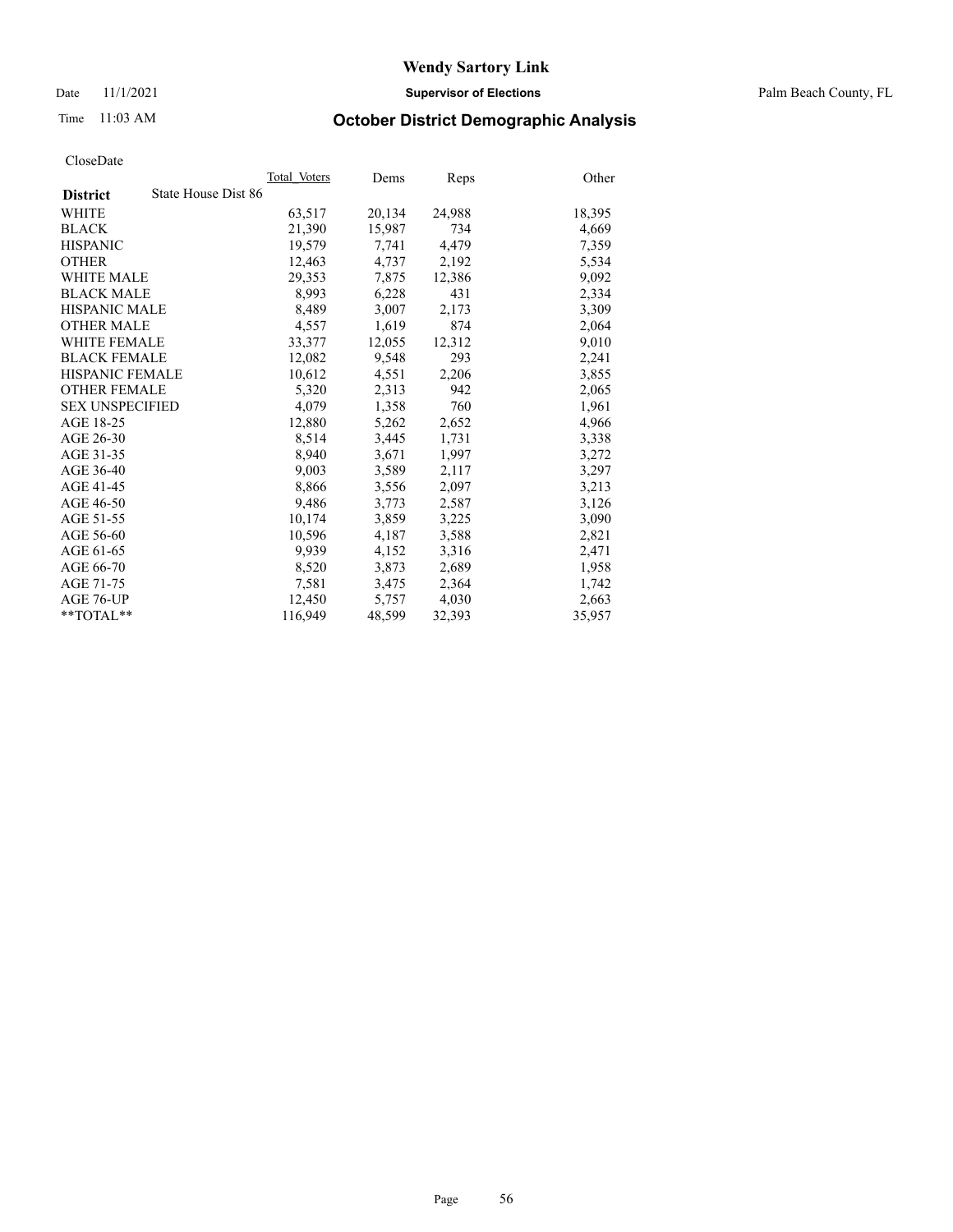CloseDate

| District | State House Dist 86 | Total_Voters | Dems | Reps | Other |
|---|---|---|---|---|---|
| WHITE | | 63,517 | 20,134 | 24,988 | 18,395 |
| BLACK | | 21,390 | 15,987 | 734 | 4,669 |
| HISPANIC | | 19,579 | 7,741 | 4,479 | 7,359 |
| OTHER | | 12,463 | 4,737 | 2,192 | 5,534 |
| WHITE MALE | | 29,353 | 7,875 | 12,386 | 9,092 |
| BLACK MALE | | 8,993 | 6,228 | 431 | 2,334 |
| HISPANIC MALE | | 8,489 | 3,007 | 2,173 | 3,309 |
| OTHER MALE | | 4,557 | 1,619 | 874 | 2,064 |
| WHITE FEMALE | | 33,377 | 12,055 | 12,312 | 9,010 |
| BLACK FEMALE | | 12,082 | 9,548 | 293 | 2,241 |
| HISPANIC FEMALE | | 10,612 | 4,551 | 2,206 | 3,855 |
| OTHER FEMALE | | 5,320 | 2,313 | 942 | 2,065 |
| SEX UNSPECIFIED | | 4,079 | 1,358 | 760 | 1,961 |
| AGE 18-25 | | 12,880 | 5,262 | 2,652 | 4,966 |
| AGE 26-30 | | 8,514 | 3,445 | 1,731 | 3,338 |
| AGE 31-35 | | 8,940 | 3,671 | 1,997 | 3,272 |
| AGE 36-40 | | 9,003 | 3,589 | 2,117 | 3,297 |
| AGE 41-45 | | 8,866 | 3,556 | 2,097 | 3,213 |
| AGE 46-50 | | 9,486 | 3,773 | 2,587 | 3,126 |
| AGE 51-55 | | 10,174 | 3,859 | 3,225 | 3,090 |
| AGE 56-60 | | 10,596 | 4,187 | 3,588 | 2,821 |
| AGE 61-65 | | 9,939 | 4,152 | 3,316 | 2,471 |
| AGE 66-70 | | 8,520 | 3,873 | 2,689 | 1,958 |
| AGE 71-75 | | 7,581 | 3,475 | 2,364 | 1,742 |
| AGE 76-UP | | 12,450 | 5,757 | 4,030 | 2,663 |
| **TOTAL** | | 116,949 | 48,599 | 32,393 | 35,957 |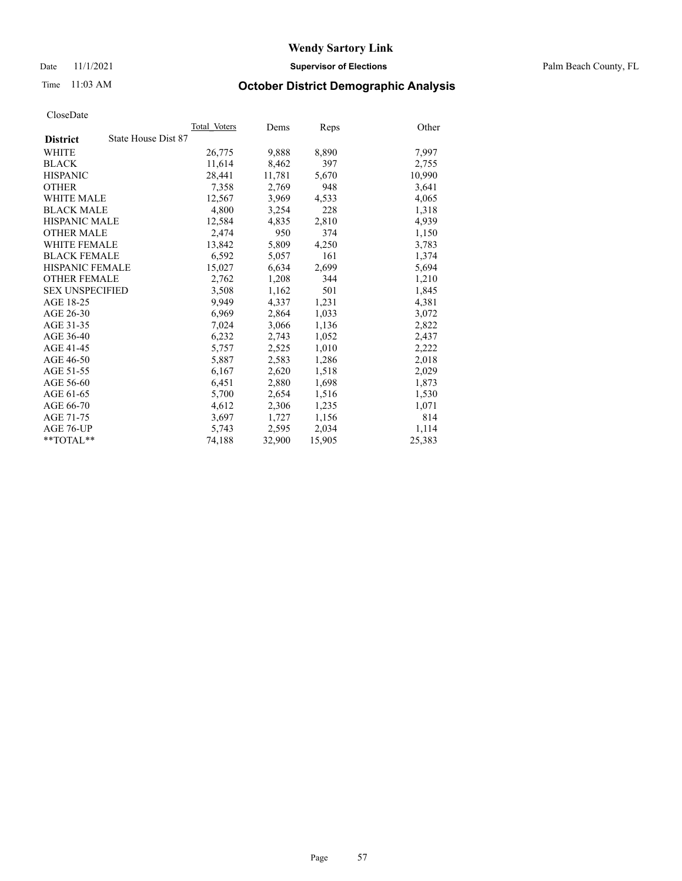# Wendy Sartory Link

Date 11/1/2021 **Supervisor of Elections** Palm Beach County, FL

Time 11:03 AM **October District Demographic Analysis**

CloseDate

| **District** State House Dist 87 | Total Voters | Dems | Reps | Other |
|---|---|---|---|---|
| WHITE | 26,775 | 9,888 | 8,890 | 7,997 |
| BLACK | 11,614 | 8,462 | 397 | 2,755 |
| HISPANIC | 28,441 | 11,781 | 5,670 | 10,990 |
| OTHER | 7,358 | 2,769 | 948 | 3,641 |
| WHITE MALE | 12,567 | 3,969 | 4,533 | 4,065 |
| BLACK MALE | 4,800 | 3,254 | 228 | 1,318 |
| HISPANIC MALE | 12,584 | 4,835 | 2,810 | 4,939 |
| OTHER MALE | 2,474 | 950 | 374 | 1,150 |
| WHITE FEMALE | 13,842 | 5,809 | 4,250 | 3,783 |
| BLACK FEMALE | 6,592 | 5,057 | 161 | 1,374 |
| HISPANIC FEMALE | 15,027 | 6,634 | 2,699 | 5,694 |
| OTHER FEMALE | 2,762 | 1,208 | 344 | 1,210 |
| SEX UNSPECIFIED | 3,508 | 1,162 | 501 | 1,845 |
| AGE 18-25 | 9,949 | 4,337 | 1,231 | 4,381 |
| AGE 26-30 | 6,969 | 2,864 | 1,033 | 3,072 |
| AGE 31-35 | 7,024 | 3,066 | 1,136 | 2,822 |
| AGE 36-40 | 6,232 | 2,743 | 1,052 | 2,437 |
| AGE 41-45 | 5,757 | 2,525 | 1,010 | 2,222 |
| AGE 46-50 | 5,887 | 2,583 | 1,286 | 2,018 |
| AGE 51-55 | 6,167 | 2,620 | 1,518 | 2,029 |
| AGE 56-60 | 6,451 | 2,880 | 1,698 | 1,873 |
| AGE 61-65 | 5,700 | 2,654 | 1,516 | 1,530 |
| AGE 66-70 | 4,612 | 2,306 | 1,235 | 1,071 |
| AGE 71-75 | 3,697 | 1,727 | 1,156 | 814 |
| AGE 76-UP | 5,743 | 2,595 | 2,034 | 1,114 |
| **TOTAL** | 74,188 | 32,900 | 15,905 | 25,383 |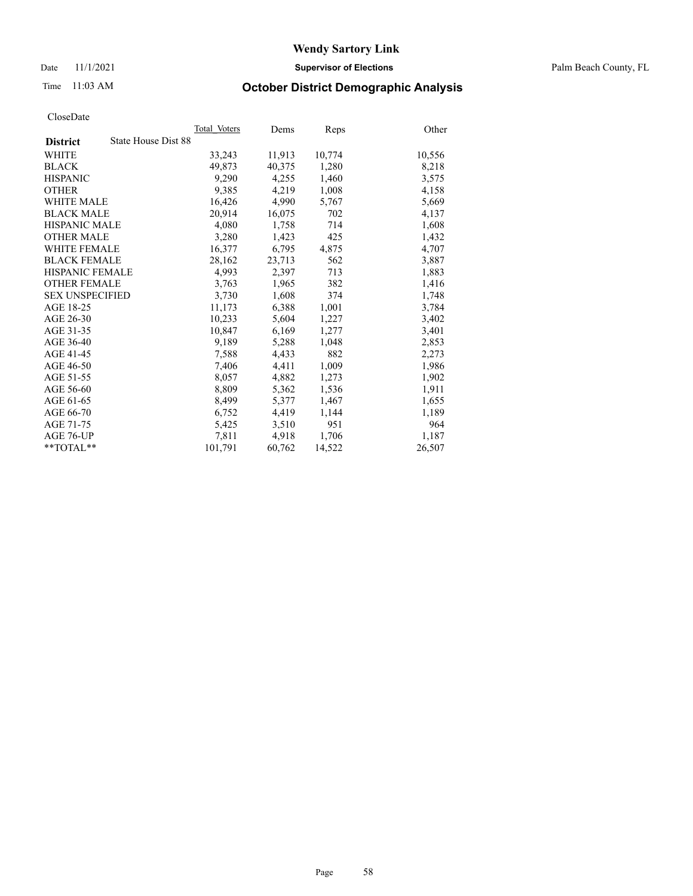CloseDate

| District | State House Dist 88 | Total_Voters | Dems | Reps | Other |
|---|---|---|---|---|---|
| WHITE | | 33,243 | 11,913 | 10,774 | 10,556 |
| BLACK | | 49,873 | 40,375 | 1,280 | 8,218 |
| HISPANIC | | 9,290 | 4,255 | 1,460 | 3,575 |
| OTHER | | 9,385 | 4,219 | 1,008 | 4,158 |
| WHITE MALE | | 16,426 | 4,990 | 5,767 | 5,669 |
| BLACK MALE | | 20,914 | 16,075 | 702 | 4,137 |
| HISPANIC MALE | | 4,080 | 1,758 | 714 | 1,608 |
| OTHER MALE | | 3,280 | 1,423 | 425 | 1,432 |
| WHITE FEMALE | | 16,377 | 6,795 | 4,875 | 4,707 |
| BLACK FEMALE | | 28,162 | 23,713 | 562 | 3,887 |
| HISPANIC FEMALE | | 4,993 | 2,397 | 713 | 1,883 |
| OTHER FEMALE | | 3,763 | 1,965 | 382 | 1,416 |
| SEX UNSPECIFIED | | 3,730 | 1,608 | 374 | 1,748 |
| AGE 18-25 | | 11,173 | 6,388 | 1,001 | 3,784 |
| AGE 26-30 | | 10,233 | 5,604 | 1,227 | 3,402 |
| AGE 31-35 | | 10,847 | 6,169 | 1,277 | 3,401 |
| AGE 36-40 | | 9,189 | 5,288 | 1,048 | 2,853 |
| AGE 41-45 | | 7,588 | 4,433 | 882 | 2,273 |
| AGE 46-50 | | 7,406 | 4,411 | 1,009 | 1,986 |
| AGE 51-55 | | 8,057 | 4,882 | 1,273 | 1,902 |
| AGE 56-60 | | 8,809 | 5,362 | 1,536 | 1,911 |
| AGE 61-65 | | 8,499 | 5,377 | 1,467 | 1,655 |
| AGE 66-70 | | 6,752 | 4,419 | 1,144 | 1,189 |
| AGE 71-75 | | 5,425 | 3,510 | 951 | 964 |
| AGE 76-UP | | 7,811 | 4,918 | 1,706 | 1,187 |
| **TOTAL** | | 101,791 | 60,762 | 14,522 | 26,507 |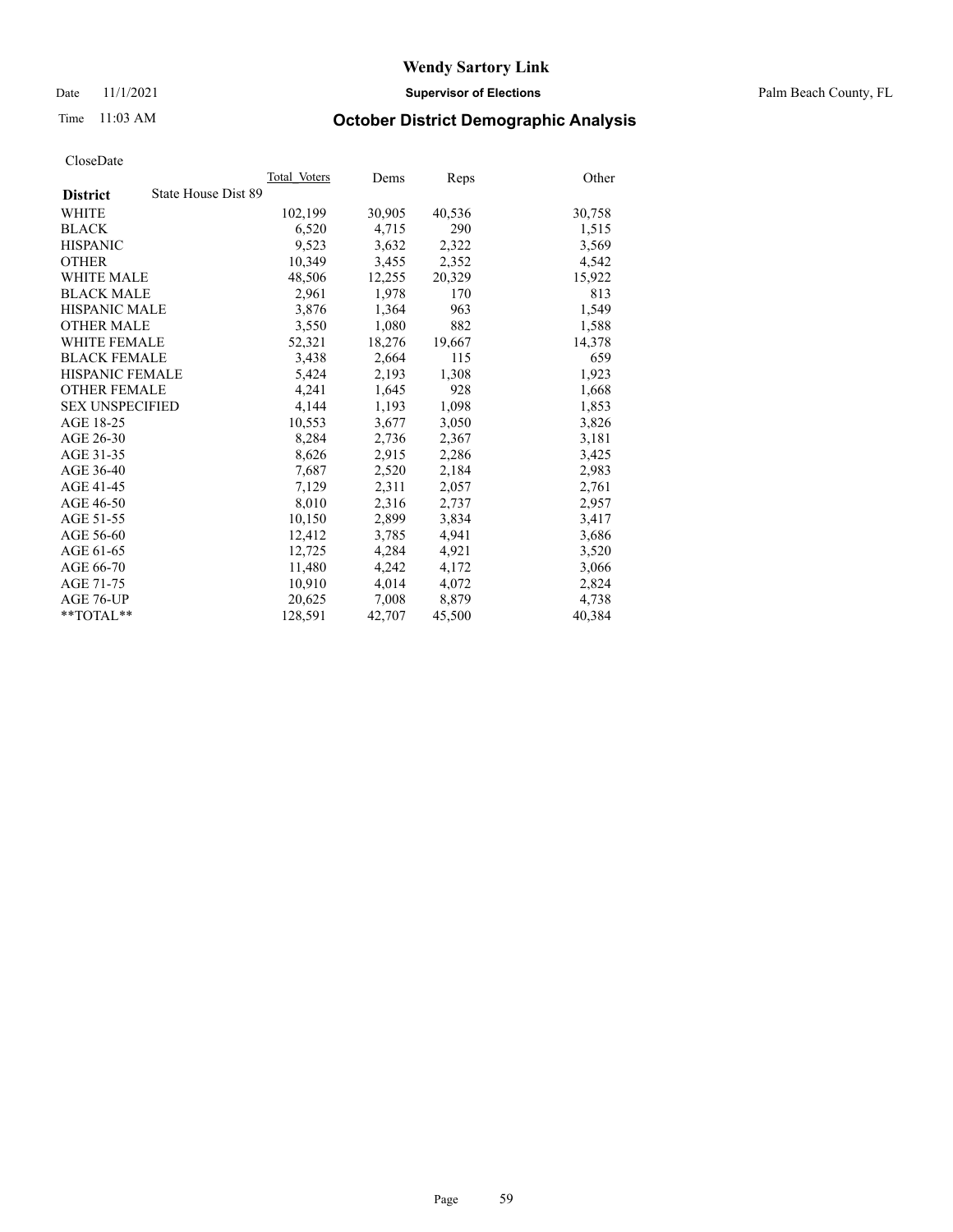# Wendy Sartory Link

Date 11/1/2021 **Supervisor of Elections** Palm Beach County, FL

Time 11:03 AM **October District Demographic Analysis**

CloseDate

| **District** State House Dist 89 | Total Voters | Dems | Reps | Other |
|---|---|---|---|---|
| WHITE | 102,199 | 30,905 | 40,536 | 30,758 |
| BLACK | 6,520 | 4,715 | 290 | 1,515 |
| HISPANIC | 9,523 | 3,632 | 2,322 | 3,569 |
| OTHER | 10,349 | 3,455 | 2,352 | 4,542 |
| WHITE MALE | 48,506 | 12,255 | 20,329 | 15,922 |
| BLACK MALE | 2,961 | 1,978 | 170 | 813 |
| HISPANIC MALE | 3,876 | 1,364 | 963 | 1,549 |
| OTHER MALE | 3,550 | 1,080 | 882 | 1,588 |
| WHITE FEMALE | 52,321 | 18,276 | 19,667 | 14,378 |
| BLACK FEMALE | 3,438 | 2,664 | 115 | 659 |
| HISPANIC FEMALE | 5,424 | 2,193 | 1,308 | 1,923 |
| OTHER FEMALE | 4,241 | 1,645 | 928 | 1,668 |
| SEX UNSPECIFIED | 4,144 | 1,193 | 1,098 | 1,853 |
| AGE 18-25 | 10,553 | 3,677 | 3,050 | 3,826 |
| AGE 26-30 | 8,284 | 2,736 | 2,367 | 3,181 |
| AGE 31-35 | 8,626 | 2,915 | 2,286 | 3,425 |
| AGE 36-40 | 7,687 | 2,520 | 2,184 | 2,983 |
| AGE 41-45 | 7,129 | 2,311 | 2,057 | 2,761 |
| AGE 46-50 | 8,010 | 2,316 | 2,737 | 2,957 |
| AGE 51-55 | 10,150 | 2,899 | 3,834 | 3,417 |
| AGE 56-60 | 12,412 | 3,785 | 4,941 | 3,686 |
| AGE 61-65 | 12,725 | 4,284 | 4,921 | 3,520 |
| AGE 66-70 | 11,480 | 4,242 | 4,172 | 3,066 |
| AGE 71-75 | 10,910 | 4,014 | 4,072 | 2,824 |
| AGE 76-UP | 20,625 | 7,008 | 8,879 | 4,738 |
| **TOTAL** | 128,591 | 42,707 | 45,500 | 40,384 |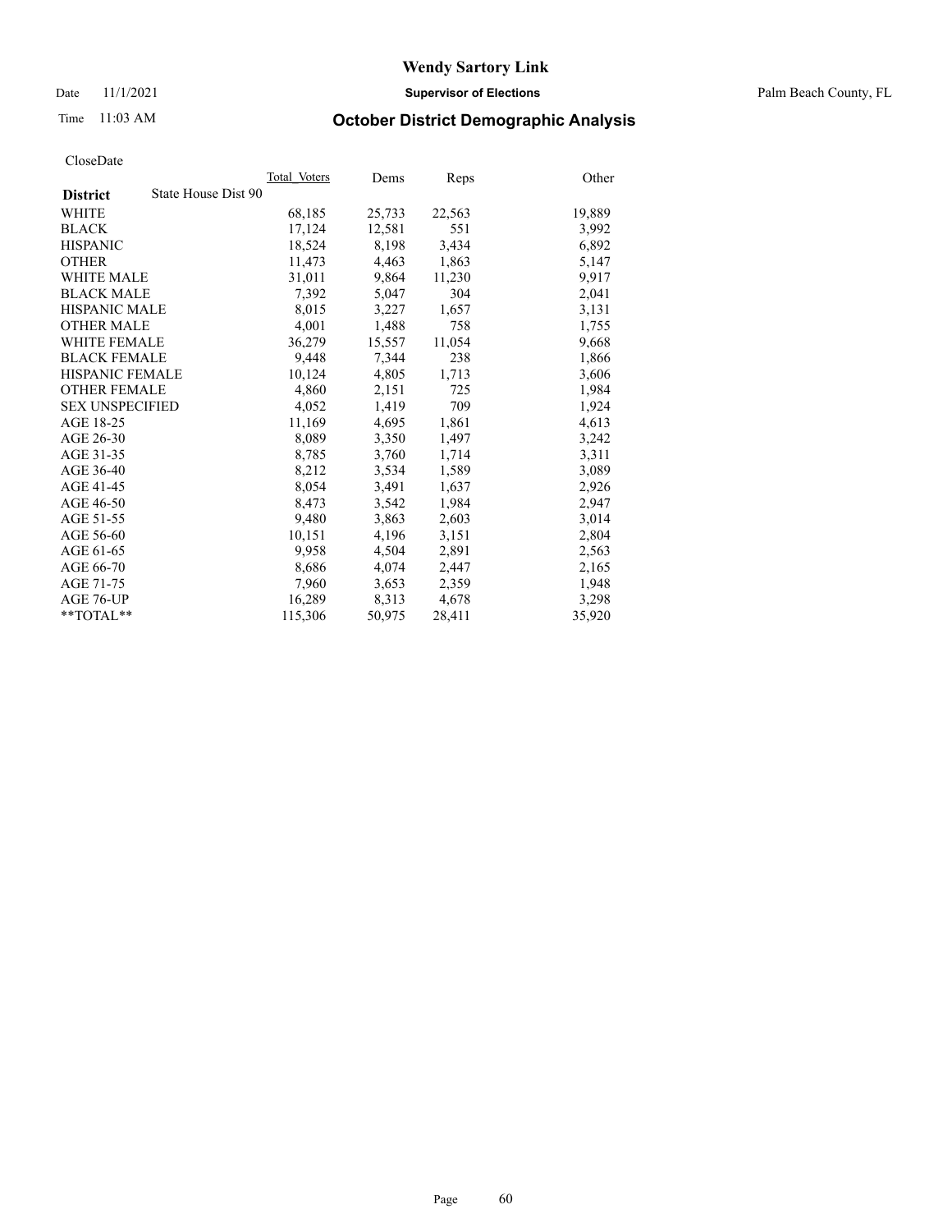**Wendy Sartory Link**

Date 11/1/2021 **Supervisor of Elections** Palm Beach County, FL

Time 11:03 AM **October District Demographic Analysis**

CloseDate

| **District** State House Dist 90 | Total Voters | Dems | Reps | Other |
|---|---|---|---|---|
| WHITE | 68,185 | 25,733 | 22,563 | 19,889 |
| BLACK | 17,124 | 12,581 | 551 | 3,992 |
| HISPANIC | 18,524 | 8,198 | 3,434 | 6,892 |
| OTHER | 11,473 | 4,463 | 1,863 | 5,147 |
| WHITE MALE | 31,011 | 9,864 | 11,230 | 9,917 |
| BLACK MALE | 7,392 | 5,047 | 304 | 2,041 |
| HISPANIC MALE | 8,015 | 3,227 | 1,657 | 3,131 |
| OTHER MALE | 4,001 | 1,488 | 758 | 1,755 |
| WHITE FEMALE | 36,279 | 15,557 | 11,054 | 9,668 |
| BLACK FEMALE | 9,448 | 7,344 | 238 | 1,866 |
| HISPANIC FEMALE | 10,124 | 4,805 | 1,713 | 3,606 |
| OTHER FEMALE | 4,860 | 2,151 | 725 | 1,984 |
| SEX UNSPECIFIED | 4,052 | 1,419 | 709 | 1,924 |
| AGE 18-25 | 11,169 | 4,695 | 1,861 | 4,613 |
| AGE 26-30 | 8,089 | 3,350 | 1,497 | 3,242 |
| AGE 31-35 | 8,785 | 3,760 | 1,714 | 3,311 |
| AGE 36-40 | 8,212 | 3,534 | 1,589 | 3,089 |
| AGE 41-45 | 8,054 | 3,491 | 1,637 | 2,926 |
| AGE 46-50 | 8,473 | 3,542 | 1,984 | 2,947 |
| AGE 51-55 | 9,480 | 3,863 | 2,603 | 3,014 |
| AGE 56-60 | 10,151 | 4,196 | 3,151 | 2,804 |
| AGE 61-65 | 9,958 | 4,504 | 2,891 | 2,563 |
| AGE 66-70 | 8,686 | 4,074 | 2,447 | 2,165 |
| AGE 71-75 | 7,960 | 3,653 | 2,359 | 1,948 |
| AGE 76-UP | 16,289 | 8,313 | 4,678 | 3,298 |
| **TOTAL** | 115,306 | 50,975 | 28,411 | 35,920 |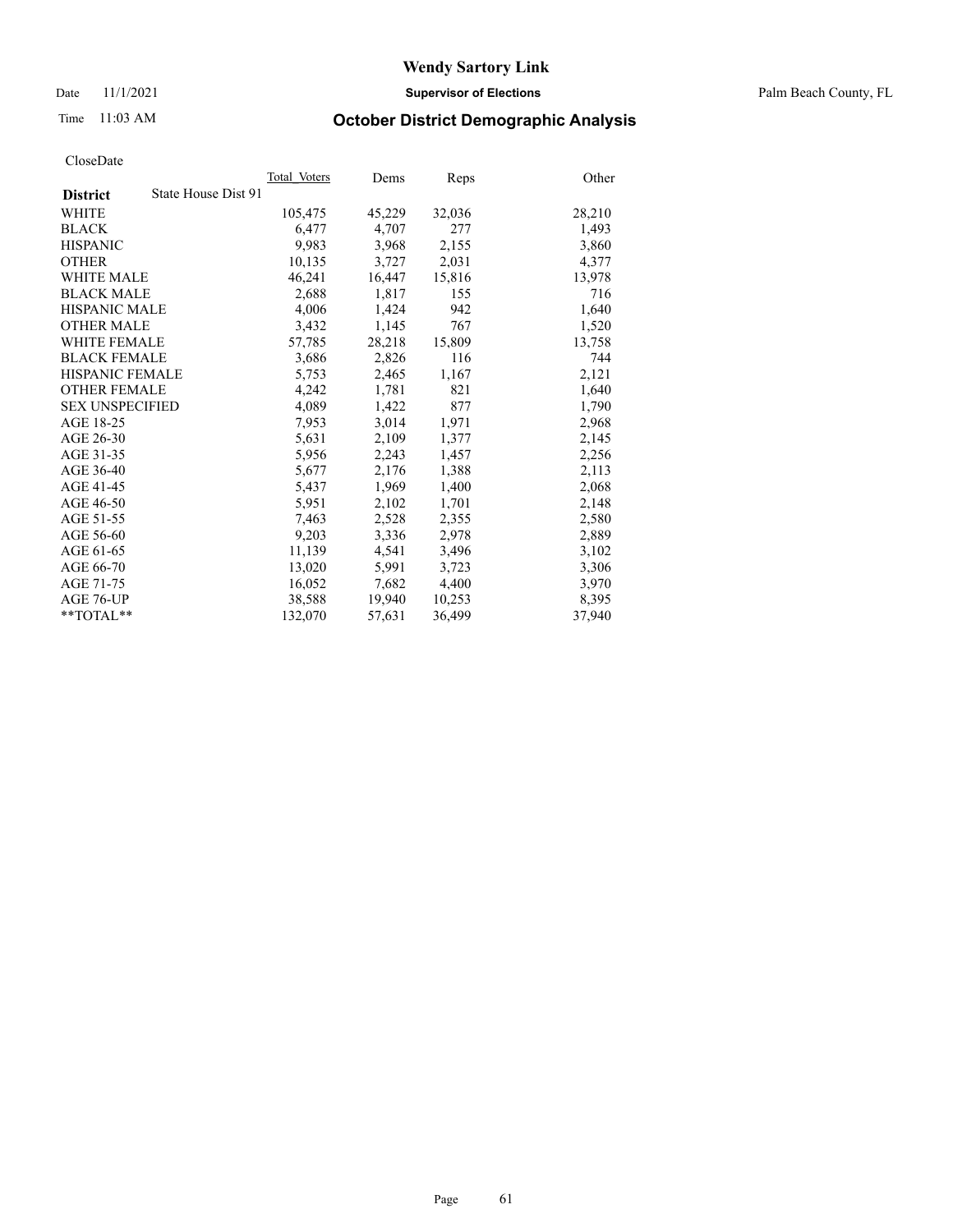# Wendy Sartory Link

Date 11/1/2021 **Supervisor of Elections** Palm Beach County, FL

Time 11:03 AM **October District Demographic Analysis**

CloseDate

| **District** State House Dist 91 | Total Voters | Dems | Reps | Other |
|---|---|---|---|---|
| WHITE | 105,475 | 45,229 | 32,036 | 28,210 |
| BLACK | 6,477 | 4,707 | 277 | 1,493 |
| HISPANIC | 9,983 | 3,968 | 2,155 | 3,860 |
| OTHER | 10,135 | 3,727 | 2,031 | 4,377 |
| WHITE MALE | 46,241 | 16,447 | 15,816 | 13,978 |
| BLACK MALE | 2,688 | 1,817 | 155 | 716 |
| HISPANIC MALE | 4,006 | 1,424 | 942 | 1,640 |
| OTHER MALE | 3,432 | 1,145 | 767 | 1,520 |
| WHITE FEMALE | 57,785 | 28,218 | 15,809 | 13,758 |
| BLACK FEMALE | 3,686 | 2,826 | 116 | 744 |
| HISPANIC FEMALE | 5,753 | 2,465 | 1,167 | 2,121 |
| OTHER FEMALE | 4,242 | 1,781 | 821 | 1,640 |
| SEX UNSPECIFIED | 4,089 | 1,422 | 877 | 1,790 |
| AGE 18-25 | 7,953 | 3,014 | 1,971 | 2,968 |
| AGE 26-30 | 5,631 | 2,109 | 1,377 | 2,145 |
| AGE 31-35 | 5,956 | 2,243 | 1,457 | 2,256 |
| AGE 36-40 | 5,677 | 2,176 | 1,388 | 2,113 |
| AGE 41-45 | 5,437 | 1,969 | 1,400 | 2,068 |
| AGE 46-50 | 5,951 | 2,102 | 1,701 | 2,148 |
| AGE 51-55 | 7,463 | 2,528 | 2,355 | 2,580 |
| AGE 56-60 | 9,203 | 3,336 | 2,978 | 2,889 |
| AGE 61-65 | 11,139 | 4,541 | 3,496 | 3,102 |
| AGE 66-70 | 13,020 | 5,991 | 3,723 | 3,306 |
| AGE 71-75 | 16,052 | 7,682 | 4,400 | 3,970 |
| AGE 76-UP | 38,588 | 19,940 | 10,253 | 8,395 |
| **TOTAL** | 132,070 | 57,631 | 36,499 | 37,940 |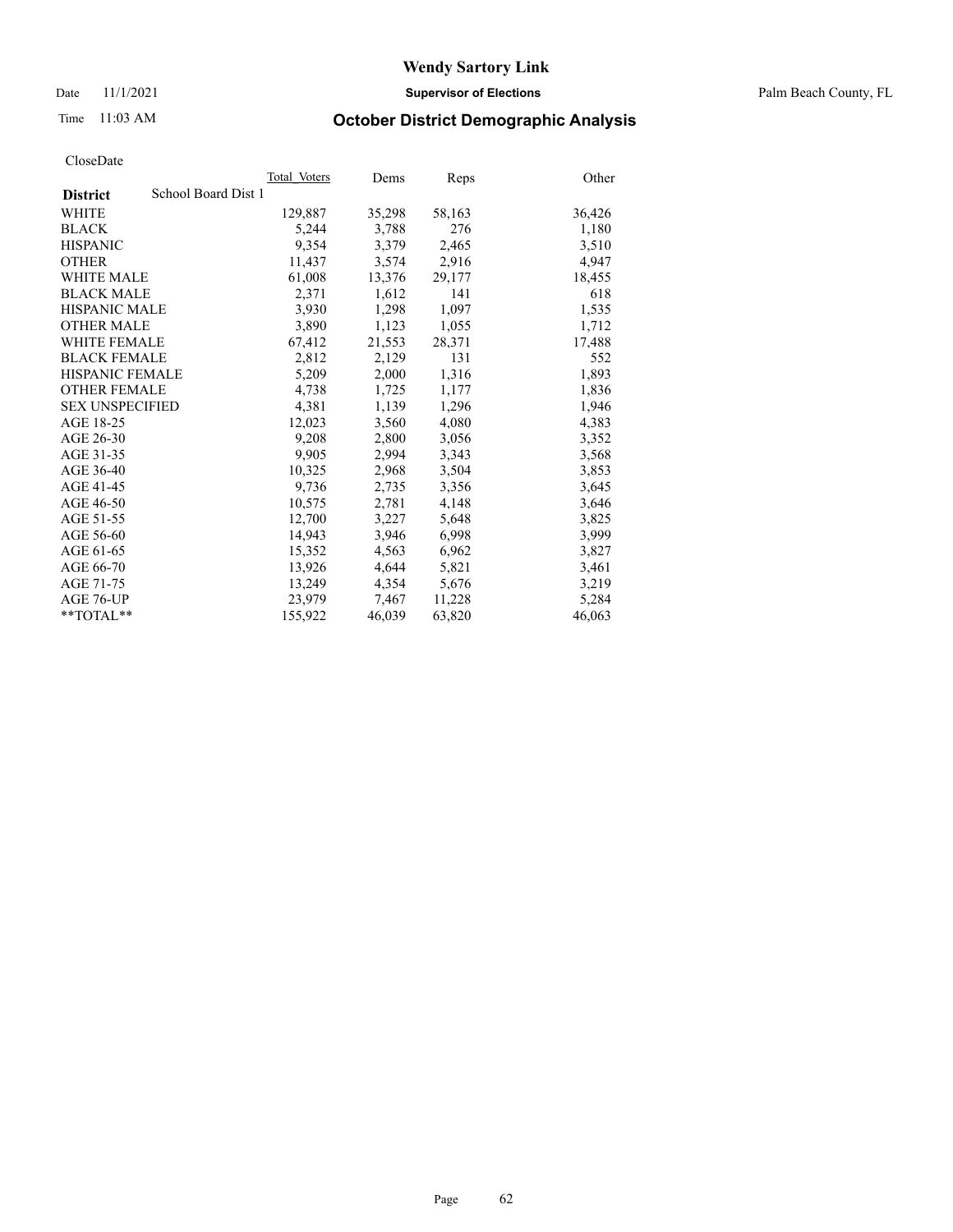# Wendy Sartory Link

Date 11/1/2021 **Supervisor of Elections** Palm Beach County, FL

Time 11:03 AM **October District Demographic Analysis**

CloseDate

| **District** School Board Dist 1 | Total Voters | Dems | Reps | Other |
|---|---|---|---|---|
| WHITE | 129,887 | 35,298 | 58,163 | 36,426 |
| BLACK | 5,244 | 3,788 | 276 | 1,180 |
| HISPANIC | 9,354 | 3,379 | 2,465 | 3,510 |
| OTHER | 11,437 | 3,574 | 2,916 | 4,947 |
| WHITE MALE | 61,008 | 13,376 | 29,177 | 18,455 |
| BLACK MALE | 2,371 | 1,612 | 141 | 618 |
| HISPANIC MALE | 3,930 | 1,298 | 1,097 | 1,535 |
| OTHER MALE | 3,890 | 1,123 | 1,055 | 1,712 |
| WHITE FEMALE | 67,412 | 21,553 | 28,371 | 17,488 |
| BLACK FEMALE | 2,812 | 2,129 | 131 | 552 |
| HISPANIC FEMALE | 5,209 | 2,000 | 1,316 | 1,893 |
| OTHER FEMALE | 4,738 | 1,725 | 1,177 | 1,836 |
| SEX UNSPECIFIED | 4,381 | 1,139 | 1,296 | 1,946 |
| AGE 18-25 | 12,023 | 3,560 | 4,080 | 4,383 |
| AGE 26-30 | 9,208 | 2,800 | 3,056 | 3,352 |
| AGE 31-35 | 9,905 | 2,994 | 3,343 | 3,568 |
| AGE 36-40 | 10,325 | 2,968 | 3,504 | 3,853 |
| AGE 41-45 | 9,736 | 2,735 | 3,356 | 3,645 |
| AGE 46-50 | 10,575 | 2,781 | 4,148 | 3,646 |
| AGE 51-55 | 12,700 | 3,227 | 5,648 | 3,825 |
| AGE 56-60 | 14,943 | 3,946 | 6,998 | 3,999 |
| AGE 61-65 | 15,352 | 4,563 | 6,962 | 3,827 |
| AGE 66-70 | 13,926 | 4,644 | 5,821 | 3,461 |
| AGE 71-75 | 13,249 | 4,354 | 5,676 | 3,219 |
| AGE 76-UP | 23,979 | 7,467 | 11,228 | 5,284 |
| **TOTAL** | 155,922 | 46,039 | 63,820 | 46,063 |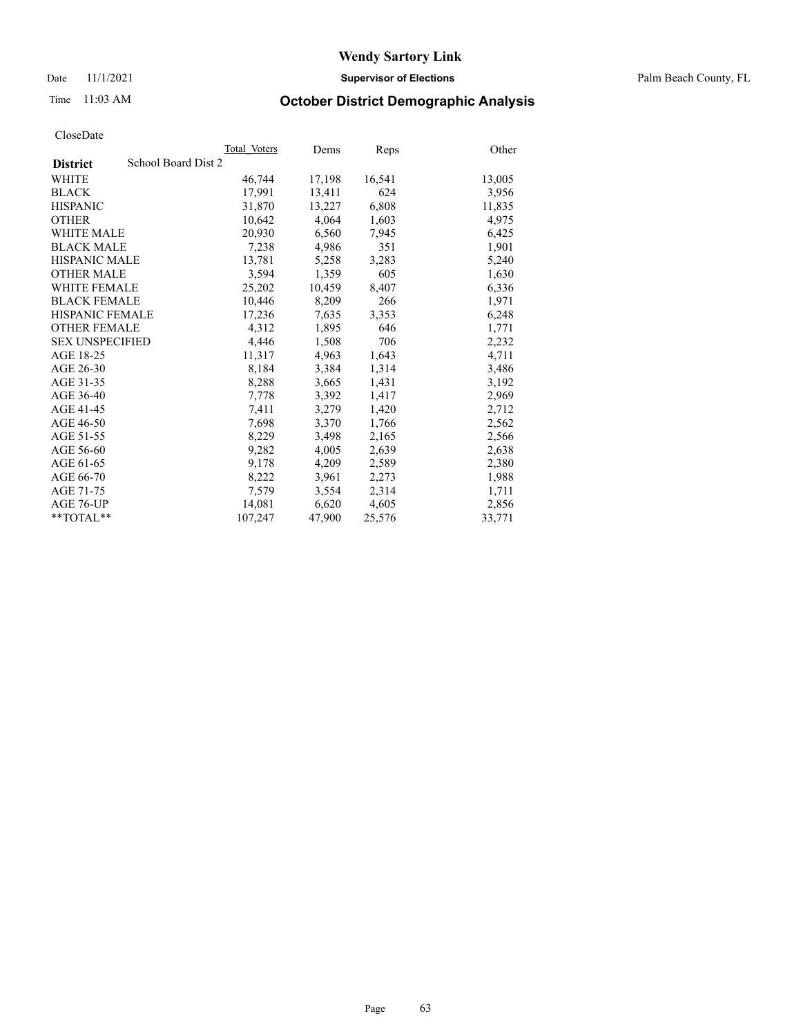# Wendy Sartory Link

Date 11/1/2021 **Supervisor of Elections** Palm Beach County, FL

Time 11:03 AM **October District Demographic Analysis**

CloseDate

| **District** School Board Dist 2 | Total Voters | Dems | Reps | Other |
|---|---|---|---|---|
| WHITE | 46,744 | 17,198 | 16,541 | 13,005 |
| BLACK | 17,991 | 13,411 | 624 | 3,956 |
| HISPANIC | 31,870 | 13,227 | 6,808 | 11,835 |
| OTHER | 10,642 | 4,064 | 1,603 | 4,975 |
| WHITE MALE | 20,930 | 6,560 | 7,945 | 6,425 |
| BLACK MALE | 7,238 | 4,986 | 351 | 1,901 |
| HISPANIC MALE | 13,781 | 5,258 | 3,283 | 5,240 |
| OTHER MALE | 3,594 | 1,359 | 605 | 1,630 |
| WHITE FEMALE | 25,202 | 10,459 | 8,407 | 6,336 |
| BLACK FEMALE | 10,446 | 8,209 | 266 | 1,971 |
| HISPANIC FEMALE | 17,236 | 7,635 | 3,353 | 6,248 |
| OTHER FEMALE | 4,312 | 1,895 | 646 | 1,771 |
| SEX UNSPECIFIED | 4,446 | 1,508 | 706 | 2,232 |
| AGE 18-25 | 11,317 | 4,963 | 1,643 | 4,711 |
| AGE 26-30 | 8,184 | 3,384 | 1,314 | 3,486 |
| AGE 31-35 | 8,288 | 3,665 | 1,431 | 3,192 |
| AGE 36-40 | 7,778 | 3,392 | 1,417 | 2,969 |
| AGE 41-45 | 7,411 | 3,279 | 1,420 | 2,712 |
| AGE 46-50 | 7,698 | 3,370 | 1,766 | 2,562 |
| AGE 51-55 | 8,229 | 3,498 | 2,165 | 2,566 |
| AGE 56-60 | 9,282 | 4,005 | 2,639 | 2,638 |
| AGE 61-65 | 9,178 | 4,209 | 2,589 | 2,380 |
| AGE 66-70 | 8,222 | 3,961 | 2,273 | 1,988 |
| AGE 71-75 | 7,579 | 3,554 | 2,314 | 1,711 |
| AGE 76-UP | 14,081 | 6,620 | 4,605 | 2,856 |
| **TOTAL** | 107,247 | 47,900 | 25,576 | 33,771 |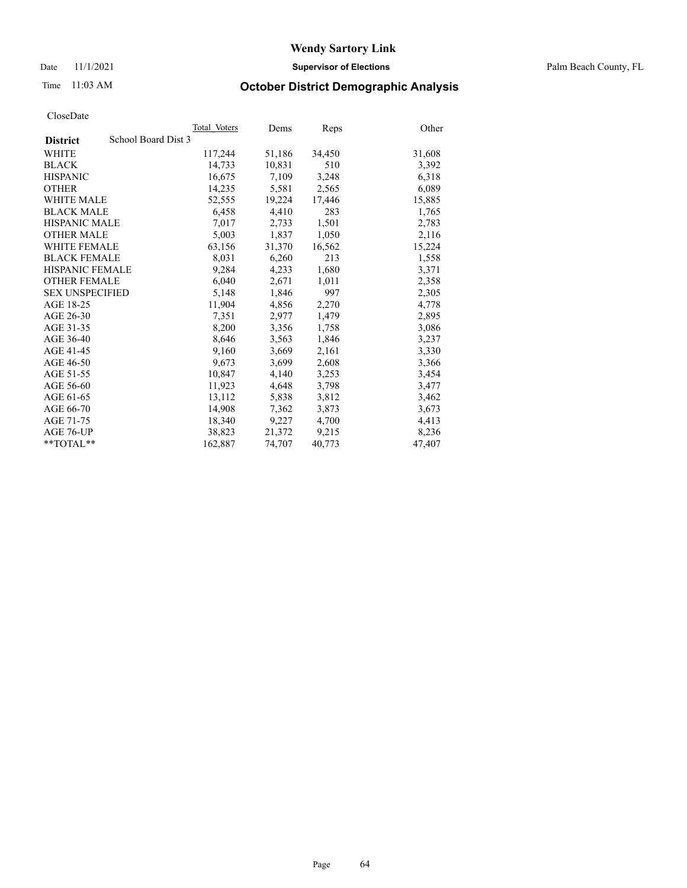# Wendy Sartory Link

Date 11/1/2021 **Supervisor of Elections** Palm Beach County, FL

Time 11:03 AM **October District Demographic Analysis**

CloseDate

| | Total_Voters | Dems | Reps | Other |
|---|---|---|---|---|
| **District** School Board Dist 3 | | | | |
| WHITE | 117,244 | 51,186 | 34,450 | 31,608 |
| BLACK | 14,733 | 10,831 | 510 | 3,392 |
| HISPANIC | 16,675 | 7,109 | 3,248 | 6,318 |
| OTHER | 14,235 | 5,581 | 2,565 | 6,089 |
| WHITE MALE | 52,555 | 19,224 | 17,446 | 15,885 |
| BLACK MALE | 6,458 | 4,410 | 283 | 1,765 |
| HISPANIC MALE | 7,017 | 2,733 | 1,501 | 2,783 |
| OTHER MALE | 5,003 | 1,837 | 1,050 | 2,116 |
| WHITE FEMALE | 63,156 | 31,370 | 16,562 | 15,224 |
| BLACK FEMALE | 8,031 | 6,260 | 213 | 1,558 |
| HISPANIC FEMALE | 9,284 | 4,233 | 1,680 | 3,371 |
| OTHER FEMALE | 6,040 | 2,671 | 1,011 | 2,358 |
| SEX UNSPECIFIED | 5,148 | 1,846 | 997 | 2,305 |
| AGE 18-25 | 11,904 | 4,856 | 2,270 | 4,778 |
| AGE 26-30 | 7,351 | 2,977 | 1,479 | 2,895 |
| AGE 31-35 | 8,200 | 3,356 | 1,758 | 3,086 |
| AGE 36-40 | 8,646 | 3,563 | 1,846 | 3,237 |
| AGE 41-45 | 9,160 | 3,669 | 2,161 | 3,330 |
| AGE 46-50 | 9,673 | 3,699 | 2,608 | 3,366 |
| AGE 51-55 | 10,847 | 4,140 | 3,253 | 3,454 |
| AGE 56-60 | 11,923 | 4,648 | 3,798 | 3,477 |
| AGE 61-65 | 13,112 | 5,838 | 3,812 | 3,462 |
| AGE 66-70 | 14,908 | 7,362 | 3,873 | 3,673 |
| AGE 71-75 | 18,340 | 9,227 | 4,700 | 4,413 |
| AGE 76-UP | 38,823 | 21,372 | 9,215 | 8,236 |
| **TOTAL** | 162,887 | 74,707 | 40,773 | 47,407 |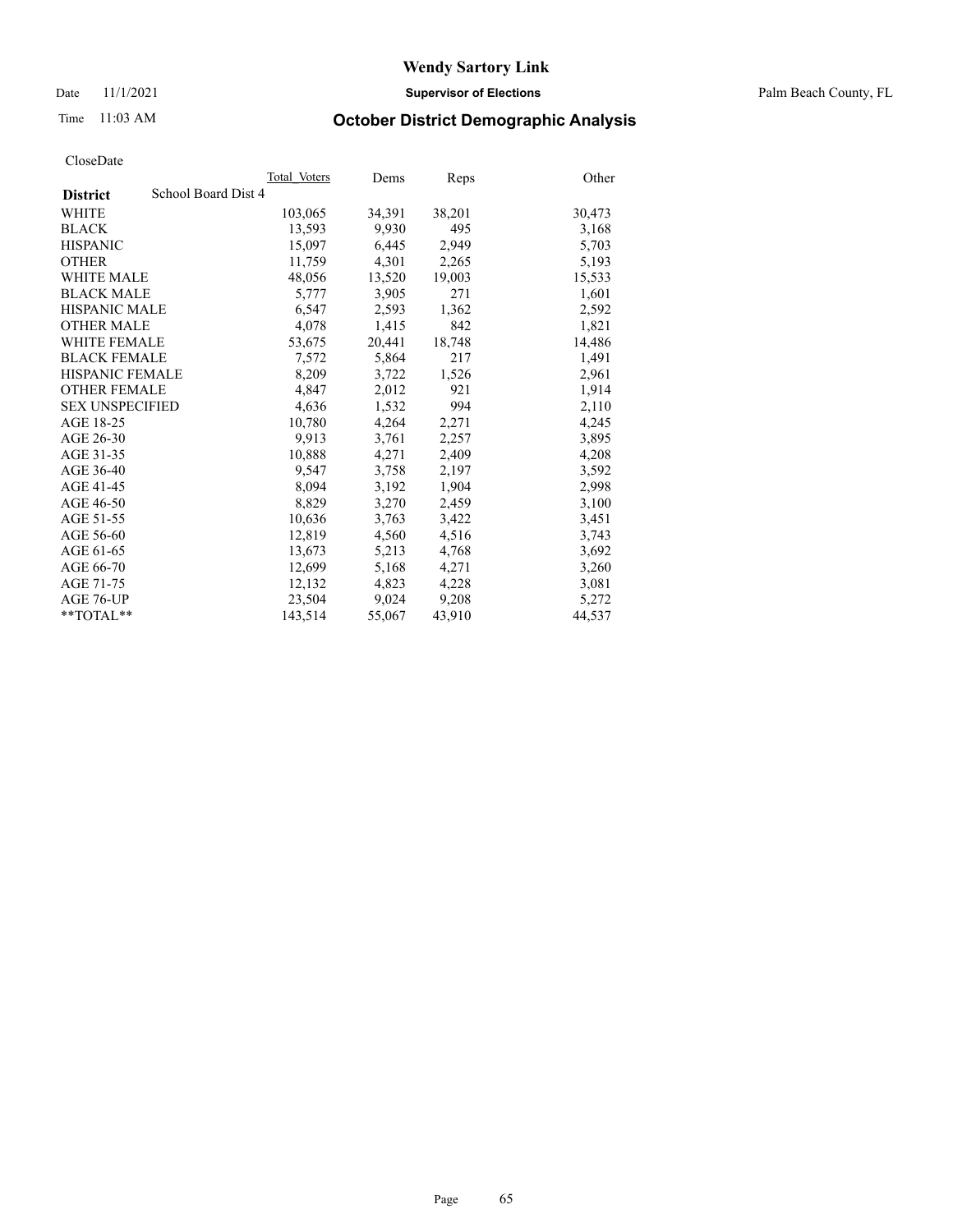# Wendy Sartory Link

Date 11/1/2021 **Supervisor of Elections** Palm Beach County, FL

Time 11:03 AM **October District Demographic Analysis**

CloseDate

| | Total Voters | Dems | Reps | Other |
|---|---|---|---|---|
| **District** School Board Dist 4 | | | | |
| WHITE | 103,065 | 34,391 | 38,201 | 30,473 |
| BLACK | 13,593 | 9,930 | 495 | 3,168 |
| HISPANIC | 15,097 | 6,445 | 2,949 | 5,703 |
| OTHER | 11,759 | 4,301 | 2,265 | 5,193 |
| WHITE MALE | 48,056 | 13,520 | 19,003 | 15,533 |
| BLACK MALE | 5,777 | 3,905 | 271 | 1,601 |
| HISPANIC MALE | 6,547 | 2,593 | 1,362 | 2,592 |
| OTHER MALE | 4,078 | 1,415 | 842 | 1,821 |
| WHITE FEMALE | 53,675 | 20,441 | 18,748 | 14,486 |
| BLACK FEMALE | 7,572 | 5,864 | 217 | 1,491 |
| HISPANIC FEMALE | 8,209 | 3,722 | 1,526 | 2,961 |
| OTHER FEMALE | 4,847 | 2,012 | 921 | 1,914 |
| SEX UNSPECIFIED | 4,636 | 1,532 | 994 | 2,110 |
| AGE 18-25 | 10,780 | 4,264 | 2,271 | 4,245 |
| AGE 26-30 | 9,913 | 3,761 | 2,257 | 3,895 |
| AGE 31-35 | 10,888 | 4,271 | 2,409 | 4,208 |
| AGE 36-40 | 9,547 | 3,758 | 2,197 | 3,592 |
| AGE 41-45 | 8,094 | 3,192 | 1,904 | 2,998 |
| AGE 46-50 | 8,829 | 3,270 | 2,459 | 3,100 |
| AGE 51-55 | 10,636 | 3,763 | 3,422 | 3,451 |
| AGE 56-60 | 12,819 | 4,560 | 4,516 | 3,743 |
| AGE 61-65 | 13,673 | 5,213 | 4,768 | 3,692 |
| AGE 66-70 | 12,699 | 5,168 | 4,271 | 3,260 |
| AGE 71-75 | 12,132 | 4,823 | 4,228 | 3,081 |
| AGE 76-UP | 23,504 | 9,024 | 9,208 | 5,272 |
| **TOTAL** | 143,514 | 55,067 | 43,910 | 44,537 |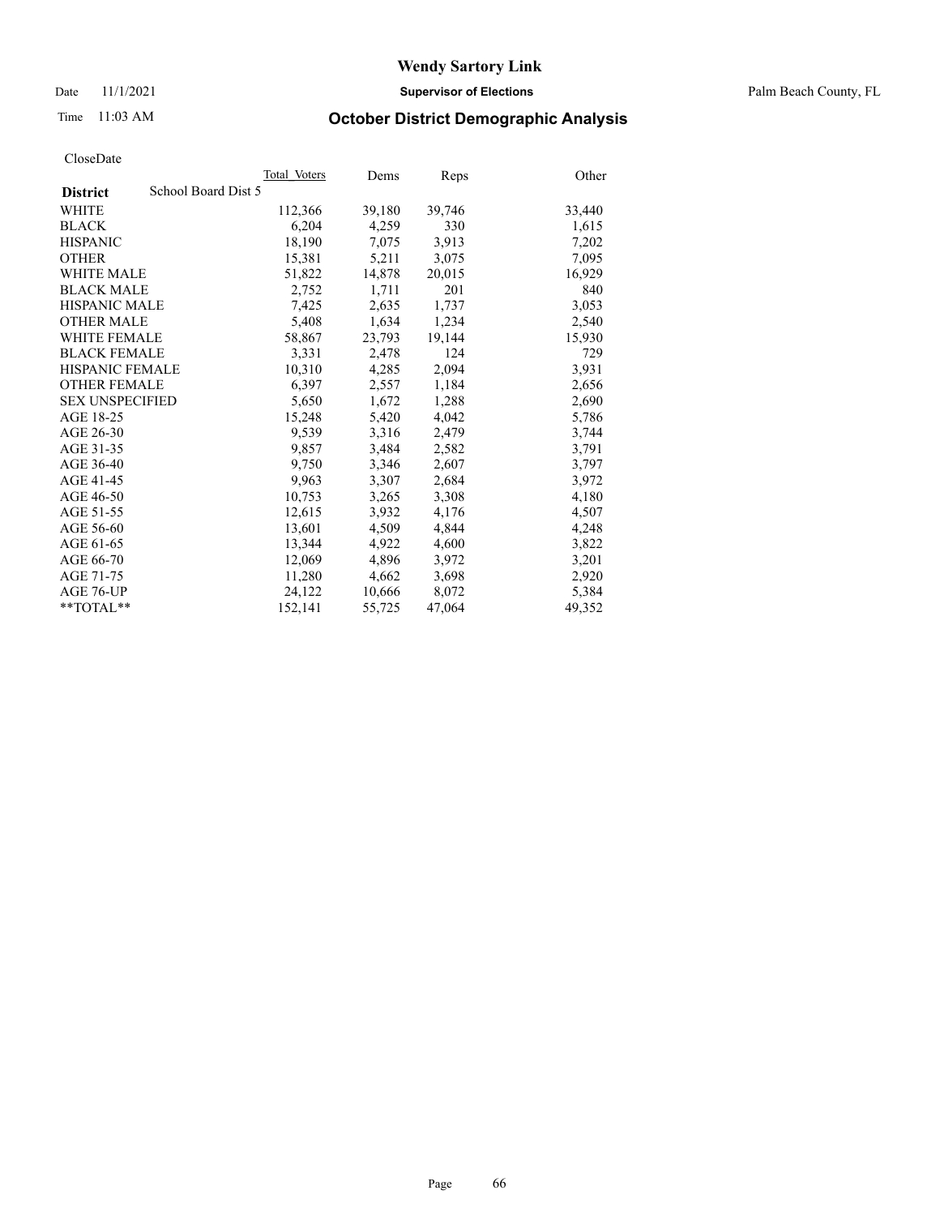# Wendy Sartory Link

Date 11/1/2021 **Supervisor of Elections** Palm Beach County, FL

Time 11:03 AM **October District Demographic Analysis**

CloseDate

| **District** School Board Dist 5 | Total Voters | Dems | Reps | Other |
|---|---|---|---|---|
| WHITE | 112,366 | 39,180 | 39,746 | 33,440 |
| BLACK | 6,204 | 4,259 | 330 | 1,615 |
| HISPANIC | 18,190 | 7,075 | 3,913 | 7,202 |
| OTHER | 15,381 | 5,211 | 3,075 | 7,095 |
| WHITE MALE | 51,822 | 14,878 | 20,015 | 16,929 |
| BLACK MALE | 2,752 | 1,711 | 201 | 840 |
| HISPANIC MALE | 7,425 | 2,635 | 1,737 | 3,053 |
| OTHER MALE | 5,408 | 1,634 | 1,234 | 2,540 |
| WHITE FEMALE | 58,867 | 23,793 | 19,144 | 15,930 |
| BLACK FEMALE | 3,331 | 2,478 | 124 | 729 |
| HISPANIC FEMALE | 10,310 | 4,285 | 2,094 | 3,931 |
| OTHER FEMALE | 6,397 | 2,557 | 1,184 | 2,656 |
| SEX UNSPECIFIED | 5,650 | 1,672 | 1,288 | 2,690 |
| AGE 18-25 | 15,248 | 5,420 | 4,042 | 5,786 |
| AGE 26-30 | 9,539 | 3,316 | 2,479 | 3,744 |
| AGE 31-35 | 9,857 | 3,484 | 2,582 | 3,791 |
| AGE 36-40 | 9,750 | 3,346 | 2,607 | 3,797 |
| AGE 41-45 | 9,963 | 3,307 | 2,684 | 3,972 |
| AGE 46-50 | 10,753 | 3,265 | 3,308 | 4,180 |
| AGE 51-55 | 12,615 | 3,932 | 4,176 | 4,507 |
| AGE 56-60 | 13,601 | 4,509 | 4,844 | 4,248 |
| AGE 61-65 | 13,344 | 4,922 | 4,600 | 3,822 |
| AGE 66-70 | 12,069 | 4,896 | 3,972 | 3,201 |
| AGE 71-75 | 11,280 | 4,662 | 3,698 | 2,920 |
| AGE 76-UP | 24,122 | 10,666 | 8,072 | 5,384 |
| **TOTAL** | 152,141 | 55,725 | 47,064 | 49,352 |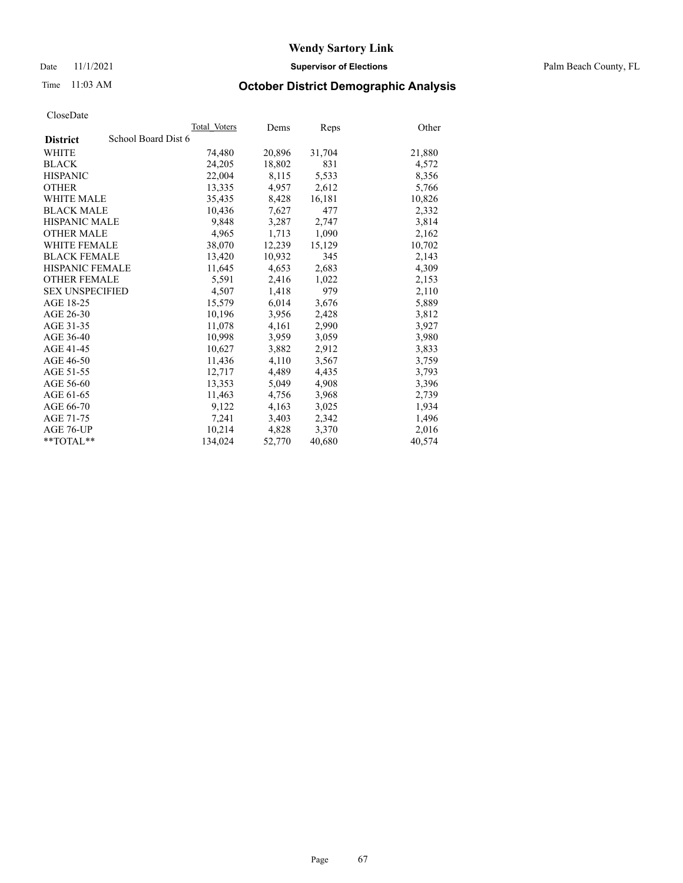# Wendy Sartory Link

Date 11/1/2021 **Supervisor of Elections** Palm Beach County, FL

Time 11:03 AM **October District Demographic Analysis**

CloseDate

| | Total Voters | Dems | Reps | Other |
|---|---|---|---|---|
| **District** School Board Dist 6 | | | | |
| WHITE | 74,480 | 20,896 | 31,704 | 21,880 |
| BLACK | 24,205 | 18,802 | 831 | 4,572 |
| HISPANIC | 22,004 | 8,115 | 5,533 | 8,356 |
| OTHER | 13,335 | 4,957 | 2,612 | 5,766 |
| WHITE MALE | 35,435 | 8,428 | 16,181 | 10,826 |
| BLACK MALE | 10,436 | 7,627 | 477 | 2,332 |
| HISPANIC MALE | 9,848 | 3,287 | 2,747 | 3,814 |
| OTHER MALE | 4,965 | 1,713 | 1,090 | 2,162 |
| WHITE FEMALE | 38,070 | 12,239 | 15,129 | 10,702 |
| BLACK FEMALE | 13,420 | 10,932 | 345 | 2,143 |
| HISPANIC FEMALE | 11,645 | 4,653 | 2,683 | 4,309 |
| OTHER FEMALE | 5,591 | 2,416 | 1,022 | 2,153 |
| SEX UNSPECIFIED | 4,507 | 1,418 | 979 | 2,110 |
| AGE 18-25 | 15,579 | 6,014 | 3,676 | 5,889 |
| AGE 26-30 | 10,196 | 3,956 | 2,428 | 3,812 |
| AGE 31-35 | 11,078 | 4,161 | 2,990 | 3,927 |
| AGE 36-40 | 10,998 | 3,959 | 3,059 | 3,980 |
| AGE 41-45 | 10,627 | 3,882 | 2,912 | 3,833 |
| AGE 46-50 | 11,436 | 4,110 | 3,567 | 3,759 |
| AGE 51-55 | 12,717 | 4,489 | 4,435 | 3,793 |
| AGE 56-60 | 13,353 | 5,049 | 4,908 | 3,396 |
| AGE 61-65 | 11,463 | 4,756 | 3,968 | 2,739 |
| AGE 66-70 | 9,122 | 4,163 | 3,025 | 1,934 |
| AGE 71-75 | 7,241 | 3,403 | 2,342 | 1,496 |
| AGE 76-UP | 10,214 | 4,828 | 3,370 | 2,016 |
| **TOTAL** | 134,024 | 52,770 | 40,680 | 40,574 |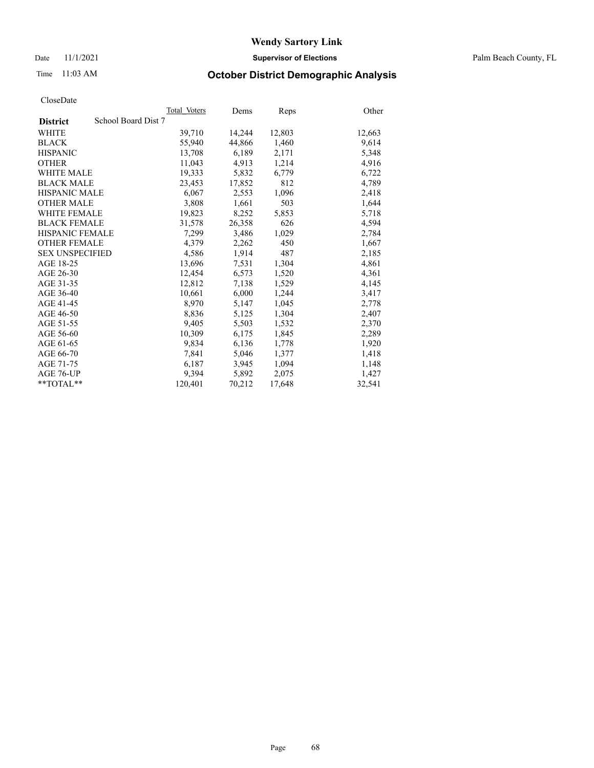# Wendy Sartory Link

Date 11/1/2021 **Supervisor of Elections** Palm Beach County, FL

Time 11:03 AM **October District Demographic Analysis**

CloseDate

| **District** | School Board Dist 7 | Total Voters | Dems | Reps | Other |
|---|---|---|---|---|---|
| WHITE | | 39,710 | 14,244 | 12,803 | 12,663 |
| BLACK | | 55,940 | 44,866 | 1,460 | 9,614 |
| HISPANIC | | 13,708 | 6,189 | 2,171 | 5,348 |
| OTHER | | 11,043 | 4,913 | 1,214 | 4,916 |
| WHITE MALE | | 19,333 | 5,832 | 6,779 | 6,722 |
| BLACK MALE | | 23,453 | 17,852 | 812 | 4,789 |
| HISPANIC MALE | | 6,067 | 2,553 | 1,096 | 2,418 |
| OTHER MALE | | 3,808 | 1,661 | 503 | 1,644 |
| WHITE FEMALE | | 19,823 | 8,252 | 5,853 | 5,718 |
| BLACK FEMALE | | 31,578 | 26,358 | 626 | 4,594 |
| HISPANIC FEMALE | | 7,299 | 3,486 | 1,029 | 2,784 |
| OTHER FEMALE | | 4,379 | 2,262 | 450 | 1,667 |
| SEX UNSPECIFIED | | 4,586 | 1,914 | 487 | 2,185 |
| AGE 18-25 | | 13,696 | 7,531 | 1,304 | 4,861 |
| AGE 26-30 | | 12,454 | 6,573 | 1,520 | 4,361 |
| AGE 31-35 | | 12,812 | 7,138 | 1,529 | 4,145 |
| AGE 36-40 | | 10,661 | 6,000 | 1,244 | 3,417 |
| AGE 41-45 | | 8,970 | 5,147 | 1,045 | 2,778 |
| AGE 46-50 | | 8,836 | 5,125 | 1,304 | 2,407 |
| AGE 51-55 | | 9,405 | 5,503 | 1,532 | 2,370 |
| AGE 56-60 | | 10,309 | 6,175 | 1,845 | 2,289 |
| AGE 61-65 | | 9,834 | 6,136 | 1,778 | 1,920 |
| AGE 66-70 | | 7,841 | 5,046 | 1,377 | 1,418 |
| AGE 71-75 | | 6,187 | 3,945 | 1,094 | 1,148 |
| AGE 76-UP | | 9,394 | 5,892 | 2,075 | 1,427 |
| **TOTAL** | | 120,401 | 70,212 | 17,648 | 32,541 |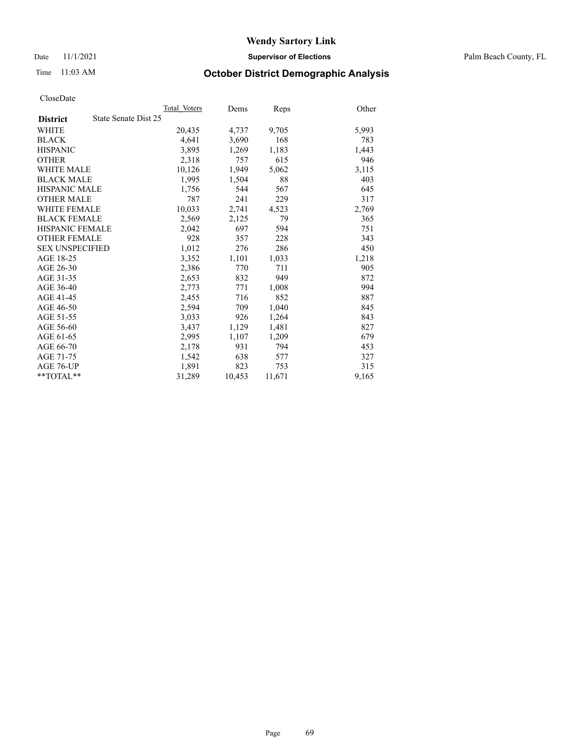# Wendy Sartory Link

Date 11/1/2021 **Supervisor of Elections** Palm Beach County, FL

Time 11:03 AM **October District Demographic Analysis**

CloseDate

| **District** State Senate Dist 25 | Total Voters | Dems | Reps | Other |
|---|---|---|---|---|
| WHITE | 20,435 | 4,737 | 9,705 | 5,993 |
| BLACK | 4,641 | 3,690 | 168 | 783 |
| HISPANIC | 3,895 | 1,269 | 1,183 | 1,443 |
| OTHER | 2,318 | 757 | 615 | 946 |
| WHITE MALE | 10,126 | 1,949 | 5,062 | 3,115 |
| BLACK MALE | 1,995 | 1,504 | 88 | 403 |
| HISPANIC MALE | 1,756 | 544 | 567 | 645 |
| OTHER MALE | 787 | 241 | 229 | 317 |
| WHITE FEMALE | 10,033 | 2,741 | 4,523 | 2,769 |
| BLACK FEMALE | 2,569 | 2,125 | 79 | 365 |
| HISPANIC FEMALE | 2,042 | 697 | 594 | 751 |
| OTHER FEMALE | 928 | 357 | 228 | 343 |
| SEX UNSPECIFIED | 1,012 | 276 | 286 | 450 |
| AGE 18-25 | 3,352 | 1,101 | 1,033 | 1,218 |
| AGE 26-30 | 2,386 | 770 | 711 | 905 |
| AGE 31-35 | 2,653 | 832 | 949 | 872 |
| AGE 36-40 | 2,773 | 771 | 1,008 | 994 |
| AGE 41-45 | 2,455 | 716 | 852 | 887 |
| AGE 46-50 | 2,594 | 709 | 1,040 | 845 |
| AGE 51-55 | 3,033 | 926 | 1,264 | 843 |
| AGE 56-60 | 3,437 | 1,129 | 1,481 | 827 |
| AGE 61-65 | 2,995 | 1,107 | 1,209 | 679 |
| AGE 66-70 | 2,178 | 931 | 794 | 453 |
| AGE 71-75 | 1,542 | 638 | 577 | 327 |
| AGE 76-UP | 1,891 | 823 | 753 | 315 |
| **TOTAL** | 31,289 | 10,453 | 11,671 | 9,165 |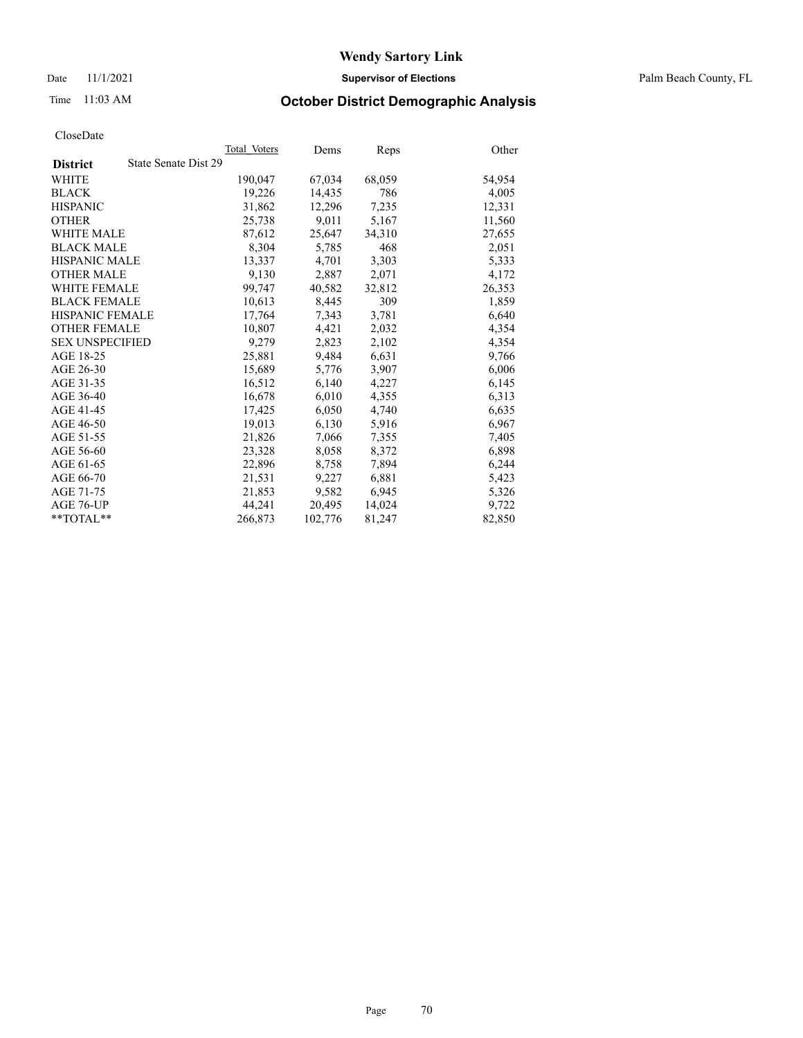# Wendy Sartory Link

Date 11/1/2021 **Supervisor of Elections** Palm Beach County, FL

Time 11:03 AM **October District Demographic Analysis**

CloseDate

| **District** | State Senate Dist 29 | Total_Voters | Dems | Reps | Other |
|---|---|---|---|---|---|
| WHITE | | 190,047 | 67,034 | 68,059 | 54,954 |
| BLACK | | 19,226 | 14,435 | 786 | 4,005 |
| HISPANIC | | 31,862 | 12,296 | 7,235 | 12,331 |
| OTHER | | 25,738 | 9,011 | 5,167 | 11,560 |
| WHITE MALE | | 87,612 | 25,647 | 34,310 | 27,655 |
| BLACK MALE | | 8,304 | 5,785 | 468 | 2,051 |
| HISPANIC MALE | | 13,337 | 4,701 | 3,303 | 5,333 |
| OTHER MALE | | 9,130 | 2,887 | 2,071 | 4,172 |
| WHITE FEMALE | | 99,747 | 40,582 | 32,812 | 26,353 |
| BLACK FEMALE | | 10,613 | 8,445 | 309 | 1,859 |
| HISPANIC FEMALE | | 17,764 | 7,343 | 3,781 | 6,640 |
| OTHER FEMALE | | 10,807 | 4,421 | 2,032 | 4,354 |
| SEX UNSPECIFIED | | 9,279 | 2,823 | 2,102 | 4,354 |
| AGE 18-25 | | 25,881 | 9,484 | 6,631 | 9,766 |
| AGE 26-30 | | 15,689 | 5,776 | 3,907 | 6,006 |
| AGE 31-35 | | 16,512 | 6,140 | 4,227 | 6,145 |
| AGE 36-40 | | 16,678 | 6,010 | 4,355 | 6,313 |
| AGE 41-45 | | 17,425 | 6,050 | 4,740 | 6,635 |
| AGE 46-50 | | 19,013 | 6,130 | 5,916 | 6,967 |
| AGE 51-55 | | 21,826 | 7,066 | 7,355 | 7,405 |
| AGE 56-60 | | 23,328 | 8,058 | 8,372 | 6,898 |
| AGE 61-65 | | 22,896 | 8,758 | 7,894 | 6,244 |
| AGE 66-70 | | 21,531 | 9,227 | 6,881 | 5,423 |
| AGE 71-75 | | 21,853 | 9,582 | 6,945 | 5,326 |
| AGE 76-UP | | 44,241 | 20,495 | 14,024 | 9,722 |
| **TOTAL** | | 266,873 | 102,776 | 81,247 | 82,850 |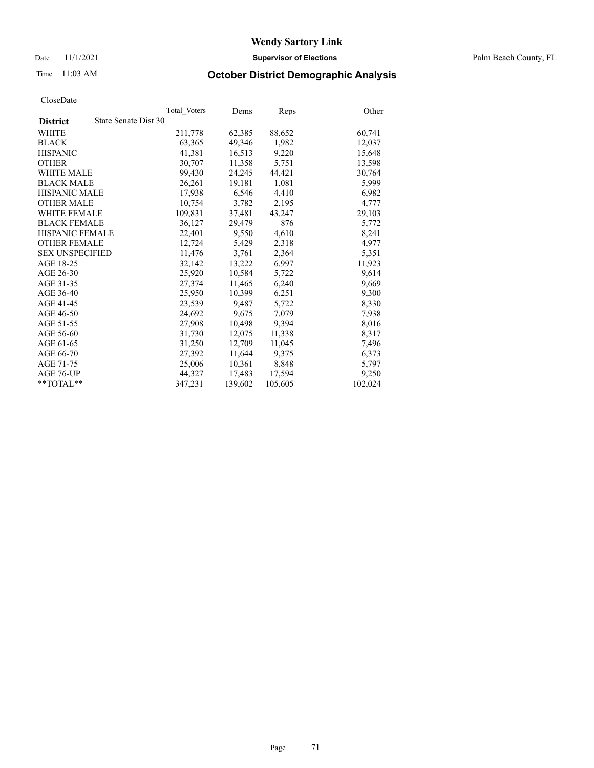# Wendy Sartory Link

Date 11/1/2021 **Supervisor of Elections** Palm Beach County, FL

Time 11:03 AM **October District Demographic Analysis**

CloseDate

| **District** State Senate Dist 30 | Total_Voters | Dems | Reps | Other |
|---|---|---|---|---|
| WHITE | 211,778 | 62,385 | 88,652 | 60,741 |
| BLACK | 63,365 | 49,346 | 1,982 | 12,037 |
| HISPANIC | 41,381 | 16,513 | 9,220 | 15,648 |
| OTHER | 30,707 | 11,358 | 5,751 | 13,598 |
| WHITE MALE | 99,430 | 24,245 | 44,421 | 30,764 |
| BLACK MALE | 26,261 | 19,181 | 1,081 | 5,999 |
| HISPANIC MALE | 17,938 | 6,546 | 4,410 | 6,982 |
| OTHER MALE | 10,754 | 3,782 | 2,195 | 4,777 |
| WHITE FEMALE | 109,831 | 37,481 | 43,247 | 29,103 |
| BLACK FEMALE | 36,127 | 29,479 | 876 | 5,772 |
| HISPANIC FEMALE | 22,401 | 9,550 | 4,610 | 8,241 |
| OTHER FEMALE | 12,724 | 5,429 | 2,318 | 4,977 |
| SEX UNSPECIFIED | 11,476 | 3,761 | 2,364 | 5,351 |
| AGE 18-25 | 32,142 | 13,222 | 6,997 | 11,923 |
| AGE 26-30 | 25,920 | 10,584 | 5,722 | 9,614 |
| AGE 31-35 | 27,374 | 11,465 | 6,240 | 9,669 |
| AGE 36-40 | 25,950 | 10,399 | 6,251 | 9,300 |
| AGE 41-45 | 23,539 | 9,487 | 5,722 | 8,330 |
| AGE 46-50 | 24,692 | 9,675 | 7,079 | 7,938 |
| AGE 51-55 | 27,908 | 10,498 | 9,394 | 8,016 |
| AGE 56-60 | 31,730 | 12,075 | 11,338 | 8,317 |
| AGE 61-65 | 31,250 | 12,709 | 11,045 | 7,496 |
| AGE 66-70 | 27,392 | 11,644 | 9,375 | 6,373 |
| AGE 71-75 | 25,006 | 10,361 | 8,848 | 5,797 |
| AGE 76-UP | 44,327 | 17,483 | 17,594 | 9,250 |
| **TOTAL** | 347,231 | 139,602 | 105,605 | 102,024 |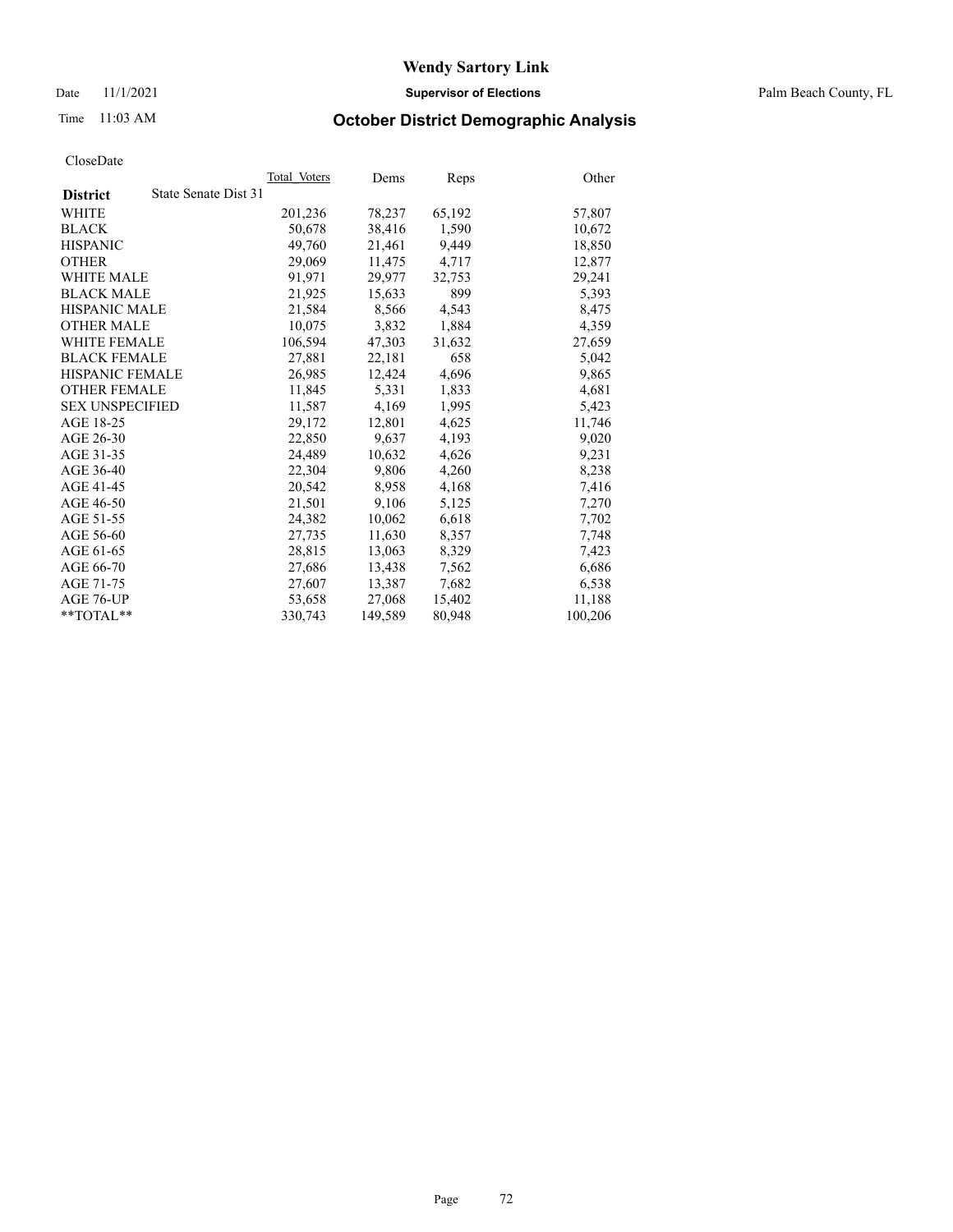**Wendy Sartory Link**

Date 11/1/2021 **Supervisor of Elections** Palm Beach County, FL

Time 11:03 AM **October District Demographic Analysis**

CloseDate

| **District** State Senate Dist 31 | Total Voters | Dems | Reps | Other |
|---|---|---|---|---|
| WHITE | 201,236 | 78,237 | 65,192 | 57,807 |
| BLACK | 50,678 | 38,416 | 1,590 | 10,672 |
| HISPANIC | 49,760 | 21,461 | 9,449 | 18,850 |
| OTHER | 29,069 | 11,475 | 4,717 | 12,877 |
| WHITE MALE | 91,971 | 29,977 | 32,753 | 29,241 |
| BLACK MALE | 21,925 | 15,633 | 899 | 5,393 |
| HISPANIC MALE | 21,584 | 8,566 | 4,543 | 8,475 |
| OTHER MALE | 10,075 | 3,832 | 1,884 | 4,359 |
| WHITE FEMALE | 106,594 | 47,303 | 31,632 | 27,659 |
| BLACK FEMALE | 27,881 | 22,181 | 658 | 5,042 |
| HISPANIC FEMALE | 26,985 | 12,424 | 4,696 | 9,865 |
| OTHER FEMALE | 11,845 | 5,331 | 1,833 | 4,681 |
| SEX UNSPECIFIED | 11,587 | 4,169 | 1,995 | 5,423 |
| AGE 18-25 | 29,172 | 12,801 | 4,625 | 11,746 |
| AGE 26-30 | 22,850 | 9,637 | 4,193 | 9,020 |
| AGE 31-35 | 24,489 | 10,632 | 4,626 | 9,231 |
| AGE 36-40 | 22,304 | 9,806 | 4,260 | 8,238 |
| AGE 41-45 | 20,542 | 8,958 | 4,168 | 7,416 |
| AGE 46-50 | 21,501 | 9,106 | 5,125 | 7,270 |
| AGE 51-55 | 24,382 | 10,062 | 6,618 | 7,702 |
| AGE 56-60 | 27,735 | 11,630 | 8,357 | 7,748 |
| AGE 61-65 | 28,815 | 13,063 | 8,329 | 7,423 |
| AGE 66-70 | 27,686 | 13,438 | 7,562 | 6,686 |
| AGE 71-75 | 27,607 | 13,387 | 7,682 | 6,538 |
| AGE 76-UP | 53,658 | 27,068 | 15,402 | 11,188 |
| **TOTAL** | 330,743 | 149,589 | 80,948 | 100,206 |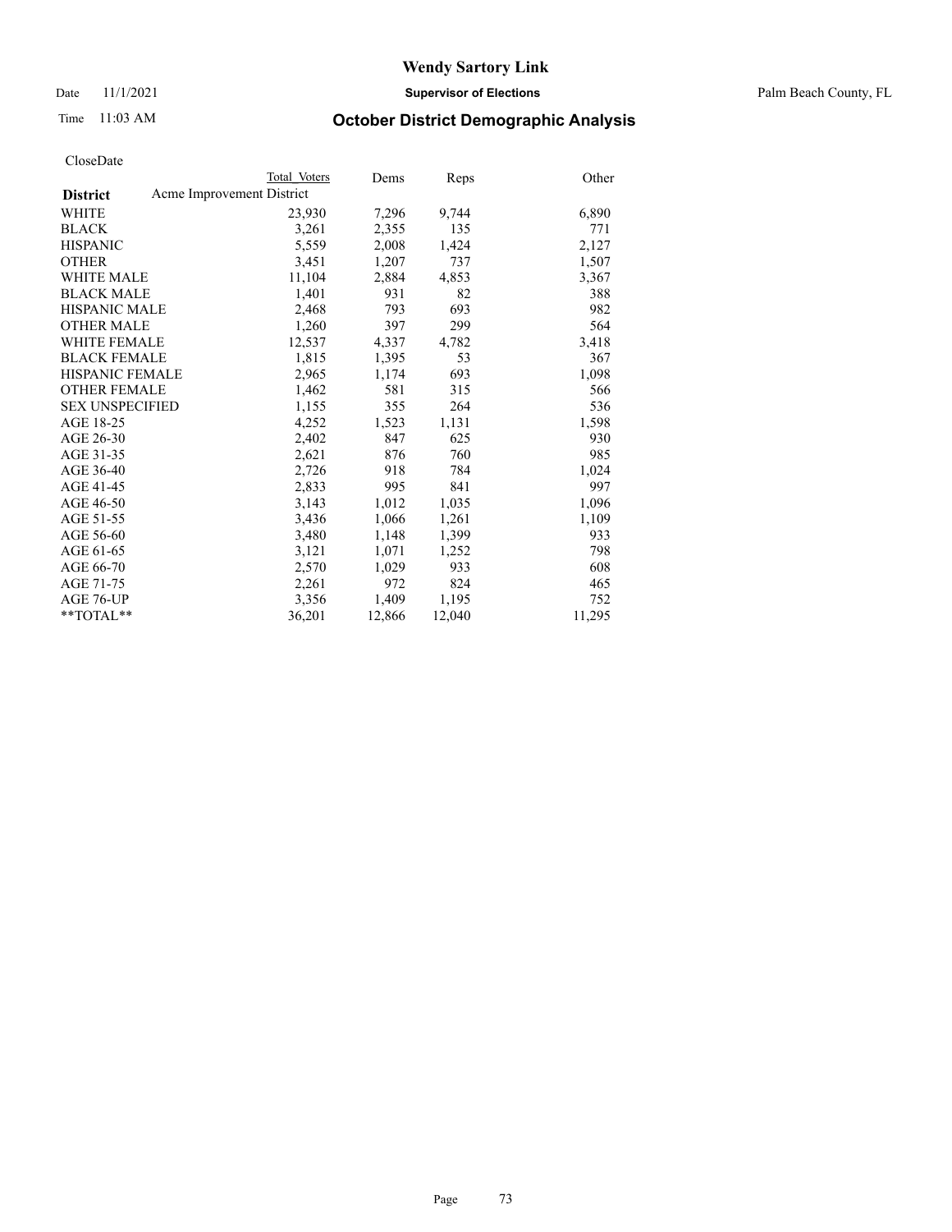# Wendy Sartory Link

Date 11/1/2021 **Supervisor of Elections** Palm Beach County, FL

Time 11:03 AM **October District Demographic Analysis**

CloseDate

| **District** | Total Voters | Dems | Reps | Other |
|---|---|---|---|---|
| Acme Improvement District | | | | |
| WHITE | 23,930 | 7,296 | 9,744 | 6,890 |
| BLACK | 3,261 | 2,355 | 135 | 771 |
| HISPANIC | 5,559 | 2,008 | 1,424 | 2,127 |
| OTHER | 3,451 | 1,207 | 737 | 1,507 |
| WHITE MALE | 11,104 | 2,884 | 4,853 | 3,367 |
| BLACK MALE | 1,401 | 931 | 82 | 388 |
| HISPANIC MALE | 2,468 | 793 | 693 | 982 |
| OTHER MALE | 1,260 | 397 | 299 | 564 |
| WHITE FEMALE | 12,537 | 4,337 | 4,782 | 3,418 |
| BLACK FEMALE | 1,815 | 1,395 | 53 | 367 |
| HISPANIC FEMALE | 2,965 | 1,174 | 693 | 1,098 |
| OTHER FEMALE | 1,462 | 581 | 315 | 566 |
| SEX UNSPECIFIED | 1,155 | 355 | 264 | 536 |
| AGE 18-25 | 4,252 | 1,523 | 1,131 | 1,598 |
| AGE 26-30 | 2,402 | 847 | 625 | 930 |
| AGE 31-35 | 2,621 | 876 | 760 | 985 |
| AGE 36-40 | 2,726 | 918 | 784 | 1,024 |
| AGE 41-45 | 2,833 | 995 | 841 | 997 |
| AGE 46-50 | 3,143 | 1,012 | 1,035 | 1,096 |
| AGE 51-55 | 3,436 | 1,066 | 1,261 | 1,109 |
| AGE 56-60 | 3,480 | 1,148 | 1,399 | 933 |
| AGE 61-65 | 3,121 | 1,071 | 1,252 | 798 |
| AGE 66-70 | 2,570 | 1,029 | 933 | 608 |
| AGE 71-75 | 2,261 | 972 | 824 | 465 |
| AGE 76-UP | 3,356 | 1,409 | 1,195 | 752 |
| **TOTAL** | 36,201 | 12,866 | 12,040 | 11,295 |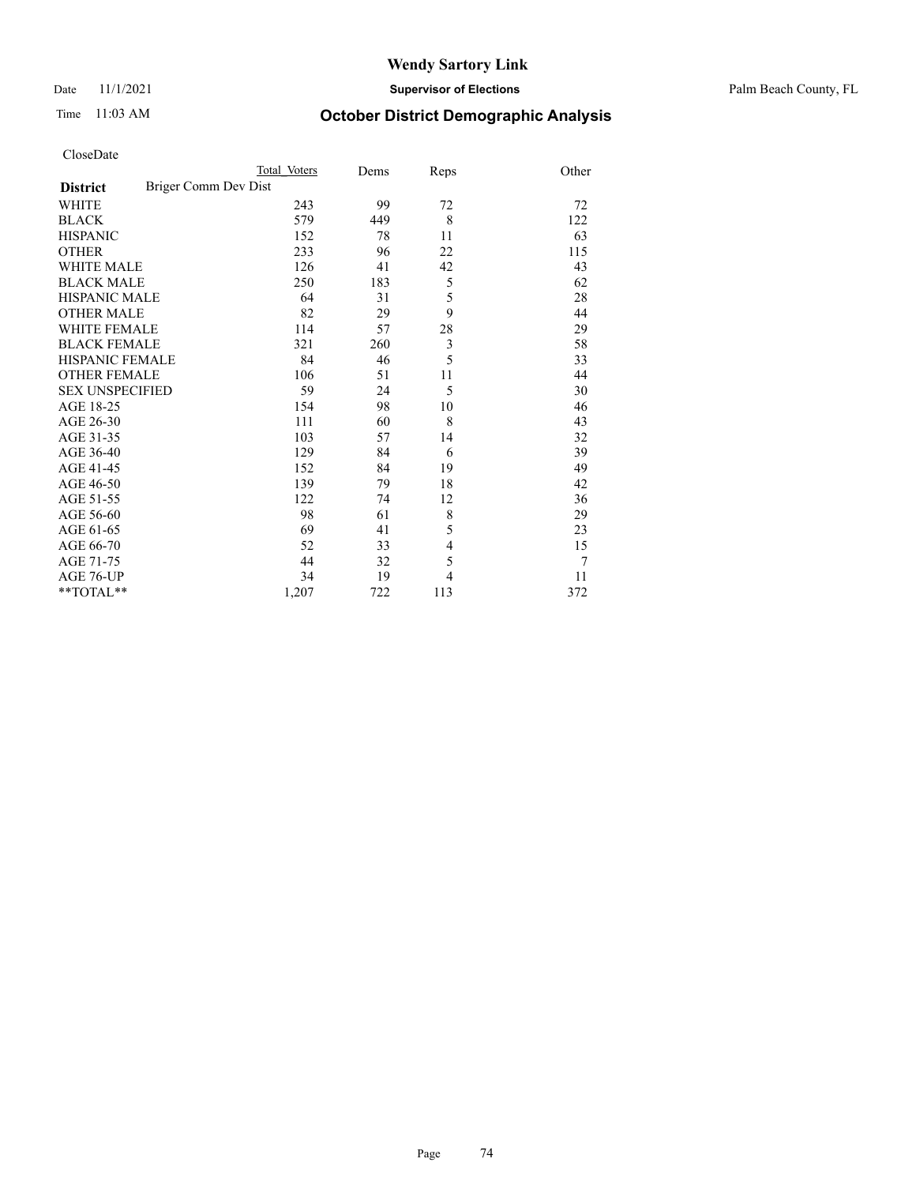# Wendy Sartory Link

Date 11/1/2021 **Supervisor of Elections** Palm Beach County, FL

Time 11:03 AM **October District Demographic Analysis**

CloseDate

| | Total Voters | Dems | Reps | Other |
|---|---|---|---|---|
| **District** Briger Comm Dev Dist | | | | |
| WHITE | 243 | 99 | 72 | 72 |
| BLACK | 579 | 449 | 8 | 122 |
| HISPANIC | 152 | 78 | 11 | 63 |
| OTHER | 233 | 96 | 22 | 115 |
| WHITE MALE | 126 | 41 | 42 | 43 |
| BLACK MALE | 250 | 183 | 5 | 62 |
| HISPANIC MALE | 64 | 31 | 5 | 28 |
| OTHER MALE | 82 | 29 | 9 | 44 |
| WHITE FEMALE | 114 | 57 | 28 | 29 |
| BLACK FEMALE | 321 | 260 | 3 | 58 |
| HISPANIC FEMALE | 84 | 46 | 5 | 33 |
| OTHER FEMALE | 106 | 51 | 11 | 44 |
| SEX UNSPECIFIED | 59 | 24 | 5 | 30 |
| AGE 18-25 | 154 | 98 | 10 | 46 |
| AGE 26-30 | 111 | 60 | 8 | 43 |
| AGE 31-35 | 103 | 57 | 14 | 32 |
| AGE 36-40 | 129 | 84 | 6 | 39 |
| AGE 41-45 | 152 | 84 | 19 | 49 |
| AGE 46-50 | 139 | 79 | 18 | 42 |
| AGE 51-55 | 122 | 74 | 12 | 36 |
| AGE 56-60 | 98 | 61 | 8 | 29 |
| AGE 61-65 | 69 | 41 | 5 | 23 |
| AGE 66-70 | 52 | 33 | 4 | 15 |
| AGE 71-75 | 44 | 32 | 5 | 7 |
| AGE 76-UP | 34 | 19 | 4 | 11 |
| **TOTAL** | 1,207 | 722 | 113 | 372 |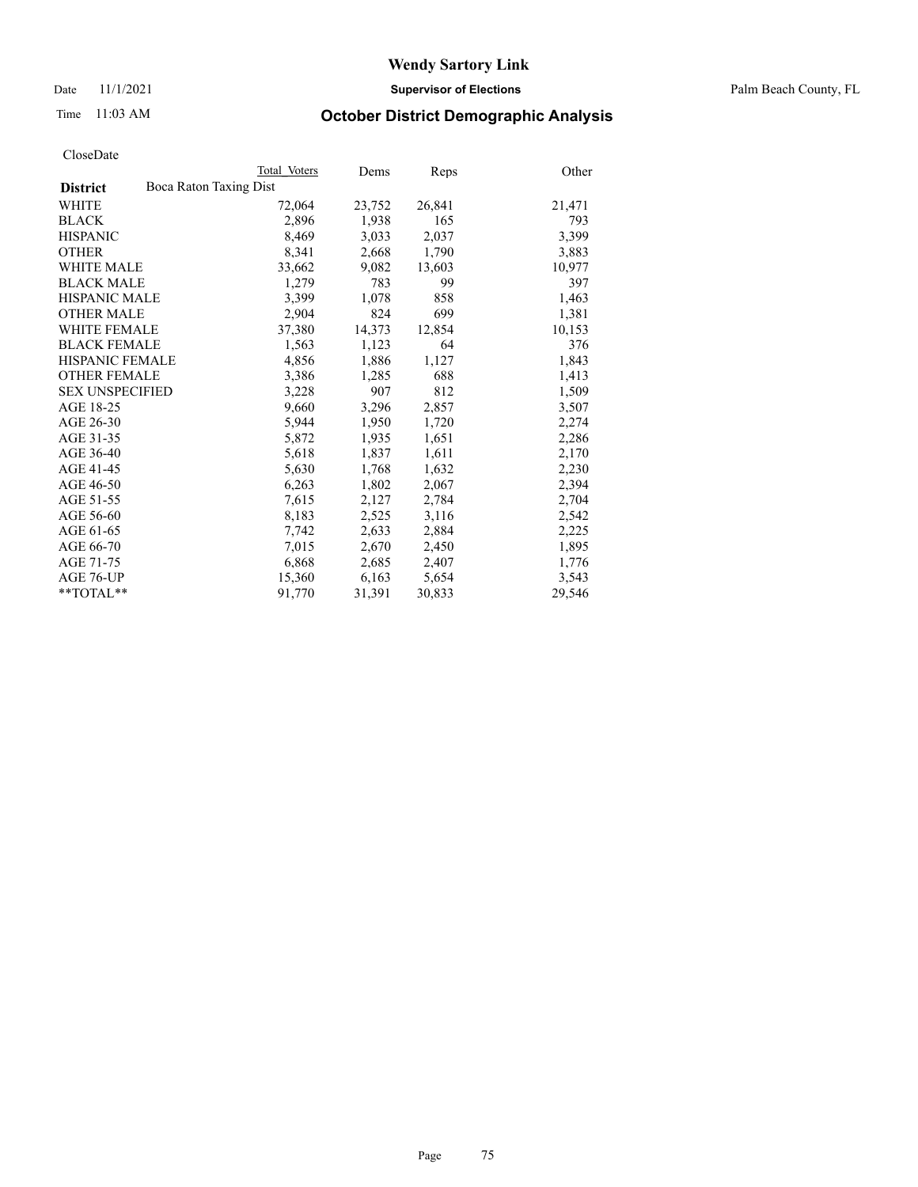CloseDate

| District | Boca Raton Taxing Dist | Total Voters | Dems | Reps | Other |
|---|---|---|---|---|---|
| WHITE | | 72,064 | 23,752 | 26,841 | 21,471 |
| BLACK | | 2,896 | 1,938 | 165 | 793 |
| HISPANIC | | 8,469 | 3,033 | 2,037 | 3,399 |
| OTHER | | 8,341 | 2,668 | 1,790 | 3,883 |
| WHITE MALE | | 33,662 | 9,082 | 13,603 | 10,977 |
| BLACK MALE | | 1,279 | 783 | 99 | 397 |
| HISPANIC MALE | | 3,399 | 1,078 | 858 | 1,463 |
| OTHER MALE | | 2,904 | 824 | 699 | 1,381 |
| WHITE FEMALE | | 37,380 | 14,373 | 12,854 | 10,153 |
| BLACK FEMALE | | 1,563 | 1,123 | 64 | 376 |
| HISPANIC FEMALE | | 4,856 | 1,886 | 1,127 | 1,843 |
| OTHER FEMALE | | 3,386 | 1,285 | 688 | 1,413 |
| SEX UNSPECIFIED | | 3,228 | 907 | 812 | 1,509 |
| AGE 18-25 | | 9,660 | 3,296 | 2,857 | 3,507 |
| AGE 26-30 | | 5,944 | 1,950 | 1,720 | 2,274 |
| AGE 31-35 | | 5,872 | 1,935 | 1,651 | 2,286 |
| AGE 36-40 | | 5,618 | 1,837 | 1,611 | 2,170 |
| AGE 41-45 | | 5,630 | 1,768 | 1,632 | 2,230 |
| AGE 46-50 | | 6,263 | 1,802 | 2,067 | 2,394 |
| AGE 51-55 | | 7,615 | 2,127 | 2,784 | 2,704 |
| AGE 56-60 | | 8,183 | 2,525 | 3,116 | 2,542 |
| AGE 61-65 | | 7,742 | 2,633 | 2,884 | 2,225 |
| AGE 66-70 | | 7,015 | 2,670 | 2,450 | 1,895 |
| AGE 71-75 | | 6,868 | 2,685 | 2,407 | 1,776 |
| AGE 76-UP | | 15,360 | 6,163 | 5,654 | 3,543 |
| **TOTAL** | | 91,770 | 31,391 | 30,833 | 29,546 |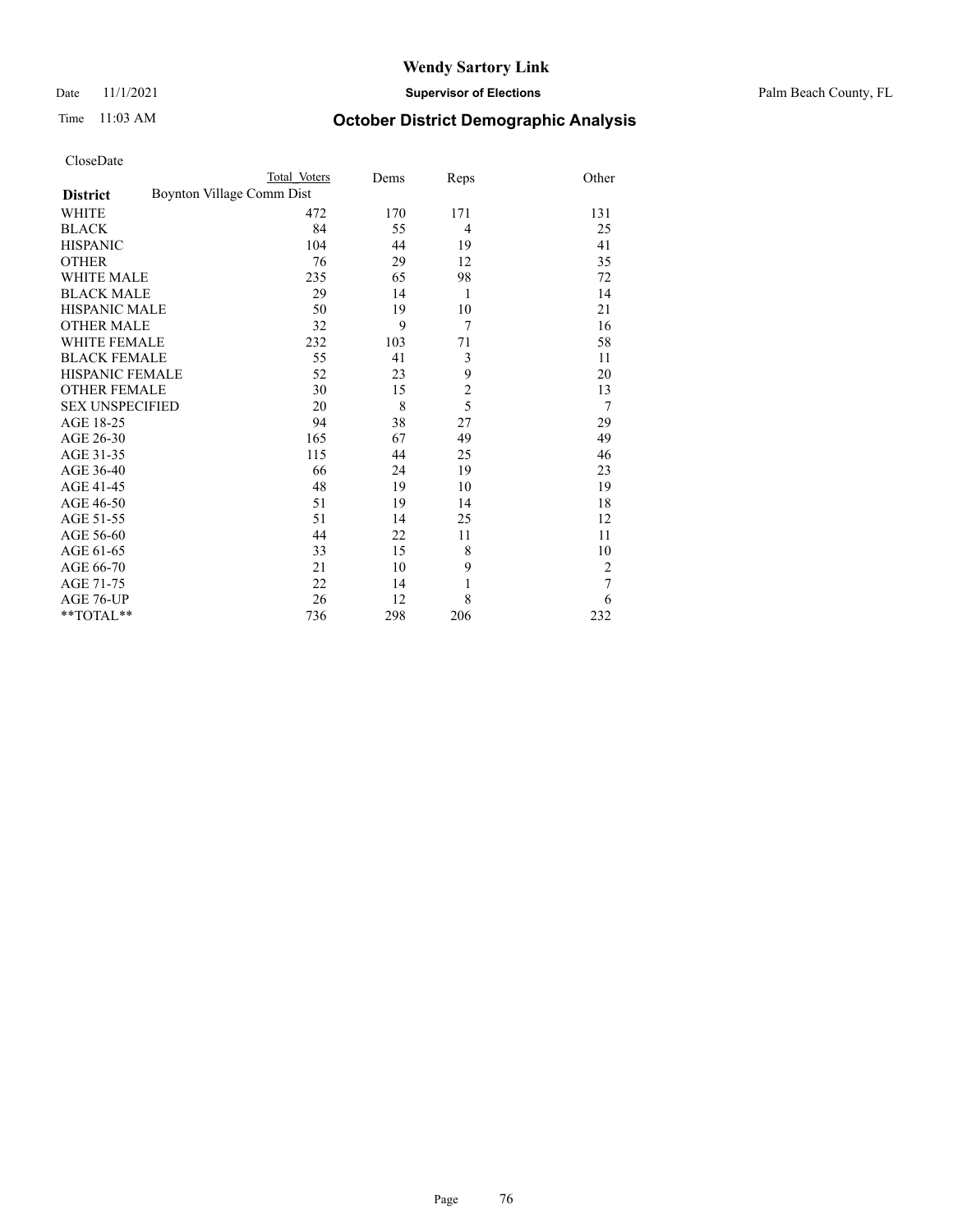# Wendy Sartory Link

Date 11/1/2021 **Supervisor of Elections** Palm Beach County, FL

Time 11:03 AM **October District Demographic Analysis**

CloseDate

| **District** | Total Voters | Dems | Reps | Other |
|---|---|---|---|---|
| Boynton Village Comm Dist | | | | |
| WHITE | 472 | 170 | 171 | 131 |
| BLACK | 84 | 55 | 4 | 25 |
| HISPANIC | 104 | 44 | 19 | 41 |
| OTHER | 76 | 29 | 12 | 35 |
| WHITE MALE | 235 | 65 | 98 | 72 |
| BLACK MALE | 29 | 14 | 1 | 14 |
| HISPANIC MALE | 50 | 19 | 10 | 21 |
| OTHER MALE | 32 | 9 | 7 | 16 |
| WHITE FEMALE | 232 | 103 | 71 | 58 |
| BLACK FEMALE | 55 | 41 | 3 | 11 |
| HISPANIC FEMALE | 52 | 23 | 9 | 20 |
| OTHER FEMALE | 30 | 15 | 2 | 13 |
| SEX UNSPECIFIED | 20 | 8 | 5 | 7 |
| AGE 18-25 | 94 | 38 | 27 | 29 |
| AGE 26-30 | 165 | 67 | 49 | 49 |
| AGE 31-35 | 115 | 44 | 25 | 46 |
| AGE 36-40 | 66 | 24 | 19 | 23 |
| AGE 41-45 | 48 | 19 | 10 | 19 |
| AGE 46-50 | 51 | 19 | 14 | 18 |
| AGE 51-55 | 51 | 14 | 25 | 12 |
| AGE 56-60 | 44 | 22 | 11 | 11 |
| AGE 61-65 | 33 | 15 | 8 | 10 |
| AGE 66-70 | 21 | 10 | 9 | 2 |
| AGE 71-75 | 22 | 14 | 1 | 7 |
| AGE 76-UP | 26 | 12 | 8 | 6 |
| **TOTAL** | 736 | 298 | 206 | 232 |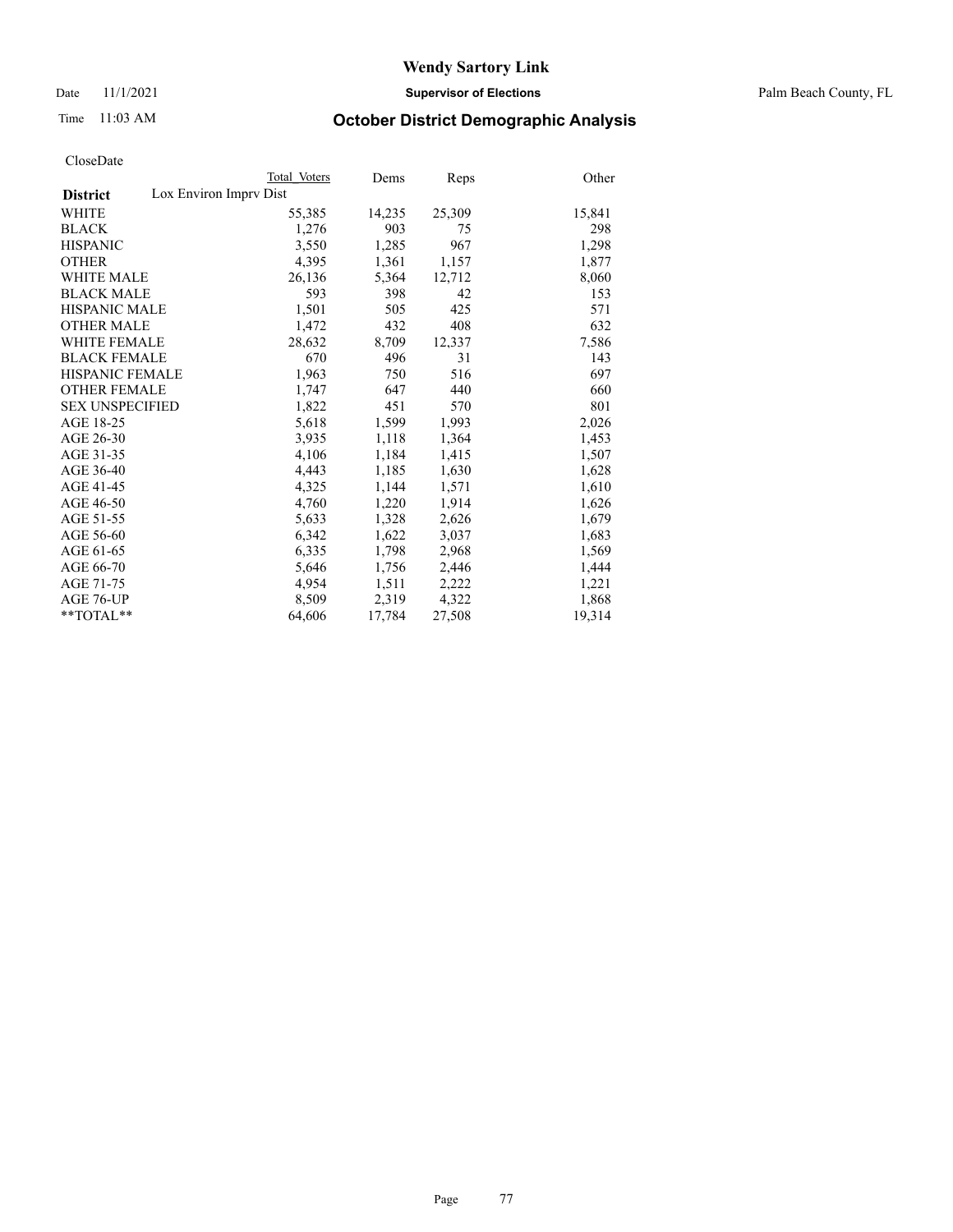# Wendy Sartory Link

Date 11/1/2021 **Supervisor of Elections** Palm Beach County, FL

Time 11:03 AM **October District Demographic Analysis**

CloseDate

| **District** Lox Environ Imprv Dist | Total Voters | Dems | Reps | Other |
|---|---|---|---|---|
| WHITE | 55,385 | 14,235 | 25,309 | 15,841 |
| BLACK | 1,276 | 903 | 75 | 298 |
| HISPANIC | 3,550 | 1,285 | 967 | 1,298 |
| OTHER | 4,395 | 1,361 | 1,157 | 1,877 |
| WHITE MALE | 26,136 | 5,364 | 12,712 | 8,060 |
| BLACK MALE | 593 | 398 | 42 | 153 |
| HISPANIC MALE | 1,501 | 505 | 425 | 571 |
| OTHER MALE | 1,472 | 432 | 408 | 632 |
| WHITE FEMALE | 28,632 | 8,709 | 12,337 | 7,586 |
| BLACK FEMALE | 670 | 496 | 31 | 143 |
| HISPANIC FEMALE | 1,963 | 750 | 516 | 697 |
| OTHER FEMALE | 1,747 | 647 | 440 | 660 |
| SEX UNSPECIFIED | 1,822 | 451 | 570 | 801 |
| AGE 18-25 | 5,618 | 1,599 | 1,993 | 2,026 |
| AGE 26-30 | 3,935 | 1,118 | 1,364 | 1,453 |
| AGE 31-35 | 4,106 | 1,184 | 1,415 | 1,507 |
| AGE 36-40 | 4,443 | 1,185 | 1,630 | 1,628 |
| AGE 41-45 | 4,325 | 1,144 | 1,571 | 1,610 |
| AGE 46-50 | 4,760 | 1,220 | 1,914 | 1,626 |
| AGE 51-55 | 5,633 | 1,328 | 2,626 | 1,679 |
| AGE 56-60 | 6,342 | 1,622 | 3,037 | 1,683 |
| AGE 61-65 | 6,335 | 1,798 | 2,968 | 1,569 |
| AGE 66-70 | 5,646 | 1,756 | 2,446 | 1,444 |
| AGE 71-75 | 4,954 | 1,511 | 2,222 | 1,221 |
| AGE 76-UP | 8,509 | 2,319 | 4,322 | 1,868 |
| **TOTAL** | 64,606 | 17,784 | 27,508 | 19,314 |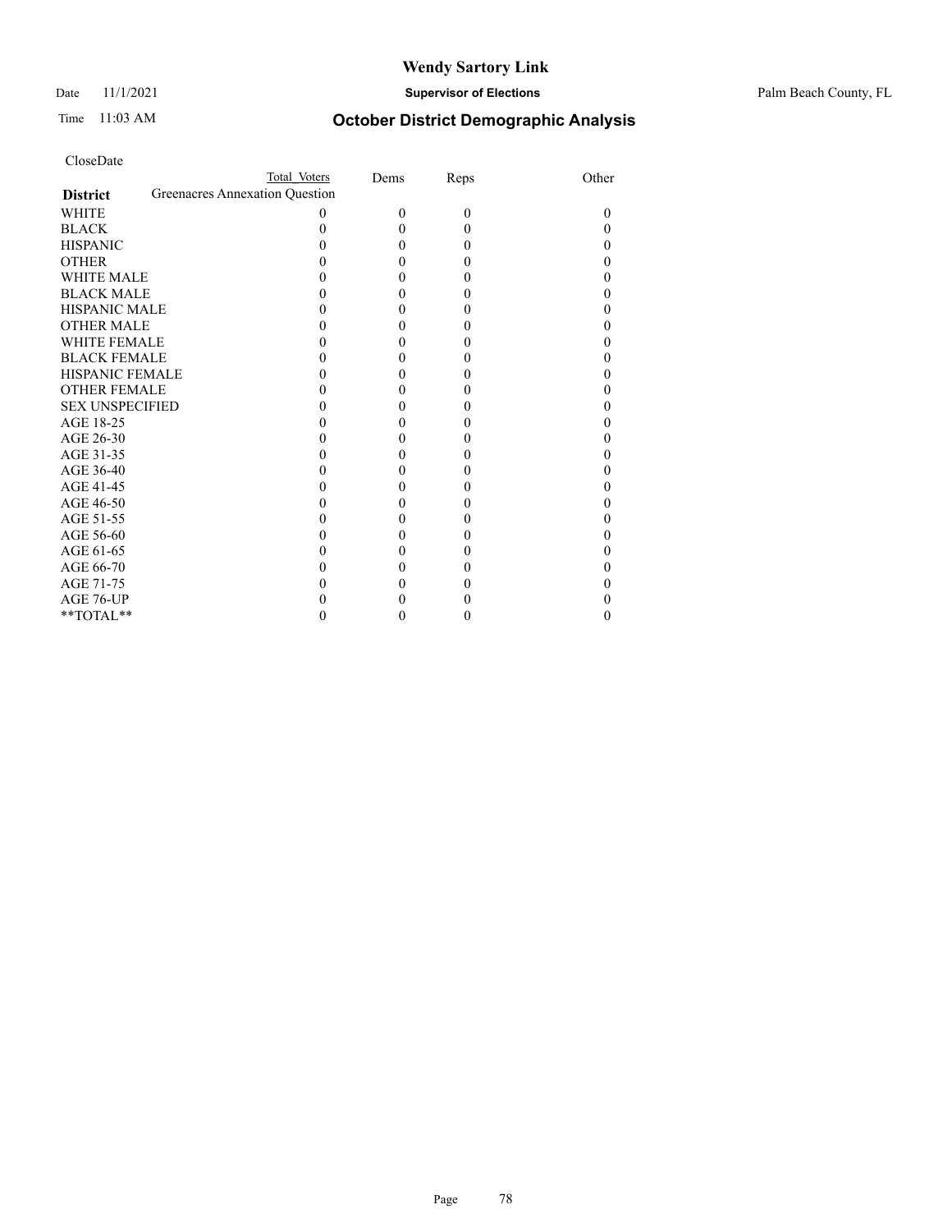CloseDate

| District | Total Voters<br>Greenacres Annexation Question | Dems | Reps | Other |
|---|---|---|---|---|
| WHITE | 0 | 0 | 0 | 0 |
| BLACK | 0 | 0 | 0 | 0 |
| HISPANIC | 0 | 0 | 0 | 0 |
| OTHER | 0 | 0 | 0 | 0 |
| WHITE MALE | 0 | 0 | 0 | 0 |
| BLACK MALE | 0 | 0 | 0 | 0 |
| HISPANIC MALE | 0 | 0 | 0 | 0 |
| OTHER MALE | 0 | 0 | 0 | 0 |
| WHITE FEMALE | 0 | 0 | 0 | 0 |
| BLACK FEMALE | 0 | 0 | 0 | 0 |
| HISPANIC FEMALE | 0 | 0 | 0 | 0 |
| OTHER FEMALE | 0 | 0 | 0 | 0 |
| SEX UNSPECIFIED | 0 | 0 | 0 | 0 |
| AGE 18-25 | 0 | 0 | 0 | 0 |
| AGE 26-30 | 0 | 0 | 0 | 0 |
| AGE 31-35 | 0 | 0 | 0 | 0 |
| AGE 36-40 | 0 | 0 | 0 | 0 |
| AGE 41-45 | 0 | 0 | 0 | 0 |
| AGE 46-50 | 0 | 0 | 0 | 0 |
| AGE 51-55 | 0 | 0 | 0 | 0 |
| AGE 56-60 | 0 | 0 | 0 | 0 |
| AGE 61-65 | 0 | 0 | 0 | 0 |
| AGE 66-70 | 0 | 0 | 0 | 0 |
| AGE 71-75 | 0 | 0 | 0 | 0 |
| AGE 76-UP | 0 | 0 | 0 | 0 |
| **TOTAL** | 0 | 0 | 0 | 0 |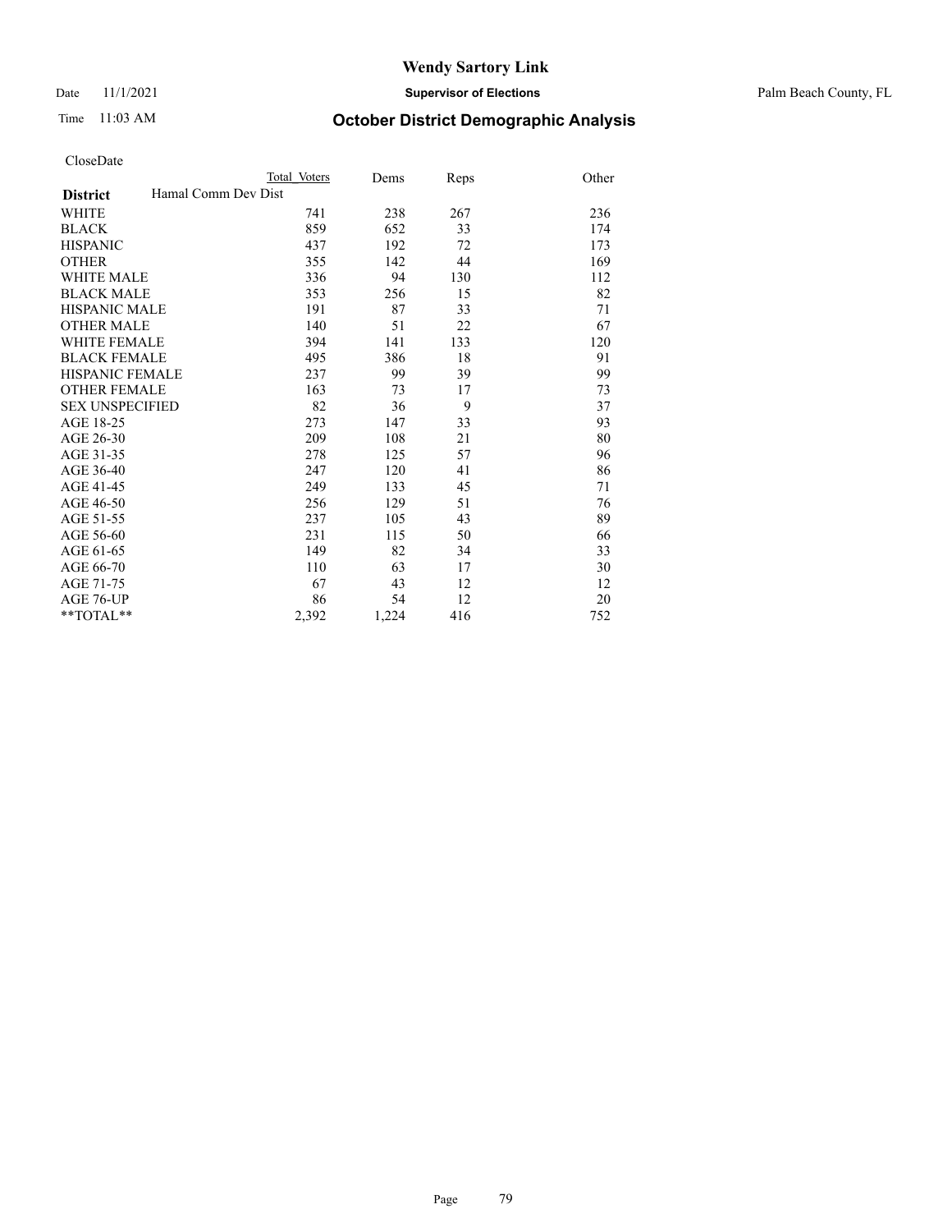# Wendy Sartory Link

Date 11/1/2021 **Supervisor of Elections** Palm Beach County, FL

Time 11:03 AM **October District Demographic Analysis**

CloseDate

| **District** | Total Voters | Dems | Reps | Other |
|---|---|---|---|---|
| Hamal Comm Dev Dist | | | | |
| WHITE | 741 | 238 | 267 | 236 |
| BLACK | 859 | 652 | 33 | 174 |
| HISPANIC | 437 | 192 | 72 | 173 |
| OTHER | 355 | 142 | 44 | 169 |
| WHITE MALE | 336 | 94 | 130 | 112 |
| BLACK MALE | 353 | 256 | 15 | 82 |
| HISPANIC MALE | 191 | 87 | 33 | 71 |
| OTHER MALE | 140 | 51 | 22 | 67 |
| WHITE FEMALE | 394 | 141 | 133 | 120 |
| BLACK FEMALE | 495 | 386 | 18 | 91 |
| HISPANIC FEMALE | 237 | 99 | 39 | 99 |
| OTHER FEMALE | 163 | 73 | 17 | 73 |
| SEX UNSPECIFIED | 82 | 36 | 9 | 37 |
| AGE 18-25 | 273 | 147 | 33 | 93 |
| AGE 26-30 | 209 | 108 | 21 | 80 |
| AGE 31-35 | 278 | 125 | 57 | 96 |
| AGE 36-40 | 247 | 120 | 41 | 86 |
| AGE 41-45 | 249 | 133 | 45 | 71 |
| AGE 46-50 | 256 | 129 | 51 | 76 |
| AGE 51-55 | 237 | 105 | 43 | 89 |
| AGE 56-60 | 231 | 115 | 50 | 66 |
| AGE 61-65 | 149 | 82 | 34 | 33 |
| AGE 66-70 | 110 | 63 | 17 | 30 |
| AGE 71-75 | 67 | 43 | 12 | 12 |
| AGE 76-UP | 86 | 54 | 12 | 20 |
| **TOTAL** | 2,392 | 1,224 | 416 | 752 |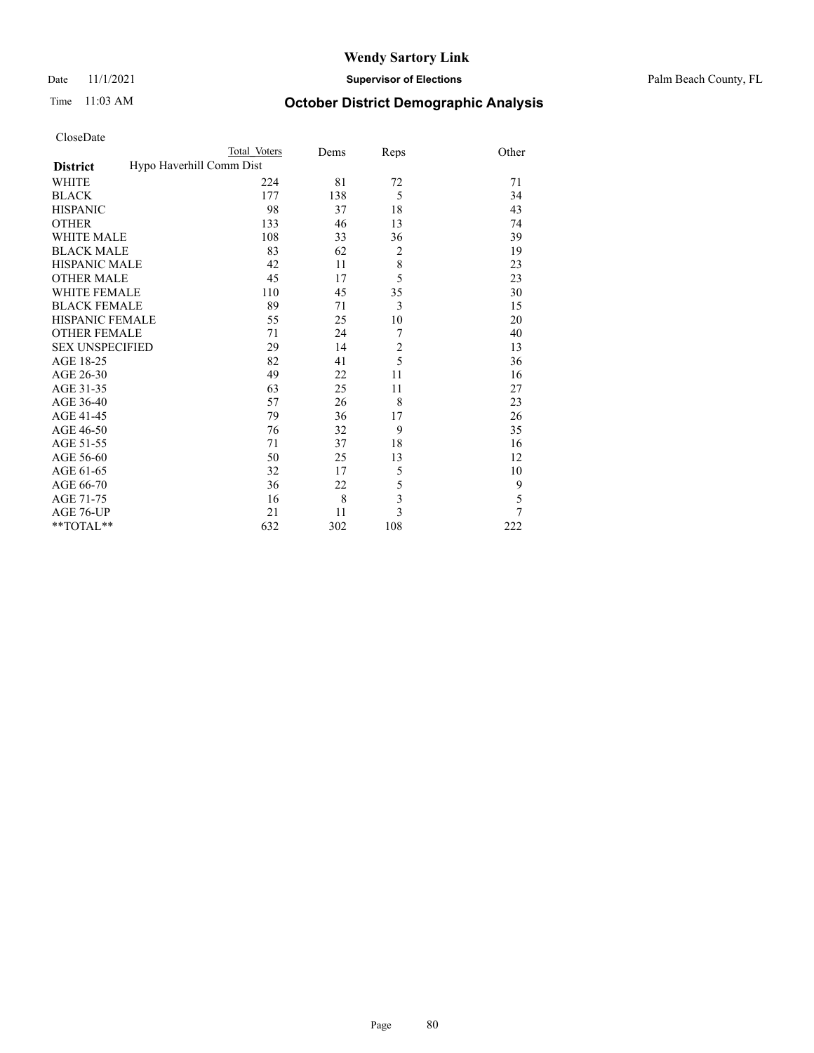CloseDate

| District | Total Voters | Dems | Reps | Other |
|---|---|---|---|---|
| Hypo Haverhill Comm Dist | | | | |
| WHITE | 224 | 81 | 72 | 71 |
| BLACK | 177 | 138 | 5 | 34 |
| HISPANIC | 98 | 37 | 18 | 43 |
| OTHER | 133 | 46 | 13 | 74 |
| WHITE MALE | 108 | 33 | 36 | 39 |
| BLACK MALE | 83 | 62 | 2 | 19 |
| HISPANIC MALE | 42 | 11 | 8 | 23 |
| OTHER MALE | 45 | 17 | 5 | 23 |
| WHITE FEMALE | 110 | 45 | 35 | 30 |
| BLACK FEMALE | 89 | 71 | 3 | 15 |
| HISPANIC FEMALE | 55 | 25 | 10 | 20 |
| OTHER FEMALE | 71 | 24 | 7 | 40 |
| SEX UNSPECIFIED | 29 | 14 | 2 | 13 |
| AGE 18-25 | 82 | 41 | 5 | 36 |
| AGE 26-30 | 49 | 22 | 11 | 16 |
| AGE 31-35 | 63 | 25 | 11 | 27 |
| AGE 36-40 | 57 | 26 | 8 | 23 |
| AGE 41-45 | 79 | 36 | 17 | 26 |
| AGE 46-50 | 76 | 32 | 9 | 35 |
| AGE 51-55 | 71 | 37 | 18 | 16 |
| AGE 56-60 | 50 | 25 | 13 | 12 |
| AGE 61-65 | 32 | 17 | 5 | 10 |
| AGE 66-70 | 36 | 22 | 5 | 9 |
| AGE 71-75 | 16 | 8 | 3 | 5 |
| AGE 76-UP | 21 | 11 | 3 | 7 |
| **TOTAL** | 632 | 302 | 108 | 222 |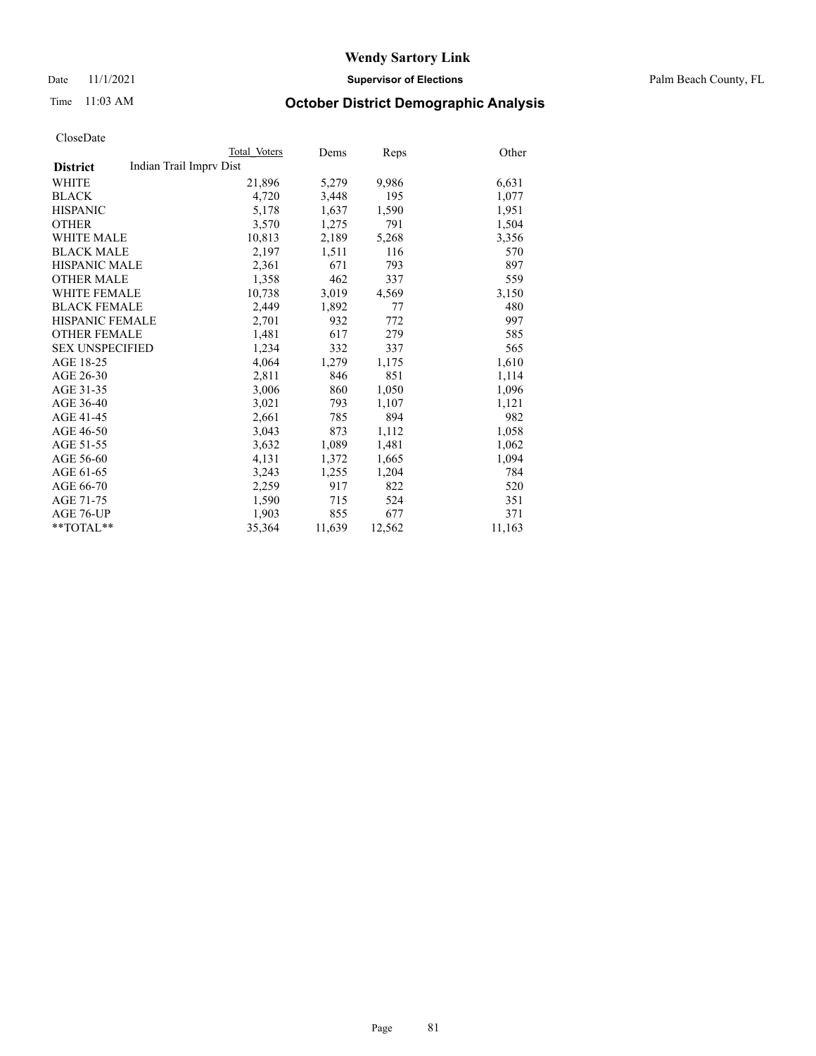# Wendy Sartory Link

Date 11/1/2021 **Supervisor of Elections** Palm Beach County, FL

Time 11:03 AM **October District Demographic Analysis**

CloseDate

| | Total Voters | Dems | Reps | Other |
|---|---|---|---|---|
| **District** Indian Trail Imprv Dist | | | | |
| WHITE | 21,896 | 5,279 | 9,986 | 6,631 |
| BLACK | 4,720 | 3,448 | 195 | 1,077 |
| HISPANIC | 5,178 | 1,637 | 1,590 | 1,951 |
| OTHER | 3,570 | 1,275 | 791 | 1,504 |
| WHITE MALE | 10,813 | 2,189 | 5,268 | 3,356 |
| BLACK MALE | 2,197 | 1,511 | 116 | 570 |
| HISPANIC MALE | 2,361 | 671 | 793 | 897 |
| OTHER MALE | 1,358 | 462 | 337 | 559 |
| WHITE FEMALE | 10,738 | 3,019 | 4,569 | 3,150 |
| BLACK FEMALE | 2,449 | 1,892 | 77 | 480 |
| HISPANIC FEMALE | 2,701 | 932 | 772 | 997 |
| OTHER FEMALE | 1,481 | 617 | 279 | 585 |
| SEX UNSPECIFIED | 1,234 | 332 | 337 | 565 |
| AGE 18-25 | 4,064 | 1,279 | 1,175 | 1,610 |
| AGE 26-30 | 2,811 | 846 | 851 | 1,114 |
| AGE 31-35 | 3,006 | 860 | 1,050 | 1,096 |
| AGE 36-40 | 3,021 | 793 | 1,107 | 1,121 |
| AGE 41-45 | 2,661 | 785 | 894 | 982 |
| AGE 46-50 | 3,043 | 873 | 1,112 | 1,058 |
| AGE 51-55 | 3,632 | 1,089 | 1,481 | 1,062 |
| AGE 56-60 | 4,131 | 1,372 | 1,665 | 1,094 |
| AGE 61-65 | 3,243 | 1,255 | 1,204 | 784 |
| AGE 66-70 | 2,259 | 917 | 822 | 520 |
| AGE 71-75 | 1,590 | 715 | 524 | 351 |
| AGE 76-UP | 1,903 | 855 | 677 | 371 |
| **TOTAL** | 35,364 | 11,639 | 12,562 | 11,163 |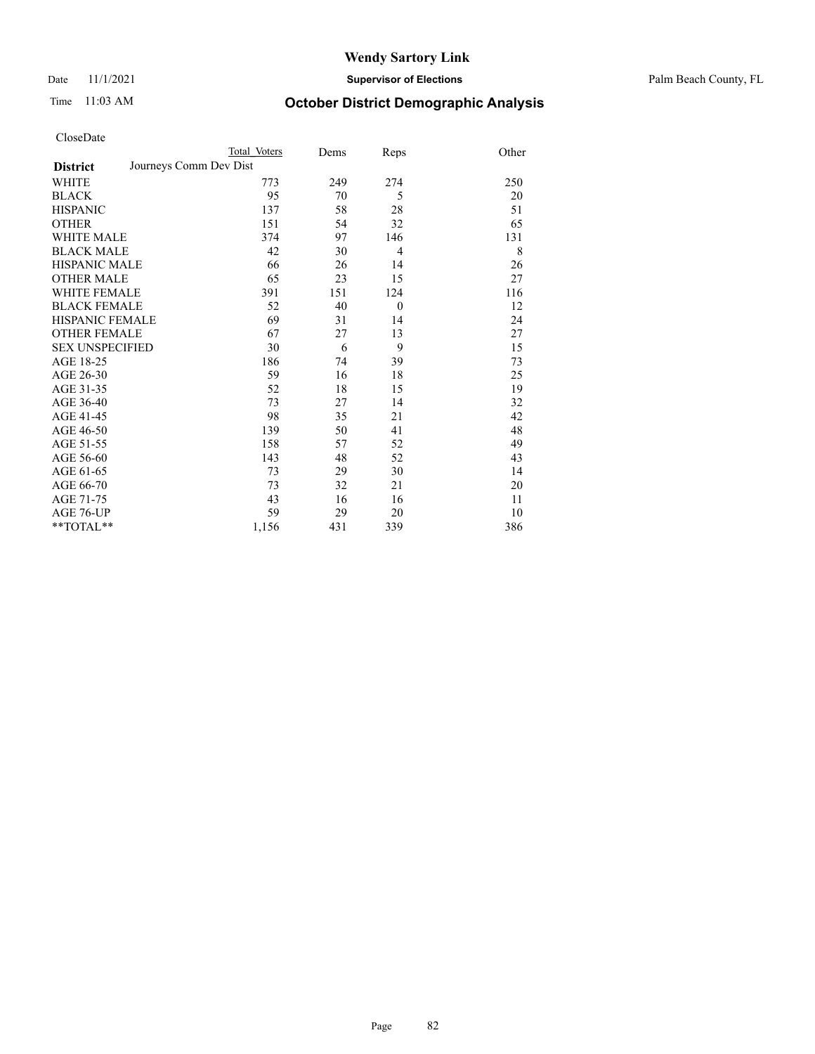# Wendy Sartory Link

Date 11/1/2021 **Supervisor of Elections** Palm Beach County, FL

Time 11:03 AM **October District Demographic Analysis**

CloseDate

| **District** | Journeys Comm Dev Dist Total Voters | Dems | Reps | Other |
|---|---|---|---|---|
| WHITE | 773 | 249 | 274 | 250 |
| BLACK | 95 | 70 | 5 | 20 |
| HISPANIC | 137 | 58 | 28 | 51 |
| OTHER | 151 | 54 | 32 | 65 |
| WHITE MALE | 374 | 97 | 146 | 131 |
| BLACK MALE | 42 | 30 | 4 | 8 |
| HISPANIC MALE | 66 | 26 | 14 | 26 |
| OTHER MALE | 65 | 23 | 15 | 27 |
| WHITE FEMALE | 391 | 151 | 124 | 116 |
| BLACK FEMALE | 52 | 40 | 0 | 12 |
| HISPANIC FEMALE | 69 | 31 | 14 | 24 |
| OTHER FEMALE | 67 | 27 | 13 | 27 |
| SEX UNSPECIFIED | 30 | 6 | 9 | 15 |
| AGE 18-25 | 186 | 74 | 39 | 73 |
| AGE 26-30 | 59 | 16 | 18 | 25 |
| AGE 31-35 | 52 | 18 | 15 | 19 |
| AGE 36-40 | 73 | 27 | 14 | 32 |
| AGE 41-45 | 98 | 35 | 21 | 42 |
| AGE 46-50 | 139 | 50 | 41 | 48 |
| AGE 51-55 | 158 | 57 | 52 | 49 |
| AGE 56-60 | 143 | 48 | 52 | 43 |
| AGE 61-65 | 73 | 29 | 30 | 14 |
| AGE 66-70 | 73 | 32 | 21 | 20 |
| AGE 71-75 | 43 | 16 | 16 | 11 |
| AGE 76-UP | 59 | 29 | 20 | 10 |
| **TOTAL** | 1,156 | 431 | 339 | 386 |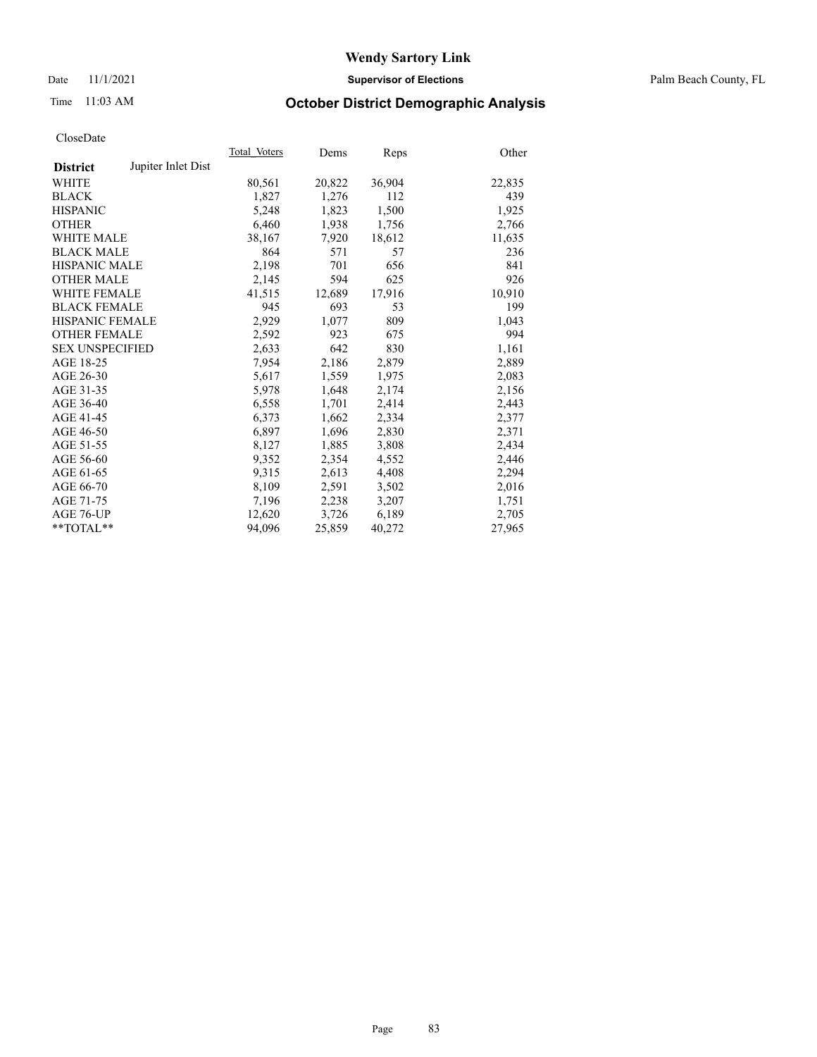CloseDate

| District | Jupiter Inlet Dist | Total_Voters | Dems | Reps | Other |
|---|---|---|---|---|---|
| WHITE | | 80,561 | 20,822 | 36,904 | 22,835 |
| BLACK | | 1,827 | 1,276 | 112 | 439 |
| HISPANIC | | 5,248 | 1,823 | 1,500 | 1,925 |
| OTHER | | 6,460 | 1,938 | 1,756 | 2,766 |
| WHITE MALE | | 38,167 | 7,920 | 18,612 | 11,635 |
| BLACK MALE | | 864 | 571 | 57 | 236 |
| HISPANIC MALE | | 2,198 | 701 | 656 | 841 |
| OTHER MALE | | 2,145 | 594 | 625 | 926 |
| WHITE FEMALE | | 41,515 | 12,689 | 17,916 | 10,910 |
| BLACK FEMALE | | 945 | 693 | 53 | 199 |
| HISPANIC FEMALE | | 2,929 | 1,077 | 809 | 1,043 |
| OTHER FEMALE | | 2,592 | 923 | 675 | 994 |
| SEX UNSPECIFIED | | 2,633 | 642 | 830 | 1,161 |
| AGE 18-25 | | 7,954 | 2,186 | 2,879 | 2,889 |
| AGE 26-30 | | 5,617 | 1,559 | 1,975 | 2,083 |
| AGE 31-35 | | 5,978 | 1,648 | 2,174 | 2,156 |
| AGE 36-40 | | 6,558 | 1,701 | 2,414 | 2,443 |
| AGE 41-45 | | 6,373 | 1,662 | 2,334 | 2,377 |
| AGE 46-50 | | 6,897 | 1,696 | 2,830 | 2,371 |
| AGE 51-55 | | 8,127 | 1,885 | 3,808 | 2,434 |
| AGE 56-60 | | 9,352 | 2,354 | 4,552 | 2,446 |
| AGE 61-65 | | 9,315 | 2,613 | 4,408 | 2,294 |
| AGE 66-70 | | 8,109 | 2,591 | 3,502 | 2,016 |
| AGE 71-75 | | 7,196 | 2,238 | 3,207 | 1,751 |
| AGE 76-UP | | 12,620 | 3,726 | 6,189 | 2,705 |
| **TOTAL** | | 94,096 | 25,859 | 40,272 | 27,965 |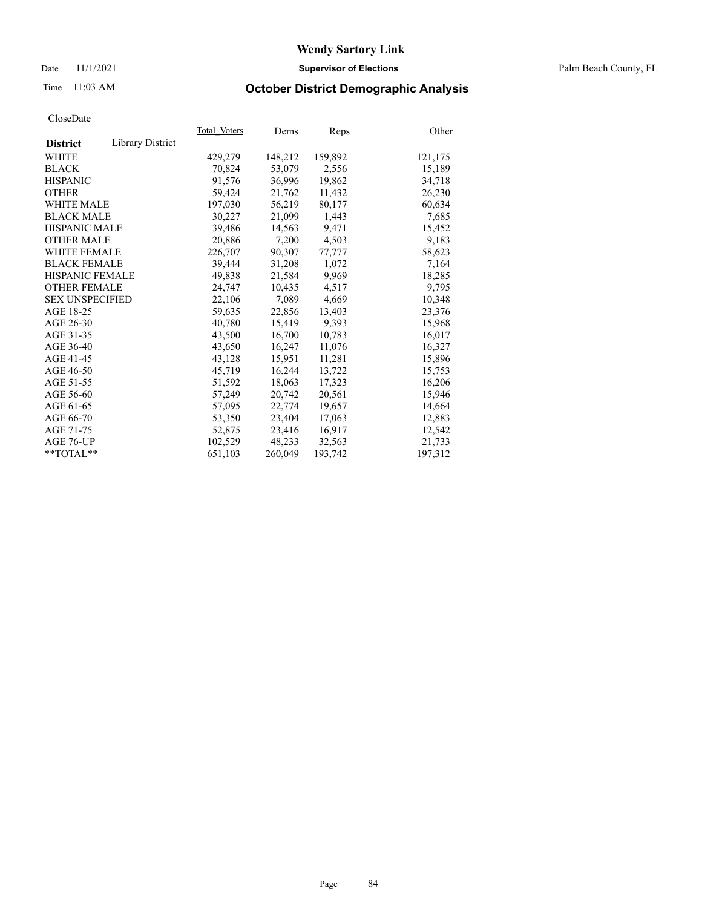# Wendy Sartory Link

Date 11/1/2021 **Supervisor of Elections** Palm Beach County, FL

Time 11:03 AM **October District Demographic Analysis**

CloseDate

| **District** | Library District | Total Voters | Dems | Reps | Other |
|---|---|---|---|---|---|
| WHITE | | 429,279 | 148,212 | 159,892 | 121,175 |
| BLACK | | 70,824 | 53,079 | 2,556 | 15,189 |
| HISPANIC | | 91,576 | 36,996 | 19,862 | 34,718 |
| OTHER | | 59,424 | 21,762 | 11,432 | 26,230 |
| WHITE MALE | | 197,030 | 56,219 | 80,177 | 60,634 |
| BLACK MALE | | 30,227 | 21,099 | 1,443 | 7,685 |
| HISPANIC MALE | | 39,486 | 14,563 | 9,471 | 15,452 |
| OTHER MALE | | 20,886 | 7,200 | 4,503 | 9,183 |
| WHITE FEMALE | | 226,707 | 90,307 | 77,777 | 58,623 |
| BLACK FEMALE | | 39,444 | 31,208 | 1,072 | 7,164 |
| HISPANIC FEMALE | | 49,838 | 21,584 | 9,969 | 18,285 |
| OTHER FEMALE | | 24,747 | 10,435 | 4,517 | 9,795 |
| SEX UNSPECIFIED | | 22,106 | 7,089 | 4,669 | 10,348 |
| AGE 18-25 | | 59,635 | 22,856 | 13,403 | 23,376 |
| AGE 26-30 | | 40,780 | 15,419 | 9,393 | 15,968 |
| AGE 31-35 | | 43,500 | 16,700 | 10,783 | 16,017 |
| AGE 36-40 | | 43,650 | 16,247 | 11,076 | 16,327 |
| AGE 41-45 | | 43,128 | 15,951 | 11,281 | 15,896 |
| AGE 46-50 | | 45,719 | 16,244 | 13,722 | 15,753 |
| AGE 51-55 | | 51,592 | 18,063 | 17,323 | 16,206 |
| AGE 56-60 | | 57,249 | 20,742 | 20,561 | 15,946 |
| AGE 61-65 | | 57,095 | 22,774 | 19,657 | 14,664 |
| AGE 66-70 | | 53,350 | 23,404 | 17,063 | 12,883 |
| AGE 71-75 | | 52,875 | 23,416 | 16,917 | 12,542 |
| AGE 76-UP | | 102,529 | 48,233 | 32,563 | 21,733 |
| **TOTAL** | | 651,103 | 260,049 | 193,742 | 197,312 |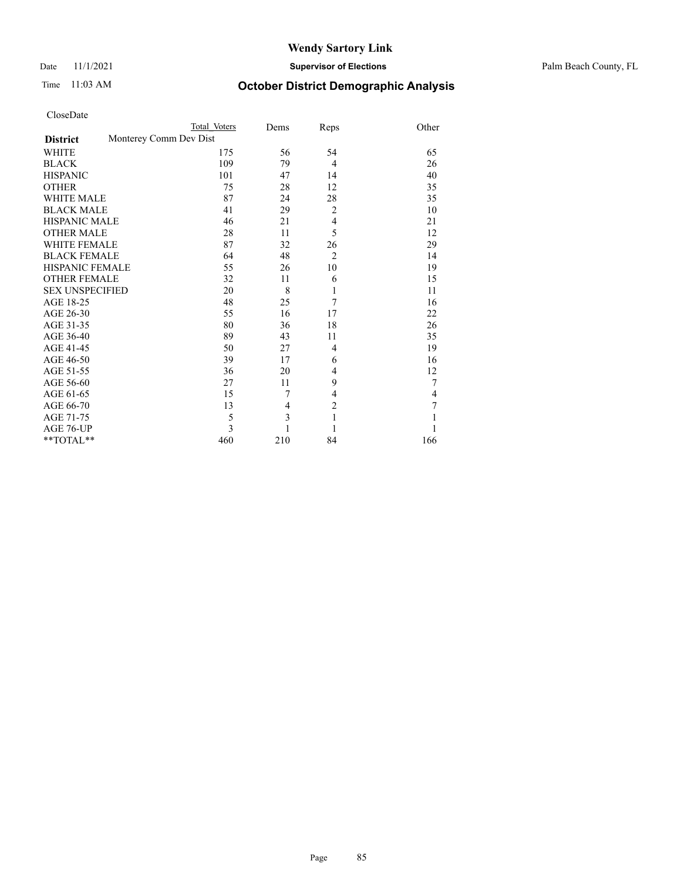# Wendy Sartory Link

Date 11/1/2021 **Supervisor of Elections** Palm Beach County, FL

Time 11:03 AM **October District Demographic Analysis**

CloseDate

| | Total Voters | Dems | Reps | Other |
|---|---|---|---|---|
| **District** Monterey Comm Dev Dist | | | | |
| WHITE | 175 | 56 | 54 | 65 |
| BLACK | 109 | 79 | 4 | 26 |
| HISPANIC | 101 | 47 | 14 | 40 |
| OTHER | 75 | 28 | 12 | 35 |
| WHITE MALE | 87 | 24 | 28 | 35 |
| BLACK MALE | 41 | 29 | 2 | 10 |
| HISPANIC MALE | 46 | 21 | 4 | 21 |
| OTHER MALE | 28 | 11 | 5 | 12 |
| WHITE FEMALE | 87 | 32 | 26 | 29 |
| BLACK FEMALE | 64 | 48 | 2 | 14 |
| HISPANIC FEMALE | 55 | 26 | 10 | 19 |
| OTHER FEMALE | 32 | 11 | 6 | 15 |
| SEX UNSPECIFIED | 20 | 8 | 1 | 11 |
| AGE 18-25 | 48 | 25 | 7 | 16 |
| AGE 26-30 | 55 | 16 | 17 | 22 |
| AGE 31-35 | 80 | 36 | 18 | 26 |
| AGE 36-40 | 89 | 43 | 11 | 35 |
| AGE 41-45 | 50 | 27 | 4 | 19 |
| AGE 46-50 | 39 | 17 | 6 | 16 |
| AGE 51-55 | 36 | 20 | 4 | 12 |
| AGE 56-60 | 27 | 11 | 9 | 7 |
| AGE 61-65 | 15 | 7 | 4 | 4 |
| AGE 66-70 | 13 | 4 | 2 | 7 |
| AGE 71-75 | 5 | 3 | 1 | 1 |
| AGE 76-UP | 3 | 1 | 1 | 1 |
| **TOTAL** | 460 | 210 | 84 | 166 |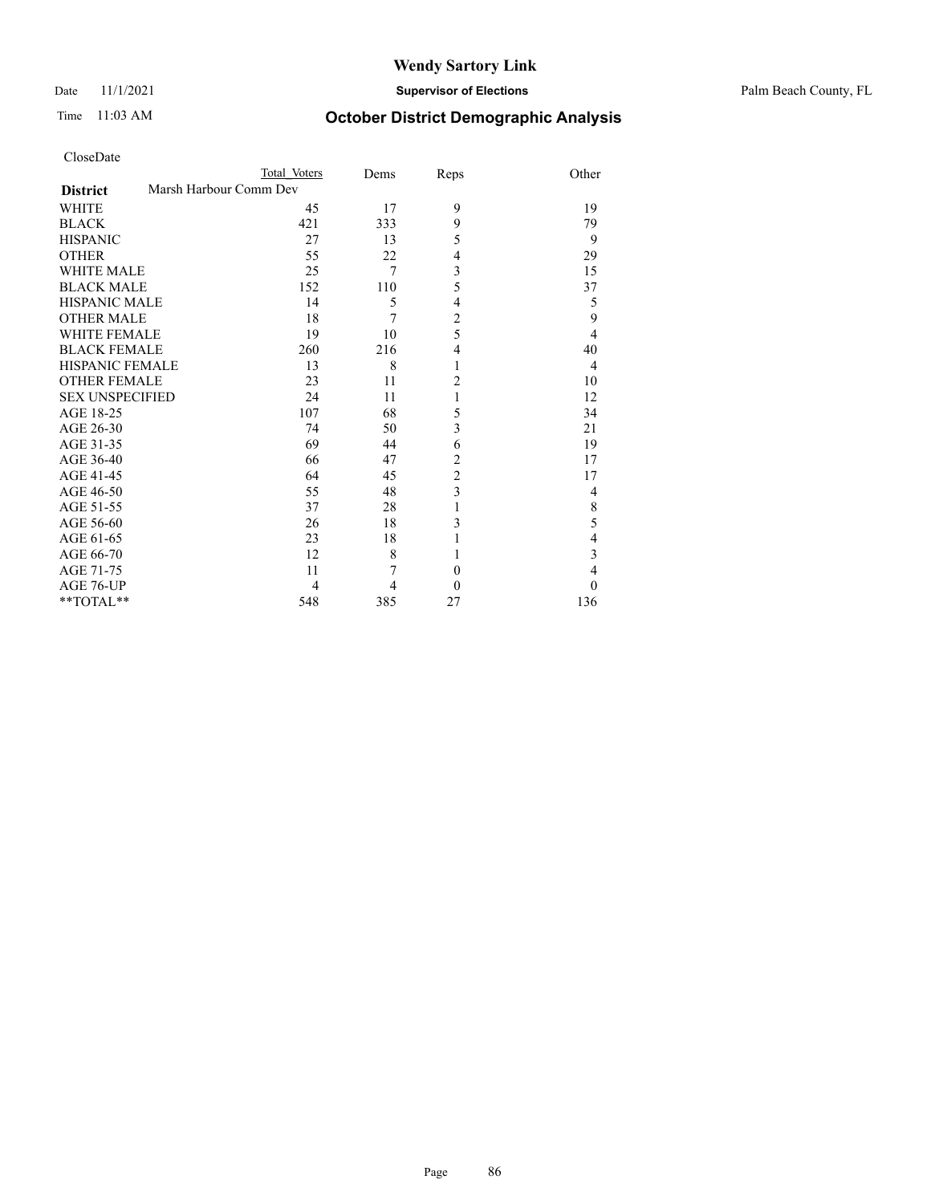# Wendy Sartory Link

Date 11/1/2021 **Supervisor of Elections** Palm Beach County, FL

Time 11:03 AM **October District Demographic Analysis**

CloseDate

| | Total Voters | Dems | Reps | Other |
|---|---|---|---|---|
| **District** Marsh Harbour Comm Dev | | | | |
| WHITE | 45 | 17 | 9 | 19 |
| BLACK | 421 | 333 | 9 | 79 |
| HISPANIC | 27 | 13 | 5 | 9 |
| OTHER | 55 | 22 | 4 | 29 |
| WHITE MALE | 25 | 7 | 3 | 15 |
| BLACK MALE | 152 | 110 | 5 | 37 |
| HISPANIC MALE | 14 | 5 | 4 | 5 |
| OTHER MALE | 18 | 7 | 2 | 9 |
| WHITE FEMALE | 19 | 10 | 5 | 4 |
| BLACK FEMALE | 260 | 216 | 4 | 40 |
| HISPANIC FEMALE | 13 | 8 | 1 | 4 |
| OTHER FEMALE | 23 | 11 | 2 | 10 |
| SEX UNSPECIFIED | 24 | 11 | 1 | 12 |
| AGE 18-25 | 107 | 68 | 5 | 34 |
| AGE 26-30 | 74 | 50 | 3 | 21 |
| AGE 31-35 | 69 | 44 | 6 | 19 |
| AGE 36-40 | 66 | 47 | 2 | 17 |
| AGE 41-45 | 64 | 45 | 2 | 17 |
| AGE 46-50 | 55 | 48 | 3 | 4 |
| AGE 51-55 | 37 | 28 | 1 | 8 |
| AGE 56-60 | 26 | 18 | 3 | 5 |
| AGE 61-65 | 23 | 18 | 1 | 4 |
| AGE 66-70 | 12 | 8 | 1 | 3 |
| AGE 71-75 | 11 | 7 | 0 | 4 |
| AGE 76-UP | 4 | 4 | 0 | 0 |
| **TOTAL** | 548 | 385 | 27 | 136 |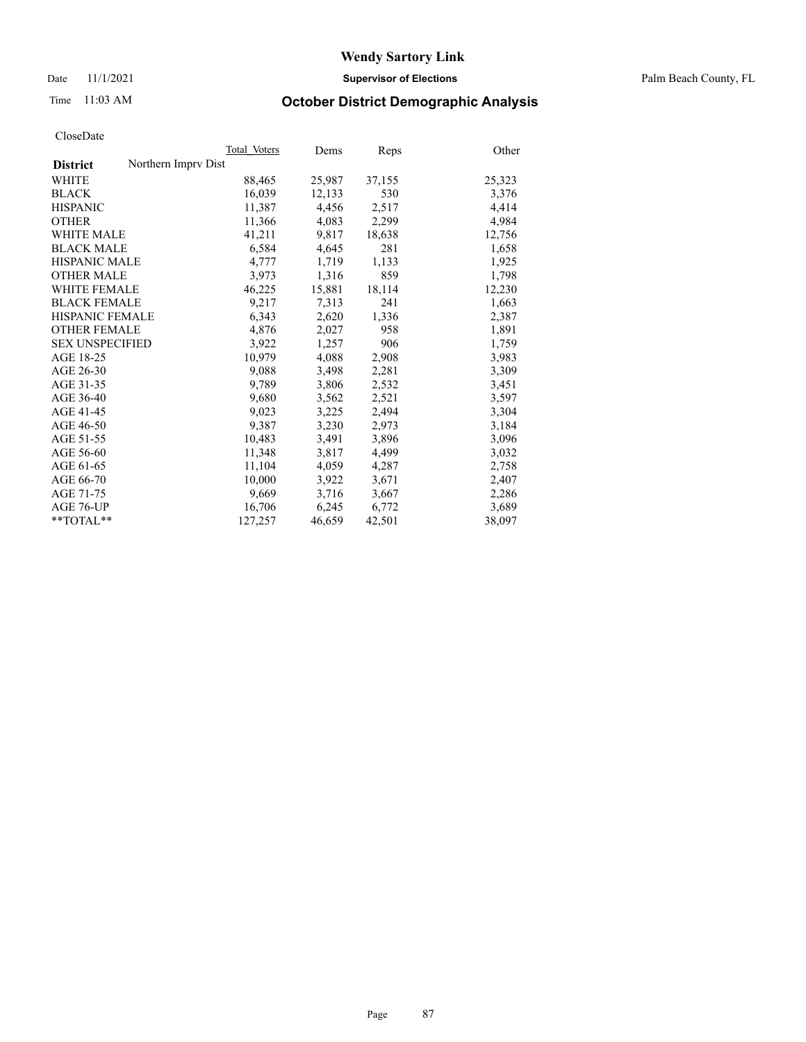# Wendy Sartory Link

Date 11/1/2021 **Supervisor of Elections** Palm Beach County, FL

Time 11:03 AM **October District Demographic Analysis**

CloseDate

| **District** | Total Voters | Dems | Reps | Other |
|---|---|---|---|---|
| Northern Imprv Dist | | | | |
| WHITE | 88,465 | 25,987 | 37,155 | 25,323 |
| BLACK | 16,039 | 12,133 | 530 | 3,376 |
| HISPANIC | 11,387 | 4,456 | 2,517 | 4,414 |
| OTHER | 11,366 | 4,083 | 2,299 | 4,984 |
| WHITE MALE | 41,211 | 9,817 | 18,638 | 12,756 |
| BLACK MALE | 6,584 | 4,645 | 281 | 1,658 |
| HISPANIC MALE | 4,777 | 1,719 | 1,133 | 1,925 |
| OTHER MALE | 3,973 | 1,316 | 859 | 1,798 |
| WHITE FEMALE | 46,225 | 15,881 | 18,114 | 12,230 |
| BLACK FEMALE | 9,217 | 7,313 | 241 | 1,663 |
| HISPANIC FEMALE | 6,343 | 2,620 | 1,336 | 2,387 |
| OTHER FEMALE | 4,876 | 2,027 | 958 | 1,891 |
| SEX UNSPECIFIED | 3,922 | 1,257 | 906 | 1,759 |
| AGE 18-25 | 10,979 | 4,088 | 2,908 | 3,983 |
| AGE 26-30 | 9,088 | 3,498 | 2,281 | 3,309 |
| AGE 31-35 | 9,789 | 3,806 | 2,532 | 3,451 |
| AGE 36-40 | 9,680 | 3,562 | 2,521 | 3,597 |
| AGE 41-45 | 9,023 | 3,225 | 2,494 | 3,304 |
| AGE 46-50 | 9,387 | 3,230 | 2,973 | 3,184 |
| AGE 51-55 | 10,483 | 3,491 | 3,896 | 3,096 |
| AGE 56-60 | 11,348 | 3,817 | 4,499 | 3,032 |
| AGE 61-65 | 11,104 | 4,059 | 4,287 | 2,758 |
| AGE 66-70 | 10,000 | 3,922 | 3,671 | 2,407 |
| AGE 71-75 | 9,669 | 3,716 | 3,667 | 2,286 |
| AGE 76-UP | 16,706 | 6,245 | 6,772 | 3,689 |
| **TOTAL** | 127,257 | 46,659 | 42,501 | 38,097 |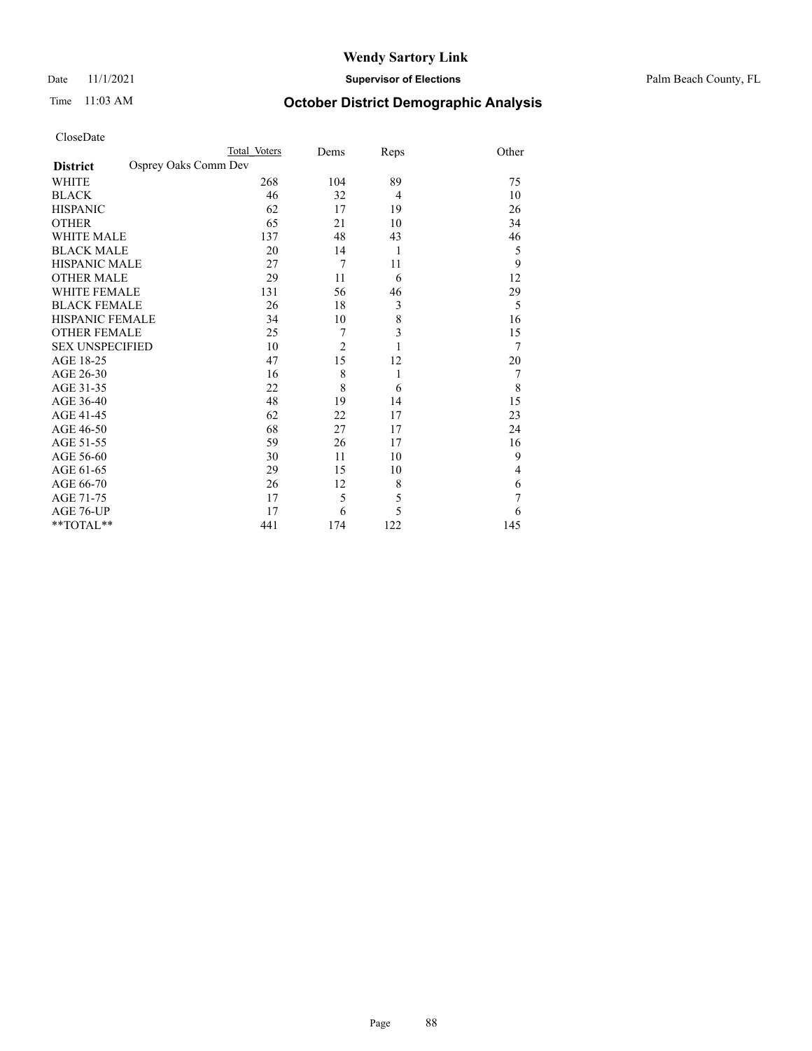# Wendy Sartory Link

Date 11/1/2021 **Supervisor of Elections** Palm Beach County, FL

Time 11:03 AM **October District Demographic Analysis**

CloseDate

| | Total Voters | Dems | Reps | Other |
|---|---|---|---|---|
| **District** Osprey Oaks Comm Dev | | | | |
| WHITE | 268 | 104 | 89 | 75 |
| BLACK | 46 | 32 | 4 | 10 |
| HISPANIC | 62 | 17 | 19 | 26 |
| OTHER | 65 | 21 | 10 | 34 |
| WHITE MALE | 137 | 48 | 43 | 46 |
| BLACK MALE | 20 | 14 | 1 | 5 |
| HISPANIC MALE | 27 | 7 | 11 | 9 |
| OTHER MALE | 29 | 11 | 6 | 12 |
| WHITE FEMALE | 131 | 56 | 46 | 29 |
| BLACK FEMALE | 26 | 18 | 3 | 5 |
| HISPANIC FEMALE | 34 | 10 | 8 | 16 |
| OTHER FEMALE | 25 | 7 | 3 | 15 |
| SEX UNSPECIFIED | 10 | 2 | 1 | 7 |
| AGE 18-25 | 47 | 15 | 12 | 20 |
| AGE 26-30 | 16 | 8 | 1 | 7 |
| AGE 31-35 | 22 | 8 | 6 | 8 |
| AGE 36-40 | 48 | 19 | 14 | 15 |
| AGE 41-45 | 62 | 22 | 17 | 23 |
| AGE 46-50 | 68 | 27 | 17 | 24 |
| AGE 51-55 | 59 | 26 | 17 | 16 |
| AGE 56-60 | 30 | 11 | 10 | 9 |
| AGE 61-65 | 29 | 15 | 10 | 4 |
| AGE 66-70 | 26 | 12 | 8 | 6 |
| AGE 71-75 | 17 | 5 | 5 | 7 |
| AGE 76-UP | 17 | 6 | 5 | 6 |
| **TOTAL** | 441 | 174 | 122 | 145 |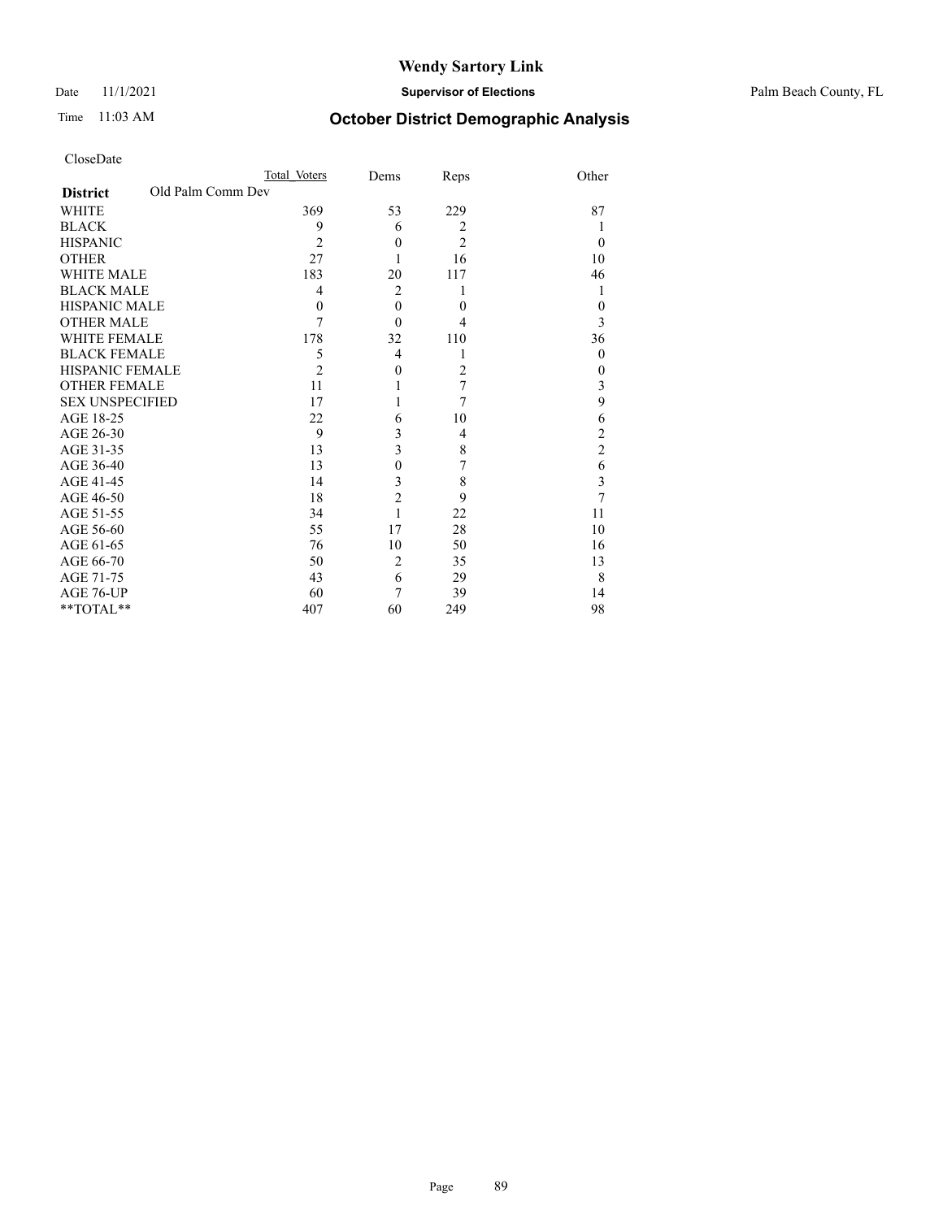# Wendy Sartory Link

Date 11/1/2021 **Supervisor of Elections** Palm Beach County, FL

Time 11:03 AM **October District Demographic Analysis**

CloseDate

| **District** Old Palm Comm Dev | Total Voters | Dems | Reps | Other |
|---|---|---|---|---|
| WHITE | 369 | 53 | 229 | 87 |
| BLACK | 9 | 6 | 2 | 1 |
| HISPANIC | 2 | 0 | 2 | 0 |
| OTHER | 27 | 1 | 16 | 10 |
| WHITE MALE | 183 | 20 | 117 | 46 |
| BLACK MALE | 4 | 2 | 1 | 1 |
| HISPANIC MALE | 0 | 0 | 0 | 0 |
| OTHER MALE | 7 | 0 | 4 | 3 |
| WHITE FEMALE | 178 | 32 | 110 | 36 |
| BLACK FEMALE | 5 | 4 | 1 | 0 |
| HISPANIC FEMALE | 2 | 0 | 2 | 0 |
| OTHER FEMALE | 11 | 1 | 7 | 3 |
| SEX UNSPECIFIED | 17 | 1 | 7 | 9 |
| AGE 18-25 | 22 | 6 | 10 | 6 |
| AGE 26-30 | 9 | 3 | 4 | 2 |
| AGE 31-35 | 13 | 3 | 8 | 2 |
| AGE 36-40 | 13 | 0 | 7 | 6 |
| AGE 41-45 | 14 | 3 | 8 | 3 |
| AGE 46-50 | 18 | 2 | 9 | 7 |
| AGE 51-55 | 34 | 1 | 22 | 11 |
| AGE 56-60 | 55 | 17 | 28 | 10 |
| AGE 61-65 | 76 | 10 | 50 | 16 |
| AGE 66-70 | 50 | 2 | 35 | 13 |
| AGE 71-75 | 43 | 6 | 29 | 8 |
| AGE 76-UP | 60 | 7 | 39 | 14 |
| **TOTAL** | 407 | 60 | 249 | 98 |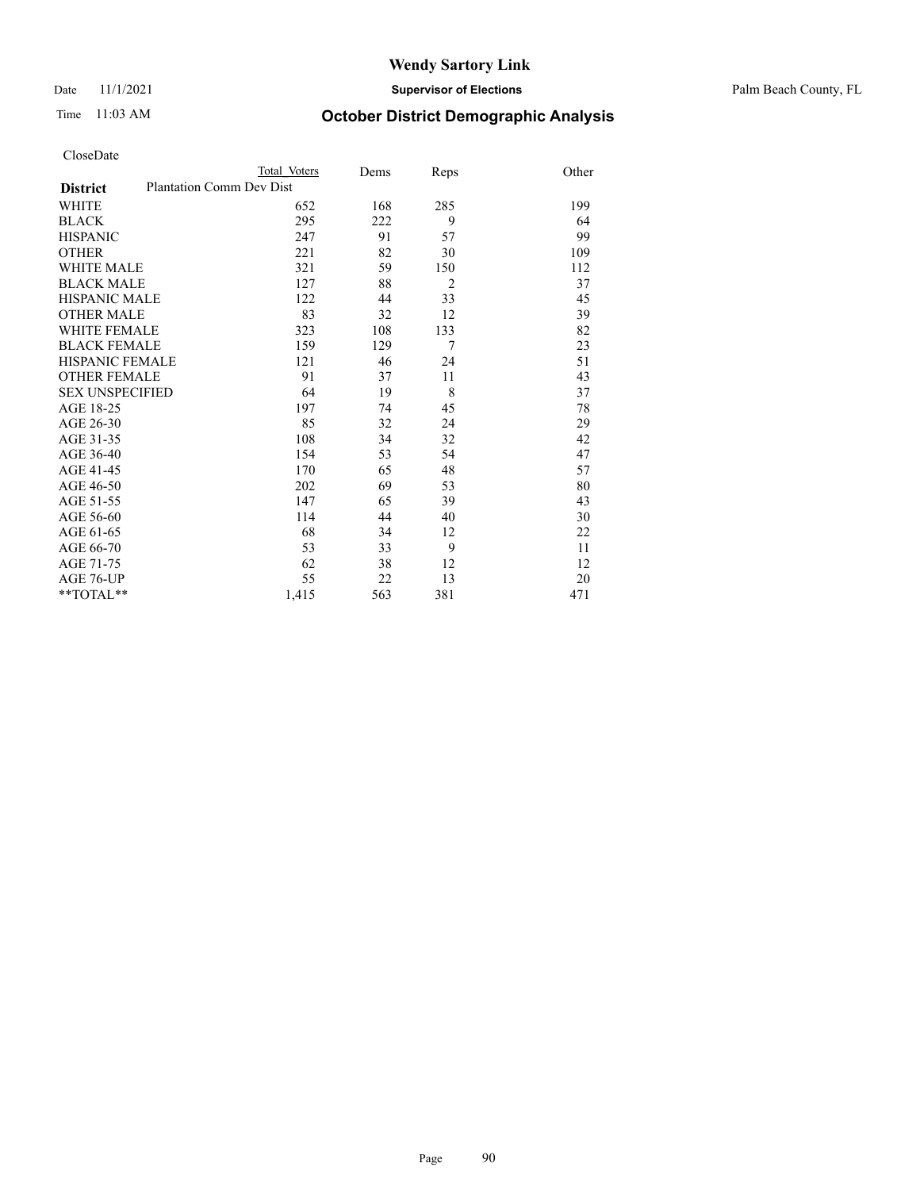# Wendy Sartory Link

Date 11/1/2021 **Supervisor of Elections** Palm Beach County, FL

Time 11:03 AM **October District Demographic Analysis**

CloseDate

| | Total Voters | Dems | Reps | Other |
|---|---|---|---|---|
| **District** Plantation Comm Dev Dist | | | | |
| WHITE | 652 | 168 | 285 | 199 |
| BLACK | 295 | 222 | 9 | 64 |
| HISPANIC | 247 | 91 | 57 | 99 |
| OTHER | 221 | 82 | 30 | 109 |
| WHITE MALE | 321 | 59 | 150 | 112 |
| BLACK MALE | 127 | 88 | 2 | 37 |
| HISPANIC MALE | 122 | 44 | 33 | 45 |
| OTHER MALE | 83 | 32 | 12 | 39 |
| WHITE FEMALE | 323 | 108 | 133 | 82 |
| BLACK FEMALE | 159 | 129 | 7 | 23 |
| HISPANIC FEMALE | 121 | 46 | 24 | 51 |
| OTHER FEMALE | 91 | 37 | 11 | 43 |
| SEX UNSPECIFIED | 64 | 19 | 8 | 37 |
| AGE 18-25 | 197 | 74 | 45 | 78 |
| AGE 26-30 | 85 | 32 | 24 | 29 |
| AGE 31-35 | 108 | 34 | 32 | 42 |
| AGE 36-40 | 154 | 53 | 54 | 47 |
| AGE 41-45 | 170 | 65 | 48 | 57 |
| AGE 46-50 | 202 | 69 | 53 | 80 |
| AGE 51-55 | 147 | 65 | 39 | 43 |
| AGE 56-60 | 114 | 44 | 40 | 30 |
| AGE 61-65 | 68 | 34 | 12 | 22 |
| AGE 66-70 | 53 | 33 | 9 | 11 |
| AGE 71-75 | 62 | 38 | 12 | 12 |
| AGE 76-UP | 55 | 22 | 13 | 20 |
| **TOTAL** | 1,415 | 563 | 381 | 471 |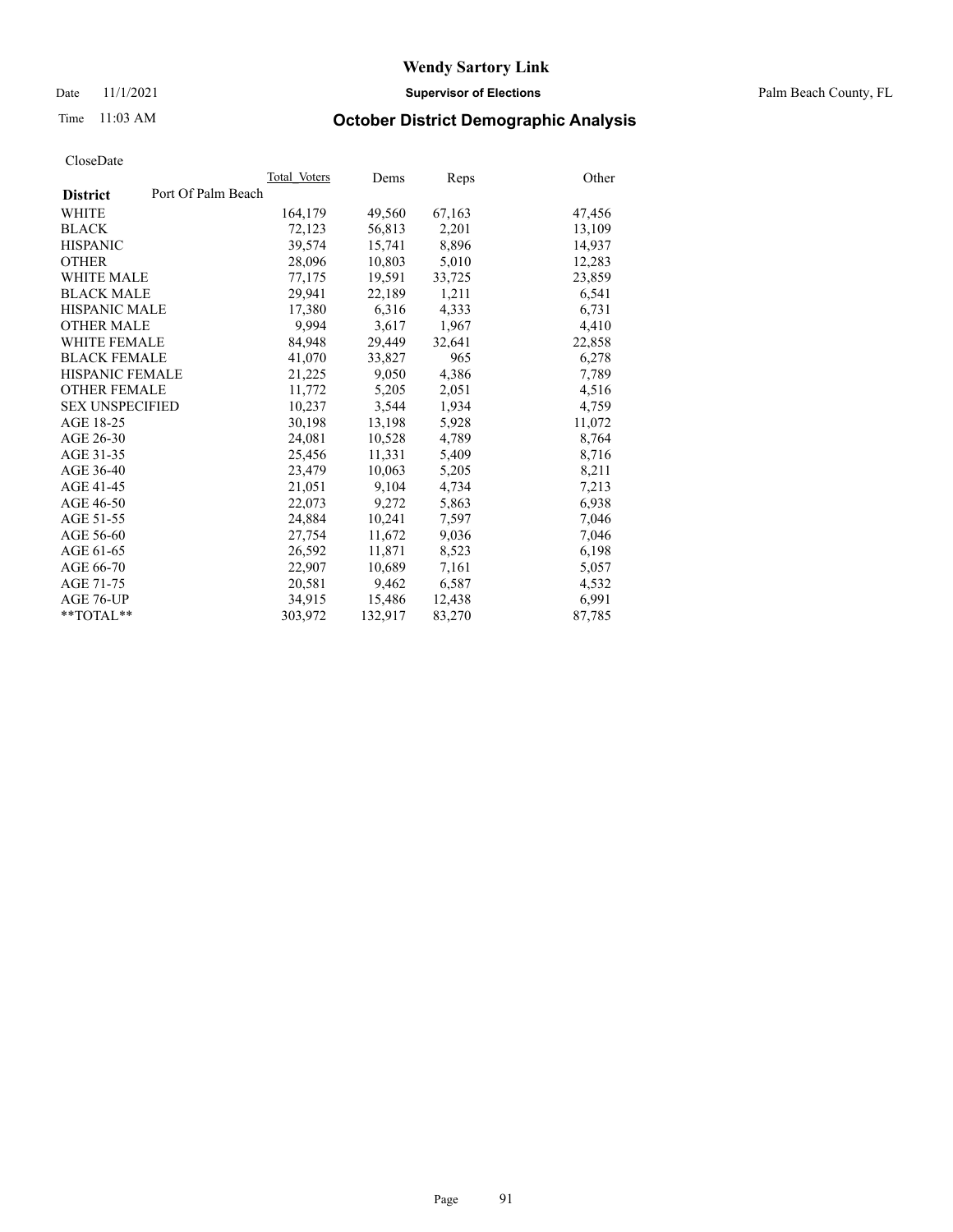# Wendy Sartory Link

Date 11/1/2021 **Supervisor of Elections** Palm Beach County, FL

Time 11:03 AM **October District Demographic Analysis**

CloseDate

| **District** Port Of Palm Beach | Total Voters | Dems | Reps | Other |
|---|---|---|---|---|
| WHITE | 164,179 | 49,560 | 67,163 | 47,456 |
| BLACK | 72,123 | 56,813 | 2,201 | 13,109 |
| HISPANIC | 39,574 | 15,741 | 8,896 | 14,937 |
| OTHER | 28,096 | 10,803 | 5,010 | 12,283 |
| WHITE MALE | 77,175 | 19,591 | 33,725 | 23,859 |
| BLACK MALE | 29,941 | 22,189 | 1,211 | 6,541 |
| HISPANIC MALE | 17,380 | 6,316 | 4,333 | 6,731 |
| OTHER MALE | 9,994 | 3,617 | 1,967 | 4,410 |
| WHITE FEMALE | 84,948 | 29,449 | 32,641 | 22,858 |
| BLACK FEMALE | 41,070 | 33,827 | 965 | 6,278 |
| HISPANIC FEMALE | 21,225 | 9,050 | 4,386 | 7,789 |
| OTHER FEMALE | 11,772 | 5,205 | 2,051 | 4,516 |
| SEX UNSPECIFIED | 10,237 | 3,544 | 1,934 | 4,759 |
| AGE 18-25 | 30,198 | 13,198 | 5,928 | 11,072 |
| AGE 26-30 | 24,081 | 10,528 | 4,789 | 8,764 |
| AGE 31-35 | 25,456 | 11,331 | 5,409 | 8,716 |
| AGE 36-40 | 23,479 | 10,063 | 5,205 | 8,211 |
| AGE 41-45 | 21,051 | 9,104 | 4,734 | 7,213 |
| AGE 46-50 | 22,073 | 9,272 | 5,863 | 6,938 |
| AGE 51-55 | 24,884 | 10,241 | 7,597 | 7,046 |
| AGE 56-60 | 27,754 | 11,672 | 9,036 | 7,046 |
| AGE 61-65 | 26,592 | 11,871 | 8,523 | 6,198 |
| AGE 66-70 | 22,907 | 10,689 | 7,161 | 5,057 |
| AGE 71-75 | 20,581 | 9,462 | 6,587 | 4,532 |
| AGE 76-UP | 34,915 | 15,486 | 12,438 | 6,991 |
| **TOTAL** | 303,972 | 132,917 | 83,270 | 87,785 |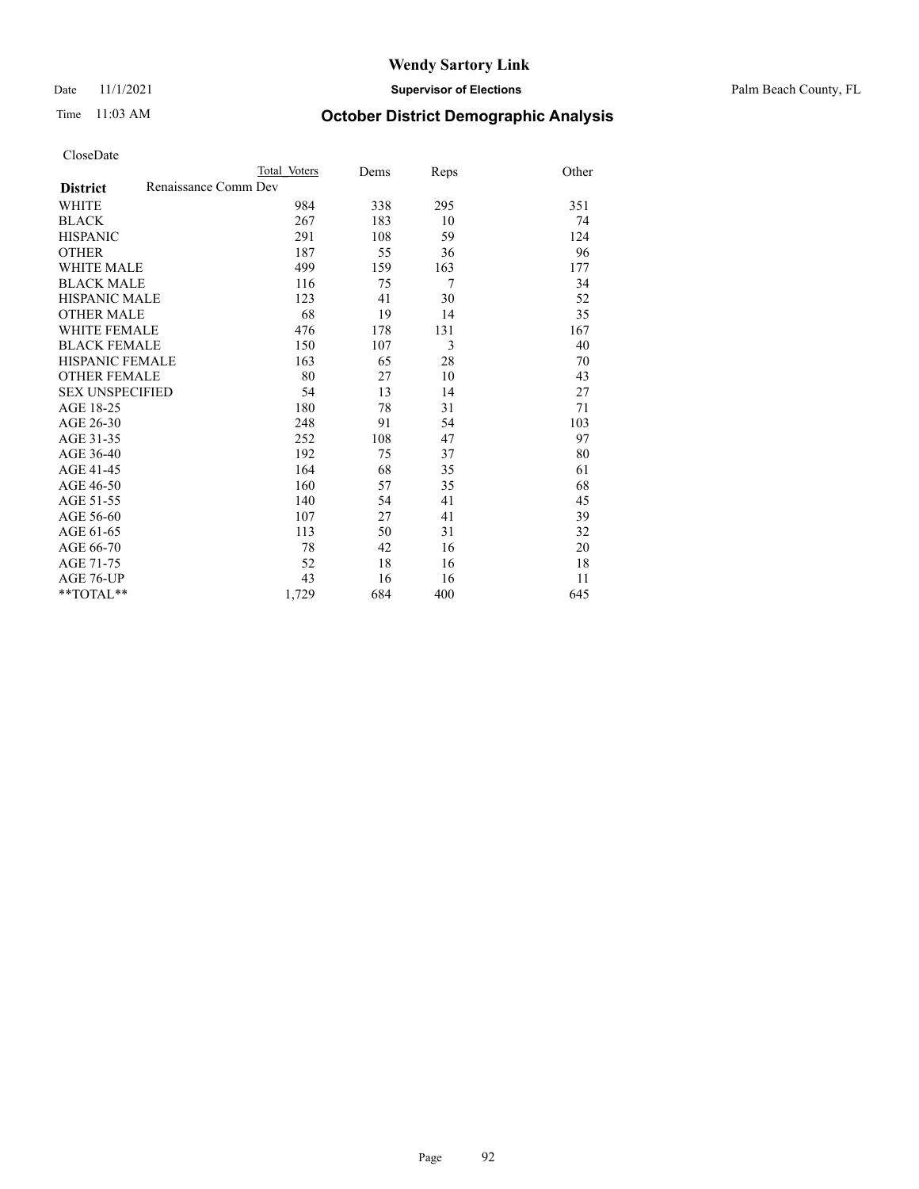# Wendy Sartory Link

Date 11/1/2021 **Supervisor of Elections** Palm Beach County, FL

Time 11:03 AM **October District Demographic Analysis**

CloseDate

| **District** | Renaissance Comm Dev | Total Voters | Dems | Reps | Other |
|---|---|---|---|---|---|
| WHITE | | 984 | 338 | 295 | 351 |
| BLACK | | 267 | 183 | 10 | 74 |
| HISPANIC | | 291 | 108 | 59 | 124 |
| OTHER | | 187 | 55 | 36 | 96 |
| WHITE MALE | | 499 | 159 | 163 | 177 |
| BLACK MALE | | 116 | 75 | 7 | 34 |
| HISPANIC MALE | | 123 | 41 | 30 | 52 |
| OTHER MALE | | 68 | 19 | 14 | 35 |
| WHITE FEMALE | | 476 | 178 | 131 | 167 |
| BLACK FEMALE | | 150 | 107 | 3 | 40 |
| HISPANIC FEMALE | | 163 | 65 | 28 | 70 |
| OTHER FEMALE | | 80 | 27 | 10 | 43 |
| SEX UNSPECIFIED | | 54 | 13 | 14 | 27 |
| AGE 18-25 | | 180 | 78 | 31 | 71 |
| AGE 26-30 | | 248 | 91 | 54 | 103 |
| AGE 31-35 | | 252 | 108 | 47 | 97 |
| AGE 36-40 | | 192 | 75 | 37 | 80 |
| AGE 41-45 | | 164 | 68 | 35 | 61 |
| AGE 46-50 | | 160 | 57 | 35 | 68 |
| AGE 51-55 | | 140 | 54 | 41 | 45 |
| AGE 56-60 | | 107 | 27 | 41 | 39 |
| AGE 61-65 | | 113 | 50 | 31 | 32 |
| AGE 66-70 | | 78 | 42 | 16 | 20 |
| AGE 71-75 | | 52 | 18 | 16 | 18 |
| AGE 76-UP | | 43 | 16 | 16 | 11 |
| **TOTAL** | | 1,729 | 684 | 400 | 645 |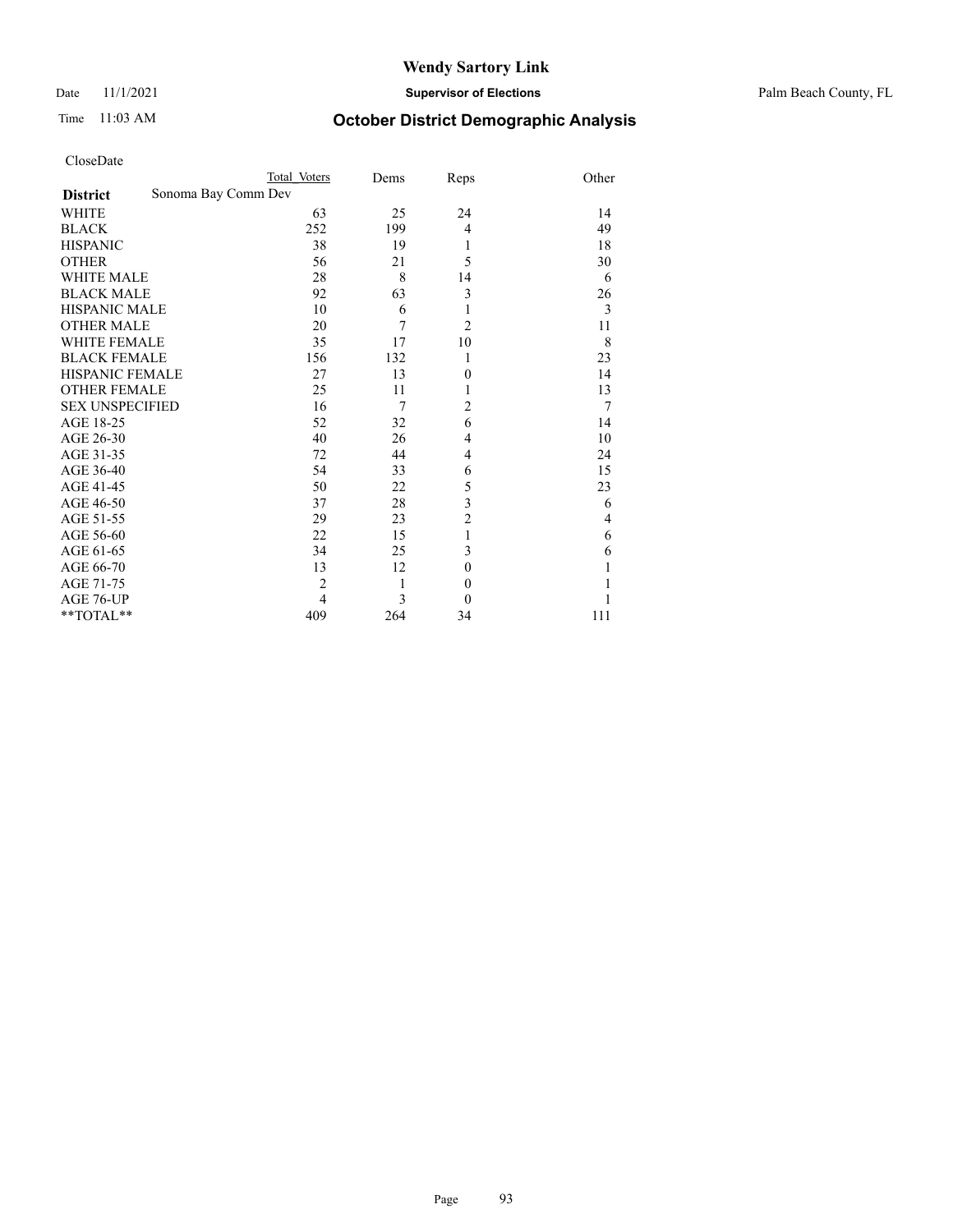CloseDate

| District | Total Voters | Dems | Reps | Other |
|---|---|---|---|---|
| Sonoma Bay Comm Dev | | | | |
| WHITE | 63 | 25 | 24 | 14 |
| BLACK | 252 | 199 | 4 | 49 |
| HISPANIC | 38 | 19 | 1 | 18 |
| OTHER | 56 | 21 | 5 | 30 |
| WHITE MALE | 28 | 8 | 14 | 6 |
| BLACK MALE | 92 | 63 | 3 | 26 |
| HISPANIC MALE | 10 | 6 | 1 | 3 |
| OTHER MALE | 20 | 7 | 2 | 11 |
| WHITE FEMALE | 35 | 17 | 10 | 8 |
| BLACK FEMALE | 156 | 132 | 1 | 23 |
| HISPANIC FEMALE | 27 | 13 | 0 | 14 |
| OTHER FEMALE | 25 | 11 | 1 | 13 |
| SEX UNSPECIFIED | 16 | 7 | 2 | 7 |
| AGE 18-25 | 52 | 32 | 6 | 14 |
| AGE 26-30 | 40 | 26 | 4 | 10 |
| AGE 31-35 | 72 | 44 | 4 | 24 |
| AGE 36-40 | 54 | 33 | 6 | 15 |
| AGE 41-45 | 50 | 22 | 5 | 23 |
| AGE 46-50 | 37 | 28 | 3 | 6 |
| AGE 51-55 | 29 | 23 | 2 | 4 |
| AGE 56-60 | 22 | 15 | 1 | 6 |
| AGE 61-65 | 34 | 25 | 3 | 6 |
| AGE 66-70 | 13 | 12 | 0 | 1 |
| AGE 71-75 | 2 | 1 | 0 | 1 |
| AGE 76-UP | 4 | 3 | 0 | 1 |
| **TOTAL** | 409 | 264 | 34 | 111 |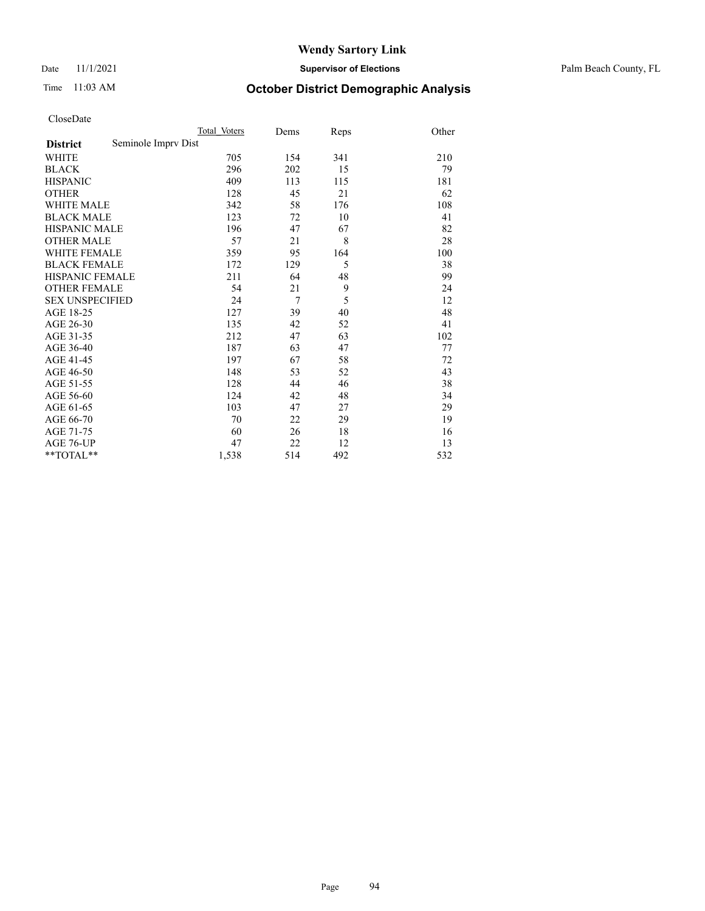# Wendy Sartory Link

Date 11/1/2021 **Supervisor of Elections** Palm Beach County, FL

Time 11:03 AM **October District Demographic Analysis**

CloseDate

| **District** | Seminole Imprv Dist | Total Voters | Dems | Reps | Other |
|---|---|---|---|---|---|
| WHITE | | 705 | 154 | 341 | 210 |
| BLACK | | 296 | 202 | 15 | 79 |
| HISPANIC | | 409 | 113 | 115 | 181 |
| OTHER | | 128 | 45 | 21 | 62 |
| WHITE MALE | | 342 | 58 | 176 | 108 |
| BLACK MALE | | 123 | 72 | 10 | 41 |
| HISPANIC MALE | | 196 | 47 | 67 | 82 |
| OTHER MALE | | 57 | 21 | 8 | 28 |
| WHITE FEMALE | | 359 | 95 | 164 | 100 |
| BLACK FEMALE | | 172 | 129 | 5 | 38 |
| HISPANIC FEMALE | | 211 | 64 | 48 | 99 |
| OTHER FEMALE | | 54 | 21 | 9 | 24 |
| SEX UNSPECIFIED | | 24 | 7 | 5 | 12 |
| AGE 18-25 | | 127 | 39 | 40 | 48 |
| AGE 26-30 | | 135 | 42 | 52 | 41 |
| AGE 31-35 | | 212 | 47 | 63 | 102 |
| AGE 36-40 | | 187 | 63 | 47 | 77 |
| AGE 41-45 | | 197 | 67 | 58 | 72 |
| AGE 46-50 | | 148 | 53 | 52 | 43 |
| AGE 51-55 | | 128 | 44 | 46 | 38 |
| AGE 56-60 | | 124 | 42 | 48 | 34 |
| AGE 61-65 | | 103 | 47 | 27 | 29 |
| AGE 66-70 | | 70 | 22 | 29 | 19 |
| AGE 71-75 | | 60 | 26 | 18 | 16 |
| AGE 76-UP | | 47 | 22 | 12 | 13 |
| **TOTAL** | | 1,538 | 514 | 492 | 532 |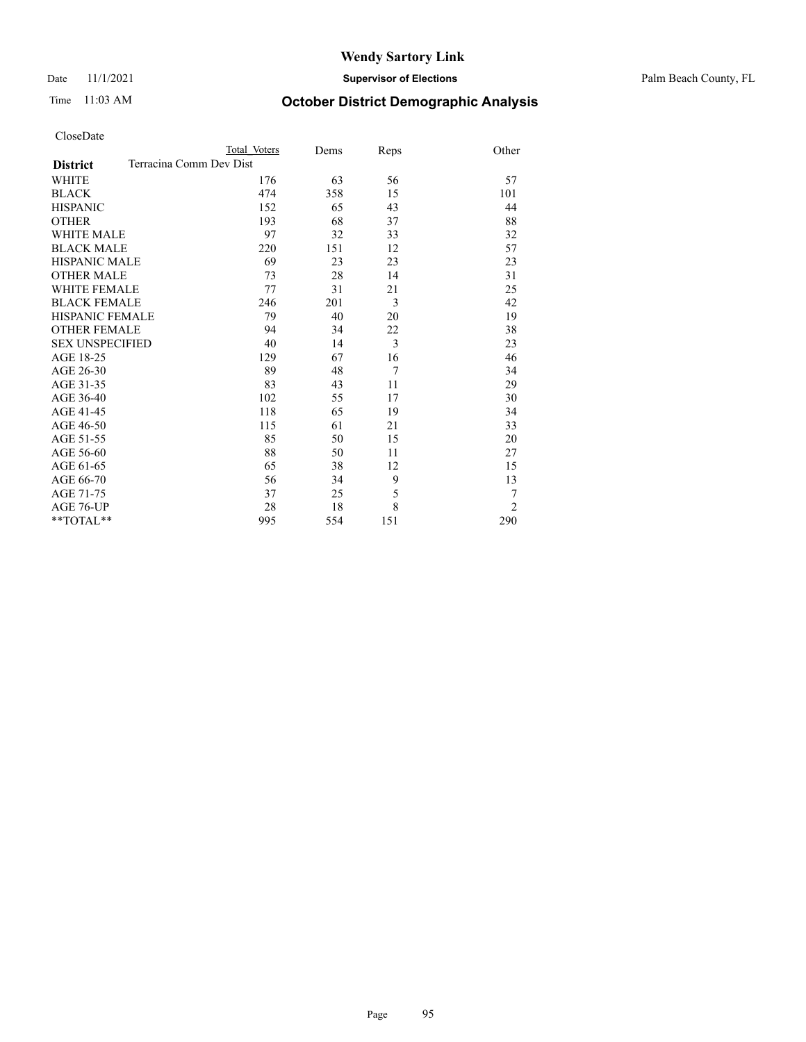# Wendy Sartory Link

Date 11/1/2021 **Supervisor of Elections** Palm Beach County, FL

Time 11:03 AM **October District Demographic Analysis**

CloseDate

| **District** | Total Voters | Dems | Reps | Other |
|---|---|---|---|---|
| Terracina Comm Dev Dist | | | | |
| WHITE | 176 | 63 | 56 | 57 |
| BLACK | 474 | 358 | 15 | 101 |
| HISPANIC | 152 | 65 | 43 | 44 |
| OTHER | 193 | 68 | 37 | 88 |
| WHITE MALE | 97 | 32 | 33 | 32 |
| BLACK MALE | 220 | 151 | 12 | 57 |
| HISPANIC MALE | 69 | 23 | 23 | 23 |
| OTHER MALE | 73 | 28 | 14 | 31 |
| WHITE FEMALE | 77 | 31 | 21 | 25 |
| BLACK FEMALE | 246 | 201 | 3 | 42 |
| HISPANIC FEMALE | 79 | 40 | 20 | 19 |
| OTHER FEMALE | 94 | 34 | 22 | 38 |
| SEX UNSPECIFIED | 40 | 14 | 3 | 23 |
| AGE 18-25 | 129 | 67 | 16 | 46 |
| AGE 26-30 | 89 | 48 | 7 | 34 |
| AGE 31-35 | 83 | 43 | 11 | 29 |
| AGE 36-40 | 102 | 55 | 17 | 30 |
| AGE 41-45 | 118 | 65 | 19 | 34 |
| AGE 46-50 | 115 | 61 | 21 | 33 |
| AGE 51-55 | 85 | 50 | 15 | 20 |
| AGE 56-60 | 88 | 50 | 11 | 27 |
| AGE 61-65 | 65 | 38 | 12 | 15 |
| AGE 66-70 | 56 | 34 | 9 | 13 |
| AGE 71-75 | 37 | 25 | 5 | 7 |
| AGE 76-UP | 28 | 18 | 8 | 2 |
| **TOTAL** | 995 | 554 | 151 | 290 |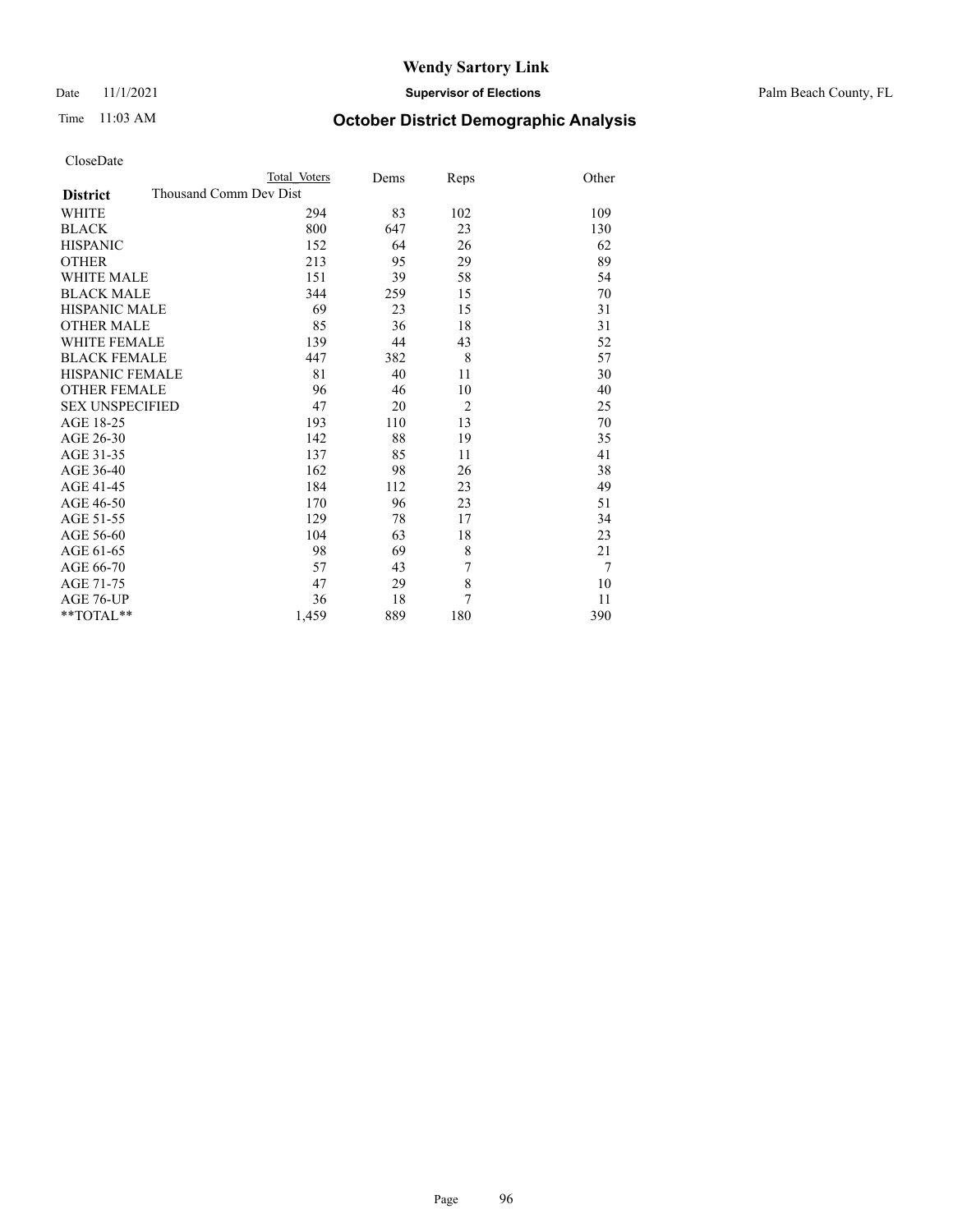# Wendy Sartory Link

Date 11/1/2021 **Supervisor of Elections** Palm Beach County, FL

Time 11:03 AM **October District Demographic Analysis**

CloseDate

| **District** | Total Voters | Dems | Reps | Other |
|---|---|---|---|---|
| Thousand Comm Dev Dist | | | | |
| WHITE | 294 | 83 | 102 | 109 |
| BLACK | 800 | 647 | 23 | 130 |
| HISPANIC | 152 | 64 | 26 | 62 |
| OTHER | 213 | 95 | 29 | 89 |
| WHITE MALE | 151 | 39 | 58 | 54 |
| BLACK MALE | 344 | 259 | 15 | 70 |
| HISPANIC MALE | 69 | 23 | 15 | 31 |
| OTHER MALE | 85 | 36 | 18 | 31 |
| WHITE FEMALE | 139 | 44 | 43 | 52 |
| BLACK FEMALE | 447 | 382 | 8 | 57 |
| HISPANIC FEMALE | 81 | 40 | 11 | 30 |
| OTHER FEMALE | 96 | 46 | 10 | 40 |
| SEX UNSPECIFIED | 47 | 20 | 2 | 25 |
| AGE 18-25 | 193 | 110 | 13 | 70 |
| AGE 26-30 | 142 | 88 | 19 | 35 |
| AGE 31-35 | 137 | 85 | 11 | 41 |
| AGE 36-40 | 162 | 98 | 26 | 38 |
| AGE 41-45 | 184 | 112 | 23 | 49 |
| AGE 46-50 | 170 | 96 | 23 | 51 |
| AGE 51-55 | 129 | 78 | 17 | 34 |
| AGE 56-60 | 104 | 63 | 18 | 23 |
| AGE 61-65 | 98 | 69 | 8 | 21 |
| AGE 66-70 | 57 | 43 | 7 | 7 |
| AGE 71-75 | 47 | 29 | 8 | 10 |
| AGE 76-UP | 36 | 18 | 7 | 11 |
| **TOTAL** | 1,459 | 889 | 180 | 390 |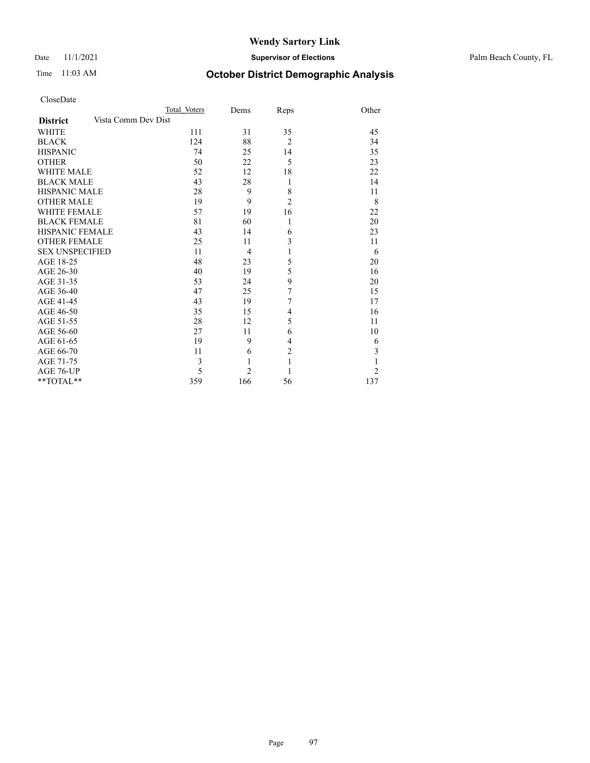# Wendy Sartory Link

Date 11/1/2021 **Supervisor of Elections** Palm Beach County, FL

Time 11:03 AM **October District Demographic Analysis**

CloseDate

| **District** | Vista Comm Dev Dist | Total Voters | Dems | Reps | Other |
|---|---|---|---|---|---|
| WHITE | | 111 | 31 | 35 | 45 |
| BLACK | | 124 | 88 | 2 | 34 |
| HISPANIC | | 74 | 25 | 14 | 35 |
| OTHER | | 50 | 22 | 5 | 23 |
| WHITE MALE | | 52 | 12 | 18 | 22 |
| BLACK MALE | | 43 | 28 | 1 | 14 |
| HISPANIC MALE | | 28 | 9 | 8 | 11 |
| OTHER MALE | | 19 | 9 | 2 | 8 |
| WHITE FEMALE | | 57 | 19 | 16 | 22 |
| BLACK FEMALE | | 81 | 60 | 1 | 20 |
| HISPANIC FEMALE | | 43 | 14 | 6 | 23 |
| OTHER FEMALE | | 25 | 11 | 3 | 11 |
| SEX UNSPECIFIED | | 11 | 4 | 1 | 6 |
| AGE 18-25 | | 48 | 23 | 5 | 20 |
| AGE 26-30 | | 40 | 19 | 5 | 16 |
| AGE 31-35 | | 53 | 24 | 9 | 20 |
| AGE 36-40 | | 47 | 25 | 7 | 15 |
| AGE 41-45 | | 43 | 19 | 7 | 17 |
| AGE 46-50 | | 35 | 15 | 4 | 16 |
| AGE 51-55 | | 28 | 12 | 5 | 11 |
| AGE 56-60 | | 27 | 11 | 6 | 10 |
| AGE 61-65 | | 19 | 9 | 4 | 6 |
| AGE 66-70 | | 11 | 6 | 2 | 3 |
| AGE 71-75 | | 3 | 1 | 1 | 1 |
| AGE 76-UP | | 5 | 2 | 1 | 2 |
| **TOTAL** | | 359 | 166 | 56 | 137 |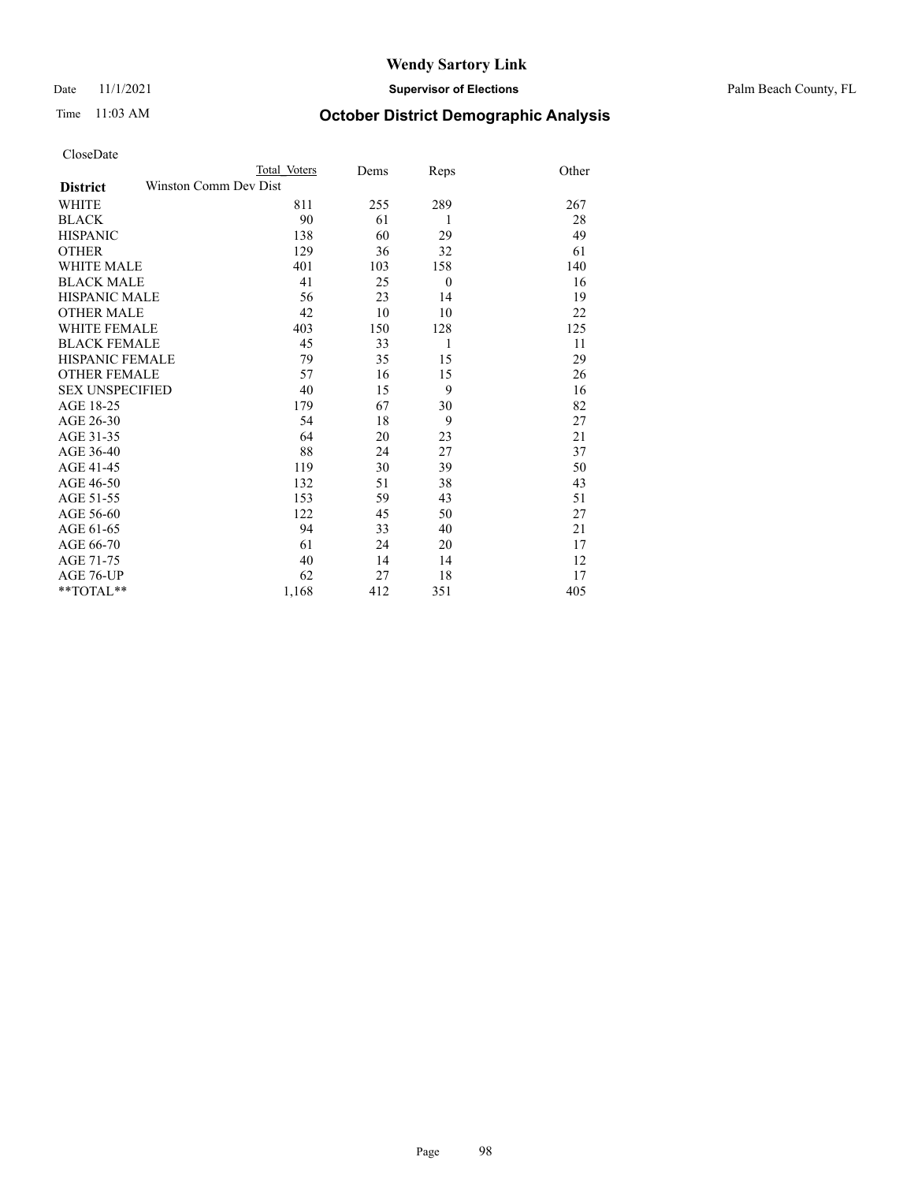CloseDate

| | Total Voters | Dems | Reps | Other |
|---|---|---|---|---|
| **District** Winston Comm Dev Dist | | | | |
| WHITE | 811 | 255 | 289 | 267 |
| BLACK | 90 | 61 | 1 | 28 |
| HISPANIC | 138 | 60 | 29 | 49 |
| OTHER | 129 | 36 | 32 | 61 |
| WHITE MALE | 401 | 103 | 158 | 140 |
| BLACK MALE | 41 | 25 | 0 | 16 |
| HISPANIC MALE | 56 | 23 | 14 | 19 |
| OTHER MALE | 42 | 10 | 10 | 22 |
| WHITE FEMALE | 403 | 150 | 128 | 125 |
| BLACK FEMALE | 45 | 33 | 1 | 11 |
| HISPANIC FEMALE | 79 | 35 | 15 | 29 |
| OTHER FEMALE | 57 | 16 | 15 | 26 |
| SEX UNSPECIFIED | 40 | 15 | 9 | 16 |
| AGE 18-25 | 179 | 67 | 30 | 82 |
| AGE 26-30 | 54 | 18 | 9 | 27 |
| AGE 31-35 | 64 | 20 | 23 | 21 |
| AGE 36-40 | 88 | 24 | 27 | 37 |
| AGE 41-45 | 119 | 30 | 39 | 50 |
| AGE 46-50 | 132 | 51 | 38 | 43 |
| AGE 51-55 | 153 | 59 | 43 | 51 |
| AGE 56-60 | 122 | 45 | 50 | 27 |
| AGE 61-65 | 94 | 33 | 40 | 21 |
| AGE 66-70 | 61 | 24 | 20 | 17 |
| AGE 71-75 | 40 | 14 | 14 | 12 |
| AGE 76-UP | 62 | 27 | 18 | 17 |
| **TOTAL** | 1,168 | 412 | 351 | 405 |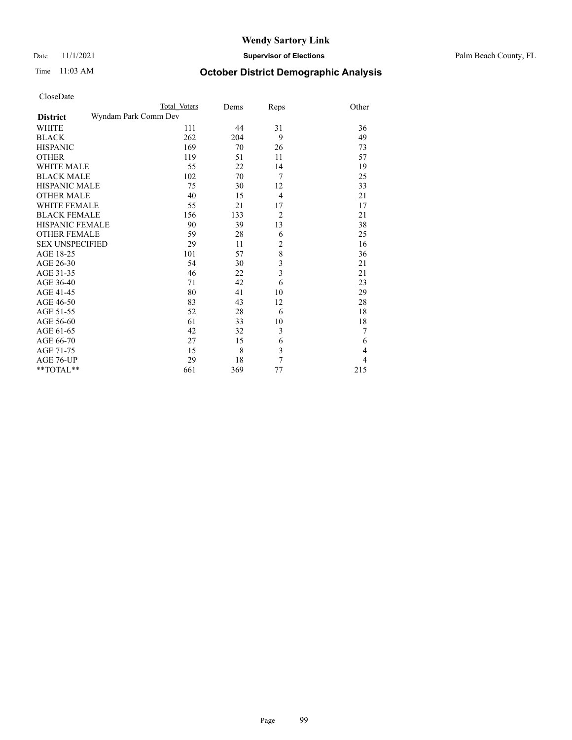# Wendy Sartory Link

Date 11/1/2021 **Supervisor of Elections** Palm Beach County, FL

Time 11:03 AM **October District Demographic Analysis**

CloseDate

| **District** | Total Voters | Dems | Reps | Other |
|---|---|---|---|---|
| Wyndam Park Comm Dev | | | | |
| WHITE | 111 | 44 | 31 | 36 |
| BLACK | 262 | 204 | 9 | 49 |
| HISPANIC | 169 | 70 | 26 | 73 |
| OTHER | 119 | 51 | 11 | 57 |
| WHITE MALE | 55 | 22 | 14 | 19 |
| BLACK MALE | 102 | 70 | 7 | 25 |
| HISPANIC MALE | 75 | 30 | 12 | 33 |
| OTHER MALE | 40 | 15 | 4 | 21 |
| WHITE FEMALE | 55 | 21 | 17 | 17 |
| BLACK FEMALE | 156 | 133 | 2 | 21 |
| HISPANIC FEMALE | 90 | 39 | 13 | 38 |
| OTHER FEMALE | 59 | 28 | 6 | 25 |
| SEX UNSPECIFIED | 29 | 11 | 2 | 16 |
| AGE 18-25 | 101 | 57 | 8 | 36 |
| AGE 26-30 | 54 | 30 | 3 | 21 |
| AGE 31-35 | 46 | 22 | 3 | 21 |
| AGE 36-40 | 71 | 42 | 6 | 23 |
| AGE 41-45 | 80 | 41 | 10 | 29 |
| AGE 46-50 | 83 | 43 | 12 | 28 |
| AGE 51-55 | 52 | 28 | 6 | 18 |
| AGE 56-60 | 61 | 33 | 10 | 18 |
| AGE 61-65 | 42 | 32 | 3 | 7 |
| AGE 66-70 | 27 | 15 | 6 | 6 |
| AGE 71-75 | 15 | 8 | 3 | 4 |
| AGE 76-UP | 29 | 18 | 7 | 4 |
| **TOTAL** | 661 | 369 | 77 | 215 |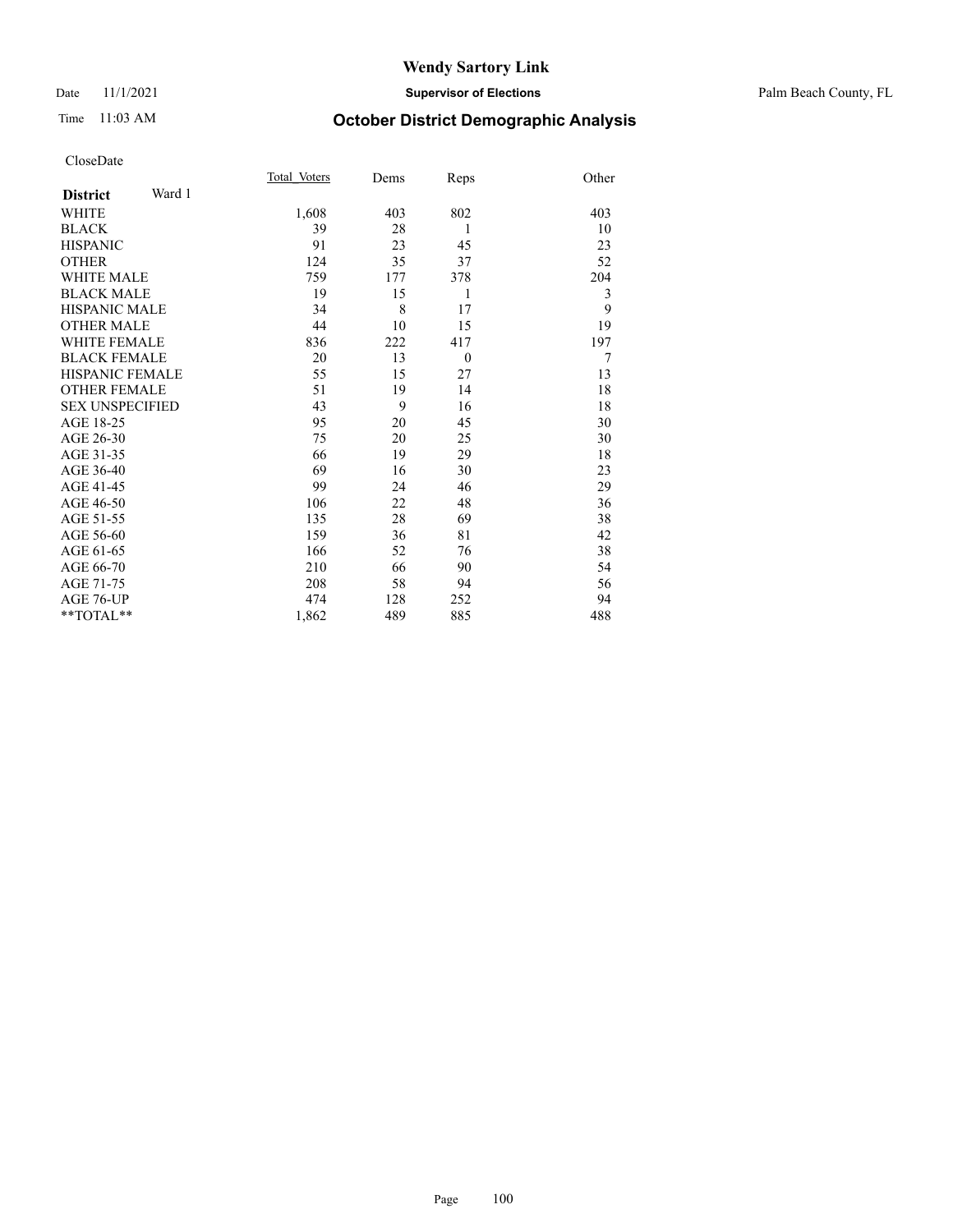# Wendy Sartory Link

Date 11/1/2021 **Supervisor of Elections** Palm Beach County, FL

Time 11:03 AM **October District Demographic Analysis**

CloseDate

| **District** Ward 1 | Total Voters | Dems | Reps | Other |
|---|---|---|---|---|
| WHITE | 1,608 | 403 | 802 | 403 |
| BLACK | 39 | 28 | 1 | 10 |
| HISPANIC | 91 | 23 | 45 | 23 |
| OTHER | 124 | 35 | 37 | 52 |
| WHITE MALE | 759 | 177 | 378 | 204 |
| BLACK MALE | 19 | 15 | 1 | 3 |
| HISPANIC MALE | 34 | 8 | 17 | 9 |
| OTHER MALE | 44 | 10 | 15 | 19 |
| WHITE FEMALE | 836 | 222 | 417 | 197 |
| BLACK FEMALE | 20 | 13 | 0 | 7 |
| HISPANIC FEMALE | 55 | 15 | 27 | 13 |
| OTHER FEMALE | 51 | 19 | 14 | 18 |
| SEX UNSPECIFIED | 43 | 9 | 16 | 18 |
| AGE 18-25 | 95 | 20 | 45 | 30 |
| AGE 26-30 | 75 | 20 | 25 | 30 |
| AGE 31-35 | 66 | 19 | 29 | 18 |
| AGE 36-40 | 69 | 16 | 30 | 23 |
| AGE 41-45 | 99 | 24 | 46 | 29 |
| AGE 46-50 | 106 | 22 | 48 | 36 |
| AGE 51-55 | 135 | 28 | 69 | 38 |
| AGE 56-60 | 159 | 36 | 81 | 42 |
| AGE 61-65 | 166 | 52 | 76 | 38 |
| AGE 66-70 | 210 | 66 | 90 | 54 |
| AGE 71-75 | 208 | 58 | 94 | 56 |
| AGE 76-UP | 474 | 128 | 252 | 94 |
| **TOTAL** | 1,862 | 489 | 885 | 488 |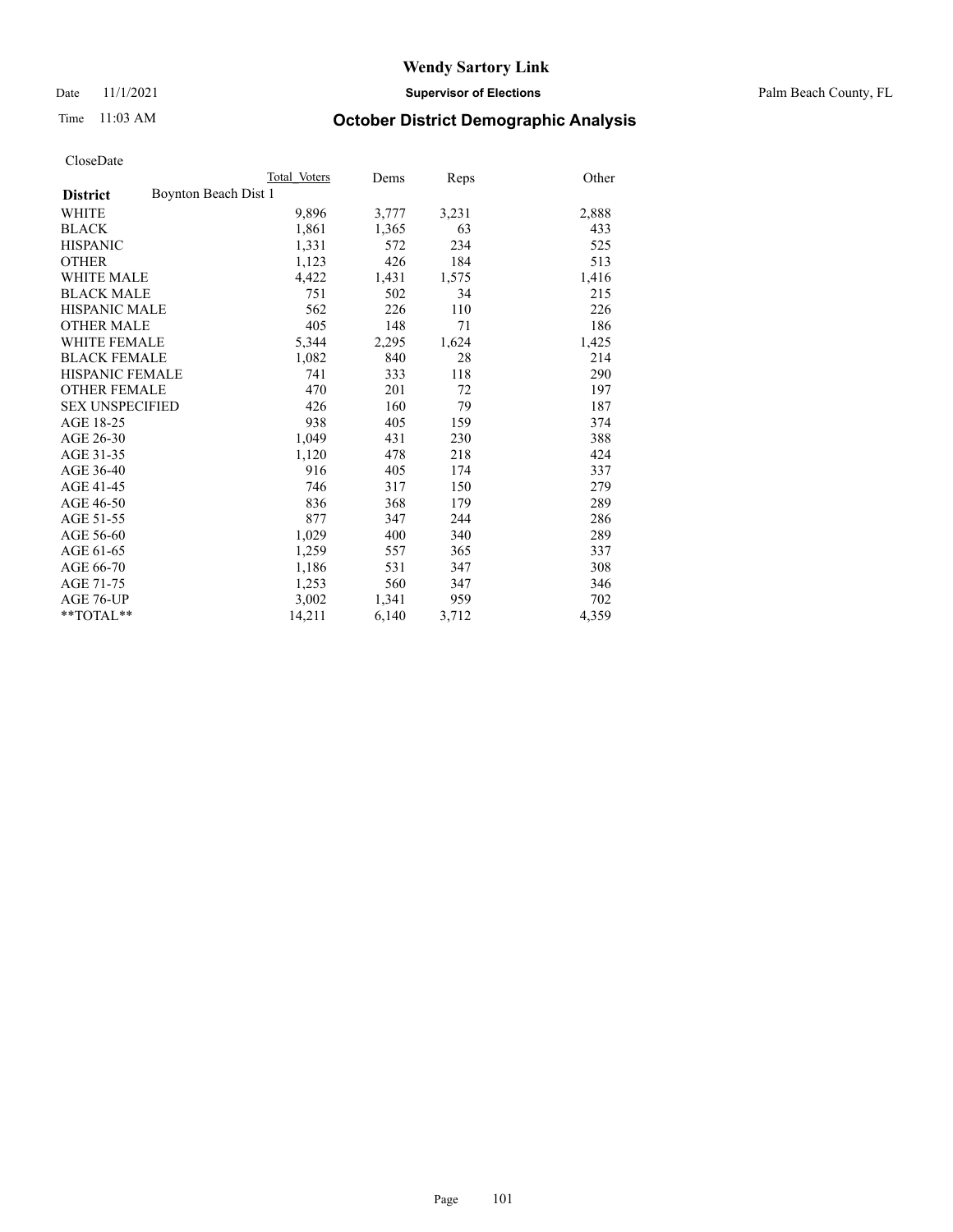CloseDate

| District | Boynton Beach Dist 1 | Total Voters | Dems | Reps | Other |
|---|---|---|---|---|---|
| WHITE | | 9,896 | 3,777 | 3,231 | 2,888 |
| BLACK | | 1,861 | 1,365 | 63 | 433 |
| HISPANIC | | 1,331 | 572 | 234 | 525 |
| OTHER | | 1,123 | 426 | 184 | 513 |
| WHITE MALE | | 4,422 | 1,431 | 1,575 | 1,416 |
| BLACK MALE | | 751 | 502 | 34 | 215 |
| HISPANIC MALE | | 562 | 226 | 110 | 226 |
| OTHER MALE | | 405 | 148 | 71 | 186 |
| WHITE FEMALE | | 5,344 | 2,295 | 1,624 | 1,425 |
| BLACK FEMALE | | 1,082 | 840 | 28 | 214 |
| HISPANIC FEMALE | | 741 | 333 | 118 | 290 |
| OTHER FEMALE | | 470 | 201 | 72 | 197 |
| SEX UNSPECIFIED | | 426 | 160 | 79 | 187 |
| AGE 18-25 | | 938 | 405 | 159 | 374 |
| AGE 26-30 | | 1,049 | 431 | 230 | 388 |
| AGE 31-35 | | 1,120 | 478 | 218 | 424 |
| AGE 36-40 | | 916 | 405 | 174 | 337 |
| AGE 41-45 | | 746 | 317 | 150 | 279 |
| AGE 46-50 | | 836 | 368 | 179 | 289 |
| AGE 51-55 | | 877 | 347 | 244 | 286 |
| AGE 56-60 | | 1,029 | 400 | 340 | 289 |
| AGE 61-65 | | 1,259 | 557 | 365 | 337 |
| AGE 66-70 | | 1,186 | 531 | 347 | 308 |
| AGE 71-75 | | 1,253 | 560 | 347 | 346 |
| AGE 76-UP | | 3,002 | 1,341 | 959 | 702 |
| **TOTAL** | | 14,211 | 6,140 | 3,712 | 4,359 |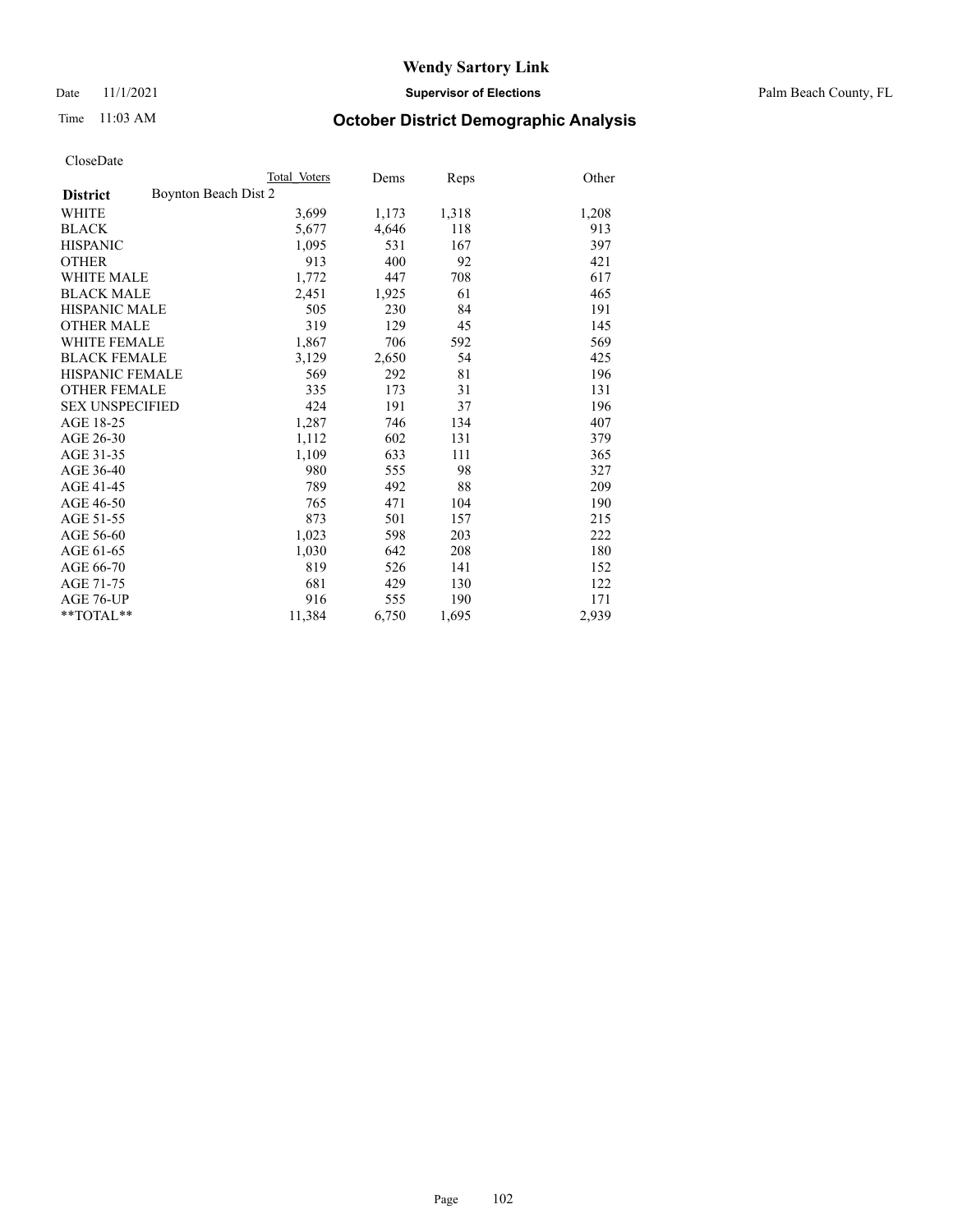# Wendy Sartory Link

Date 11/1/2021 **Supervisor of Elections** Palm Beach County, FL

Time 11:03 AM **October District Demographic Analysis**

CloseDate

| | Total Voters | Dems | Reps | Other |
|---|---|---|---|---|
| **District** Boynton Beach Dist 2 | | | | |
| WHITE | 3,699 | 1,173 | 1,318 | 1,208 |
| BLACK | 5,677 | 4,646 | 118 | 913 |
| HISPANIC | 1,095 | 531 | 167 | 397 |
| OTHER | 913 | 400 | 92 | 421 |
| WHITE MALE | 1,772 | 447 | 708 | 617 |
| BLACK MALE | 2,451 | 1,925 | 61 | 465 |
| HISPANIC MALE | 505 | 230 | 84 | 191 |
| OTHER MALE | 319 | 129 | 45 | 145 |
| WHITE FEMALE | 1,867 | 706 | 592 | 569 |
| BLACK FEMALE | 3,129 | 2,650 | 54 | 425 |
| HISPANIC FEMALE | 569 | 292 | 81 | 196 |
| OTHER FEMALE | 335 | 173 | 31 | 131 |
| SEX UNSPECIFIED | 424 | 191 | 37 | 196 |
| AGE 18-25 | 1,287 | 746 | 134 | 407 |
| AGE 26-30 | 1,112 | 602 | 131 | 379 |
| AGE 31-35 | 1,109 | 633 | 111 | 365 |
| AGE 36-40 | 980 | 555 | 98 | 327 |
| AGE 41-45 | 789 | 492 | 88 | 209 |
| AGE 46-50 | 765 | 471 | 104 | 190 |
| AGE 51-55 | 873 | 501 | 157 | 215 |
| AGE 56-60 | 1,023 | 598 | 203 | 222 |
| AGE 61-65 | 1,030 | 642 | 208 | 180 |
| AGE 66-70 | 819 | 526 | 141 | 152 |
| AGE 71-75 | 681 | 429 | 130 | 122 |
| AGE 76-UP | 916 | 555 | 190 | 171 |
| **TOTAL** | 11,384 | 6,750 | 1,695 | 2,939 |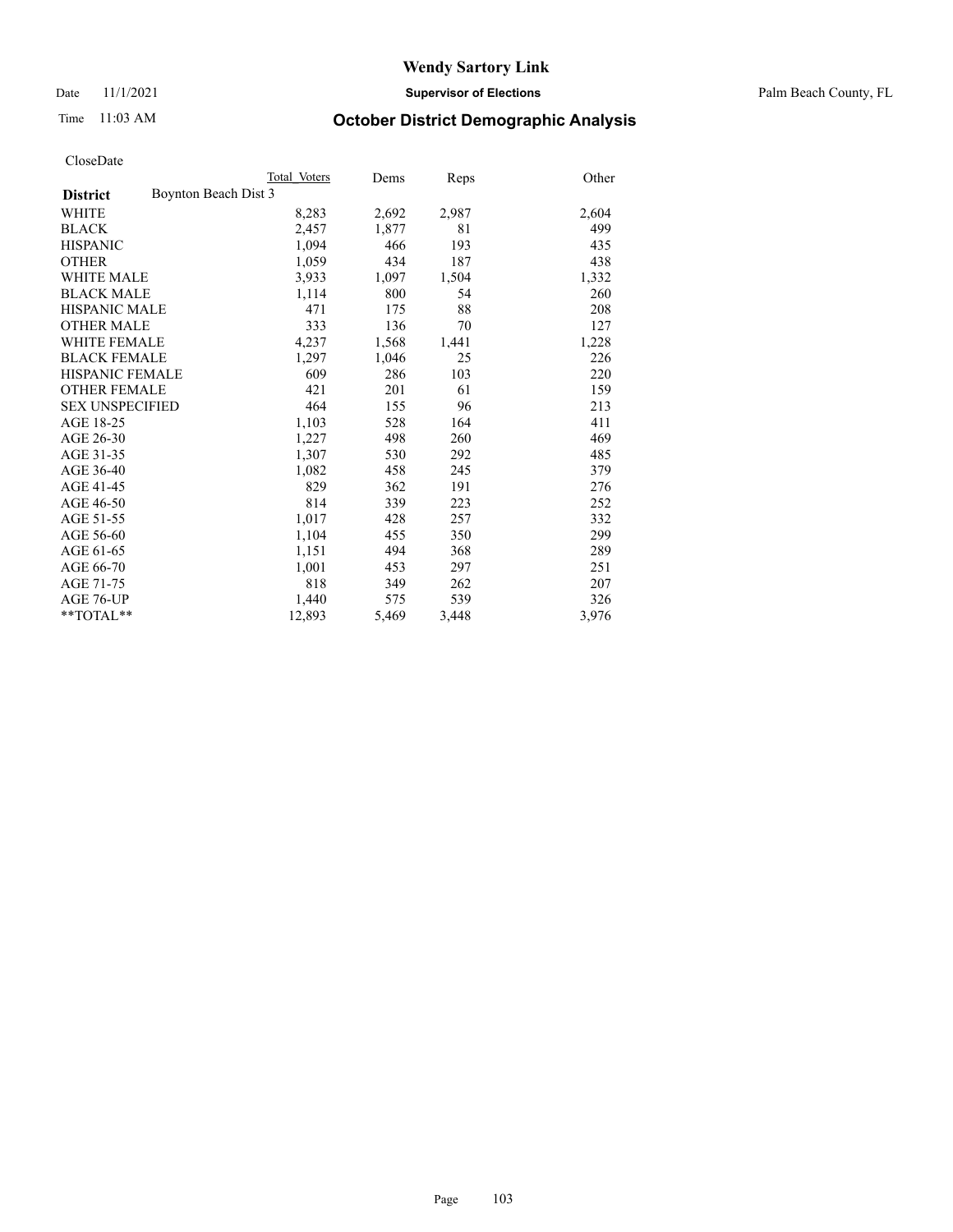**Wendy Sartory Link**

Date 11/1/2021 **Supervisor of Elections** Palm Beach County, FL

Time 11:03 AM

## October District Demographic Analysis

CloseDate

| | Total Voters | Dems | Reps | Other |
|---|---|---|---|---|
| **District** Boynton Beach Dist 3 | | | | |
| WHITE | 8,283 | 2,692 | 2,987 | 2,604 |
| BLACK | 2,457 | 1,877 | 81 | 499 |
| HISPANIC | 1,094 | 466 | 193 | 435 |
| OTHER | 1,059 | 434 | 187 | 438 |
| WHITE MALE | 3,933 | 1,097 | 1,504 | 1,332 |
| BLACK MALE | 1,114 | 800 | 54 | 260 |
| HISPANIC MALE | 471 | 175 | 88 | 208 |
| OTHER MALE | 333 | 136 | 70 | 127 |
| WHITE FEMALE | 4,237 | 1,568 | 1,441 | 1,228 |
| BLACK FEMALE | 1,297 | 1,046 | 25 | 226 |
| HISPANIC FEMALE | 609 | 286 | 103 | 220 |
| OTHER FEMALE | 421 | 201 | 61 | 159 |
| SEX UNSPECIFIED | 464 | 155 | 96 | 213 |
| AGE 18-25 | 1,103 | 528 | 164 | 411 |
| AGE 26-30 | 1,227 | 498 | 260 | 469 |
| AGE 31-35 | 1,307 | 530 | 292 | 485 |
| AGE 36-40 | 1,082 | 458 | 245 | 379 |
| AGE 41-45 | 829 | 362 | 191 | 276 |
| AGE 46-50 | 814 | 339 | 223 | 252 |
| AGE 51-55 | 1,017 | 428 | 257 | 332 |
| AGE 56-60 | 1,104 | 455 | 350 | 299 |
| AGE 61-65 | 1,151 | 494 | 368 | 289 |
| AGE 66-70 | 1,001 | 453 | 297 | 251 |
| AGE 71-75 | 818 | 349 | 262 | 207 |
| AGE 76-UP | 1,440 | 575 | 539 | 326 |
| **TOTAL** | 12,893 | 5,469 | 3,448 | 3,976 |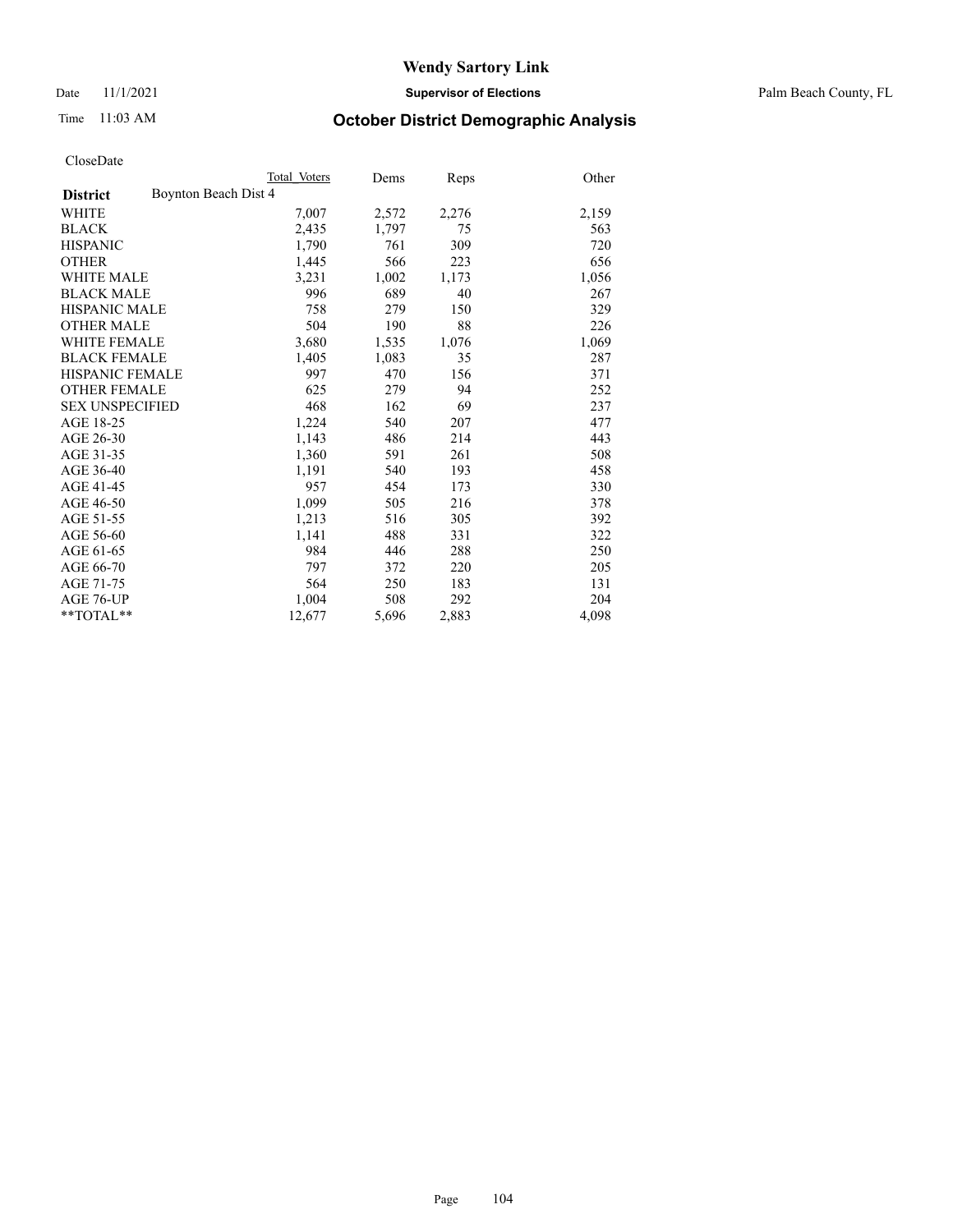# Wendy Sartory Link

Date 11/1/2021 **Supervisor of Elections** Palm Beach County, FL

Time 11:03 AM **October District Demographic Analysis**

CloseDate

| | Total Voters | Dems | Reps | Other |
|---|---|---|---|---|
| **District** Boynton Beach Dist 4 | | | | |
| WHITE | 7,007 | 2,572 | 2,276 | 2,159 |
| BLACK | 2,435 | 1,797 | 75 | 563 |
| HISPANIC | 1,790 | 761 | 309 | 720 |
| OTHER | 1,445 | 566 | 223 | 656 |
| WHITE MALE | 3,231 | 1,002 | 1,173 | 1,056 |
| BLACK MALE | 996 | 689 | 40 | 267 |
| HISPANIC MALE | 758 | 279 | 150 | 329 |
| OTHER MALE | 504 | 190 | 88 | 226 |
| WHITE FEMALE | 3,680 | 1,535 | 1,076 | 1,069 |
| BLACK FEMALE | 1,405 | 1,083 | 35 | 287 |
| HISPANIC FEMALE | 997 | 470 | 156 | 371 |
| OTHER FEMALE | 625 | 279 | 94 | 252 |
| SEX UNSPECIFIED | 468 | 162 | 69 | 237 |
| AGE 18-25 | 1,224 | 540 | 207 | 477 |
| AGE 26-30 | 1,143 | 486 | 214 | 443 |
| AGE 31-35 | 1,360 | 591 | 261 | 508 |
| AGE 36-40 | 1,191 | 540 | 193 | 458 |
| AGE 41-45 | 957 | 454 | 173 | 330 |
| AGE 46-50 | 1,099 | 505 | 216 | 378 |
| AGE 51-55 | 1,213 | 516 | 305 | 392 |
| AGE 56-60 | 1,141 | 488 | 331 | 322 |
| AGE 61-65 | 984 | 446 | 288 | 250 |
| AGE 66-70 | 797 | 372 | 220 | 205 |
| AGE 71-75 | 564 | 250 | 183 | 131 |
| AGE 76-UP | 1,004 | 508 | 292 | 204 |
| **TOTAL** | 12,677 | 5,696 | 2,883 | 4,098 |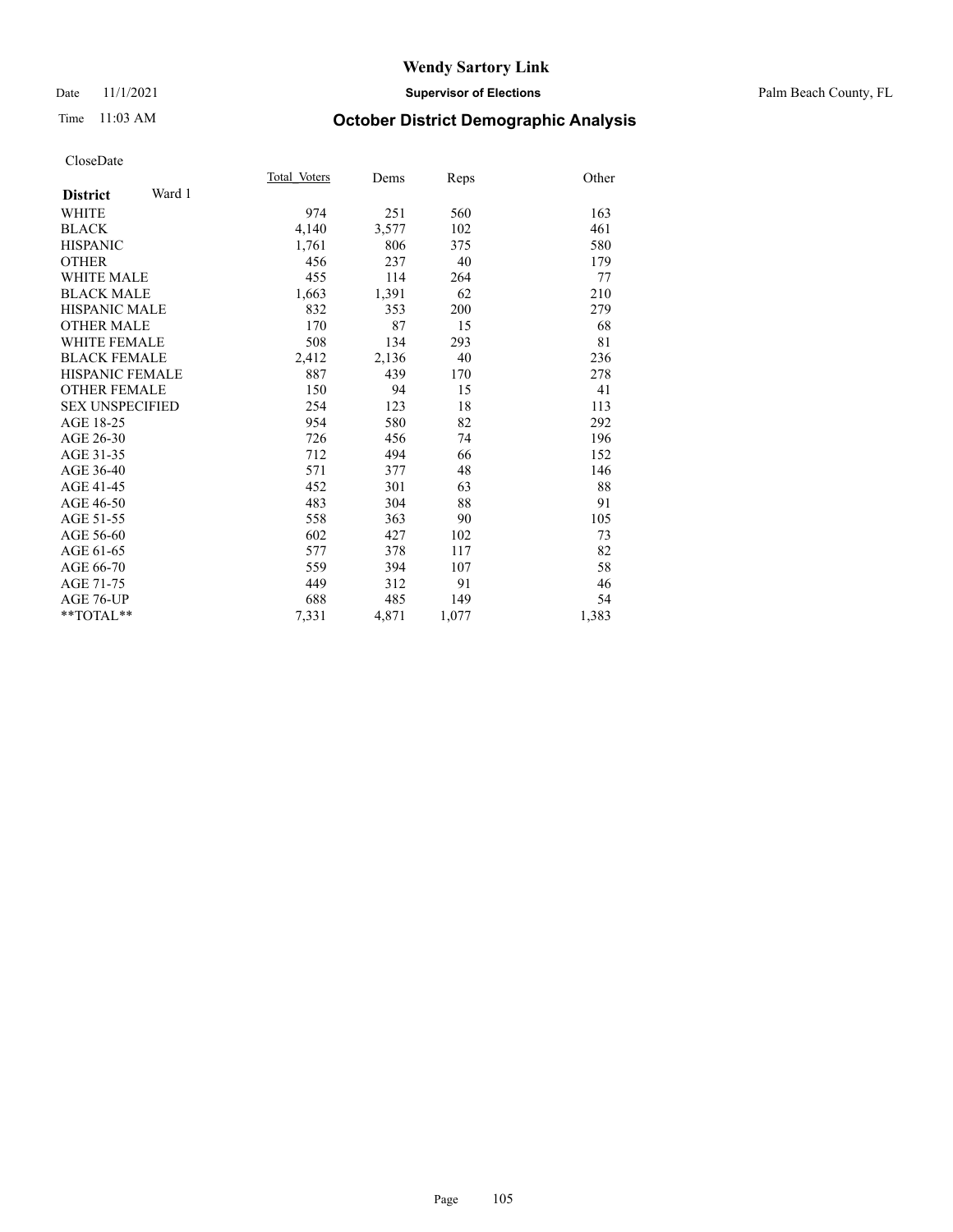Wendy Sartory Link

Date 11/1/2021 **Supervisor of Elections** Palm Beach County, FL

Time 11:03 AM **October District Demographic Analysis**

CloseDate

| **District** Ward 1 | Total_Voters | Dems | Reps | Other |
|---|---|---|---|---|
| WHITE | 974 | 251 | 560 | 163 |
| BLACK | 4,140 | 3,577 | 102 | 461 |
| HISPANIC | 1,761 | 806 | 375 | 580 |
| OTHER | 456 | 237 | 40 | 179 |
| WHITE MALE | 455 | 114 | 264 | 77 |
| BLACK MALE | 1,663 | 1,391 | 62 | 210 |
| HISPANIC MALE | 832 | 353 | 200 | 279 |
| OTHER MALE | 170 | 87 | 15 | 68 |
| WHITE FEMALE | 508 | 134 | 293 | 81 |
| BLACK FEMALE | 2,412 | 2,136 | 40 | 236 |
| HISPANIC FEMALE | 887 | 439 | 170 | 278 |
| OTHER FEMALE | 150 | 94 | 15 | 41 |
| SEX UNSPECIFIED | 254 | 123 | 18 | 113 |
| AGE 18-25 | 954 | 580 | 82 | 292 |
| AGE 26-30 | 726 | 456 | 74 | 196 |
| AGE 31-35 | 712 | 494 | 66 | 152 |
| AGE 36-40 | 571 | 377 | 48 | 146 |
| AGE 41-45 | 452 | 301 | 63 | 88 |
| AGE 46-50 | 483 | 304 | 88 | 91 |
| AGE 51-55 | 558 | 363 | 90 | 105 |
| AGE 56-60 | 602 | 427 | 102 | 73 |
| AGE 61-65 | 577 | 378 | 117 | 82 |
| AGE 66-70 | 559 | 394 | 107 | 58 |
| AGE 71-75 | 449 | 312 | 91 | 46 |
| AGE 76-UP | 688 | 485 | 149 | 54 |
| **TOTAL** | 7,331 | 4,871 | 1,077 | 1,383 |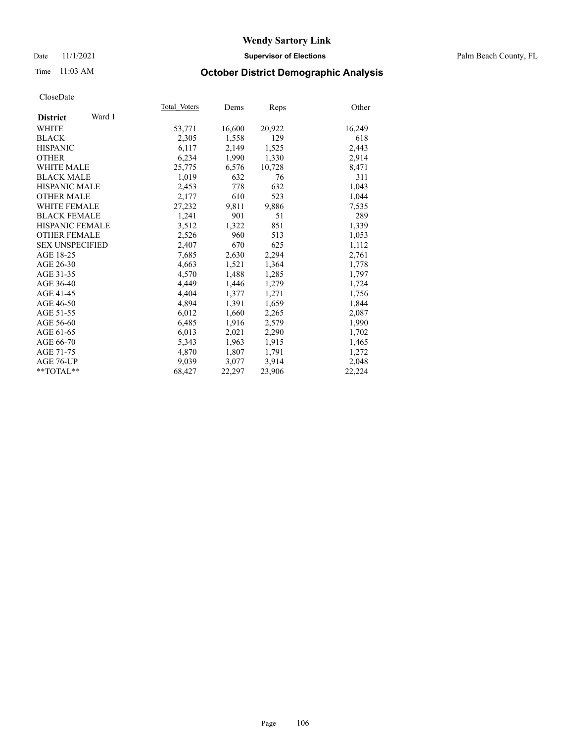# Wendy Sartory Link

Date 11/1/2021 **Supervisor of Elections** Palm Beach County, FL

Time 11:03 AM **October District Demographic Analysis**

CloseDate

| **District** Ward 1 | Total_Voters | Dems | Reps | Other |
|---|---|---|---|---|
| WHITE | 53,771 | 16,600 | 20,922 | 16,249 |
| BLACK | 2,305 | 1,558 | 129 | 618 |
| HISPANIC | 6,117 | 2,149 | 1,525 | 2,443 |
| OTHER | 6,234 | 1,990 | 1,330 | 2,914 |
| WHITE MALE | 25,775 | 6,576 | 10,728 | 8,471 |
| BLACK MALE | 1,019 | 632 | 76 | 311 |
| HISPANIC MALE | 2,453 | 778 | 632 | 1,043 |
| OTHER MALE | 2,177 | 610 | 523 | 1,044 |
| WHITE FEMALE | 27,232 | 9,811 | 9,886 | 7,535 |
| BLACK FEMALE | 1,241 | 901 | 51 | 289 |
| HISPANIC FEMALE | 3,512 | 1,322 | 851 | 1,339 |
| OTHER FEMALE | 2,526 | 960 | 513 | 1,053 |
| SEX UNSPECIFIED | 2,407 | 670 | 625 | 1,112 |
| AGE 18-25 | 7,685 | 2,630 | 2,294 | 2,761 |
| AGE 26-30 | 4,663 | 1,521 | 1,364 | 1,778 |
| AGE 31-35 | 4,570 | 1,488 | 1,285 | 1,797 |
| AGE 36-40 | 4,449 | 1,446 | 1,279 | 1,724 |
| AGE 41-45 | 4,404 | 1,377 | 1,271 | 1,756 |
| AGE 46-50 | 4,894 | 1,391 | 1,659 | 1,844 |
| AGE 51-55 | 6,012 | 1,660 | 2,265 | 2,087 |
| AGE 56-60 | 6,485 | 1,916 | 2,579 | 1,990 |
| AGE 61-65 | 6,013 | 2,021 | 2,290 | 1,702 |
| AGE 66-70 | 5,343 | 1,963 | 1,915 | 1,465 |
| AGE 71-75 | 4,870 | 1,807 | 1,791 | 1,272 |
| AGE 76-UP | 9,039 | 3,077 | 3,914 | 2,048 |
| **TOTAL** | 68,427 | 22,297 | 23,906 | 22,224 |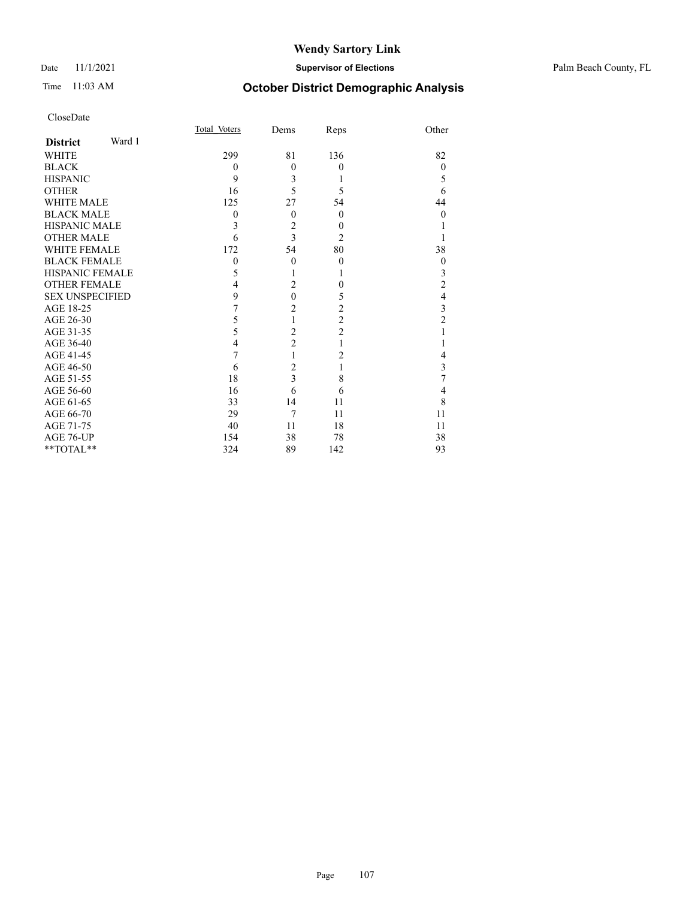CloseDate

| District Ward 1 | Total_Voters | Dems | Reps | Other |
|---|---|---|---|---|
| WHITE | 299 | 81 | 136 | 82 |
| BLACK | 0 | 0 | 0 | 0 |
| HISPANIC | 9 | 3 | 1 | 5 |
| OTHER | 16 | 5 | 5 | 6 |
| WHITE MALE | 125 | 27 | 54 | 44 |
| BLACK MALE | 0 | 0 | 0 | 0 |
| HISPANIC MALE | 3 | 2 | 0 | 1 |
| OTHER MALE | 6 | 3 | 2 | 1 |
| WHITE FEMALE | 172 | 54 | 80 | 38 |
| BLACK FEMALE | 0 | 0 | 0 | 0 |
| HISPANIC FEMALE | 5 | 1 | 1 | 3 |
| OTHER FEMALE | 4 | 2 | 0 | 2 |
| SEX UNSPECIFIED | 9 | 0 | 5 | 4 |
| AGE 18-25 | 7 | 2 | 2 | 3 |
| AGE 26-30 | 5 | 1 | 2 | 2 |
| AGE 31-35 | 5 | 2 | 2 | 1 |
| AGE 36-40 | 4 | 2 | 1 | 1 |
| AGE 41-45 | 7 | 1 | 2 | 4 |
| AGE 46-50 | 6 | 2 | 1 | 3 |
| AGE 51-55 | 18 | 3 | 8 | 7 |
| AGE 56-60 | 16 | 6 | 6 | 4 |
| AGE 61-65 | 33 | 14 | 11 | 8 |
| AGE 66-70 | 29 | 7 | 11 | 11 |
| AGE 71-75 | 40 | 11 | 18 | 11 |
| AGE 76-UP | 154 | 38 | 78 | 38 |
| **TOTAL** | 324 | 89 | 142 | 93 |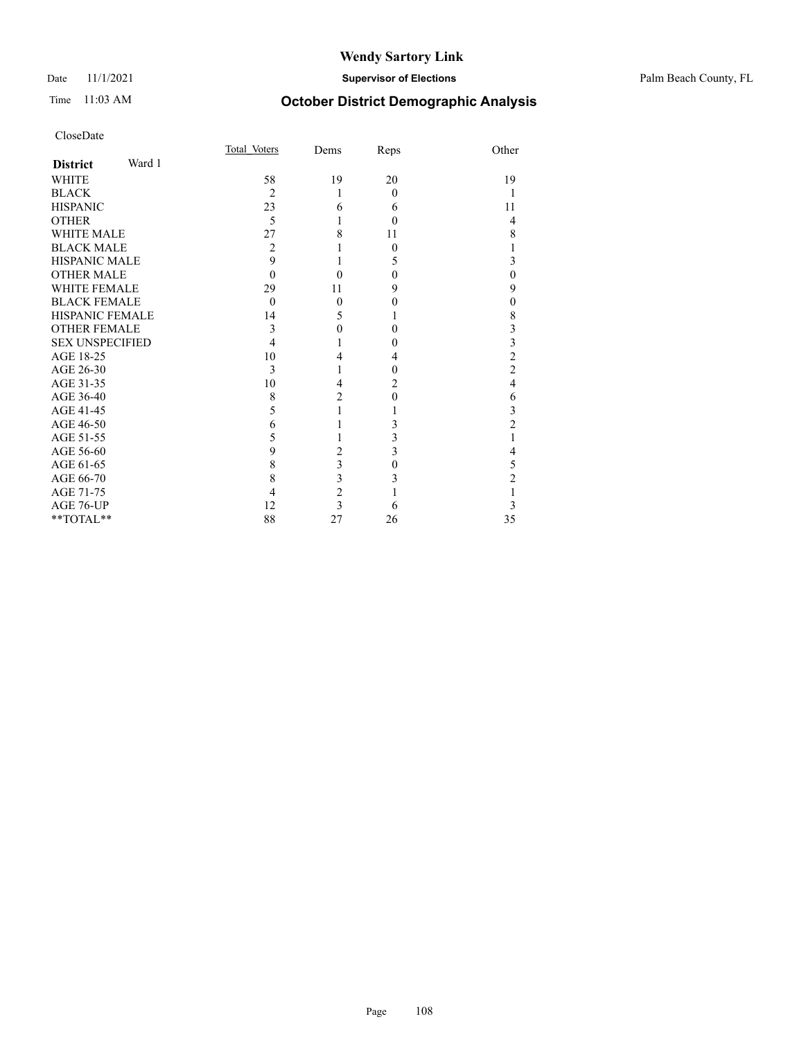# Wendy Sartory Link

Date 11/1/2021 **Supervisor of Elections** Palm Beach County, FL

Time 11:03 AM **October District Demographic Analysis**

CloseDate

| **District** Ward 1 | Total_Voters | Dems | Reps | Other |
|---|---|---|---|---|
| WHITE | 58 | 19 | 20 | 19 |
| BLACK | 2 | 1 | 0 | 1 |
| HISPANIC | 23 | 6 | 6 | 11 |
| OTHER | 5 | 1 | 0 | 4 |
| WHITE MALE | 27 | 8 | 11 | 8 |
| BLACK MALE | 2 | 1 | 0 | 1 |
| HISPANIC MALE | 9 | 1 | 5 | 3 |
| OTHER MALE | 0 | 0 | 0 | 0 |
| WHITE FEMALE | 29 | 11 | 9 | 9 |
| BLACK FEMALE | 0 | 0 | 0 | 0 |
| HISPANIC FEMALE | 14 | 5 | 1 | 8 |
| OTHER FEMALE | 3 | 0 | 0 | 3 |
| SEX UNSPECIFIED | 4 | 1 | 0 | 3 |
| AGE 18-25 | 10 | 4 | 4 | 2 |
| AGE 26-30 | 3 | 1 | 0 | 2 |
| AGE 31-35 | 10 | 4 | 2 | 4 |
| AGE 36-40 | 8 | 2 | 0 | 6 |
| AGE 41-45 | 5 | 1 | 1 | 3 |
| AGE 46-50 | 6 | 1 | 3 | 2 |
| AGE 51-55 | 5 | 1 | 3 | 1 |
| AGE 56-60 | 9 | 2 | 3 | 4 |
| AGE 61-65 | 8 | 3 | 0 | 5 |
| AGE 66-70 | 8 | 3 | 3 | 2 |
| AGE 71-75 | 4 | 2 | 1 | 1 |
| AGE 76-UP | 12 | 3 | 6 | 3 |
| **TOTAL** | 88 | 27 | 26 | 35 |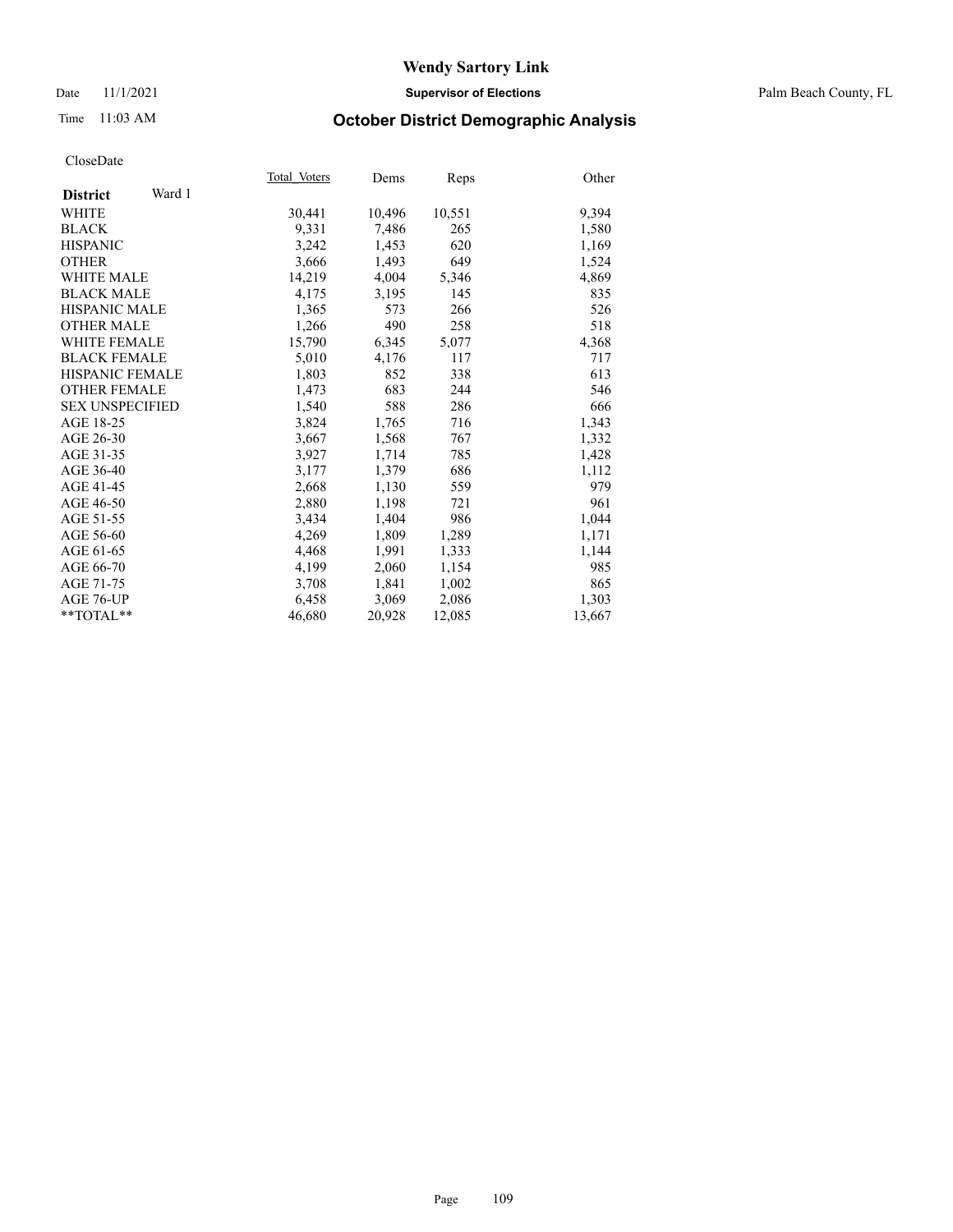# Wendy Sartory Link

Date 11/1/2021 **Supervisor of Elections** Palm Beach County, FL

Time 11:03 AM **October District Demographic Analysis**

CloseDate

| **District** Ward 1 | Total Voters | Dems | Reps | Other |
|---|---|---|---|---|
| WHITE | 30,441 | 10,496 | 10,551 | 9,394 |
| BLACK | 9,331 | 7,486 | 265 | 1,580 |
| HISPANIC | 3,242 | 1,453 | 620 | 1,169 |
| OTHER | 3,666 | 1,493 | 649 | 1,524 |
| WHITE MALE | 14,219 | 4,004 | 5,346 | 4,869 |
| BLACK MALE | 4,175 | 3,195 | 145 | 835 |
| HISPANIC MALE | 1,365 | 573 | 266 | 526 |
| OTHER MALE | 1,266 | 490 | 258 | 518 |
| WHITE FEMALE | 15,790 | 6,345 | 5,077 | 4,368 |
| BLACK FEMALE | 5,010 | 4,176 | 117 | 717 |
| HISPANIC FEMALE | 1,803 | 852 | 338 | 613 |
| OTHER FEMALE | 1,473 | 683 | 244 | 546 |
| SEX UNSPECIFIED | 1,540 | 588 | 286 | 666 |
| AGE 18-25 | 3,824 | 1,765 | 716 | 1,343 |
| AGE 26-30 | 3,667 | 1,568 | 767 | 1,332 |
| AGE 31-35 | 3,927 | 1,714 | 785 | 1,428 |
| AGE 36-40 | 3,177 | 1,379 | 686 | 1,112 |
| AGE 41-45 | 2,668 | 1,130 | 559 | 979 |
| AGE 46-50 | 2,880 | 1,198 | 721 | 961 |
| AGE 51-55 | 3,434 | 1,404 | 986 | 1,044 |
| AGE 56-60 | 4,269 | 1,809 | 1,289 | 1,171 |
| AGE 61-65 | 4,468 | 1,991 | 1,333 | 1,144 |
| AGE 66-70 | 4,199 | 2,060 | 1,154 | 985 |
| AGE 71-75 | 3,708 | 1,841 | 1,002 | 865 |
| AGE 76-UP | 6,458 | 3,069 | 2,086 | 1,303 |
| **TOTAL** | 46,680 | 20,928 | 12,085 | 13,667 |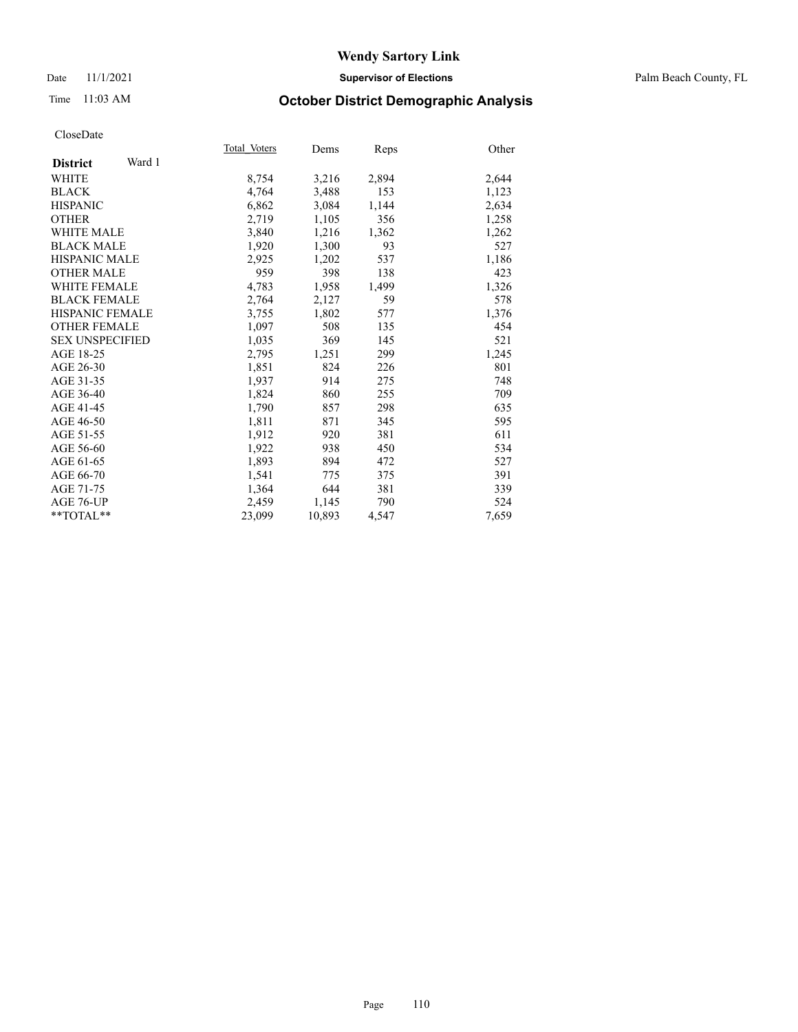# Wendy Sartory Link

Date 11/1/2021 **Supervisor of Elections** Palm Beach County, FL

Time 11:03 AM **October District Demographic Analysis**

CloseDate

| **District** Ward 1 | Total Voters | Dems | Reps | Other |
|---|---|---|---|---|
| WHITE | 8,754 | 3,216 | 2,894 | 2,644 |
| BLACK | 4,764 | 3,488 | 153 | 1,123 |
| HISPANIC | 6,862 | 3,084 | 1,144 | 2,634 |
| OTHER | 2,719 | 1,105 | 356 | 1,258 |
| WHITE MALE | 3,840 | 1,216 | 1,362 | 1,262 |
| BLACK MALE | 1,920 | 1,300 | 93 | 527 |
| HISPANIC MALE | 2,925 | 1,202 | 537 | 1,186 |
| OTHER MALE | 959 | 398 | 138 | 423 |
| WHITE FEMALE | 4,783 | 1,958 | 1,499 | 1,326 |
| BLACK FEMALE | 2,764 | 2,127 | 59 | 578 |
| HISPANIC FEMALE | 3,755 | 1,802 | 577 | 1,376 |
| OTHER FEMALE | 1,097 | 508 | 135 | 454 |
| SEX UNSPECIFIED | 1,035 | 369 | 145 | 521 |
| AGE 18-25 | 2,795 | 1,251 | 299 | 1,245 |
| AGE 26-30 | 1,851 | 824 | 226 | 801 |
| AGE 31-35 | 1,937 | 914 | 275 | 748 |
| AGE 36-40 | 1,824 | 860 | 255 | 709 |
| AGE 41-45 | 1,790 | 857 | 298 | 635 |
| AGE 46-50 | 1,811 | 871 | 345 | 595 |
| AGE 51-55 | 1,912 | 920 | 381 | 611 |
| AGE 56-60 | 1,922 | 938 | 450 | 534 |
| AGE 61-65 | 1,893 | 894 | 472 | 527 |
| AGE 66-70 | 1,541 | 775 | 375 | 391 |
| AGE 71-75 | 1,364 | 644 | 381 | 339 |
| AGE 76-UP | 2,459 | 1,145 | 790 | 524 |
| **TOTAL** | 23,099 | 10,893 | 4,547 | 7,659 |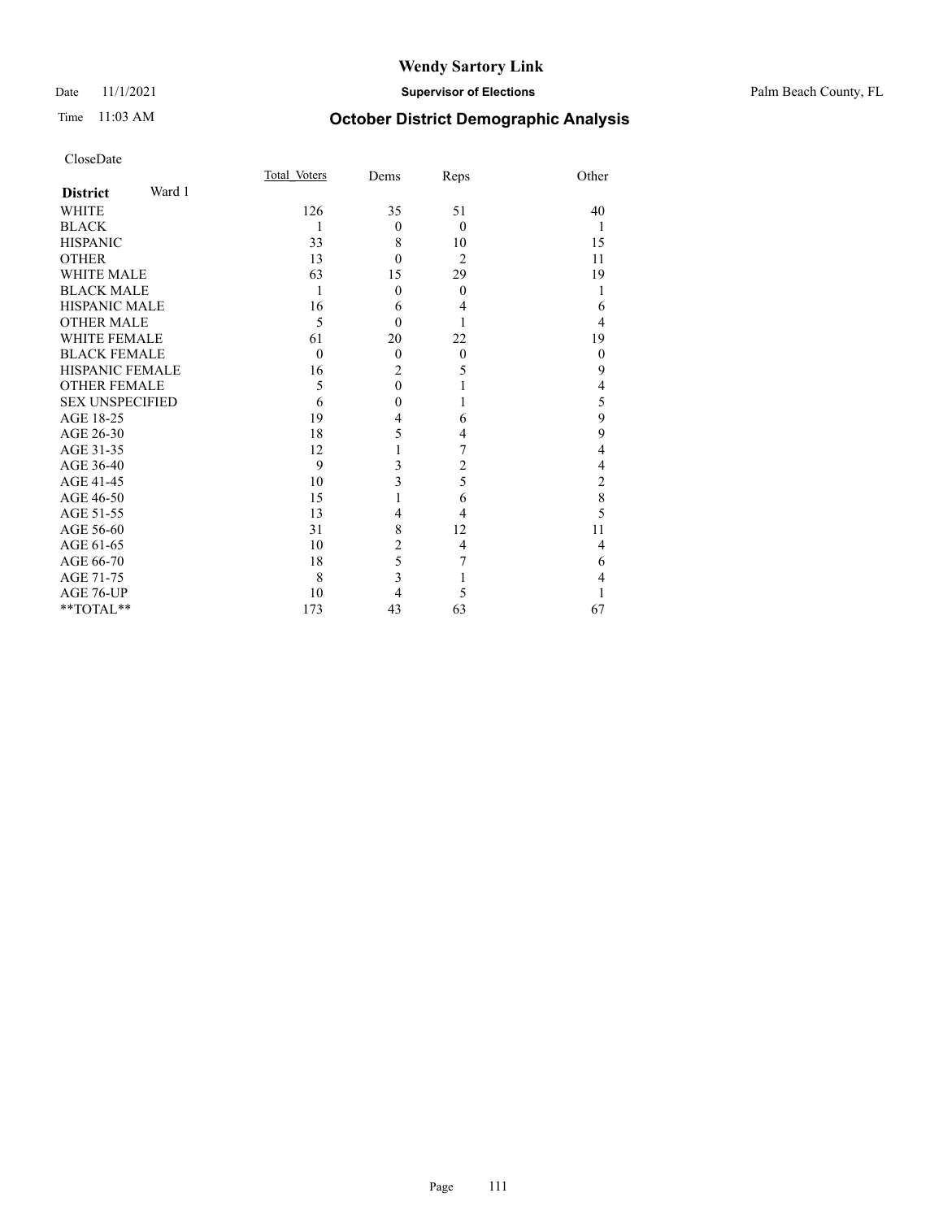# Wendy Sartory Link

**Supervisor of Elections**

Palm Beach County, FL

Date 11/1/2021

Time 11:03 AM

## October District Demographic Analysis

CloseDate

| **District** Ward 1 | Total Voters | Dems | Reps | Other |
|---|---|---|---|---|
| WHITE | 126 | 35 | 51 | 40 |
| BLACK | 1 | 0 | 0 | 1 |
| HISPANIC | 33 | 8 | 10 | 15 |
| OTHER | 13 | 0 | 2 | 11 |
| WHITE MALE | 63 | 15 | 29 | 19 |
| BLACK MALE | 1 | 0 | 0 | 1 |
| HISPANIC MALE | 16 | 6 | 4 | 6 |
| OTHER MALE | 5 | 0 | 1 | 4 |
| WHITE FEMALE | 61 | 20 | 22 | 19 |
| BLACK FEMALE | 0 | 0 | 0 | 0 |
| HISPANIC FEMALE | 16 | 2 | 5 | 9 |
| OTHER FEMALE | 5 | 0 | 1 | 4 |
| SEX UNSPECIFIED | 6 | 0 | 1 | 5 |
| AGE 18-25 | 19 | 4 | 6 | 9 |
| AGE 26-30 | 18 | 5 | 4 | 9 |
| AGE 31-35 | 12 | 1 | 7 | 4 |
| AGE 36-40 | 9 | 3 | 2 | 4 |
| AGE 41-45 | 10 | 3 | 5 | 2 |
| AGE 46-50 | 15 | 1 | 6 | 8 |
| AGE 51-55 | 13 | 4 | 4 | 5 |
| AGE 56-60 | 31 | 8 | 12 | 11 |
| AGE 61-65 | 10 | 2 | 4 | 4 |
| AGE 66-70 | 18 | 5 | 7 | 6 |
| AGE 71-75 | 8 | 3 | 1 | 4 |
| AGE 76-UP | 10 | 4 | 5 | 1 |
| **TOTAL** | 173 | 43 | 63 | 67 |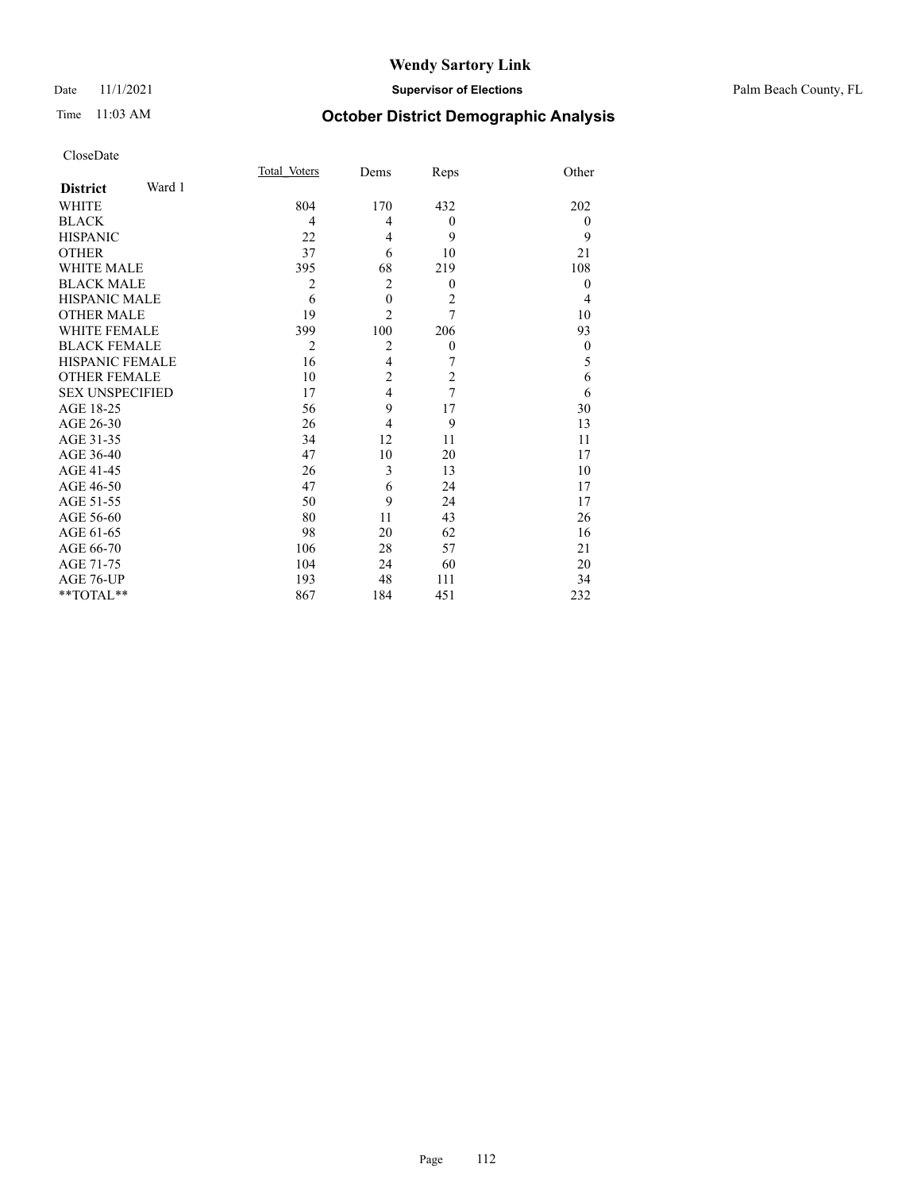# Wendy Sartory Link

Date 11/1/2021 **Supervisor of Elections** Palm Beach County, FL

Time 11:03 AM **October District Demographic Analysis**

CloseDate

| **District** Ward 1 | Total_Voters | Dems | Reps | Other |
|---|---|---|---|---|
| WHITE | 804 | 170 | 432 | 202 |
| BLACK | 4 | 4 | 0 | 0 |
| HISPANIC | 22 | 4 | 9 | 9 |
| OTHER | 37 | 6 | 10 | 21 |
| WHITE MALE | 395 | 68 | 219 | 108 |
| BLACK MALE | 2 | 2 | 0 | 0 |
| HISPANIC MALE | 6 | 0 | 2 | 4 |
| OTHER MALE | 19 | 2 | 7 | 10 |
| WHITE FEMALE | 399 | 100 | 206 | 93 |
| BLACK FEMALE | 2 | 2 | 0 | 0 |
| HISPANIC FEMALE | 16 | 4 | 7 | 5 |
| OTHER FEMALE | 10 | 2 | 2 | 6 |
| SEX UNSPECIFIED | 17 | 4 | 7 | 6 |
| AGE 18-25 | 56 | 9 | 17 | 30 |
| AGE 26-30 | 26 | 4 | 9 | 13 |
| AGE 31-35 | 34 | 12 | 11 | 11 |
| AGE 36-40 | 47 | 10 | 20 | 17 |
| AGE 41-45 | 26 | 3 | 13 | 10 |
| AGE 46-50 | 47 | 6 | 24 | 17 |
| AGE 51-55 | 50 | 9 | 24 | 17 |
| AGE 56-60 | 80 | 11 | 43 | 26 |
| AGE 61-65 | 98 | 20 | 62 | 16 |
| AGE 66-70 | 106 | 28 | 57 | 21 |
| AGE 71-75 | 104 | 24 | 60 | 20 |
| AGE 76-UP | 193 | 48 | 111 | 34 |
| **TOTAL** | 867 | 184 | 451 | 232 |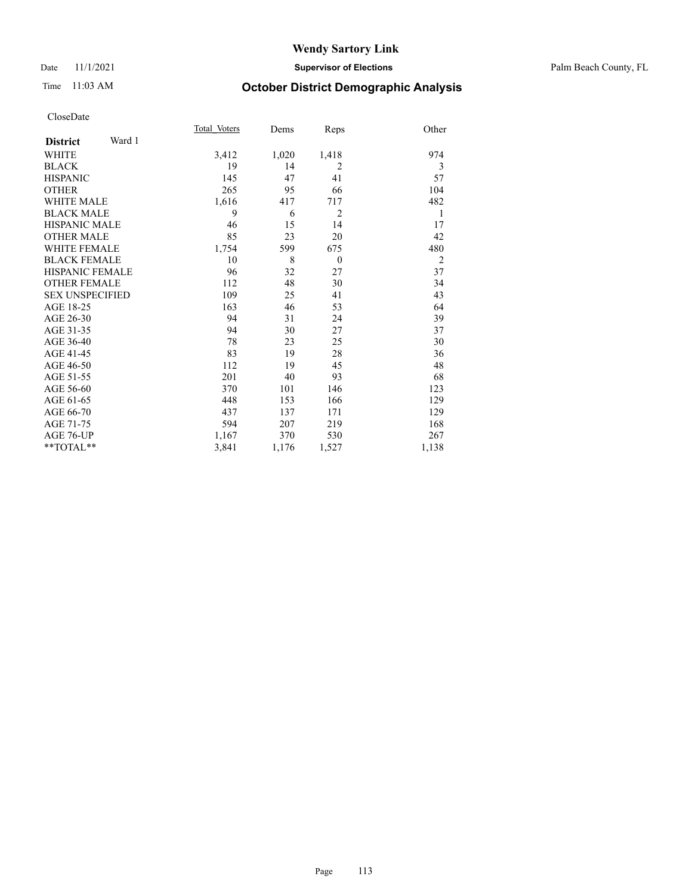# Wendy Sartory Link

Date 11/1/2021 **Supervisor of Elections** Palm Beach County, FL

Time 11:03 AM **October District Demographic Analysis**

CloseDate

| **District** Ward 1 | Total_Voters | Dems | Reps | Other |
|---|---|---|---|---|
| WHITE | 3,412 | 1,020 | 1,418 | 974 |
| BLACK | 19 | 14 | 2 | 3 |
| HISPANIC | 145 | 47 | 41 | 57 |
| OTHER | 265 | 95 | 66 | 104 |
| WHITE MALE | 1,616 | 417 | 717 | 482 |
| BLACK MALE | 9 | 6 | 2 | 1 |
| HISPANIC MALE | 46 | 15 | 14 | 17 |
| OTHER MALE | 85 | 23 | 20 | 42 |
| WHITE FEMALE | 1,754 | 599 | 675 | 480 |
| BLACK FEMALE | 10 | 8 | 0 | 2 |
| HISPANIC FEMALE | 96 | 32 | 27 | 37 |
| OTHER FEMALE | 112 | 48 | 30 | 34 |
| SEX UNSPECIFIED | 109 | 25 | 41 | 43 |
| AGE 18-25 | 163 | 46 | 53 | 64 |
| AGE 26-30 | 94 | 31 | 24 | 39 |
| AGE 31-35 | 94 | 30 | 27 | 37 |
| AGE 36-40 | 78 | 23 | 25 | 30 |
| AGE 41-45 | 83 | 19 | 28 | 36 |
| AGE 46-50 | 112 | 19 | 45 | 48 |
| AGE 51-55 | 201 | 40 | 93 | 68 |
| AGE 56-60 | 370 | 101 | 146 | 123 |
| AGE 61-65 | 448 | 153 | 166 | 129 |
| AGE 66-70 | 437 | 137 | 171 | 129 |
| AGE 71-75 | 594 | 207 | 219 | 168 |
| AGE 76-UP | 1,167 | 370 | 530 | 267 |
| **TOTAL** | 3,841 | 1,176 | 1,527 | 1,138 |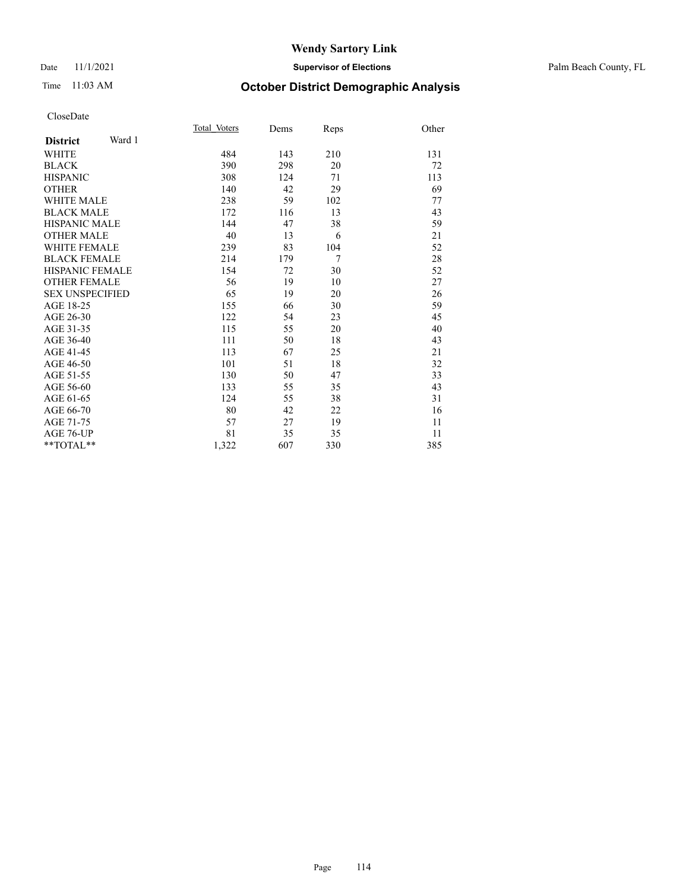CloseDate

| District Ward 1 | Total_Voters | Dems | Reps | Other |
|---|---|---|---|---|
| WHITE | 484 | 143 | 210 | 131 |
| BLACK | 390 | 298 | 20 | 72 |
| HISPANIC | 308 | 124 | 71 | 113 |
| OTHER | 140 | 42 | 29 | 69 |
| WHITE MALE | 238 | 59 | 102 | 77 |
| BLACK MALE | 172 | 116 | 13 | 43 |
| HISPANIC MALE | 144 | 47 | 38 | 59 |
| OTHER MALE | 40 | 13 | 6 | 21 |
| WHITE FEMALE | 239 | 83 | 104 | 52 |
| BLACK FEMALE | 214 | 179 | 7 | 28 |
| HISPANIC FEMALE | 154 | 72 | 30 | 52 |
| OTHER FEMALE | 56 | 19 | 10 | 27 |
| SEX UNSPECIFIED | 65 | 19 | 20 | 26 |
| AGE 18-25 | 155 | 66 | 30 | 59 |
| AGE 26-30 | 122 | 54 | 23 | 45 |
| AGE 31-35 | 115 | 55 | 20 | 40 |
| AGE 36-40 | 111 | 50 | 18 | 43 |
| AGE 41-45 | 113 | 67 | 25 | 21 |
| AGE 46-50 | 101 | 51 | 18 | 32 |
| AGE 51-55 | 130 | 50 | 47 | 33 |
| AGE 56-60 | 133 | 55 | 35 | 43 |
| AGE 61-65 | 124 | 55 | 38 | 31 |
| AGE 66-70 | 80 | 42 | 22 | 16 |
| AGE 71-75 | 57 | 27 | 19 | 11 |
| AGE 76-UP | 81 | 35 | 35 | 11 |
| **TOTAL** | 1,322 | 607 | 330 | 385 |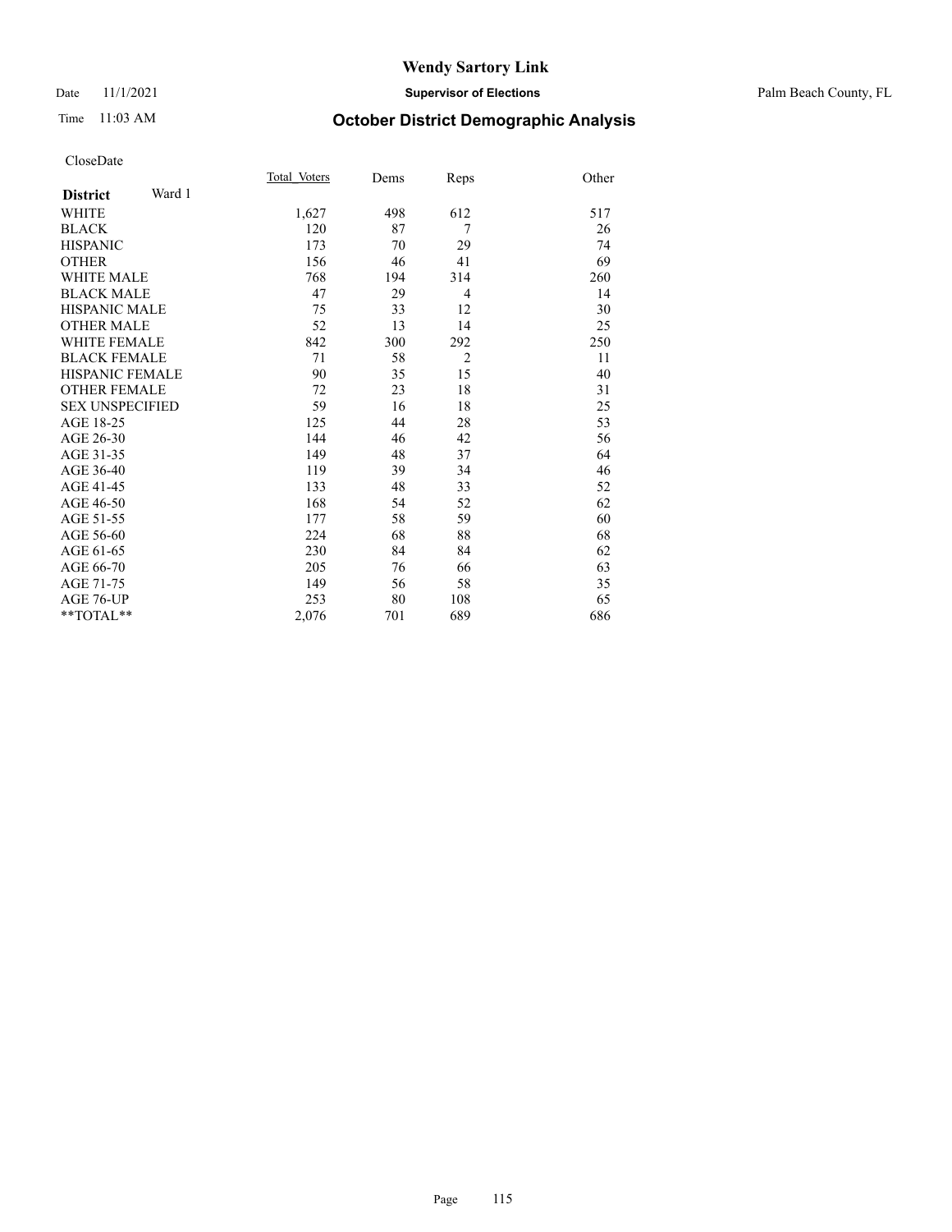# Wendy Sartory Link

Date 11/1/2021 **Supervisor of Elections** Palm Beach County, FL

Time 11:03 AM **October District Demographic Analysis**

CloseDate

| **District** Ward 1 | Total Voters | Dems | Reps | Other |
|---|---|---|---|---|
| WHITE | 1,627 | 498 | 612 | 517 |
| BLACK | 120 | 87 | 7 | 26 |
| HISPANIC | 173 | 70 | 29 | 74 |
| OTHER | 156 | 46 | 41 | 69 |
| WHITE MALE | 768 | 194 | 314 | 260 |
| BLACK MALE | 47 | 29 | 4 | 14 |
| HISPANIC MALE | 75 | 33 | 12 | 30 |
| OTHER MALE | 52 | 13 | 14 | 25 |
| WHITE FEMALE | 842 | 300 | 292 | 250 |
| BLACK FEMALE | 71 | 58 | 2 | 11 |
| HISPANIC FEMALE | 90 | 35 | 15 | 40 |
| OTHER FEMALE | 72 | 23 | 18 | 31 |
| SEX UNSPECIFIED | 59 | 16 | 18 | 25 |
| AGE 18-25 | 125 | 44 | 28 | 53 |
| AGE 26-30 | 144 | 46 | 42 | 56 |
| AGE 31-35 | 149 | 48 | 37 | 64 |
| AGE 36-40 | 119 | 39 | 34 | 46 |
| AGE 41-45 | 133 | 48 | 33 | 52 |
| AGE 46-50 | 168 | 54 | 52 | 62 |
| AGE 51-55 | 177 | 58 | 59 | 60 |
| AGE 56-60 | 224 | 68 | 88 | 68 |
| AGE 61-65 | 230 | 84 | 84 | 62 |
| AGE 66-70 | 205 | 76 | 66 | 63 |
| AGE 71-75 | 149 | 56 | 58 | 35 |
| AGE 76-UP | 253 | 80 | 108 | 65 |
| **TOTAL** | 2,076 | 701 | 689 | 686 |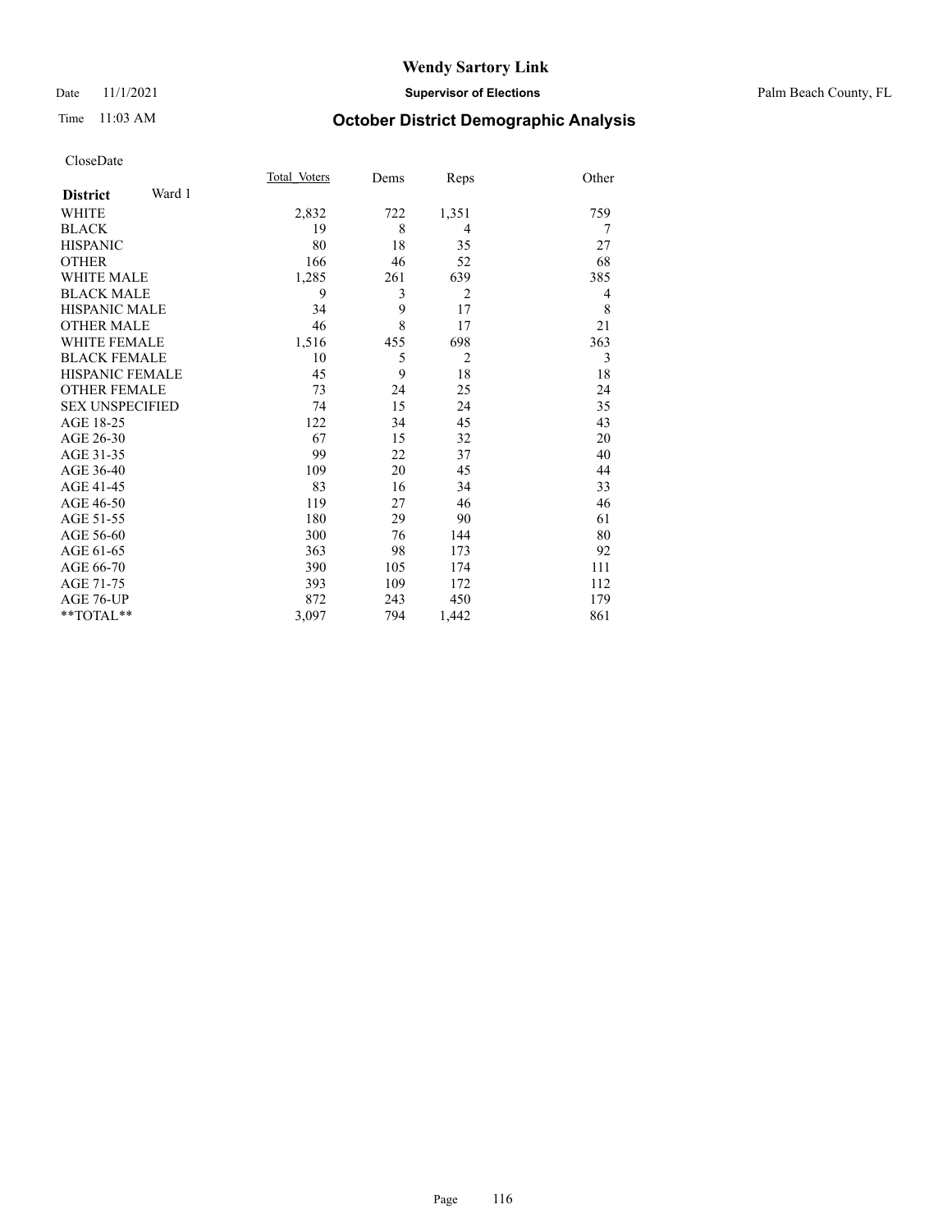# Wendy Sartory Link

Date 11/1/2021 **Supervisor of Elections** Palm Beach County, FL

Time 11:03 AM **October District Demographic Analysis**

CloseDate

| **District** Ward 1 | Total_Voters | Dems | Reps | Other |
|---|---|---|---|---|
| WHITE | 2,832 | 722 | 1,351 | 759 |
| BLACK | 19 | 8 | 4 | 7 |
| HISPANIC | 80 | 18 | 35 | 27 |
| OTHER | 166 | 46 | 52 | 68 |
| WHITE MALE | 1,285 | 261 | 639 | 385 |
| BLACK MALE | 9 | 3 | 2 | 4 |
| HISPANIC MALE | 34 | 9 | 17 | 8 |
| OTHER MALE | 46 | 8 | 17 | 21 |
| WHITE FEMALE | 1,516 | 455 | 698 | 363 |
| BLACK FEMALE | 10 | 5 | 2 | 3 |
| HISPANIC FEMALE | 45 | 9 | 18 | 18 |
| OTHER FEMALE | 73 | 24 | 25 | 24 |
| SEX UNSPECIFIED | 74 | 15 | 24 | 35 |
| AGE 18-25 | 122 | 34 | 45 | 43 |
| AGE 26-30 | 67 | 15 | 32 | 20 |
| AGE 31-35 | 99 | 22 | 37 | 40 |
| AGE 36-40 | 109 | 20 | 45 | 44 |
| AGE 41-45 | 83 | 16 | 34 | 33 |
| AGE 46-50 | 119 | 27 | 46 | 46 |
| AGE 51-55 | 180 | 29 | 90 | 61 |
| AGE 56-60 | 300 | 76 | 144 | 80 |
| AGE 61-65 | 363 | 98 | 173 | 92 |
| AGE 66-70 | 390 | 105 | 174 | 111 |
| AGE 71-75 | 393 | 109 | 172 | 112 |
| AGE 76-UP | 872 | 243 | 450 | 179 |
| **TOTAL** | 3,097 | 794 | 1,442 | 861 |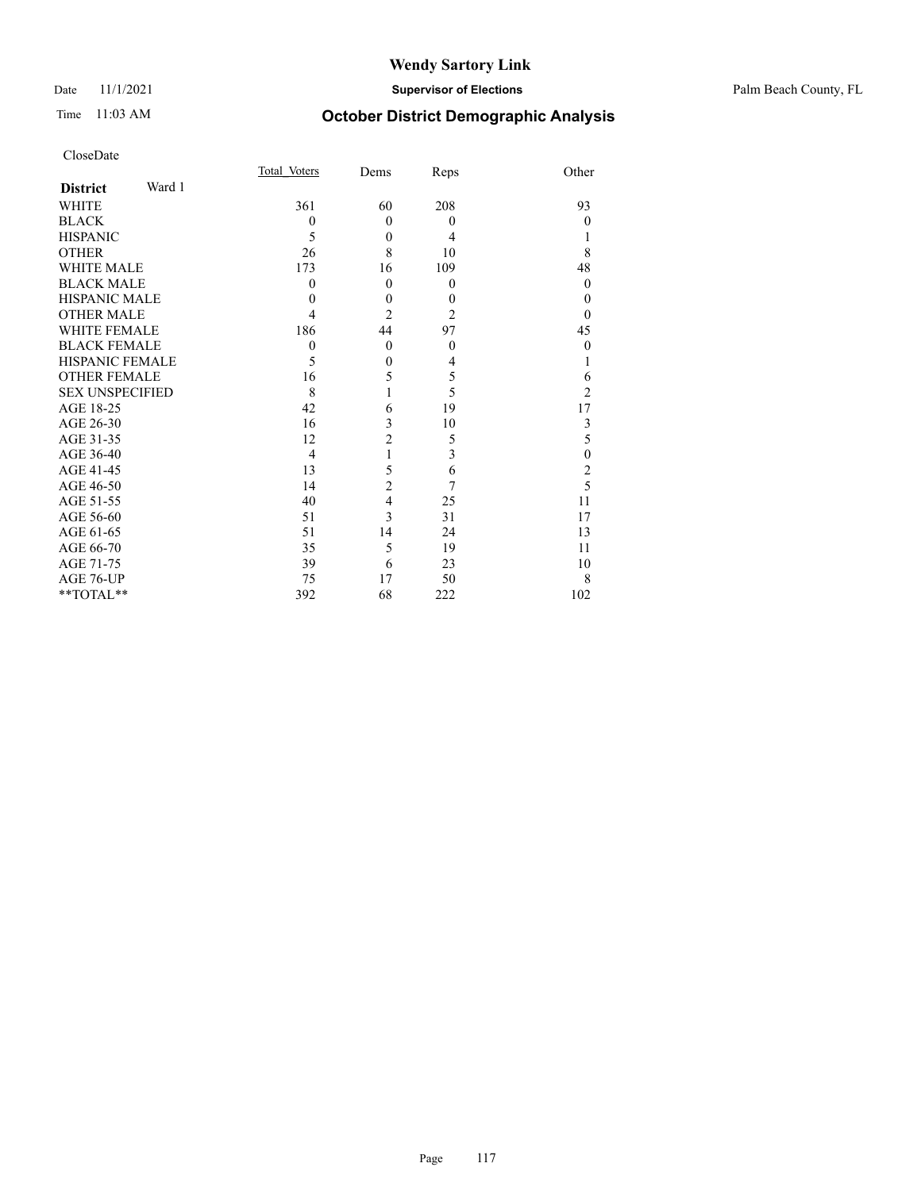# Wendy Sartory Link

Date 11/1/2021 **Supervisor of Elections** Palm Beach County, FL

Time 11:03 AM **October District Demographic Analysis**

CloseDate

| **District** Ward 1 | Total_Voters | Dems | Reps | Other |
|---|---|---|---|---|
| WHITE | 361 | 60 | 208 | 93 |
| BLACK | 0 | 0 | 0 | 0 |
| HISPANIC | 5 | 0 | 4 | 1 |
| OTHER | 26 | 8 | 10 | 8 |
| WHITE MALE | 173 | 16 | 109 | 48 |
| BLACK MALE | 0 | 0 | 0 | 0 |
| HISPANIC MALE | 0 | 0 | 0 | 0 |
| OTHER MALE | 4 | 2 | 2 | 0 |
| WHITE FEMALE | 186 | 44 | 97 | 45 |
| BLACK FEMALE | 0 | 0 | 0 | 0 |
| HISPANIC FEMALE | 5 | 0 | 4 | 1 |
| OTHER FEMALE | 16 | 5 | 5 | 6 |
| SEX UNSPECIFIED | 8 | 1 | 5 | 2 |
| AGE 18-25 | 42 | 6 | 19 | 17 |
| AGE 26-30 | 16 | 3 | 10 | 3 |
| AGE 31-35 | 12 | 2 | 5 | 5 |
| AGE 36-40 | 4 | 1 | 3 | 0 |
| AGE 41-45 | 13 | 5 | 6 | 2 |
| AGE 46-50 | 14 | 2 | 7 | 5 |
| AGE 51-55 | 40 | 4 | 25 | 11 |
| AGE 56-60 | 51 | 3 | 31 | 17 |
| AGE 61-65 | 51 | 14 | 24 | 13 |
| AGE 66-70 | 35 | 5 | 19 | 11 |
| AGE 71-75 | 39 | 6 | 23 | 10 |
| AGE 76-UP | 75 | 17 | 50 | 8 |
| **TOTAL** | 392 | 68 | 222 | 102 |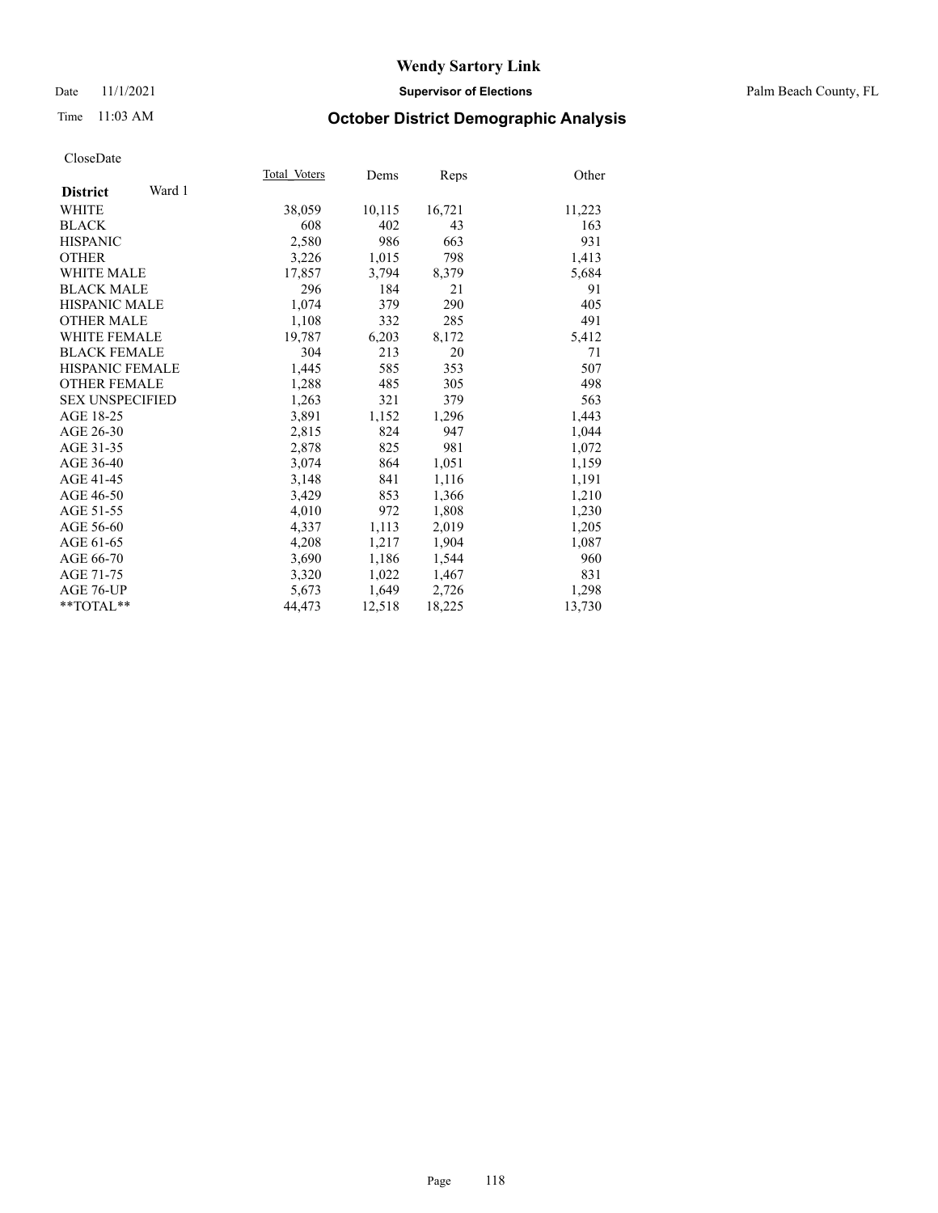# Wendy Sartory Link

Date 11/1/2021 **Supervisor of Elections** Palm Beach County, FL

Time 11:03 AM **October District Demographic Analysis**

CloseDate

| **District** Ward 1 | Total Voters | Dems | Reps | Other |
|---|---|---|---|---|
| WHITE | 38,059 | 10,115 | 16,721 | 11,223 |
| BLACK | 608 | 402 | 43 | 163 |
| HISPANIC | 2,580 | 986 | 663 | 931 |
| OTHER | 3,226 | 1,015 | 798 | 1,413 |
| WHITE MALE | 17,857 | 3,794 | 8,379 | 5,684 |
| BLACK MALE | 296 | 184 | 21 | 91 |
| HISPANIC MALE | 1,074 | 379 | 290 | 405 |
| OTHER MALE | 1,108 | 332 | 285 | 491 |
| WHITE FEMALE | 19,787 | 6,203 | 8,172 | 5,412 |
| BLACK FEMALE | 304 | 213 | 20 | 71 |
| HISPANIC FEMALE | 1,445 | 585 | 353 | 507 |
| OTHER FEMALE | 1,288 | 485 | 305 | 498 |
| SEX UNSPECIFIED | 1,263 | 321 | 379 | 563 |
| AGE 18-25 | 3,891 | 1,152 | 1,296 | 1,443 |
| AGE 26-30 | 2,815 | 824 | 947 | 1,044 |
| AGE 31-35 | 2,878 | 825 | 981 | 1,072 |
| AGE 36-40 | 3,074 | 864 | 1,051 | 1,159 |
| AGE 41-45 | 3,148 | 841 | 1,116 | 1,191 |
| AGE 46-50 | 3,429 | 853 | 1,366 | 1,210 |
| AGE 51-55 | 4,010 | 972 | 1,808 | 1,230 |
| AGE 56-60 | 4,337 | 1,113 | 2,019 | 1,205 |
| AGE 61-65 | 4,208 | 1,217 | 1,904 | 1,087 |
| AGE 66-70 | 3,690 | 1,186 | 1,544 | 960 |
| AGE 71-75 | 3,320 | 1,022 | 1,467 | 831 |
| AGE 76-UP | 5,673 | 1,649 | 2,726 | 1,298 |
| **TOTAL** | 44,473 | 12,518 | 18,225 | 13,730 |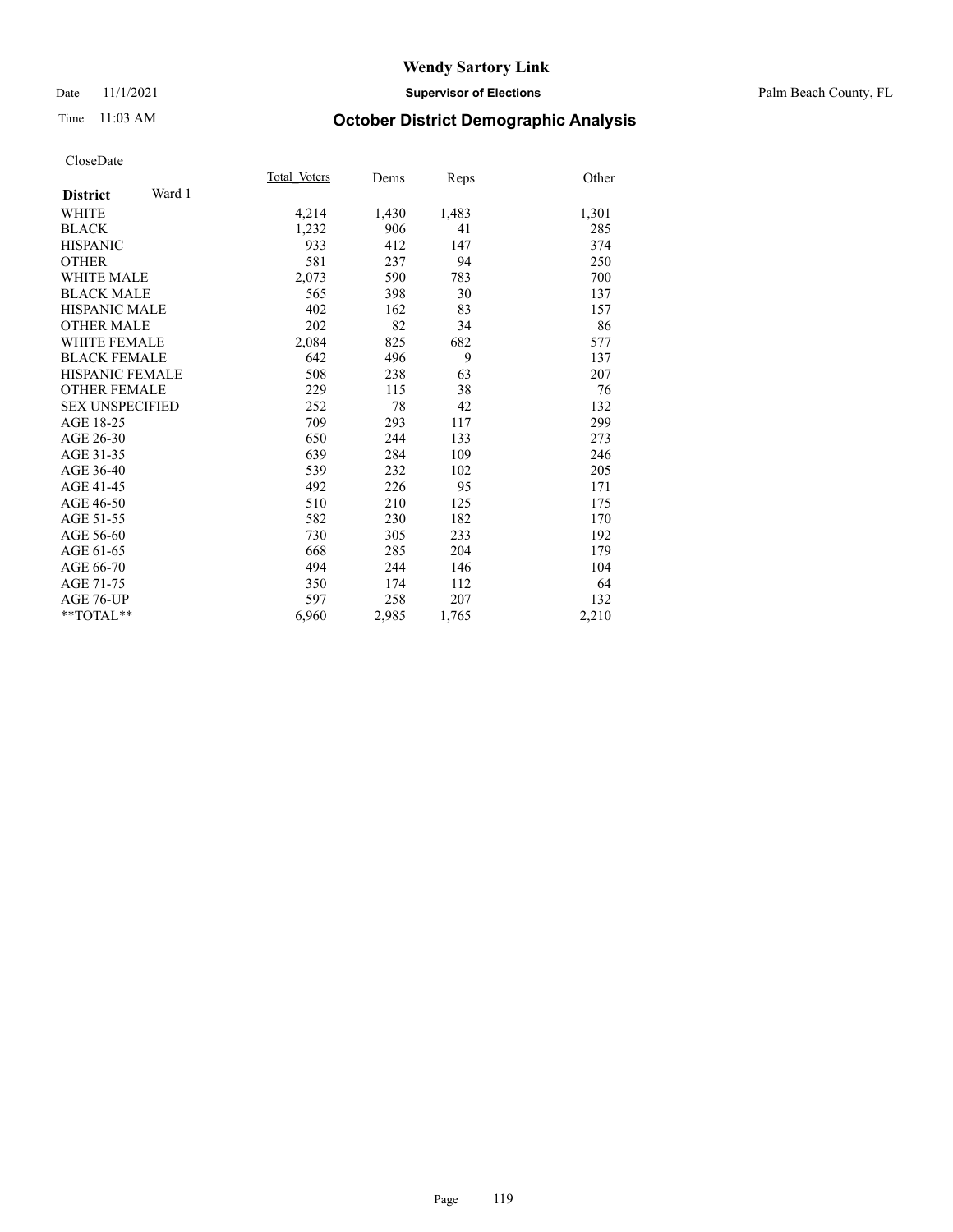# Wendy Sartory Link

Date 11/1/2021 **Supervisor of Elections** Palm Beach County, FL

Time 11:03 AM **October District Demographic Analysis**

CloseDate

| **District** Ward 1 | Total Voters | Dems | Reps | Other |
|---|---|---|---|---|
| WHITE | 4,214 | 1,430 | 1,483 | 1,301 |
| BLACK | 1,232 | 906 | 41 | 285 |
| HISPANIC | 933 | 412 | 147 | 374 |
| OTHER | 581 | 237 | 94 | 250 |
| WHITE MALE | 2,073 | 590 | 783 | 700 |
| BLACK MALE | 565 | 398 | 30 | 137 |
| HISPANIC MALE | 402 | 162 | 83 | 157 |
| OTHER MALE | 202 | 82 | 34 | 86 |
| WHITE FEMALE | 2,084 | 825 | 682 | 577 |
| BLACK FEMALE | 642 | 496 | 9 | 137 |
| HISPANIC FEMALE | 508 | 238 | 63 | 207 |
| OTHER FEMALE | 229 | 115 | 38 | 76 |
| SEX UNSPECIFIED | 252 | 78 | 42 | 132 |
| AGE 18-25 | 709 | 293 | 117 | 299 |
| AGE 26-30 | 650 | 244 | 133 | 273 |
| AGE 31-35 | 639 | 284 | 109 | 246 |
| AGE 36-40 | 539 | 232 | 102 | 205 |
| AGE 41-45 | 492 | 226 | 95 | 171 |
| AGE 46-50 | 510 | 210 | 125 | 175 |
| AGE 51-55 | 582 | 230 | 182 | 170 |
| AGE 56-60 | 730 | 305 | 233 | 192 |
| AGE 61-65 | 668 | 285 | 204 | 179 |
| AGE 66-70 | 494 | 244 | 146 | 104 |
| AGE 71-75 | 350 | 174 | 112 | 64 |
| AGE 76-UP | 597 | 258 | 207 | 132 |
| **TOTAL** | 6,960 | 2,985 | 1,765 | 2,210 |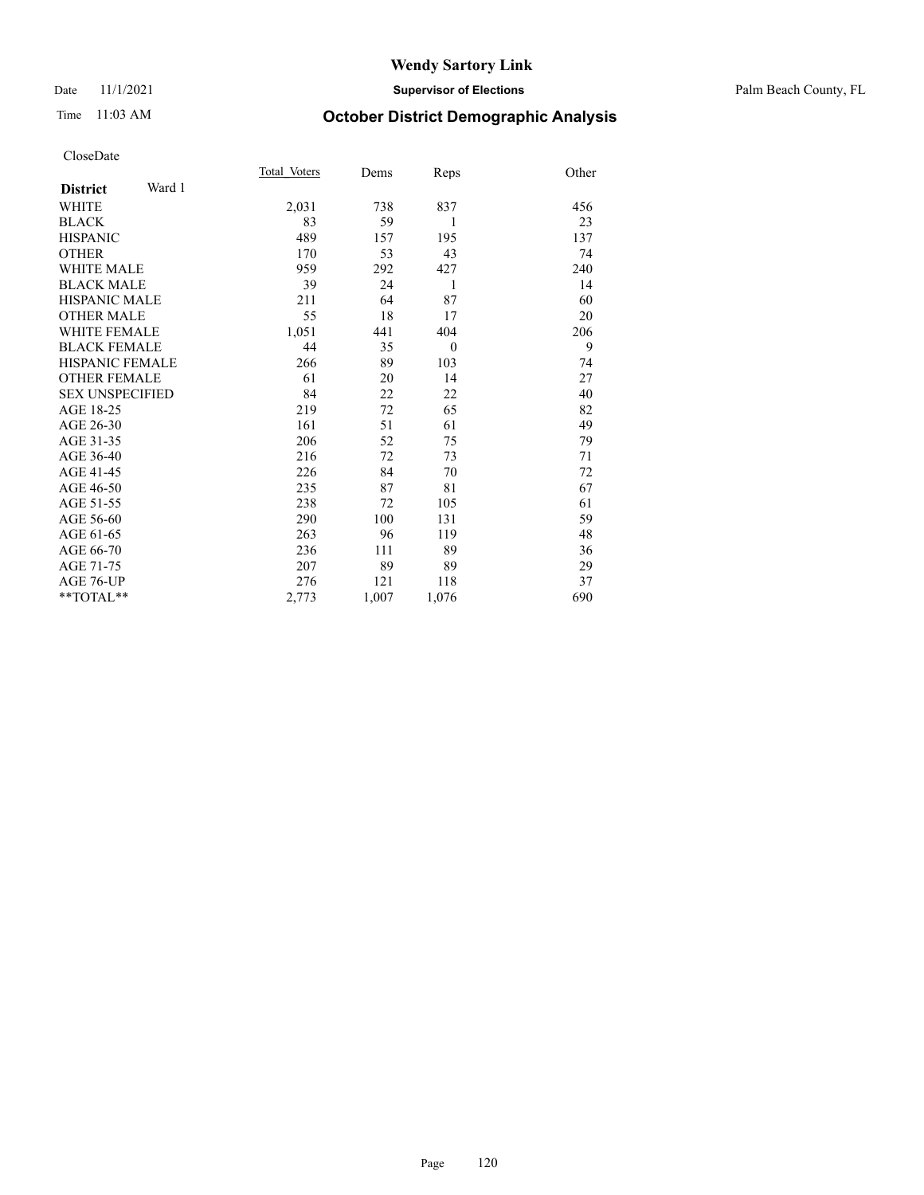# Wendy Sartory Link

Date 11/1/2021 **Supervisor of Elections** Palm Beach County, FL

Time 11:03 AM **October District Demographic Analysis**

CloseDate

| **District** Ward 1 | Total Voters | Dems | Reps | Other |
|---|---|---|---|---|
| WHITE | 2,031 | 738 | 837 | 456 |
| BLACK | 83 | 59 | 1 | 23 |
| HISPANIC | 489 | 157 | 195 | 137 |
| OTHER | 170 | 53 | 43 | 74 |
| WHITE MALE | 959 | 292 | 427 | 240 |
| BLACK MALE | 39 | 24 | 1 | 14 |
| HISPANIC MALE | 211 | 64 | 87 | 60 |
| OTHER MALE | 55 | 18 | 17 | 20 |
| WHITE FEMALE | 1,051 | 441 | 404 | 206 |
| BLACK FEMALE | 44 | 35 | 0 | 9 |
| HISPANIC FEMALE | 266 | 89 | 103 | 74 |
| OTHER FEMALE | 61 | 20 | 14 | 27 |
| SEX UNSPECIFIED | 84 | 22 | 22 | 40 |
| AGE 18-25 | 219 | 72 | 65 | 82 |
| AGE 26-30 | 161 | 51 | 61 | 49 |
| AGE 31-35 | 206 | 52 | 75 | 79 |
| AGE 36-40 | 216 | 72 | 73 | 71 |
| AGE 41-45 | 226 | 84 | 70 | 72 |
| AGE 46-50 | 235 | 87 | 81 | 67 |
| AGE 51-55 | 238 | 72 | 105 | 61 |
| AGE 56-60 | 290 | 100 | 131 | 59 |
| AGE 61-65 | 263 | 96 | 119 | 48 |
| AGE 66-70 | 236 | 111 | 89 | 36 |
| AGE 71-75 | 207 | 89 | 89 | 29 |
| AGE 76-UP | 276 | 121 | 118 | 37 |
| **TOTAL** | 2,773 | 1,007 | 1,076 | 690 |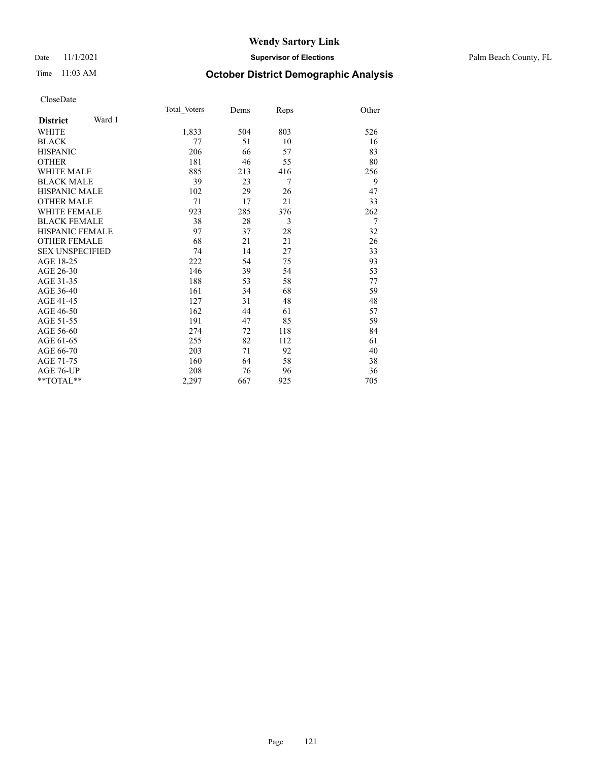# Wendy Sartory Link

Date 11/1/2021 **Supervisor of Elections** Palm Beach County, FL

Time 11:03 AM **October District Demographic Analysis**

CloseDate

| **District** Ward 1 | Total_Voters | Dems | Reps | Other |
|---|---|---|---|---|
| WHITE | 1,833 | 504 | 803 | 526 |
| BLACK | 77 | 51 | 10 | 16 |
| HISPANIC | 206 | 66 | 57 | 83 |
| OTHER | 181 | 46 | 55 | 80 |
| WHITE MALE | 885 | 213 | 416 | 256 |
| BLACK MALE | 39 | 23 | 7 | 9 |
| HISPANIC MALE | 102 | 29 | 26 | 47 |
| OTHER MALE | 71 | 17 | 21 | 33 |
| WHITE FEMALE | 923 | 285 | 376 | 262 |
| BLACK FEMALE | 38 | 28 | 3 | 7 |
| HISPANIC FEMALE | 97 | 37 | 28 | 32 |
| OTHER FEMALE | 68 | 21 | 21 | 26 |
| SEX UNSPECIFIED | 74 | 14 | 27 | 33 |
| AGE 18-25 | 222 | 54 | 75 | 93 |
| AGE 26-30 | 146 | 39 | 54 | 53 |
| AGE 31-35 | 188 | 53 | 58 | 77 |
| AGE 36-40 | 161 | 34 | 68 | 59 |
| AGE 41-45 | 127 | 31 | 48 | 48 |
| AGE 46-50 | 162 | 44 | 61 | 57 |
| AGE 51-55 | 191 | 47 | 85 | 59 |
| AGE 56-60 | 274 | 72 | 118 | 84 |
| AGE 61-65 | 255 | 82 | 112 | 61 |
| AGE 66-70 | 203 | 71 | 92 | 40 |
| AGE 71-75 | 160 | 64 | 58 | 38 |
| AGE 76-UP | 208 | 76 | 96 | 36 |
| **TOTAL** | 2,297 | 667 | 925 | 705 |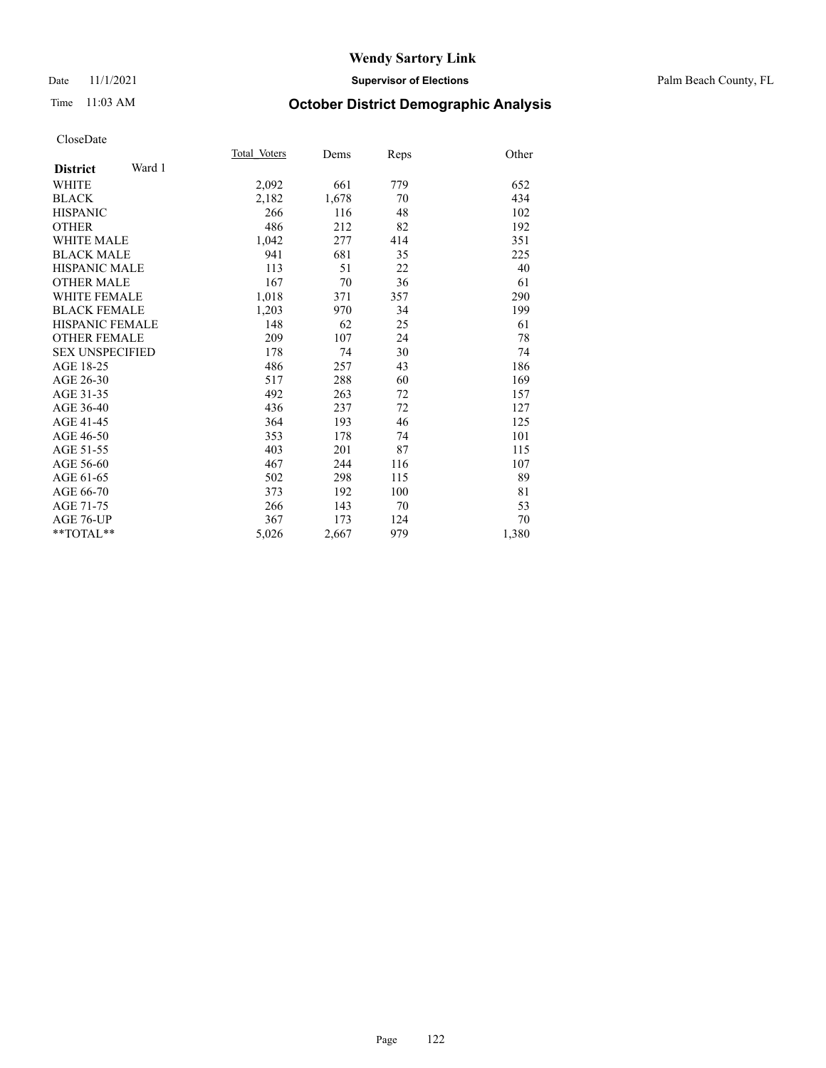# Wendy Sartory Link

Date 11/1/2021

**Supervisor of Elections**

Palm Beach County, FL

Time 11:03 AM

## October District Demographic Analysis

CloseDate

| **District** Ward 1 | Total Voters | Dems | Reps | Other |
|---|---|---|---|---|
| WHITE | 2,092 | 661 | 779 | 652 |
| BLACK | 2,182 | 1,678 | 70 | 434 |
| HISPANIC | 266 | 116 | 48 | 102 |
| OTHER | 486 | 212 | 82 | 192 |
| WHITE MALE | 1,042 | 277 | 414 | 351 |
| BLACK MALE | 941 | 681 | 35 | 225 |
| HISPANIC MALE | 113 | 51 | 22 | 40 |
| OTHER MALE | 167 | 70 | 36 | 61 |
| WHITE FEMALE | 1,018 | 371 | 357 | 290 |
| BLACK FEMALE | 1,203 | 970 | 34 | 199 |
| HISPANIC FEMALE | 148 | 62 | 25 | 61 |
| OTHER FEMALE | 209 | 107 | 24 | 78 |
| SEX UNSPECIFIED | 178 | 74 | 30 | 74 |
| AGE 18-25 | 486 | 257 | 43 | 186 |
| AGE 26-30 | 517 | 288 | 60 | 169 |
| AGE 31-35 | 492 | 263 | 72 | 157 |
| AGE 36-40 | 436 | 237 | 72 | 127 |
| AGE 41-45 | 364 | 193 | 46 | 125 |
| AGE 46-50 | 353 | 178 | 74 | 101 |
| AGE 51-55 | 403 | 201 | 87 | 115 |
| AGE 56-60 | 467 | 244 | 116 | 107 |
| AGE 61-65 | 502 | 298 | 115 | 89 |
| AGE 66-70 | 373 | 192 | 100 | 81 |
| AGE 71-75 | 266 | 143 | 70 | 53 |
| AGE 76-UP | 367 | 173 | 124 | 70 |
| **TOTAL** | 5,026 | 2,667 | 979 | 1,380 |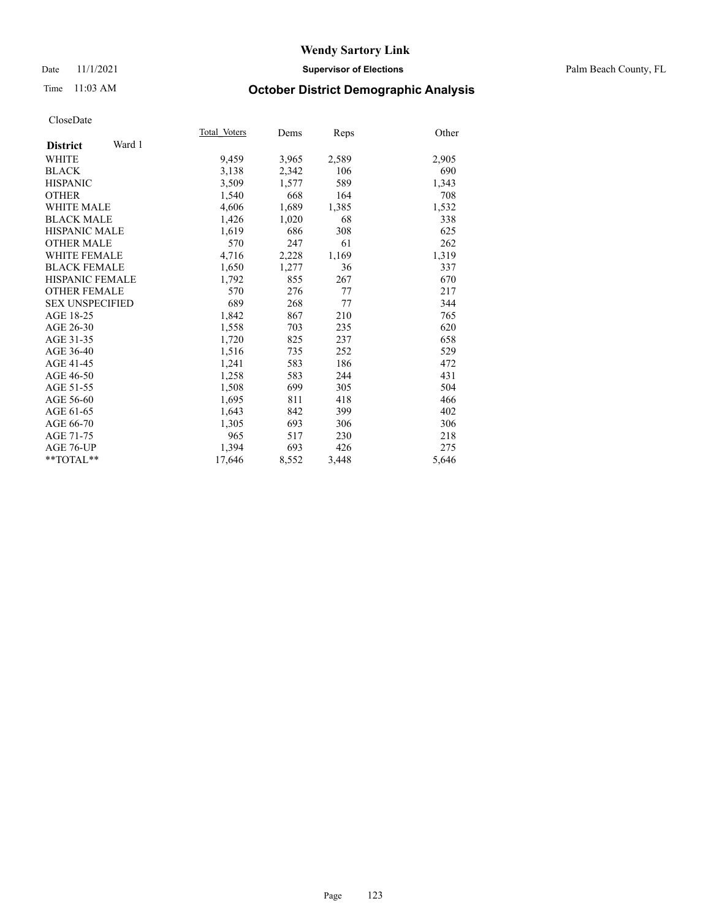CloseDate

| District Ward 1 | Total_Voters | Dems | Reps | Other |
|---|---|---|---|---|
| WHITE | 9,459 | 3,965 | 2,589 | 2,905 |
| BLACK | 3,138 | 2,342 | 106 | 690 |
| HISPANIC | 3,509 | 1,577 | 589 | 1,343 |
| OTHER | 1,540 | 668 | 164 | 708 |
| WHITE MALE | 4,606 | 1,689 | 1,385 | 1,532 |
| BLACK MALE | 1,426 | 1,020 | 68 | 338 |
| HISPANIC MALE | 1,619 | 686 | 308 | 625 |
| OTHER MALE | 570 | 247 | 61 | 262 |
| WHITE FEMALE | 4,716 | 2,228 | 1,169 | 1,319 |
| BLACK FEMALE | 1,650 | 1,277 | 36 | 337 |
| HISPANIC FEMALE | 1,792 | 855 | 267 | 670 |
| OTHER FEMALE | 570 | 276 | 77 | 217 |
| SEX UNSPECIFIED | 689 | 268 | 77 | 344 |
| AGE 18-25 | 1,842 | 867 | 210 | 765 |
| AGE 26-30 | 1,558 | 703 | 235 | 620 |
| AGE 31-35 | 1,720 | 825 | 237 | 658 |
| AGE 36-40 | 1,516 | 735 | 252 | 529 |
| AGE 41-45 | 1,241 | 583 | 186 | 472 |
| AGE 46-50 | 1,258 | 583 | 244 | 431 |
| AGE 51-55 | 1,508 | 699 | 305 | 504 |
| AGE 56-60 | 1,695 | 811 | 418 | 466 |
| AGE 61-65 | 1,643 | 842 | 399 | 402 |
| AGE 66-70 | 1,305 | 693 | 306 | 306 |
| AGE 71-75 | 965 | 517 | 230 | 218 |
| AGE 76-UP | 1,394 | 693 | 426 | 275 |
| **TOTAL** | 17,646 | 8,552 | 3,448 | 5,646 |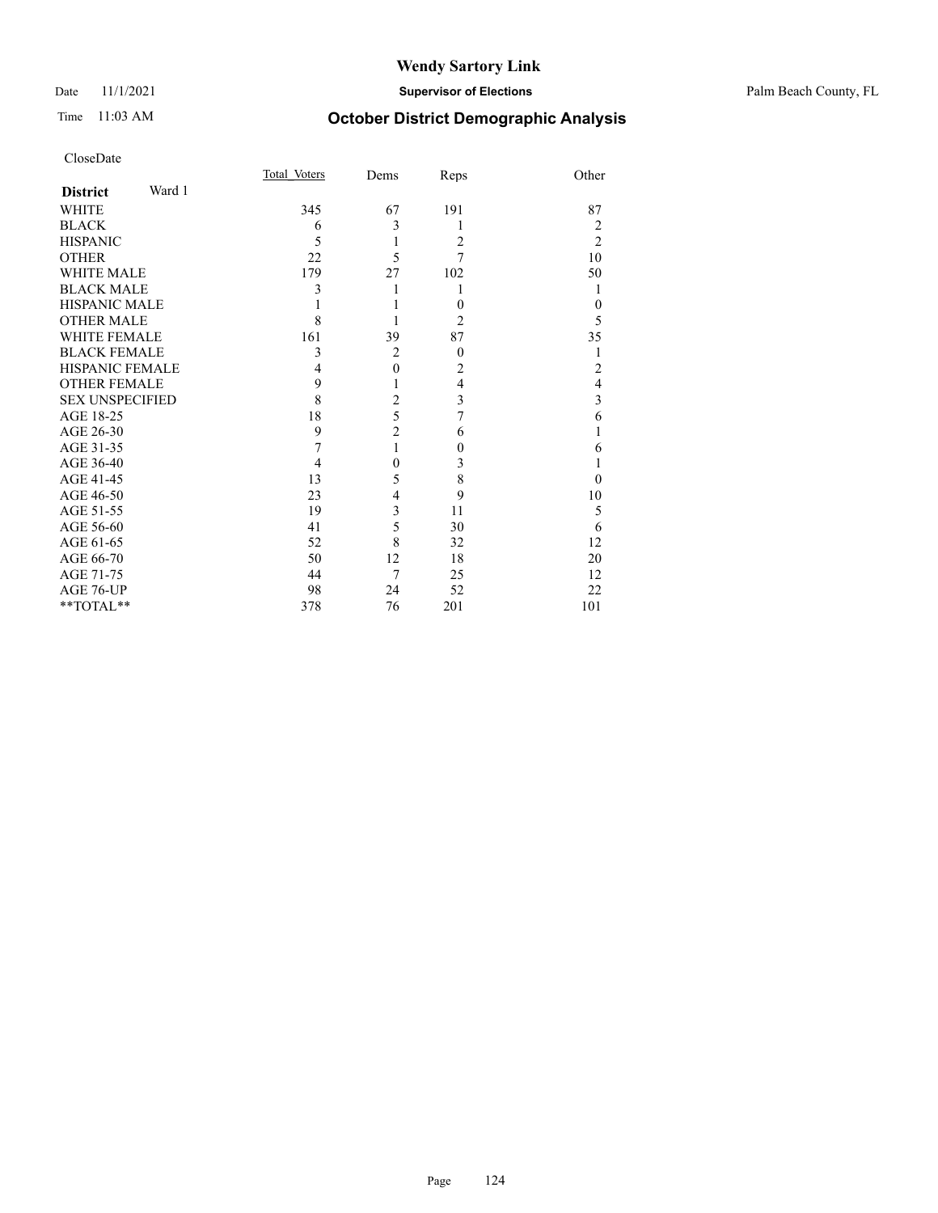# Wendy Sartory Link

Date 11/1/2021 **Supervisor of Elections** Palm Beach County, FL

Time 11:03 AM **October District Demographic Analysis**

CloseDate

| **District** Ward 1 | Total Voters | Dems | Reps | Other |
|---|---|---|---|---|
| WHITE | 345 | 67 | 191 | 87 |
| BLACK | 6 | 3 | 1 | 2 |
| HISPANIC | 5 | 1 | 2 | 2 |
| OTHER | 22 | 5 | 7 | 10 |
| WHITE MALE | 179 | 27 | 102 | 50 |
| BLACK MALE | 3 | 1 | 1 | 1 |
| HISPANIC MALE | 1 | 1 | 0 | 0 |
| OTHER MALE | 8 | 1 | 2 | 5 |
| WHITE FEMALE | 161 | 39 | 87 | 35 |
| BLACK FEMALE | 3 | 2 | 0 | 1 |
| HISPANIC FEMALE | 4 | 0 | 2 | 2 |
| OTHER FEMALE | 9 | 1 | 4 | 4 |
| SEX UNSPECIFIED | 8 | 2 | 3 | 3 |
| AGE 18-25 | 18 | 5 | 7 | 6 |
| AGE 26-30 | 9 | 2 | 6 | 1 |
| AGE 31-35 | 7 | 1 | 0 | 6 |
| AGE 36-40 | 4 | 0 | 3 | 1 |
| AGE 41-45 | 13 | 5 | 8 | 0 |
| AGE 46-50 | 23 | 4 | 9 | 10 |
| AGE 51-55 | 19 | 3 | 11 | 5 |
| AGE 56-60 | 41 | 5 | 30 | 6 |
| AGE 61-65 | 52 | 8 | 32 | 12 |
| AGE 66-70 | 50 | 12 | 18 | 20 |
| AGE 71-75 | 44 | 7 | 25 | 12 |
| AGE 76-UP | 98 | 24 | 52 | 22 |
| **TOTAL** | 378 | 76 | 201 | 101 |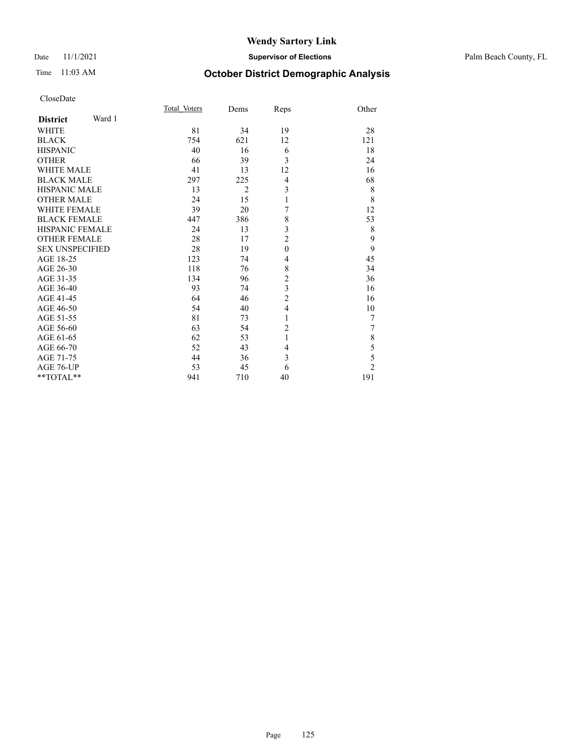# Wendy Sartory Link

Date 11/1/2021 **Supervisor of Elections** Palm Beach County, FL

Time 11:03 AM **October District Demographic Analysis**

CloseDate

| **District** Ward 1 | Total_Voters | Dems | Reps | Other |
|---|---|---|---|---|
| WHITE | 81 | 34 | 19 | 28 |
| BLACK | 754 | 621 | 12 | 121 |
| HISPANIC | 40 | 16 | 6 | 18 |
| OTHER | 66 | 39 | 3 | 24 |
| WHITE MALE | 41 | 13 | 12 | 16 |
| BLACK MALE | 297 | 225 | 4 | 68 |
| HISPANIC MALE | 13 | 2 | 3 | 8 |
| OTHER MALE | 24 | 15 | 1 | 8 |
| WHITE FEMALE | 39 | 20 | 7 | 12 |
| BLACK FEMALE | 447 | 386 | 8 | 53 |
| HISPANIC FEMALE | 24 | 13 | 3 | 8 |
| OTHER FEMALE | 28 | 17 | 2 | 9 |
| SEX UNSPECIFIED | 28 | 19 | 0 | 9 |
| AGE 18-25 | 123 | 74 | 4 | 45 |
| AGE 26-30 | 118 | 76 | 8 | 34 |
| AGE 31-35 | 134 | 96 | 2 | 36 |
| AGE 36-40 | 93 | 74 | 3 | 16 |
| AGE 41-45 | 64 | 46 | 2 | 16 |
| AGE 46-50 | 54 | 40 | 4 | 10 |
| AGE 51-55 | 81 | 73 | 1 | 7 |
| AGE 56-60 | 63 | 54 | 2 | 7 |
| AGE 61-65 | 62 | 53 | 1 | 8 |
| AGE 66-70 | 52 | 43 | 4 | 5 |
| AGE 71-75 | 44 | 36 | 3 | 5 |
| AGE 76-UP | 53 | 45 | 6 | 2 |
| **TOTAL** | 941 | 710 | 40 | 191 |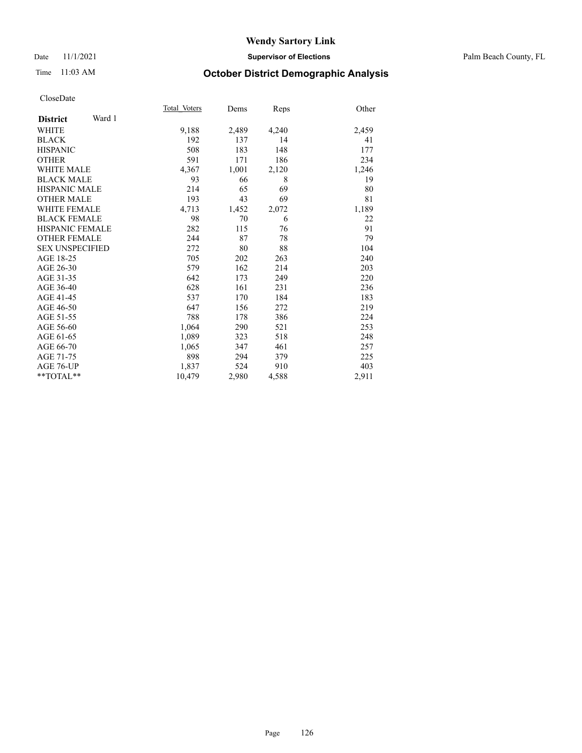**Wendy Sartory Link**

Date 11/1/2021 **Supervisor of Elections** Palm Beach County, FL

Time 11:03 AM **October District Demographic Analysis**

CloseDate

| **District** Ward 1 | Total_Voters | Dems | Reps | Other |
|---|---|---|---|---|
| WHITE | 9,188 | 2,489 | 4,240 | 2,459 |
| BLACK | 192 | 137 | 14 | 41 |
| HISPANIC | 508 | 183 | 148 | 177 |
| OTHER | 591 | 171 | 186 | 234 |
| WHITE MALE | 4,367 | 1,001 | 2,120 | 1,246 |
| BLACK MALE | 93 | 66 | 8 | 19 |
| HISPANIC MALE | 214 | 65 | 69 | 80 |
| OTHER MALE | 193 | 43 | 69 | 81 |
| WHITE FEMALE | 4,713 | 1,452 | 2,072 | 1,189 |
| BLACK FEMALE | 98 | 70 | 6 | 22 |
| HISPANIC FEMALE | 282 | 115 | 76 | 91 |
| OTHER FEMALE | 244 | 87 | 78 | 79 |
| SEX UNSPECIFIED | 272 | 80 | 88 | 104 |
| AGE 18-25 | 705 | 202 | 263 | 240 |
| AGE 26-30 | 579 | 162 | 214 | 203 |
| AGE 31-35 | 642 | 173 | 249 | 220 |
| AGE 36-40 | 628 | 161 | 231 | 236 |
| AGE 41-45 | 537 | 170 | 184 | 183 |
| AGE 46-50 | 647 | 156 | 272 | 219 |
| AGE 51-55 | 788 | 178 | 386 | 224 |
| AGE 56-60 | 1,064 | 290 | 521 | 253 |
| AGE 61-65 | 1,089 | 323 | 518 | 248 |
| AGE 66-70 | 1,065 | 347 | 461 | 257 |
| AGE 71-75 | 898 | 294 | 379 | 225 |
| AGE 76-UP | 1,837 | 524 | 910 | 403 |
| **TOTAL** | 10,479 | 2,980 | 4,588 | 2,911 |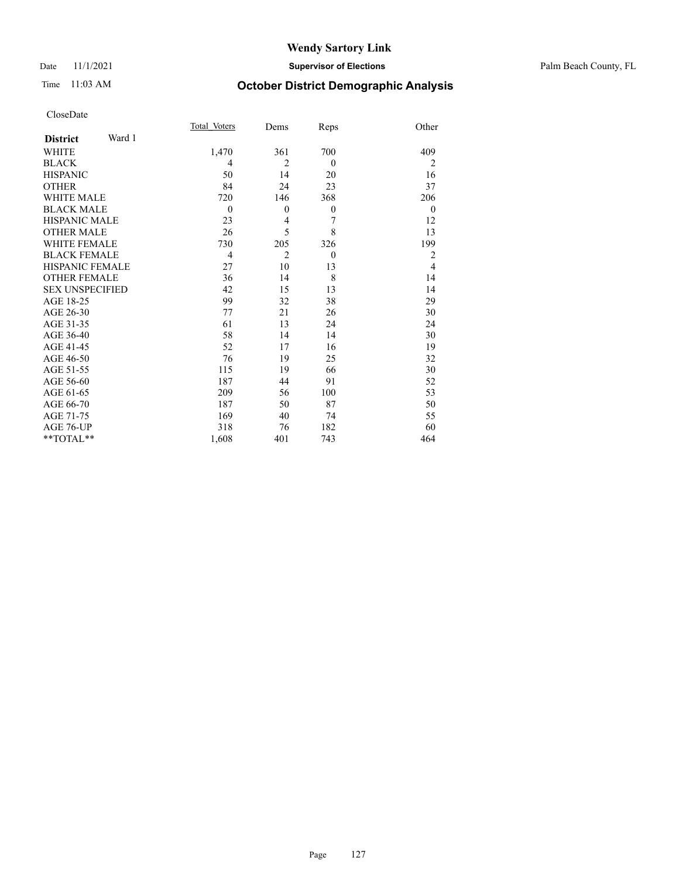CloseDate

| District Ward 1 | Total_Voters | Dems | Reps | Other |
|---|---|---|---|---|
| WHITE | 1,470 | 361 | 700 | 409 |
| BLACK | 4 | 2 | 0 | 2 |
| HISPANIC | 50 | 14 | 20 | 16 |
| OTHER | 84 | 24 | 23 | 37 |
| WHITE MALE | 720 | 146 | 368 | 206 |
| BLACK MALE | 0 | 0 | 0 | 0 |
| HISPANIC MALE | 23 | 4 | 7 | 12 |
| OTHER MALE | 26 | 5 | 8 | 13 |
| WHITE FEMALE | 730 | 205 | 326 | 199 |
| BLACK FEMALE | 4 | 2 | 0 | 2 |
| HISPANIC FEMALE | 27 | 10 | 13 | 4 |
| OTHER FEMALE | 36 | 14 | 8 | 14 |
| SEX UNSPECIFIED | 42 | 15 | 13 | 14 |
| AGE 18-25 | 99 | 32 | 38 | 29 |
| AGE 26-30 | 77 | 21 | 26 | 30 |
| AGE 31-35 | 61 | 13 | 24 | 24 |
| AGE 36-40 | 58 | 14 | 14 | 30 |
| AGE 41-45 | 52 | 17 | 16 | 19 |
| AGE 46-50 | 76 | 19 | 25 | 32 |
| AGE 51-55 | 115 | 19 | 66 | 30 |
| AGE 56-60 | 187 | 44 | 91 | 52 |
| AGE 61-65 | 209 | 56 | 100 | 53 |
| AGE 66-70 | 187 | 50 | 87 | 50 |
| AGE 71-75 | 169 | 40 | 74 | 55 |
| AGE 76-UP | 318 | 76 | 182 | 60 |
| **TOTAL** | 1,608 | 401 | 743 | 464 |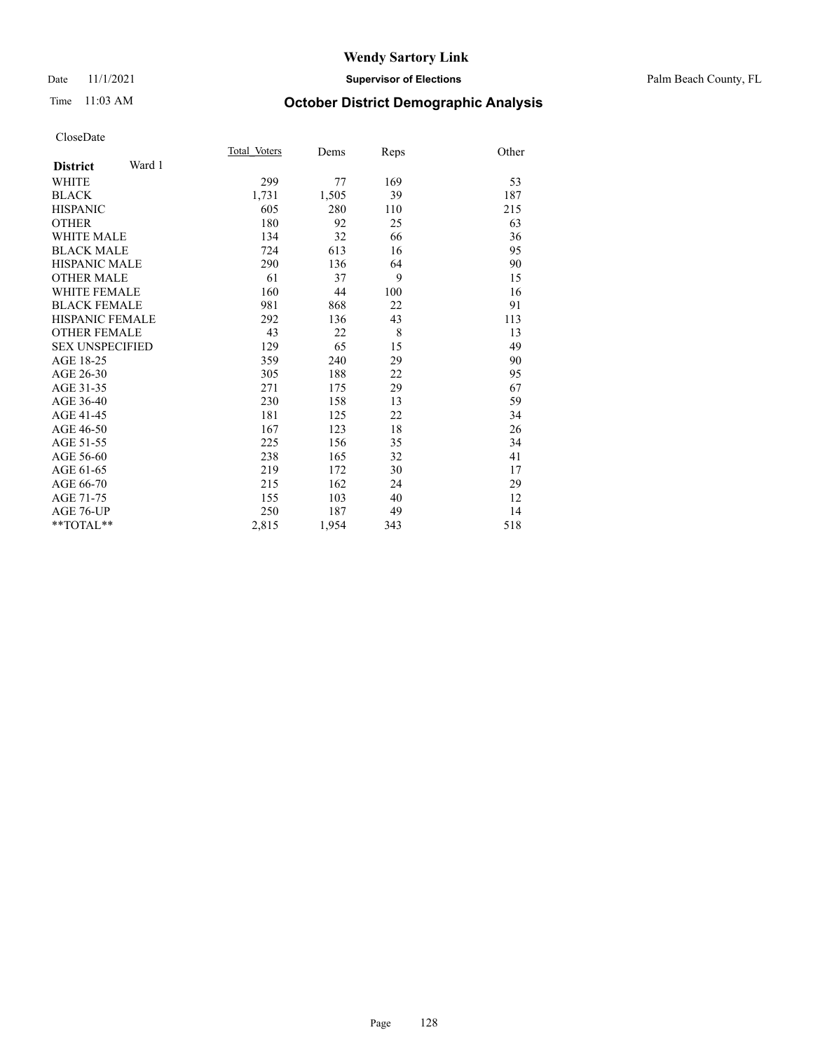# Wendy Sartory Link

Date 11/1/2021 **Supervisor of Elections** Palm Beach County, FL

Time 11:03 AM **October District Demographic Analysis**

CloseDate

| **District** Ward 1 | Total Voters | Dems | Reps | Other |
|---|---|---|---|---|
| WHITE | 299 | 77 | 169 | 53 |
| BLACK | 1,731 | 1,505 | 39 | 187 |
| HISPANIC | 605 | 280 | 110 | 215 |
| OTHER | 180 | 92 | 25 | 63 |
| WHITE MALE | 134 | 32 | 66 | 36 |
| BLACK MALE | 724 | 613 | 16 | 95 |
| HISPANIC MALE | 290 | 136 | 64 | 90 |
| OTHER MALE | 61 | 37 | 9 | 15 |
| WHITE FEMALE | 160 | 44 | 100 | 16 |
| BLACK FEMALE | 981 | 868 | 22 | 91 |
| HISPANIC FEMALE | 292 | 136 | 43 | 113 |
| OTHER FEMALE | 43 | 22 | 8 | 13 |
| SEX UNSPECIFIED | 129 | 65 | 15 | 49 |
| AGE 18-25 | 359 | 240 | 29 | 90 |
| AGE 26-30 | 305 | 188 | 22 | 95 |
| AGE 31-35 | 271 | 175 | 29 | 67 |
| AGE 36-40 | 230 | 158 | 13 | 59 |
| AGE 41-45 | 181 | 125 | 22 | 34 |
| AGE 46-50 | 167 | 123 | 18 | 26 |
| AGE 51-55 | 225 | 156 | 35 | 34 |
| AGE 56-60 | 238 | 165 | 32 | 41 |
| AGE 61-65 | 219 | 172 | 30 | 17 |
| AGE 66-70 | 215 | 162 | 24 | 29 |
| AGE 71-75 | 155 | 103 | 40 | 12 |
| AGE 76-UP | 250 | 187 | 49 | 14 |
| **TOTAL** | 2,815 | 1,954 | 343 | 518 |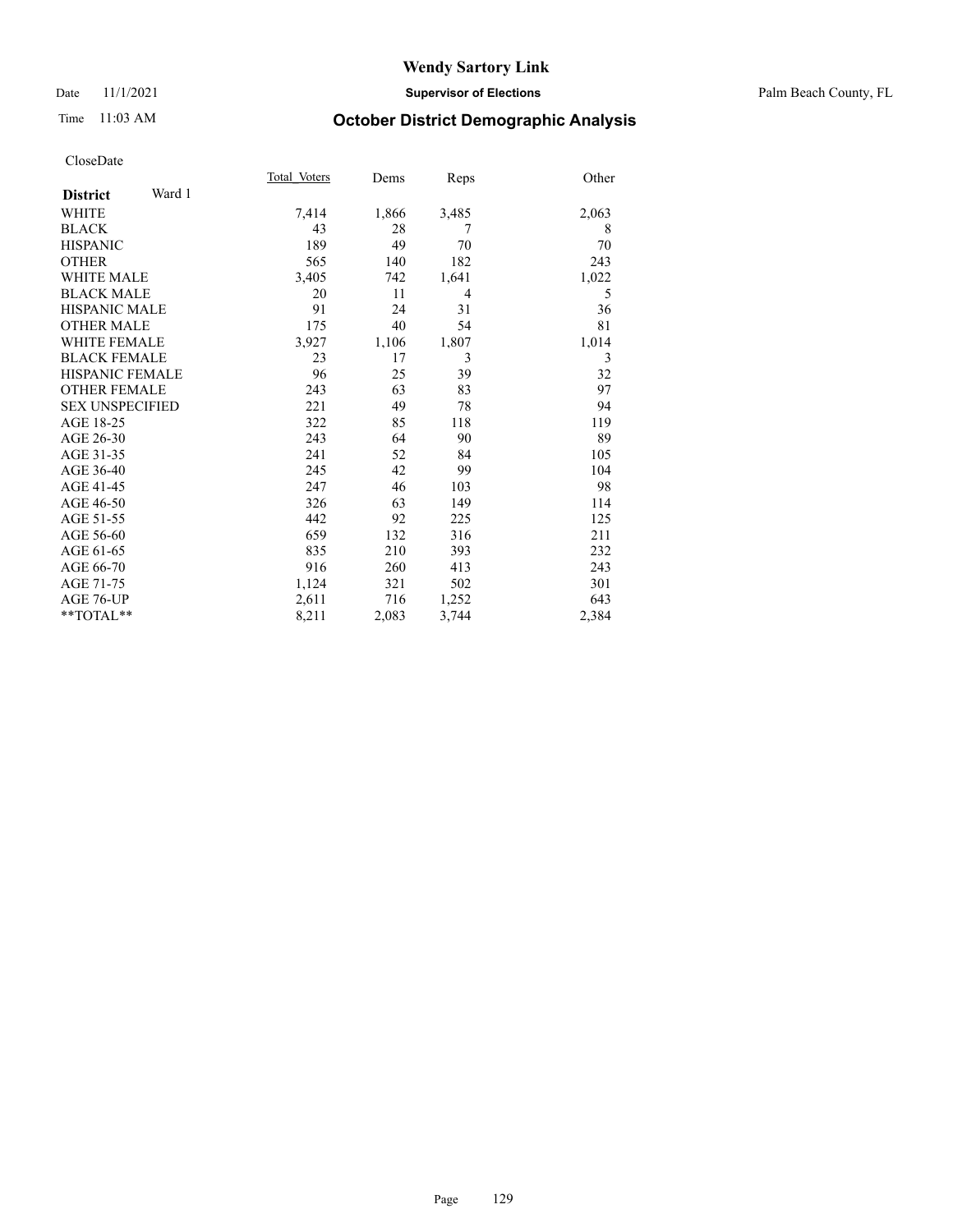# Wendy Sartory Link

Date 11/1/2021 **Supervisor of Elections** Palm Beach County, FL

Time 11:03 AM **October District Demographic Analysis**

CloseDate

| **District** Ward 1 | Total Voters | Dems | Reps | Other |
|---|---|---|---|---|
| WHITE | 7,414 | 1,866 | 3,485 | 2,063 |
| BLACK | 43 | 28 | 7 | 8 |
| HISPANIC | 189 | 49 | 70 | 70 |
| OTHER | 565 | 140 | 182 | 243 |
| WHITE MALE | 3,405 | 742 | 1,641 | 1,022 |
| BLACK MALE | 20 | 11 | 4 | 5 |
| HISPANIC MALE | 91 | 24 | 31 | 36 |
| OTHER MALE | 175 | 40 | 54 | 81 |
| WHITE FEMALE | 3,927 | 1,106 | 1,807 | 1,014 |
| BLACK FEMALE | 23 | 17 | 3 | 3 |
| HISPANIC FEMALE | 96 | 25 | 39 | 32 |
| OTHER FEMALE | 243 | 63 | 83 | 97 |
| SEX UNSPECIFIED | 221 | 49 | 78 | 94 |
| AGE 18-25 | 322 | 85 | 118 | 119 |
| AGE 26-30 | 243 | 64 | 90 | 89 |
| AGE 31-35 | 241 | 52 | 84 | 105 |
| AGE 36-40 | 245 | 42 | 99 | 104 |
| AGE 41-45 | 247 | 46 | 103 | 98 |
| AGE 46-50 | 326 | 63 | 149 | 114 |
| AGE 51-55 | 442 | 92 | 225 | 125 |
| AGE 56-60 | 659 | 132 | 316 | 211 |
| AGE 61-65 | 835 | 210 | 393 | 232 |
| AGE 66-70 | 916 | 260 | 413 | 243 |
| AGE 71-75 | 1,124 | 321 | 502 | 301 |
| AGE 76-UP | 2,611 | 716 | 1,252 | 643 |
| **TOTAL** | 8,211 | 2,083 | 3,744 | 2,384 |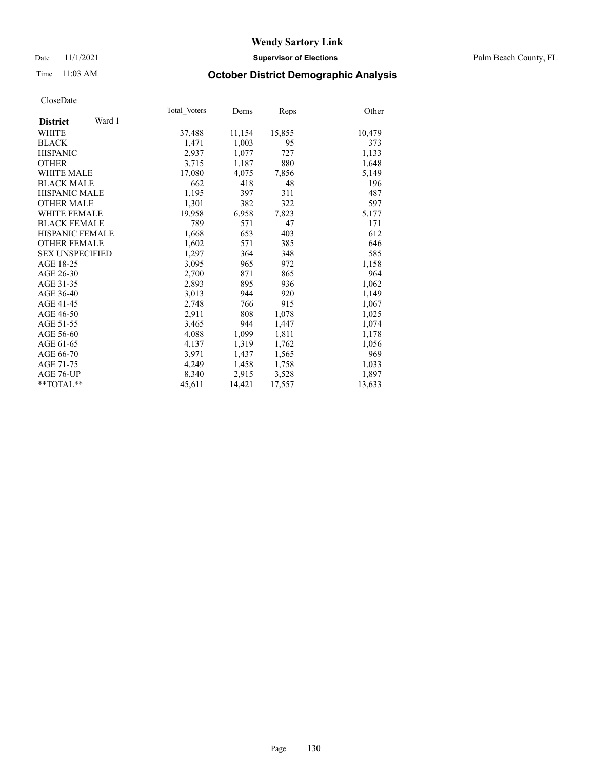# Wendy Sartory Link

Date 11/1/2021 **Supervisor of Elections** Palm Beach County, FL

Time 11:03 AM **October District Demographic Analysis**

CloseDate

| **District** Ward 1 | Total_Voters | Dems | Reps | Other |
|---|---|---|---|---|
| WHITE | 37,488 | 11,154 | 15,855 | 10,479 |
| BLACK | 1,471 | 1,003 | 95 | 373 |
| HISPANIC | 2,937 | 1,077 | 727 | 1,133 |
| OTHER | 3,715 | 1,187 | 880 | 1,648 |
| WHITE MALE | 17,080 | 4,075 | 7,856 | 5,149 |
| BLACK MALE | 662 | 418 | 48 | 196 |
| HISPANIC MALE | 1,195 | 397 | 311 | 487 |
| OTHER MALE | 1,301 | 382 | 322 | 597 |
| WHITE FEMALE | 19,958 | 6,958 | 7,823 | 5,177 |
| BLACK FEMALE | 789 | 571 | 47 | 171 |
| HISPANIC FEMALE | 1,668 | 653 | 403 | 612 |
| OTHER FEMALE | 1,602 | 571 | 385 | 646 |
| SEX UNSPECIFIED | 1,297 | 364 | 348 | 585 |
| AGE 18-25 | 3,095 | 965 | 972 | 1,158 |
| AGE 26-30 | 2,700 | 871 | 865 | 964 |
| AGE 31-35 | 2,893 | 895 | 936 | 1,062 |
| AGE 36-40 | 3,013 | 944 | 920 | 1,149 |
| AGE 41-45 | 2,748 | 766 | 915 | 1,067 |
| AGE 46-50 | 2,911 | 808 | 1,078 | 1,025 |
| AGE 51-55 | 3,465 | 944 | 1,447 | 1,074 |
| AGE 56-60 | 4,088 | 1,099 | 1,811 | 1,178 |
| AGE 61-65 | 4,137 | 1,319 | 1,762 | 1,056 |
| AGE 66-70 | 3,971 | 1,437 | 1,565 | 969 |
| AGE 71-75 | 4,249 | 1,458 | 1,758 | 1,033 |
| AGE 76-UP | 8,340 | 2,915 | 3,528 | 1,897 |
| **TOTAL** | 45,611 | 14,421 | 17,557 | 13,633 |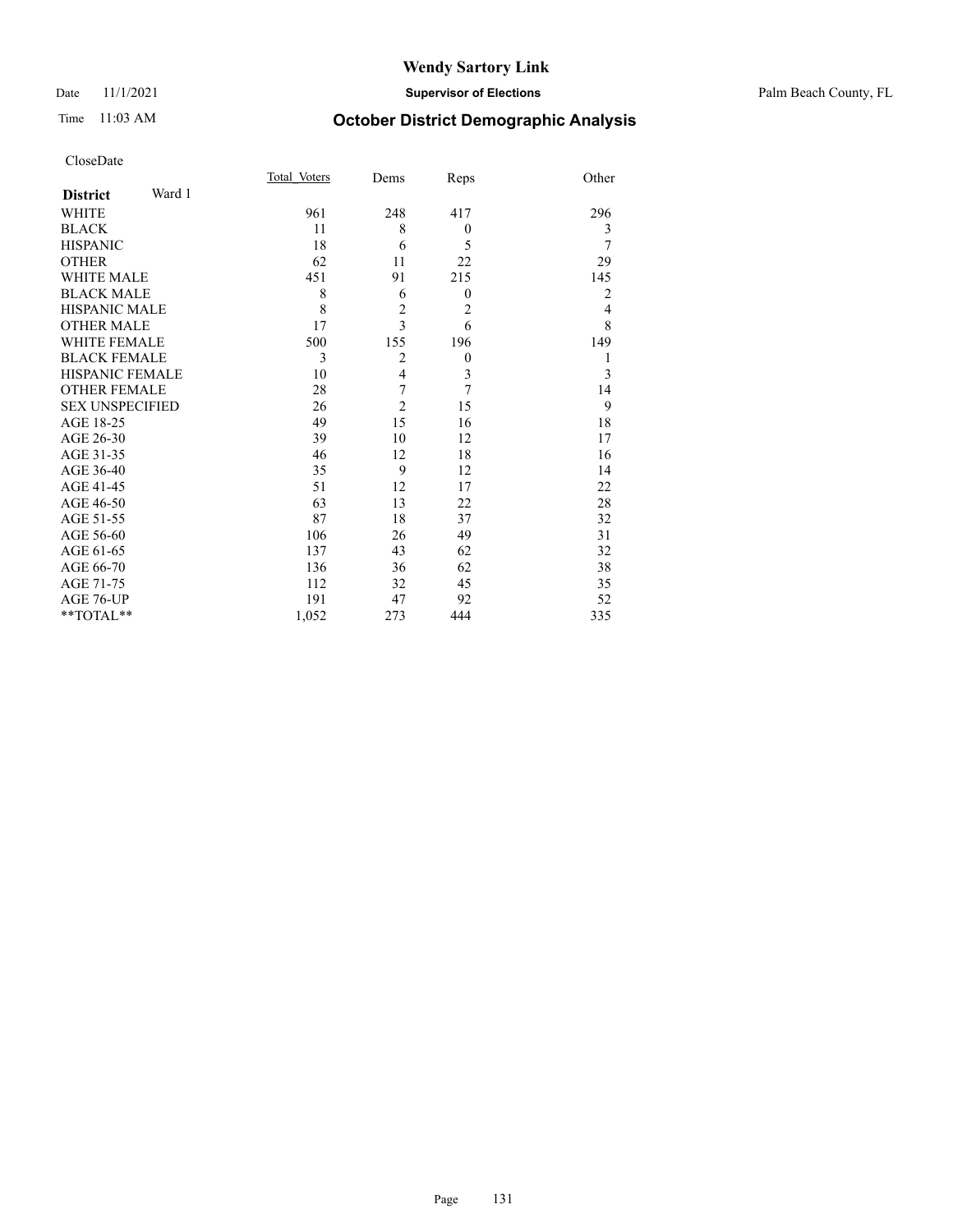# Wendy Sartory Link

Date 11/1/2021 **Supervisor of Elections** Palm Beach County, FL

Time 11:03 AM **October District Demographic Analysis**

CloseDate

| **District** Ward 1 | Total_Voters | Dems | Reps | Other |
|---|---|---|---|---|
| WHITE | 961 | 248 | 417 | 296 |
| BLACK | 11 | 8 | 0 | 3 |
| HISPANIC | 18 | 6 | 5 | 7 |
| OTHER | 62 | 11 | 22 | 29 |
| WHITE MALE | 451 | 91 | 215 | 145 |
| BLACK MALE | 8 | 6 | 0 | 2 |
| HISPANIC MALE | 8 | 2 | 2 | 4 |
| OTHER MALE | 17 | 3 | 6 | 8 |
| WHITE FEMALE | 500 | 155 | 196 | 149 |
| BLACK FEMALE | 3 | 2 | 0 | 1 |
| HISPANIC FEMALE | 10 | 4 | 3 | 3 |
| OTHER FEMALE | 28 | 7 | 7 | 14 |
| SEX UNSPECIFIED | 26 | 2 | 15 | 9 |
| AGE 18-25 | 49 | 15 | 16 | 18 |
| AGE 26-30 | 39 | 10 | 12 | 17 |
| AGE 31-35 | 46 | 12 | 18 | 16 |
| AGE 36-40 | 35 | 9 | 12 | 14 |
| AGE 41-45 | 51 | 12 | 17 | 22 |
| AGE 46-50 | 63 | 13 | 22 | 28 |
| AGE 51-55 | 87 | 18 | 37 | 32 |
| AGE 56-60 | 106 | 26 | 49 | 31 |
| AGE 61-65 | 137 | 43 | 62 | 32 |
| AGE 66-70 | 136 | 36 | 62 | 38 |
| AGE 71-75 | 112 | 32 | 45 | 35 |
| AGE 76-UP | 191 | 47 | 92 | 52 |
| **TOTAL** | 1,052 | 273 | 444 | 335 |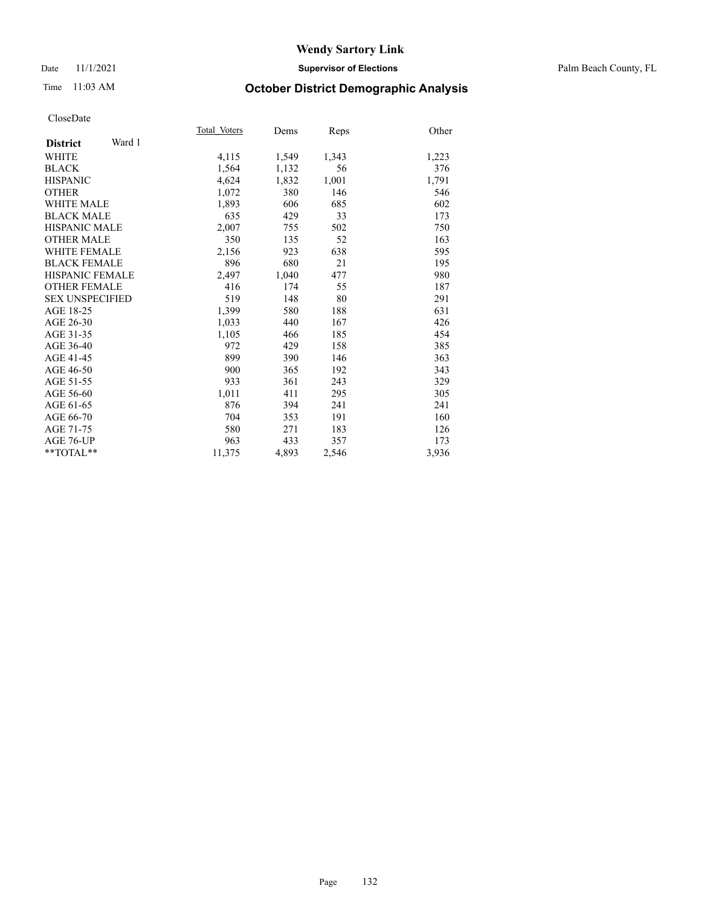# Wendy Sartory Link

Date 11/1/2021 **Supervisor of Elections** Palm Beach County, FL

Time 11:03 AM **October District Demographic Analysis**

CloseDate

| **District** Ward 1 | Total_Voters | Dems | Reps | Other |
|---|---|---|---|---|
| WHITE | 4,115 | 1,549 | 1,343 | 1,223 |
| BLACK | 1,564 | 1,132 | 56 | 376 |
| HISPANIC | 4,624 | 1,832 | 1,001 | 1,791 |
| OTHER | 1,072 | 380 | 146 | 546 |
| WHITE MALE | 1,893 | 606 | 685 | 602 |
| BLACK MALE | 635 | 429 | 33 | 173 |
| HISPANIC MALE | 2,007 | 755 | 502 | 750 |
| OTHER MALE | 350 | 135 | 52 | 163 |
| WHITE FEMALE | 2,156 | 923 | 638 | 595 |
| BLACK FEMALE | 896 | 680 | 21 | 195 |
| HISPANIC FEMALE | 2,497 | 1,040 | 477 | 980 |
| OTHER FEMALE | 416 | 174 | 55 | 187 |
| SEX UNSPECIFIED | 519 | 148 | 80 | 291 |
| AGE 18-25 | 1,399 | 580 | 188 | 631 |
| AGE 26-30 | 1,033 | 440 | 167 | 426 |
| AGE 31-35 | 1,105 | 466 | 185 | 454 |
| AGE 36-40 | 972 | 429 | 158 | 385 |
| AGE 41-45 | 899 | 390 | 146 | 363 |
| AGE 46-50 | 900 | 365 | 192 | 343 |
| AGE 51-55 | 933 | 361 | 243 | 329 |
| AGE 56-60 | 1,011 | 411 | 295 | 305 |
| AGE 61-65 | 876 | 394 | 241 | 241 |
| AGE 66-70 | 704 | 353 | 191 | 160 |
| AGE 71-75 | 580 | 271 | 183 | 126 |
| AGE 76-UP | 963 | 433 | 357 | 173 |
| **TOTAL** | 11,375 | 4,893 | 2,546 | 3,936 |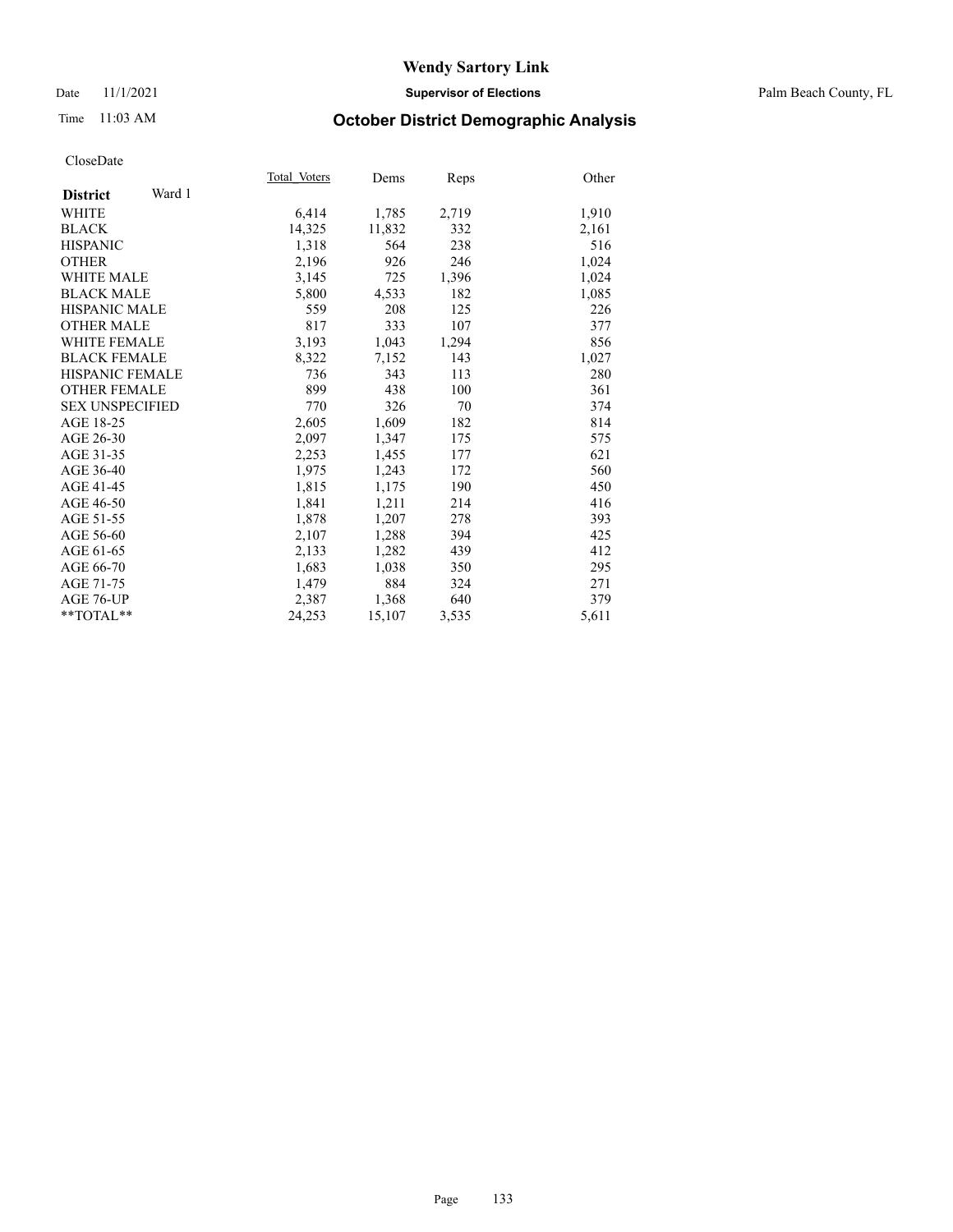# Wendy Sartory Link

Date 11/1/2021 **Supervisor of Elections** Palm Beach County, FL

Time 11:03 AM **October District Demographic Analysis**

CloseDate

| **District** Ward 1 | Total Voters | Dems | Reps | Other |
|---|---|---|---|---|
| WHITE | 6,414 | 1,785 | 2,719 | 1,910 |
| BLACK | 14,325 | 11,832 | 332 | 2,161 |
| HISPANIC | 1,318 | 564 | 238 | 516 |
| OTHER | 2,196 | 926 | 246 | 1,024 |
| WHITE MALE | 3,145 | 725 | 1,396 | 1,024 |
| BLACK MALE | 5,800 | 4,533 | 182 | 1,085 |
| HISPANIC MALE | 559 | 208 | 125 | 226 |
| OTHER MALE | 817 | 333 | 107 | 377 |
| WHITE FEMALE | 3,193 | 1,043 | 1,294 | 856 |
| BLACK FEMALE | 8,322 | 7,152 | 143 | 1,027 |
| HISPANIC FEMALE | 736 | 343 | 113 | 280 |
| OTHER FEMALE | 899 | 438 | 100 | 361 |
| SEX UNSPECIFIED | 770 | 326 | 70 | 374 |
| AGE 18-25 | 2,605 | 1,609 | 182 | 814 |
| AGE 26-30 | 2,097 | 1,347 | 175 | 575 |
| AGE 31-35 | 2,253 | 1,455 | 177 | 621 |
| AGE 36-40 | 1,975 | 1,243 | 172 | 560 |
| AGE 41-45 | 1,815 | 1,175 | 190 | 450 |
| AGE 46-50 | 1,841 | 1,211 | 214 | 416 |
| AGE 51-55 | 1,878 | 1,207 | 278 | 393 |
| AGE 56-60 | 2,107 | 1,288 | 394 | 425 |
| AGE 61-65 | 2,133 | 1,282 | 439 | 412 |
| AGE 66-70 | 1,683 | 1,038 | 350 | 295 |
| AGE 71-75 | 1,479 | 884 | 324 | 271 |
| AGE 76-UP | 2,387 | 1,368 | 640 | 379 |
| **TOTAL** | 24,253 | 15,107 | 3,535 | 5,611 |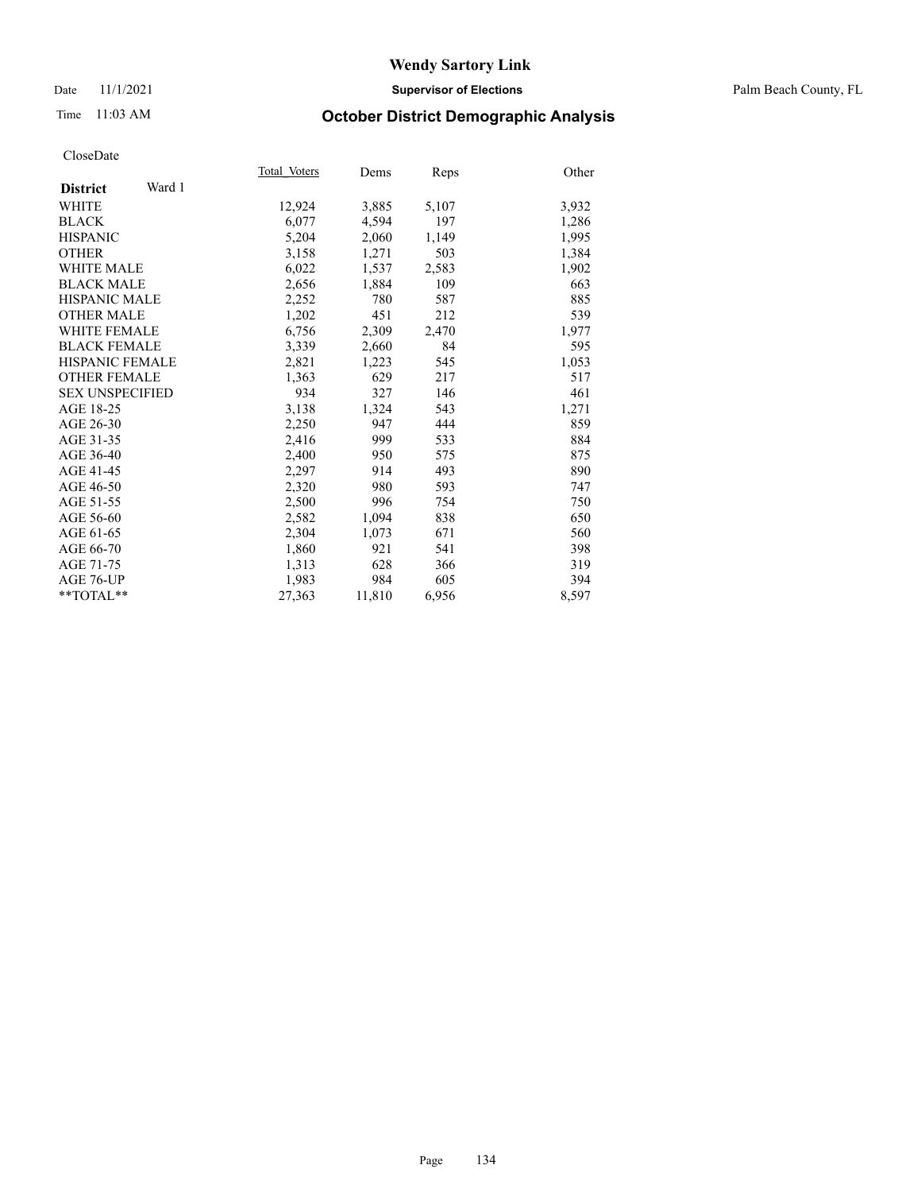# Wendy Sartory Link

Date 11/1/2021 **Supervisor of Elections** Palm Beach County, FL

Time 11:03 AM **October District Demographic Analysis**

CloseDate

| **District** Ward 1 | Total_Voters | Dems | Reps | Other |
|---|---|---|---|---|
| WHITE | 12,924 | 3,885 | 5,107 | 3,932 |
| BLACK | 6,077 | 4,594 | 197 | 1,286 |
| HISPANIC | 5,204 | 2,060 | 1,149 | 1,995 |
| OTHER | 3,158 | 1,271 | 503 | 1,384 |
| WHITE MALE | 6,022 | 1,537 | 2,583 | 1,902 |
| BLACK MALE | 2,656 | 1,884 | 109 | 663 |
| HISPANIC MALE | 2,252 | 780 | 587 | 885 |
| OTHER MALE | 1,202 | 451 | 212 | 539 |
| WHITE FEMALE | 6,756 | 2,309 | 2,470 | 1,977 |
| BLACK FEMALE | 3,339 | 2,660 | 84 | 595 |
| HISPANIC FEMALE | 2,821 | 1,223 | 545 | 1,053 |
| OTHER FEMALE | 1,363 | 629 | 217 | 517 |
| SEX UNSPECIFIED | 934 | 327 | 146 | 461 |
| AGE 18-25 | 3,138 | 1,324 | 543 | 1,271 |
| AGE 26-30 | 2,250 | 947 | 444 | 859 |
| AGE 31-35 | 2,416 | 999 | 533 | 884 |
| AGE 36-40 | 2,400 | 950 | 575 | 875 |
| AGE 41-45 | 2,297 | 914 | 493 | 890 |
| AGE 46-50 | 2,320 | 980 | 593 | 747 |
| AGE 51-55 | 2,500 | 996 | 754 | 750 |
| AGE 56-60 | 2,582 | 1,094 | 838 | 650 |
| AGE 61-65 | 2,304 | 1,073 | 671 | 560 |
| AGE 66-70 | 1,860 | 921 | 541 | 398 |
| AGE 71-75 | 1,313 | 628 | 366 | 319 |
| AGE 76-UP | 1,983 | 984 | 605 | 394 |
| **TOTAL** | 27,363 | 11,810 | 6,956 | 8,597 |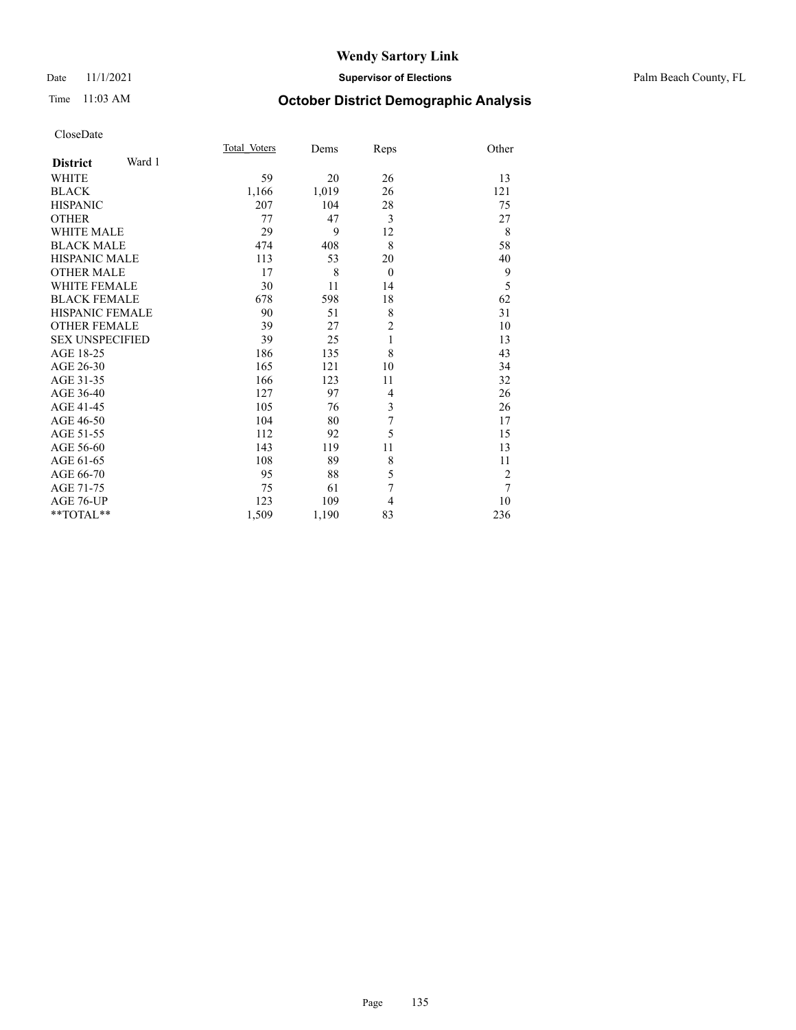# Wendy Sartory Link

Date 11/1/2021

**Supervisor of Elections**

Palm Beach County, FL

Time 11:03 AM

## October District Demographic Analysis

CloseDate

| **District** Ward 1 | Total_Voters | Dems | Reps | Other |
|---|---|---|---|---|
| WHITE | 59 | 20 | 26 | 13 |
| BLACK | 1,166 | 1,019 | 26 | 121 |
| HISPANIC | 207 | 104 | 28 | 75 |
| OTHER | 77 | 47 | 3 | 27 |
| WHITE MALE | 29 | 9 | 12 | 8 |
| BLACK MALE | 474 | 408 | 8 | 58 |
| HISPANIC MALE | 113 | 53 | 20 | 40 |
| OTHER MALE | 17 | 8 | 0 | 9 |
| WHITE FEMALE | 30 | 11 | 14 | 5 |
| BLACK FEMALE | 678 | 598 | 18 | 62 |
| HISPANIC FEMALE | 90 | 51 | 8 | 31 |
| OTHER FEMALE | 39 | 27 | 2 | 10 |
| SEX UNSPECIFIED | 39 | 25 | 1 | 13 |
| AGE 18-25 | 186 | 135 | 8 | 43 |
| AGE 26-30 | 165 | 121 | 10 | 34 |
| AGE 31-35 | 166 | 123 | 11 | 32 |
| AGE 36-40 | 127 | 97 | 4 | 26 |
| AGE 41-45 | 105 | 76 | 3 | 26 |
| AGE 46-50 | 104 | 80 | 7 | 17 |
| AGE 51-55 | 112 | 92 | 5 | 15 |
| AGE 56-60 | 143 | 119 | 11 | 13 |
| AGE 61-65 | 108 | 89 | 8 | 11 |
| AGE 66-70 | 95 | 88 | 5 | 2 |
| AGE 71-75 | 75 | 61 | 7 | 7 |
| AGE 76-UP | 123 | 109 | 4 | 10 |
| **TOTAL** | 1,509 | 1,190 | 83 | 236 |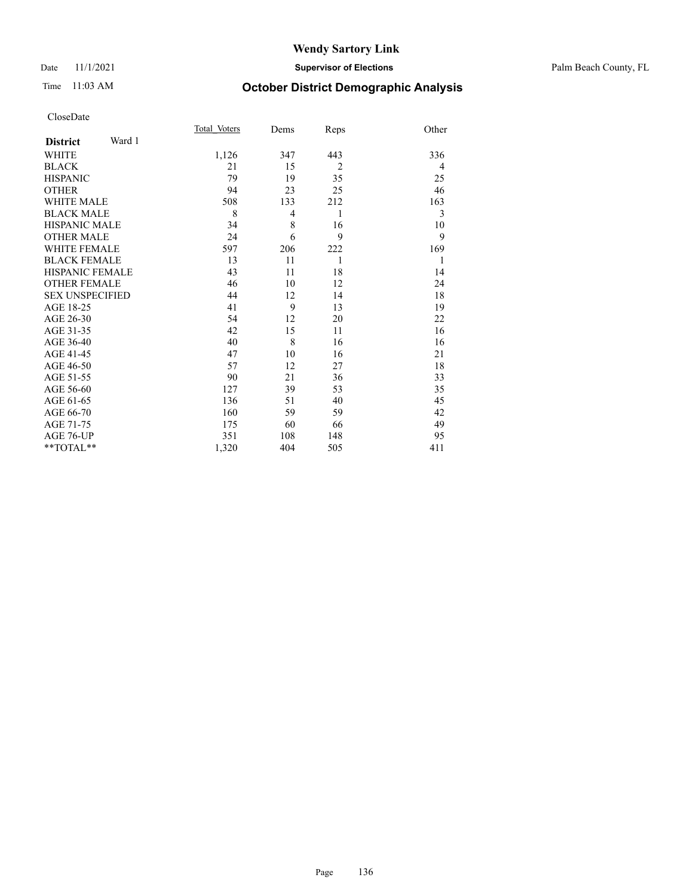# Wendy Sartory Link

Date 11/1/2021 **Supervisor of Elections** Palm Beach County, FL

Time 11:03 AM **October District Demographic Analysis**

CloseDate

| **District** Ward 1 | Total Voters | Dems | Reps | Other |
|---|---|---|---|---|
| WHITE | 1,126 | 347 | 443 | 336 |
| BLACK | 21 | 15 | 2 | 4 |
| HISPANIC | 79 | 19 | 35 | 25 |
| OTHER | 94 | 23 | 25 | 46 |
| WHITE MALE | 508 | 133 | 212 | 163 |
| BLACK MALE | 8 | 4 | 1 | 3 |
| HISPANIC MALE | 34 | 8 | 16 | 10 |
| OTHER MALE | 24 | 6 | 9 | 9 |
| WHITE FEMALE | 597 | 206 | 222 | 169 |
| BLACK FEMALE | 13 | 11 | 1 | 1 |
| HISPANIC FEMALE | 43 | 11 | 18 | 14 |
| OTHER FEMALE | 46 | 10 | 12 | 24 |
| SEX UNSPECIFIED | 44 | 12 | 14 | 18 |
| AGE 18-25 | 41 | 9 | 13 | 19 |
| AGE 26-30 | 54 | 12 | 20 | 22 |
| AGE 31-35 | 42 | 15 | 11 | 16 |
| AGE 36-40 | 40 | 8 | 16 | 16 |
| AGE 41-45 | 47 | 10 | 16 | 21 |
| AGE 46-50 | 57 | 12 | 27 | 18 |
| AGE 51-55 | 90 | 21 | 36 | 33 |
| AGE 56-60 | 127 | 39 | 53 | 35 |
| AGE 61-65 | 136 | 51 | 40 | 45 |
| AGE 66-70 | 160 | 59 | 59 | 42 |
| AGE 71-75 | 175 | 60 | 66 | 49 |
| AGE 76-UP | 351 | 108 | 148 | 95 |
| **TOTAL** | 1,320 | 404 | 505 | 411 |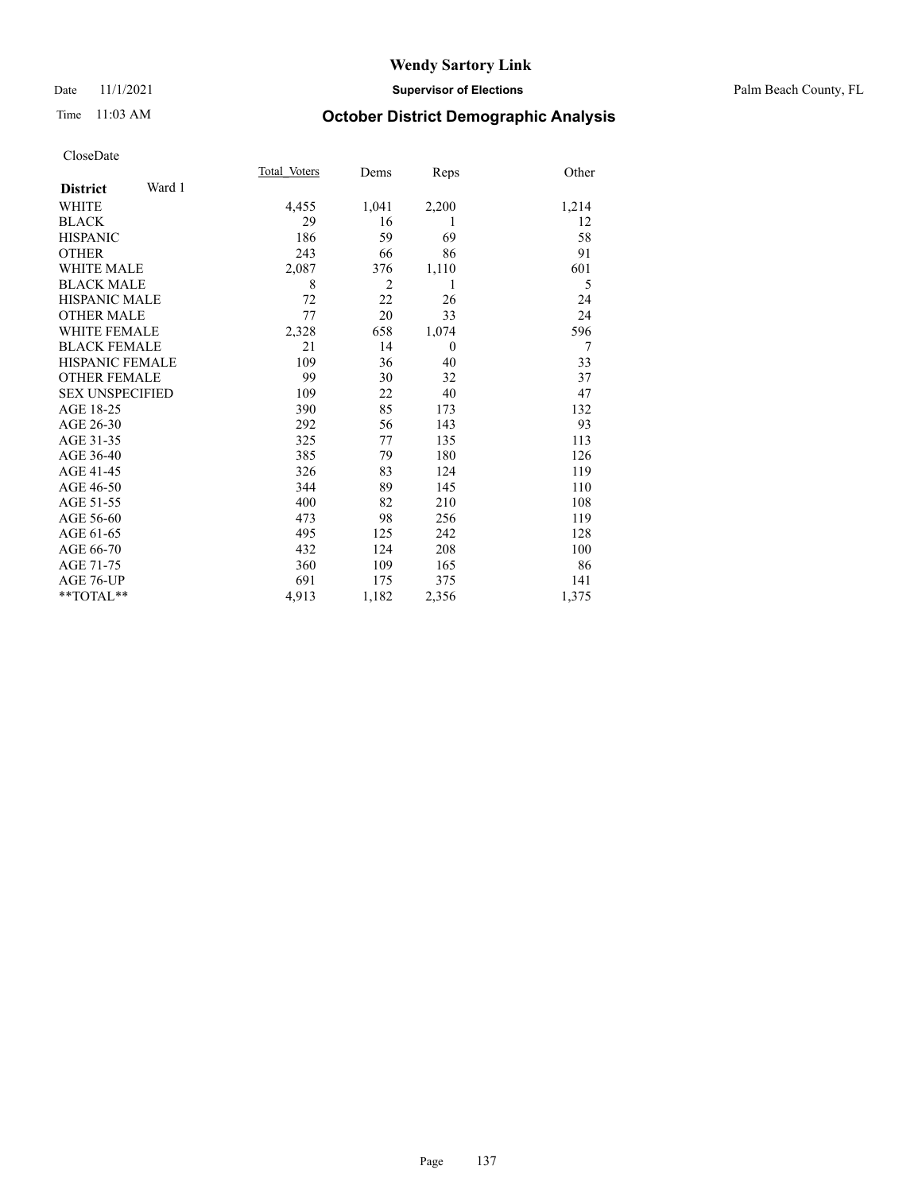# Wendy Sartory Link

Date 11/1/2021 **Supervisor of Elections** Palm Beach County, FL

Time 11:03 AM **October District Demographic Analysis**

CloseDate

| **District** Ward 1 | Total Voters | Dems | Reps | Other |
|---|---|---|---|---|
| WHITE | 4,455 | 1,041 | 2,200 | 1,214 |
| BLACK | 29 | 16 | 1 | 12 |
| HISPANIC | 186 | 59 | 69 | 58 |
| OTHER | 243 | 66 | 86 | 91 |
| WHITE MALE | 2,087 | 376 | 1,110 | 601 |
| BLACK MALE | 8 | 2 | 1 | 5 |
| HISPANIC MALE | 72 | 22 | 26 | 24 |
| OTHER MALE | 77 | 20 | 33 | 24 |
| WHITE FEMALE | 2,328 | 658 | 1,074 | 596 |
| BLACK FEMALE | 21 | 14 | 0 | 7 |
| HISPANIC FEMALE | 109 | 36 | 40 | 33 |
| OTHER FEMALE | 99 | 30 | 32 | 37 |
| SEX UNSPECIFIED | 109 | 22 | 40 | 47 |
| AGE 18-25 | 390 | 85 | 173 | 132 |
| AGE 26-30 | 292 | 56 | 143 | 93 |
| AGE 31-35 | 325 | 77 | 135 | 113 |
| AGE 36-40 | 385 | 79 | 180 | 126 |
| AGE 41-45 | 326 | 83 | 124 | 119 |
| AGE 46-50 | 344 | 89 | 145 | 110 |
| AGE 51-55 | 400 | 82 | 210 | 108 |
| AGE 56-60 | 473 | 98 | 256 | 119 |
| AGE 61-65 | 495 | 125 | 242 | 128 |
| AGE 66-70 | 432 | 124 | 208 | 100 |
| AGE 71-75 | 360 | 109 | 165 | 86 |
| AGE 76-UP | 691 | 175 | 375 | 141 |
| **TOTAL** | 4,913 | 1,182 | 2,356 | 1,375 |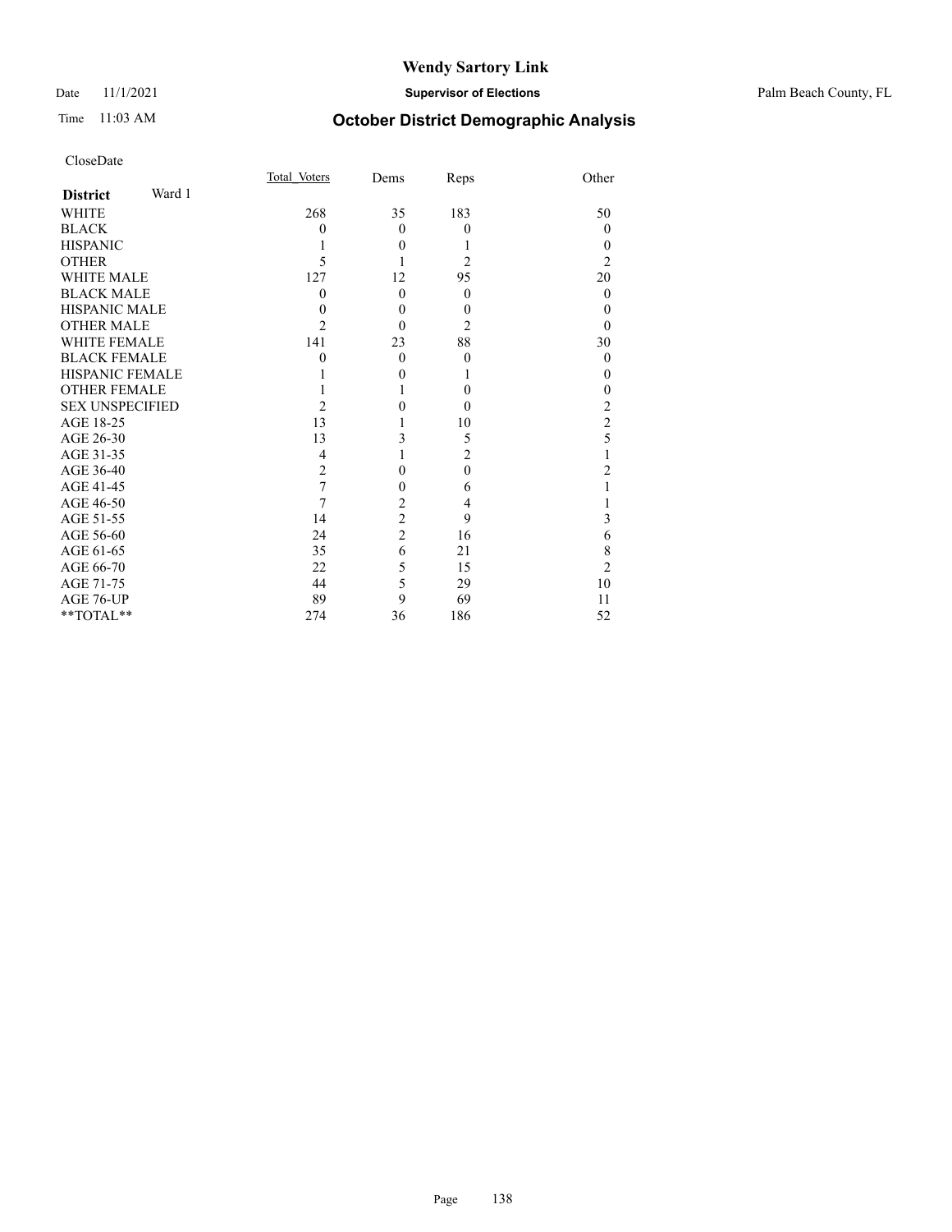# Wendy Sartory Link

Date 11/1/2021 **Supervisor of Elections** Palm Beach County, FL

Time 11:03 AM **October District Demographic Analysis**

CloseDate

| **District** Ward 1 | Total Voters | Dems | Reps | Other |
|---|---|---|---|---|
| WHITE | 268 | 35 | 183 | 50 |
| BLACK | 0 | 0 | 0 | 0 |
| HISPANIC | 1 | 0 | 1 | 0 |
| OTHER | 5 | 1 | 2 | 2 |
| WHITE MALE | 127 | 12 | 95 | 20 |
| BLACK MALE | 0 | 0 | 0 | 0 |
| HISPANIC MALE | 0 | 0 | 0 | 0 |
| OTHER MALE | 2 | 0 | 2 | 0 |
| WHITE FEMALE | 141 | 23 | 88 | 30 |
| BLACK FEMALE | 0 | 0 | 0 | 0 |
| HISPANIC FEMALE | 1 | 0 | 1 | 0 |
| OTHER FEMALE | 1 | 1 | 0 | 0 |
| SEX UNSPECIFIED | 2 | 0 | 0 | 2 |
| AGE 18-25 | 13 | 1 | 10 | 2 |
| AGE 26-30 | 13 | 3 | 5 | 5 |
| AGE 31-35 | 4 | 1 | 2 | 1 |
| AGE 36-40 | 2 | 0 | 0 | 2 |
| AGE 41-45 | 7 | 0 | 6 | 1 |
| AGE 46-50 | 7 | 2 | 4 | 1 |
| AGE 51-55 | 14 | 2 | 9 | 3 |
| AGE 56-60 | 24 | 2 | 16 | 6 |
| AGE 61-65 | 35 | 6 | 21 | 8 |
| AGE 66-70 | 22 | 5 | 15 | 2 |
| AGE 71-75 | 44 | 5 | 29 | 10 |
| AGE 76-UP | 89 | 9 | 69 | 11 |
| **TOTAL** | 274 | 36 | 186 | 52 |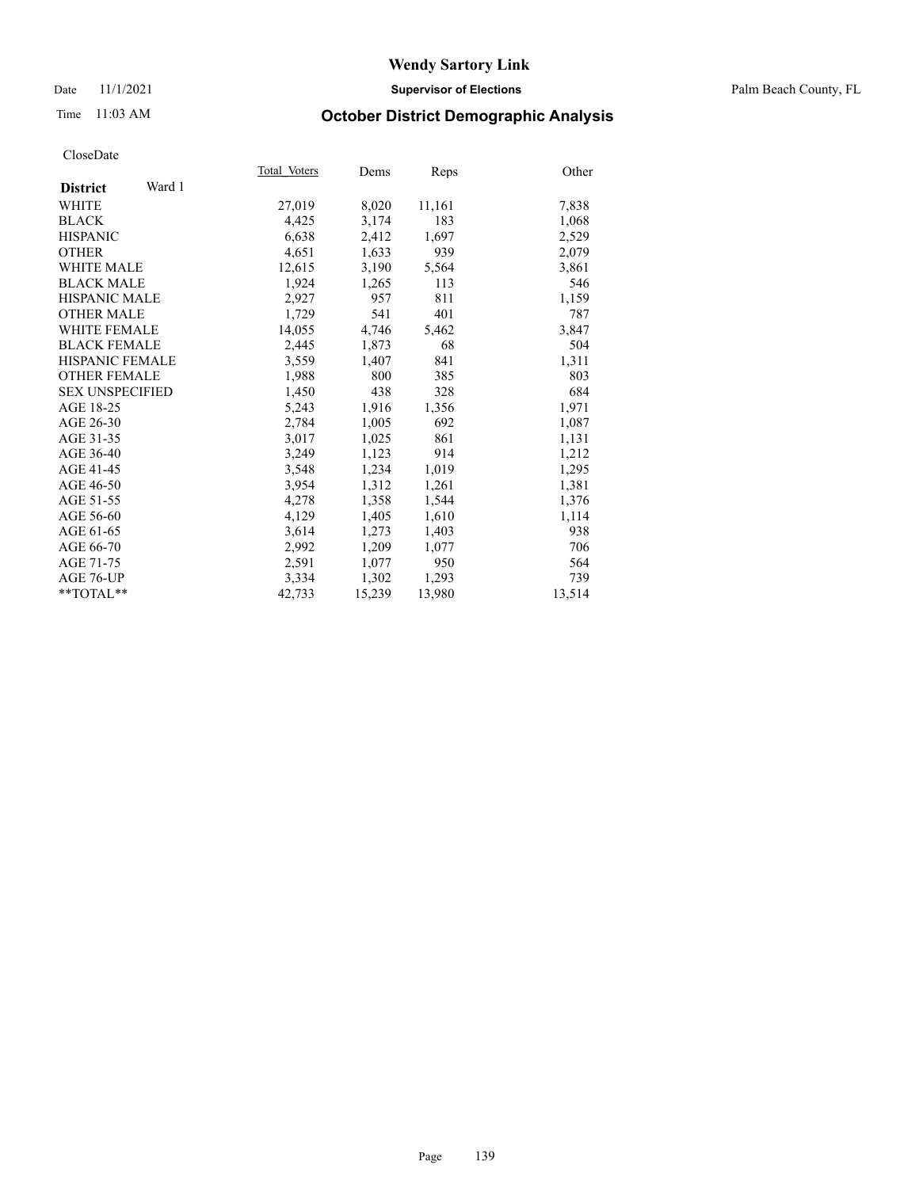# Wendy Sartory Link

Date 11/1/2021 **Supervisor of Elections** Palm Beach County, FL

Time 11:03 AM **October District Demographic Analysis**

CloseDate

| **District** Ward 1 | Total Voters | Dems | Reps | Other |
|---|---|---|---|---|
| WHITE | 27,019 | 8,020 | 11,161 | 7,838 |
| BLACK | 4,425 | 3,174 | 183 | 1,068 |
| HISPANIC | 6,638 | 2,412 | 1,697 | 2,529 |
| OTHER | 4,651 | 1,633 | 939 | 2,079 |
| WHITE MALE | 12,615 | 3,190 | 5,564 | 3,861 |
| BLACK MALE | 1,924 | 1,265 | 113 | 546 |
| HISPANIC MALE | 2,927 | 957 | 811 | 1,159 |
| OTHER MALE | 1,729 | 541 | 401 | 787 |
| WHITE FEMALE | 14,055 | 4,746 | 5,462 | 3,847 |
| BLACK FEMALE | 2,445 | 1,873 | 68 | 504 |
| HISPANIC FEMALE | 3,559 | 1,407 | 841 | 1,311 |
| OTHER FEMALE | 1,988 | 800 | 385 | 803 |
| SEX UNSPECIFIED | 1,450 | 438 | 328 | 684 |
| AGE 18-25 | 5,243 | 1,916 | 1,356 | 1,971 |
| AGE 26-30 | 2,784 | 1,005 | 692 | 1,087 |
| AGE 31-35 | 3,017 | 1,025 | 861 | 1,131 |
| AGE 36-40 | 3,249 | 1,123 | 914 | 1,212 |
| AGE 41-45 | 3,548 | 1,234 | 1,019 | 1,295 |
| AGE 46-50 | 3,954 | 1,312 | 1,261 | 1,381 |
| AGE 51-55 | 4,278 | 1,358 | 1,544 | 1,376 |
| AGE 56-60 | 4,129 | 1,405 | 1,610 | 1,114 |
| AGE 61-65 | 3,614 | 1,273 | 1,403 | 938 |
| AGE 66-70 | 2,992 | 1,209 | 1,077 | 706 |
| AGE 71-75 | 2,591 | 1,077 | 950 | 564 |
| AGE 76-UP | 3,334 | 1,302 | 1,293 | 739 |
| **TOTAL** | 42,733 | 15,239 | 13,980 | 13,514 |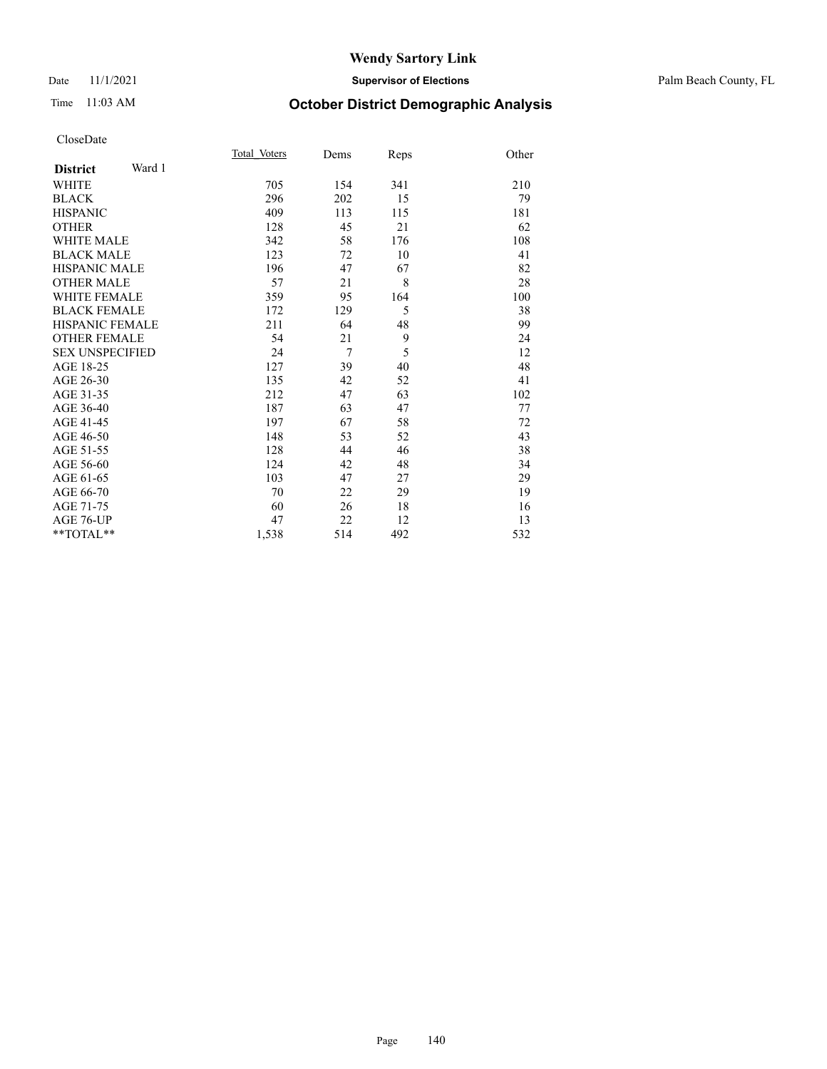# Wendy Sartory Link

Date 11/1/2021 **Supervisor of Elections** Palm Beach County, FL

Time 11:03 AM

## October District Demographic Analysis

CloseDate

| | Total_Voters | Dems | Reps | Other |
|---|---|---|---|---|
| **District** Ward 1 | | | | |
| WHITE | 705 | 154 | 341 | 210 |
| BLACK | 296 | 202 | 15 | 79 |
| HISPANIC | 409 | 113 | 115 | 181 |
| OTHER | 128 | 45 | 21 | 62 |
| WHITE MALE | 342 | 58 | 176 | 108 |
| BLACK MALE | 123 | 72 | 10 | 41 |
| HISPANIC MALE | 196 | 47 | 67 | 82 |
| OTHER MALE | 57 | 21 | 8 | 28 |
| WHITE FEMALE | 359 | 95 | 164 | 100 |
| BLACK FEMALE | 172 | 129 | 5 | 38 |
| HISPANIC FEMALE | 211 | 64 | 48 | 99 |
| OTHER FEMALE | 54 | 21 | 9 | 24 |
| SEX UNSPECIFIED | 24 | 7 | 5 | 12 |
| AGE 18-25 | 127 | 39 | 40 | 48 |
| AGE 26-30 | 135 | 42 | 52 | 41 |
| AGE 31-35 | 212 | 47 | 63 | 102 |
| AGE 36-40 | 187 | 63 | 47 | 77 |
| AGE 41-45 | 197 | 67 | 58 | 72 |
| AGE 46-50 | 148 | 53 | 52 | 43 |
| AGE 51-55 | 128 | 44 | 46 | 38 |
| AGE 56-60 | 124 | 42 | 48 | 34 |
| AGE 61-65 | 103 | 47 | 27 | 29 |
| AGE 66-70 | 70 | 22 | 29 | 19 |
| AGE 71-75 | 60 | 26 | 18 | 16 |
| AGE 76-UP | 47 | 22 | 12 | 13 |
| **TOTAL** | 1,538 | 514 | 492 | 532 |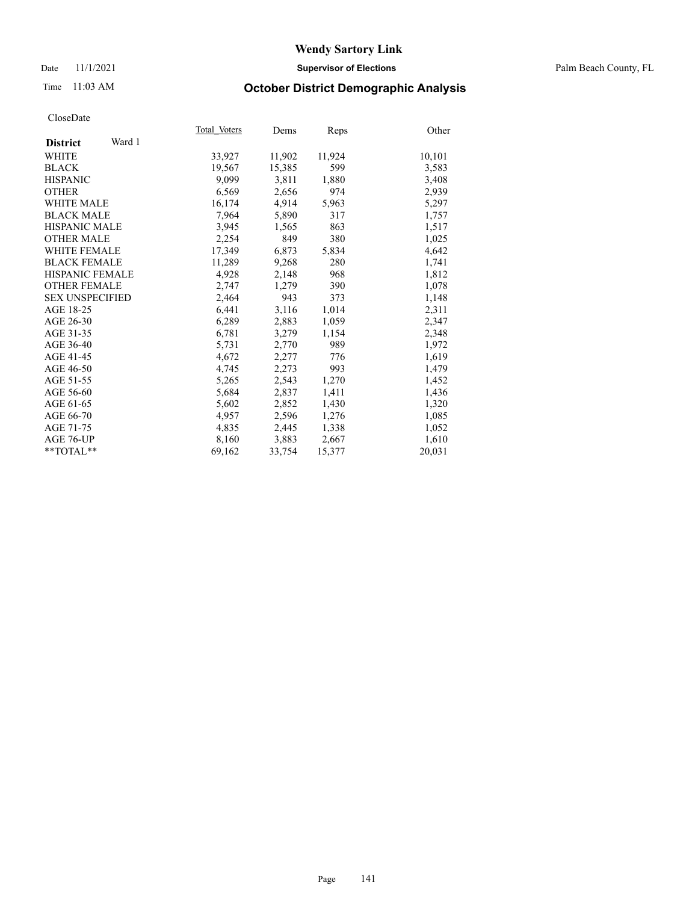# Wendy Sartory Link

Date 11/1/2021 **Supervisor of Elections** Palm Beach County, FL

Time 11:03 AM **October District Demographic Analysis**

CloseDate

| **District** Ward 1 | Total Voters | Dems | Reps | Other |
|---|---|---|---|---|
| WHITE | 33,927 | 11,902 | 11,924 | 10,101 |
| BLACK | 19,567 | 15,385 | 599 | 3,583 |
| HISPANIC | 9,099 | 3,811 | 1,880 | 3,408 |
| OTHER | 6,569 | 2,656 | 974 | 2,939 |
| WHITE MALE | 16,174 | 4,914 | 5,963 | 5,297 |
| BLACK MALE | 7,964 | 5,890 | 317 | 1,757 |
| HISPANIC MALE | 3,945 | 1,565 | 863 | 1,517 |
| OTHER MALE | 2,254 | 849 | 380 | 1,025 |
| WHITE FEMALE | 17,349 | 6,873 | 5,834 | 4,642 |
| BLACK FEMALE | 11,289 | 9,268 | 280 | 1,741 |
| HISPANIC FEMALE | 4,928 | 2,148 | 968 | 1,812 |
| OTHER FEMALE | 2,747 | 1,279 | 390 | 1,078 |
| SEX UNSPECIFIED | 2,464 | 943 | 373 | 1,148 |
| AGE 18-25 | 6,441 | 3,116 | 1,014 | 2,311 |
| AGE 26-30 | 6,289 | 2,883 | 1,059 | 2,347 |
| AGE 31-35 | 6,781 | 3,279 | 1,154 | 2,348 |
| AGE 36-40 | 5,731 | 2,770 | 989 | 1,972 |
| AGE 41-45 | 4,672 | 2,277 | 776 | 1,619 |
| AGE 46-50 | 4,745 | 2,273 | 993 | 1,479 |
| AGE 51-55 | 5,265 | 2,543 | 1,270 | 1,452 |
| AGE 56-60 | 5,684 | 2,837 | 1,411 | 1,436 |
| AGE 61-65 | 5,602 | 2,852 | 1,430 | 1,320 |
| AGE 66-70 | 4,957 | 2,596 | 1,276 | 1,085 |
| AGE 71-75 | 4,835 | 2,445 | 1,338 | 1,052 |
| AGE 76-UP | 8,160 | 3,883 | 2,667 | 1,610 |
| **TOTAL** | 69,162 | 33,754 | 15,377 | 20,031 |